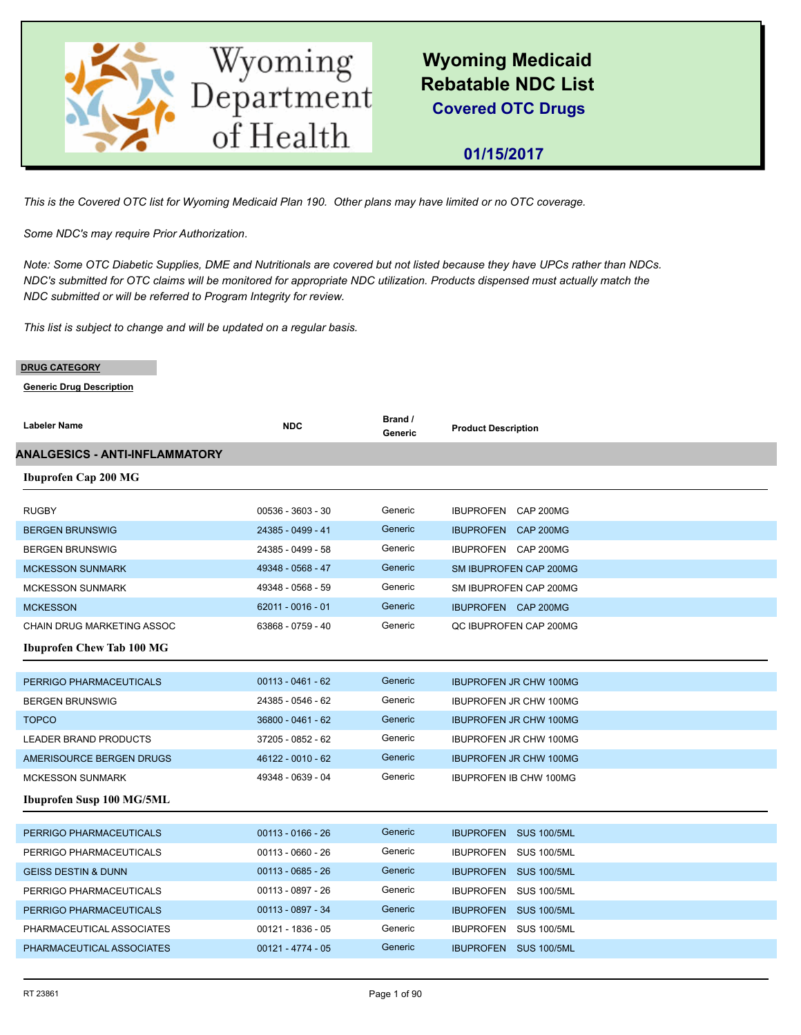# Wyoming Department of Health

## Wyoming Medicaid Rebatable NDC List

### Covered OTC Drugs

**01/15/2017**

*This is the Covered OTC list for Wyoming Medicaid Plan 190. Other plans may have limited or no OTC coverage.*

*Some NDC's may require Prior Authorization.*

*Note: Some OTC Diabetic Supplies, DME and Nutritionals are covered but not listed because they have UPCs rather than NDCs. NDC's submitted for OTC claims will be monitored for appropriate NDC utilization. Products dispensed must actually match the NDC submitted or will be referred to Program Integrity for review.*

*This list is subject to change and will be updated on a regular basis.*

**DRUG CATEGORY**

**Generic Drug Description**

| Labeler Name | NDC | Brand / Generic | Product Description |
|---|---|---|---|
| **ANALGESICS - ANTI-INFLAMMATORY** | | | |
| **Ibuprofen Cap 200 MG** | | | |
| RUGBY | 00536 - 3603 - 30 | Generic | IBUPROFEN CAP 200MG |
| BERGEN BRUNSWIG | 24385 - 0499 - 41 | Generic | IBUPROFEN CAP 200MG |
| BERGEN BRUNSWIG | 24385 - 0499 - 58 | Generic | IBUPROFEN CAP 200MG |
| MCKESSON SUNMARK | 49348 - 0568 - 47 | Generic | SM IBUPROFEN CAP 200MG |
| MCKESSON SUNMARK | 49348 - 0568 - 59 | Generic | SM IBUPROFEN CAP 200MG |
| MCKESSON | 62011 - 0016 - 01 | Generic | IBUPROFEN CAP 200MG |
| CHAIN DRUG MARKETING ASSOC | 63868 - 0759 - 40 | Generic | QC IBUPROFEN CAP 200MG |
| **Ibuprofen Chew Tab 100 MG** | | | |
| PERRIGO PHARMACEUTICALS | 00113 - 0461 - 62 | Generic | IBUPROFEN JR CHW 100MG |
| BERGEN BRUNSWIG | 24385 - 0546 - 62 | Generic | IBUPROFEN JR CHW 100MG |
| TOPCO | 36800 - 0461 - 62 | Generic | IBUPROFEN JR CHW 100MG |
| LEADER BRAND PRODUCTS | 37205 - 0852 - 62 | Generic | IBUPROFEN JR CHW 100MG |
| AMERISOURCE BERGEN DRUGS | 46122 - 0010 - 62 | Generic | IBUPROFEN JR CHW 100MG |
| MCKESSON SUNMARK | 49348 - 0639 - 04 | Generic | IBUPROFEN IB CHW 100MG |
| **Ibuprofen Susp 100 MG/5ML** | | | |
| PERRIGO PHARMACEUTICALS | 00113 - 0166 - 26 | Generic | IBUPROFEN SUS 100/5ML |
| PERRIGO PHARMACEUTICALS | 00113 - 0660 - 26 | Generic | IBUPROFEN SUS 100/5ML |
| GEISS DESTIN & DUNN | 00113 - 0685 - 26 | Generic | IBUPROFEN SUS 100/5ML |
| PERRIGO PHARMACEUTICALS | 00113 - 0897 - 26 | Generic | IBUPROFEN SUS 100/5ML |
| PERRIGO PHARMACEUTICALS | 00113 - 0897 - 34 | Generic | IBUPROFEN SUS 100/5ML |
| PHARMACEUTICAL ASSOCIATES | 00121 - 1836 - 05 | Generic | IBUPROFEN SUS 100/5ML |
| PHARMACEUTICAL ASSOCIATES | 00121 - 4774 - 05 | Generic | IBUPROFEN SUS 100/5ML |

RT 23861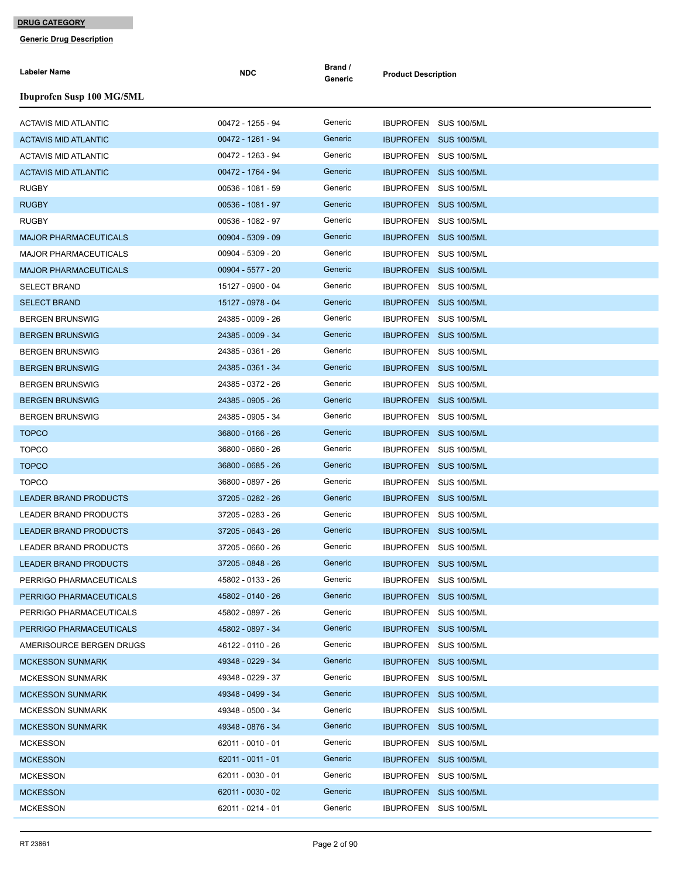**DRUG CATEGORY**

**Generic Drug Description**

### Ibuprofen Susp 100 MG/5ML

| Labeler Name | NDC | Brand / Generic | Product Description |
|---|---|---|---|
| ACTAVIS MID ATLANTIC | 00472 - 1255 - 94 | Generic | IBUPROFEN SUS 100/5ML |
| ACTAVIS MID ATLANTIC | 00472 - 1261 - 94 | Generic | IBUPROFEN SUS 100/5ML |
| ACTAVIS MID ATLANTIC | 00472 - 1263 - 94 | Generic | IBUPROFEN SUS 100/5ML |
| ACTAVIS MID ATLANTIC | 00472 - 1764 - 94 | Generic | IBUPROFEN SUS 100/5ML |
| RUGBY | 00536 - 1081 - 59 | Generic | IBUPROFEN SUS 100/5ML |
| RUGBY | 00536 - 1081 - 97 | Generic | IBUPROFEN SUS 100/5ML |
| RUGBY | 00536 - 1082 - 97 | Generic | IBUPROFEN SUS 100/5ML |
| MAJOR PHARMACEUTICALS | 00904 - 5309 - 09 | Generic | IBUPROFEN SUS 100/5ML |
| MAJOR PHARMACEUTICALS | 00904 - 5309 - 20 | Generic | IBUPROFEN SUS 100/5ML |
| MAJOR PHARMACEUTICALS | 00904 - 5577 - 20 | Generic | IBUPROFEN SUS 100/5ML |
| SELECT BRAND | 15127 - 0900 - 04 | Generic | IBUPROFEN SUS 100/5ML |
| SELECT BRAND | 15127 - 0978 - 04 | Generic | IBUPROFEN SUS 100/5ML |
| BERGEN BRUNSWIG | 24385 - 0009 - 26 | Generic | IBUPROFEN SUS 100/5ML |
| BERGEN BRUNSWIG | 24385 - 0009 - 34 | Generic | IBUPROFEN SUS 100/5ML |
| BERGEN BRUNSWIG | 24385 - 0361 - 26 | Generic | IBUPROFEN SUS 100/5ML |
| BERGEN BRUNSWIG | 24385 - 0361 - 34 | Generic | IBUPROFEN SUS 100/5ML |
| BERGEN BRUNSWIG | 24385 - 0372 - 26 | Generic | IBUPROFEN SUS 100/5ML |
| BERGEN BRUNSWIG | 24385 - 0905 - 26 | Generic | IBUPROFEN SUS 100/5ML |
| BERGEN BRUNSWIG | 24385 - 0905 - 34 | Generic | IBUPROFEN SUS 100/5ML |
| TOPCO | 36800 - 0166 - 26 | Generic | IBUPROFEN SUS 100/5ML |
| TOPCO | 36800 - 0660 - 26 | Generic | IBUPROFEN SUS 100/5ML |
| TOPCO | 36800 - 0685 - 26 | Generic | IBUPROFEN SUS 100/5ML |
| TOPCO | 36800 - 0897 - 26 | Generic | IBUPROFEN SUS 100/5ML |
| LEADER BRAND PRODUCTS | 37205 - 0282 - 26 | Generic | IBUPROFEN SUS 100/5ML |
| LEADER BRAND PRODUCTS | 37205 - 0283 - 26 | Generic | IBUPROFEN SUS 100/5ML |
| LEADER BRAND PRODUCTS | 37205 - 0643 - 26 | Generic | IBUPROFEN SUS 100/5ML |
| LEADER BRAND PRODUCTS | 37205 - 0660 - 26 | Generic | IBUPROFEN SUS 100/5ML |
| LEADER BRAND PRODUCTS | 37205 - 0848 - 26 | Generic | IBUPROFEN SUS 100/5ML |
| PERRIGO PHARMACEUTICALS | 45802 - 0133 - 26 | Generic | IBUPROFEN SUS 100/5ML |
| PERRIGO PHARMACEUTICALS | 45802 - 0140 - 26 | Generic | IBUPROFEN SUS 100/5ML |
| PERRIGO PHARMACEUTICALS | 45802 - 0897 - 26 | Generic | IBUPROFEN SUS 100/5ML |
| PERRIGO PHARMACEUTICALS | 45802 - 0897 - 34 | Generic | IBUPROFEN SUS 100/5ML |
| AMERISOURCE BERGEN DRUGS | 46122 - 0110 - 26 | Generic | IBUPROFEN SUS 100/5ML |
| MCKESSON SUNMARK | 49348 - 0229 - 34 | Generic | IBUPROFEN SUS 100/5ML |
| MCKESSON SUNMARK | 49348 - 0229 - 37 | Generic | IBUPROFEN SUS 100/5ML |
| MCKESSON SUNMARK | 49348 - 0499 - 34 | Generic | IBUPROFEN SUS 100/5ML |
| MCKESSON SUNMARK | 49348 - 0500 - 34 | Generic | IBUPROFEN SUS 100/5ML |
| MCKESSON SUNMARK | 49348 - 0876 - 34 | Generic | IBUPROFEN SUS 100/5ML |
| MCKESSON | 62011 - 0010 - 01 | Generic | IBUPROFEN SUS 100/5ML |
| MCKESSON | 62011 - 0011 - 01 | Generic | IBUPROFEN SUS 100/5ML |
| MCKESSON | 62011 - 0030 - 01 | Generic | IBUPROFEN SUS 100/5ML |
| MCKESSON | 62011 - 0030 - 02 | Generic | IBUPROFEN SUS 100/5ML |
| MCKESSON | 62011 - 0214 - 01 | Generic | IBUPROFEN SUS 100/5ML |

RT 23861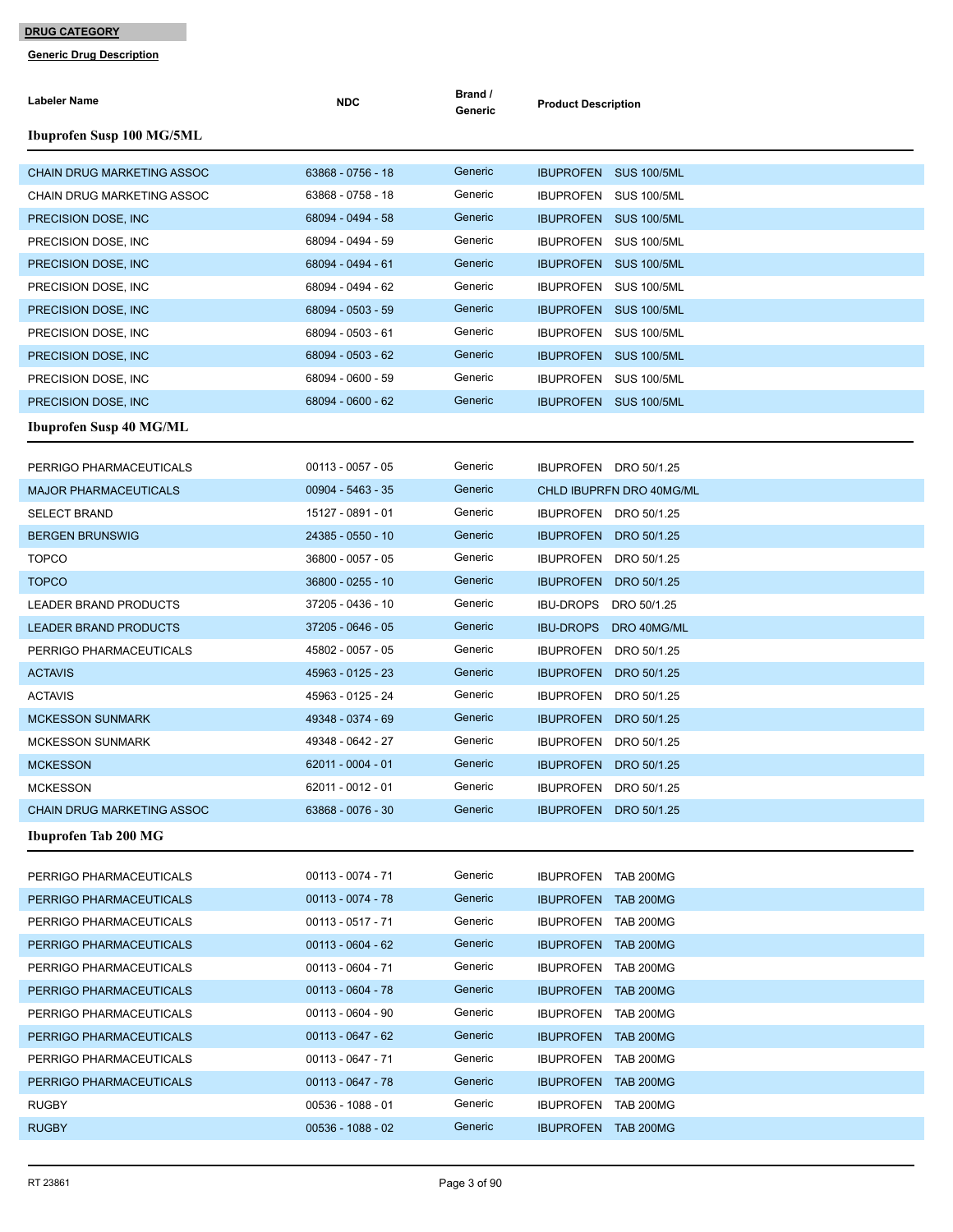**DRUG CATEGORY**

**Generic Drug Description**

| Labeler Name | NDC | Brand / Generic | Product Description |
|---|---|---|---|
| **Ibuprofen Susp 100 MG/5ML** | | | |
| CHAIN DRUG MARKETING ASSOC | 63868 - 0756 - 18 | Generic | IBUPROFEN SUS 100/5ML |
| CHAIN DRUG MARKETING ASSOC | 63868 - 0758 - 18 | Generic | IBUPROFEN SUS 100/5ML |
| PRECISION DOSE, INC | 68094 - 0494 - 58 | Generic | IBUPROFEN SUS 100/5ML |
| PRECISION DOSE, INC | 68094 - 0494 - 59 | Generic | IBUPROFEN SUS 100/5ML |
| PRECISION DOSE, INC | 68094 - 0494 - 61 | Generic | IBUPROFEN SUS 100/5ML |
| PRECISION DOSE, INC | 68094 - 0494 - 62 | Generic | IBUPROFEN SUS 100/5ML |
| PRECISION DOSE, INC | 68094 - 0503 - 59 | Generic | IBUPROFEN SUS 100/5ML |
| PRECISION DOSE, INC | 68094 - 0503 - 61 | Generic | IBUPROFEN SUS 100/5ML |
| PRECISION DOSE, INC | 68094 - 0503 - 62 | Generic | IBUPROFEN SUS 100/5ML |
| PRECISION DOSE, INC | 68094 - 0600 - 59 | Generic | IBUPROFEN SUS 100/5ML |
| PRECISION DOSE, INC | 68094 - 0600 - 62 | Generic | IBUPROFEN SUS 100/5ML |
| **Ibuprofen Susp 40 MG/ML** | | | |
| PERRIGO PHARMACEUTICALS | 00113 - 0057 - 05 | Generic | IBUPROFEN DRO 50/1.25 |
| MAJOR PHARMACEUTICALS | 00904 - 5463 - 35 | Generic | CHLD IBUPRFN DRO 40MG/ML |
| SELECT BRAND | 15127 - 0891 - 01 | Generic | IBUPROFEN DRO 50/1.25 |
| BERGEN BRUNSWIG | 24385 - 0550 - 10 | Generic | IBUPROFEN DRO 50/1.25 |
| TOPCO | 36800 - 0057 - 05 | Generic | IBUPROFEN DRO 50/1.25 |
| TOPCO | 36800 - 0255 - 10 | Generic | IBUPROFEN DRO 50/1.25 |
| LEADER BRAND PRODUCTS | 37205 - 0436 - 10 | Generic | IBU-DROPS DRO 50/1.25 |
| LEADER BRAND PRODUCTS | 37205 - 0646 - 05 | Generic | IBU-DROPS DRO 40MG/ML |
| PERRIGO PHARMACEUTICALS | 45802 - 0057 - 05 | Generic | IBUPROFEN DRO 50/1.25 |
| ACTAVIS | 45963 - 0125 - 23 | Generic | IBUPROFEN DRO 50/1.25 |
| ACTAVIS | 45963 - 0125 - 24 | Generic | IBUPROFEN DRO 50/1.25 |
| MCKESSON SUNMARK | 49348 - 0374 - 69 | Generic | IBUPROFEN DRO 50/1.25 |
| MCKESSON SUNMARK | 49348 - 0642 - 27 | Generic | IBUPROFEN DRO 50/1.25 |
| MCKESSON | 62011 - 0004 - 01 | Generic | IBUPROFEN DRO 50/1.25 |
| MCKESSON | 62011 - 0012 - 01 | Generic | IBUPROFEN DRO 50/1.25 |
| CHAIN DRUG MARKETING ASSOC | 63868 - 0076 - 30 | Generic | IBUPROFEN DRO 50/1.25 |
| **Ibuprofen Tab 200 MG** | | | |
| PERRIGO PHARMACEUTICALS | 00113 - 0074 - 71 | Generic | IBUPROFEN TAB 200MG |
| PERRIGO PHARMACEUTICALS | 00113 - 0074 - 78 | Generic | IBUPROFEN TAB 200MG |
| PERRIGO PHARMACEUTICALS | 00113 - 0517 - 71 | Generic | IBUPROFEN TAB 200MG |
| PERRIGO PHARMACEUTICALS | 00113 - 0604 - 62 | Generic | IBUPROFEN TAB 200MG |
| PERRIGO PHARMACEUTICALS | 00113 - 0604 - 71 | Generic | IBUPROFEN TAB 200MG |
| PERRIGO PHARMACEUTICALS | 00113 - 0604 - 78 | Generic | IBUPROFEN TAB 200MG |
| PERRIGO PHARMACEUTICALS | 00113 - 0604 - 90 | Generic | IBUPROFEN TAB 200MG |
| PERRIGO PHARMACEUTICALS | 00113 - 0647 - 62 | Generic | IBUPROFEN TAB 200MG |
| PERRIGO PHARMACEUTICALS | 00113 - 0647 - 71 | Generic | IBUPROFEN TAB 200MG |
| PERRIGO PHARMACEUTICALS | 00113 - 0647 - 78 | Generic | IBUPROFEN TAB 200MG |
| RUGBY | 00536 - 1088 - 01 | Generic | IBUPROFEN TAB 200MG |
| RUGBY | 00536 - 1088 - 02 | Generic | IBUPROFEN TAB 200MG |

RT 23861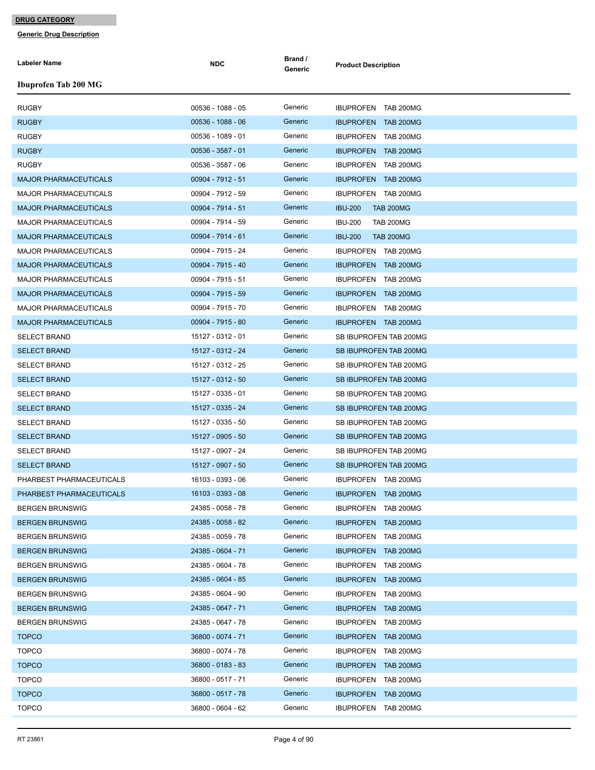**DRUG CATEGORY**

**Generic Drug Description**

| Labeler Name | NDC | Brand / Generic | Product Description |
|---|---|---|---|
| **Ibuprofen Tab 200 MG** | | | |
| RUGBY | 00536 - 1088 - 05 | Generic | IBUPROFEN TAB 200MG |
| RUGBY | 00536 - 1088 - 06 | Generic | IBUPROFEN TAB 200MG |
| RUGBY | 00536 - 1089 - 01 | Generic | IBUPROFEN TAB 200MG |
| RUGBY | 00536 - 3587 - 01 | Generic | IBUPROFEN TAB 200MG |
| RUGBY | 00536 - 3587 - 06 | Generic | IBUPROFEN TAB 200MG |
| MAJOR PHARMACEUTICALS | 00904 - 7912 - 51 | Generic | IBUPROFEN TAB 200MG |
| MAJOR PHARMACEUTICALS | 00904 - 7912 - 59 | Generic | IBUPROFEN TAB 200MG |
| MAJOR PHARMACEUTICALS | 00904 - 7914 - 51 | Generic | IBU-200 TAB 200MG |
| MAJOR PHARMACEUTICALS | 00904 - 7914 - 59 | Generic | IBU-200 TAB 200MG |
| MAJOR PHARMACEUTICALS | 00904 - 7914 - 61 | Generic | IBU-200 TAB 200MG |
| MAJOR PHARMACEUTICALS | 00904 - 7915 - 24 | Generic | IBUPROFEN TAB 200MG |
| MAJOR PHARMACEUTICALS | 00904 - 7915 - 40 | Generic | IBUPROFEN TAB 200MG |
| MAJOR PHARMACEUTICALS | 00904 - 7915 - 51 | Generic | IBUPROFEN TAB 200MG |
| MAJOR PHARMACEUTICALS | 00904 - 7915 - 59 | Generic | IBUPROFEN TAB 200MG |
| MAJOR PHARMACEUTICALS | 00904 - 7915 - 70 | Generic | IBUPROFEN TAB 200MG |
| MAJOR PHARMACEUTICALS | 00904 - 7915 - 80 | Generic | IBUPROFEN TAB 200MG |
| SELECT BRAND | 15127 - 0312 - 01 | Generic | SB IBUPROFEN TAB 200MG |
| SELECT BRAND | 15127 - 0312 - 24 | Generic | SB IBUPROFEN TAB 200MG |
| SELECT BRAND | 15127 - 0312 - 25 | Generic | SB IBUPROFEN TAB 200MG |
| SELECT BRAND | 15127 - 0312 - 50 | Generic | SB IBUPROFEN TAB 200MG |
| SELECT BRAND | 15127 - 0335 - 01 | Generic | SB IBUPROFEN TAB 200MG |
| SELECT BRAND | 15127 - 0335 - 24 | Generic | SB IBUPROFEN TAB 200MG |
| SELECT BRAND | 15127 - 0335 - 50 | Generic | SB IBUPROFEN TAB 200MG |
| SELECT BRAND | 15127 - 0905 - 50 | Generic | SB IBUPROFEN TAB 200MG |
| SELECT BRAND | 15127 - 0907 - 24 | Generic | SB IBUPROFEN TAB 200MG |
| SELECT BRAND | 15127 - 0907 - 50 | Generic | SB IBUPROFEN TAB 200MG |
| PHARBEST PHARMACEUTICALS | 16103 - 0393 - 06 | Generic | IBUPROFEN TAB 200MG |
| PHARBEST PHARMACEUTICALS | 16103 - 0393 - 08 | Generic | IBUPROFEN TAB 200MG |
| BERGEN BRUNSWIG | 24385 - 0058 - 78 | Generic | IBUPROFEN TAB 200MG |
| BERGEN BRUNSWIG | 24385 - 0058 - 82 | Generic | IBUPROFEN TAB 200MG |
| BERGEN BRUNSWIG | 24385 - 0059 - 78 | Generic | IBUPROFEN TAB 200MG |
| BERGEN BRUNSWIG | 24385 - 0604 - 71 | Generic | IBUPROFEN TAB 200MG |
| BERGEN BRUNSWIG | 24385 - 0604 - 78 | Generic | IBUPROFEN TAB 200MG |
| BERGEN BRUNSWIG | 24385 - 0604 - 85 | Generic | IBUPROFEN TAB 200MG |
| BERGEN BRUNSWIG | 24385 - 0604 - 90 | Generic | IBUPROFEN TAB 200MG |
| BERGEN BRUNSWIG | 24385 - 0647 - 71 | Generic | IBUPROFEN TAB 200MG |
| BERGEN BRUNSWIG | 24385 - 0647 - 78 | Generic | IBUPROFEN TAB 200MG |
| TOPCO | 36800 - 0074 - 71 | Generic | IBUPROFEN TAB 200MG |
| TOPCO | 36800 - 0074 - 78 | Generic | IBUPROFEN TAB 200MG |
| TOPCO | 36800 - 0183 - 83 | Generic | IBUPROFEN TAB 200MG |
| TOPCO | 36800 - 0517 - 71 | Generic | IBUPROFEN TAB 200MG |
| TOPCO | 36800 - 0517 - 78 | Generic | IBUPROFEN TAB 200MG |
| TOPCO | 36800 - 0604 - 62 | Generic | IBUPROFEN TAB 200MG |

RT 23861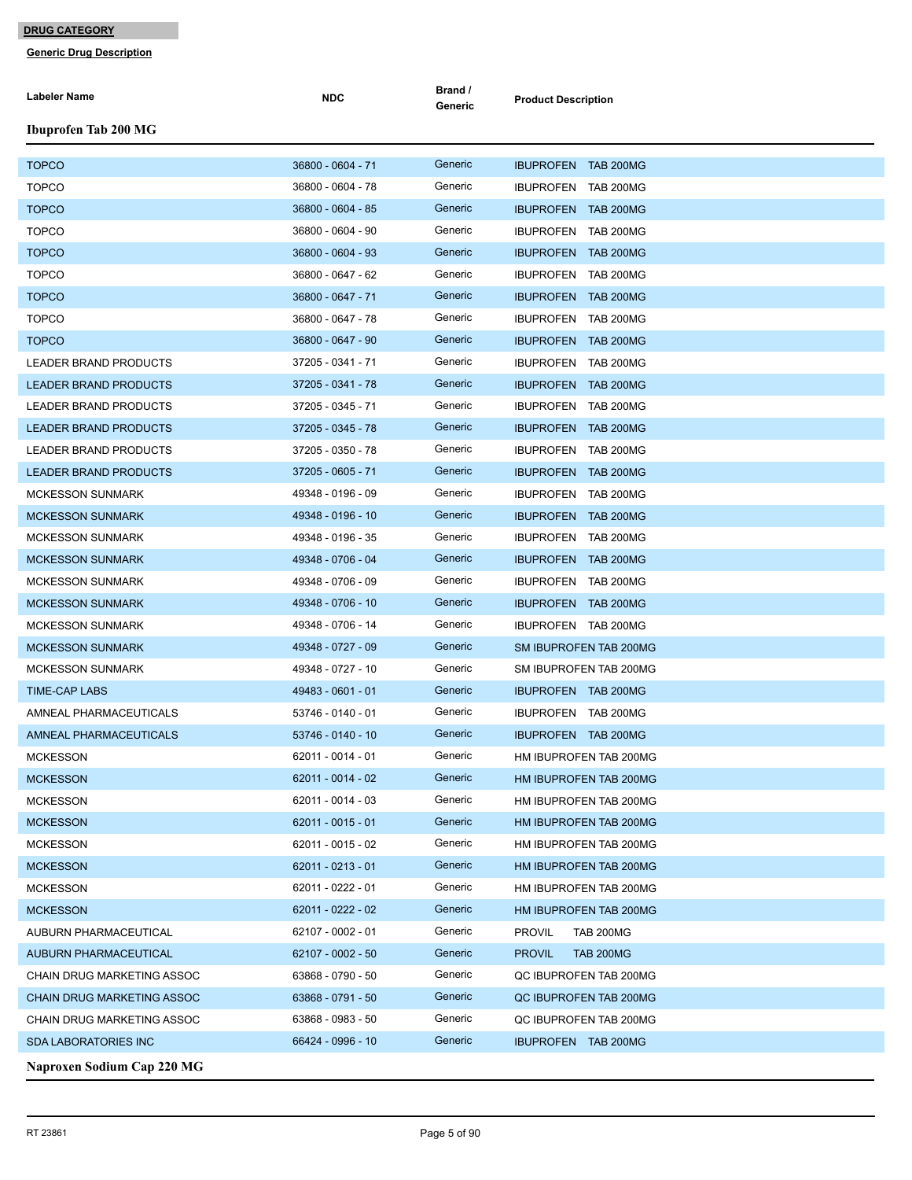**DRUG CATEGORY**

**Generic Drug Description**

### Ibuprofen Tab 200 MG

| Labeler Name | NDC | Brand / Generic | Product Description |
|---|---|---|---|
| TOPCO | 36800 - 0604 - 71 | Generic | IBUPROFEN TAB 200MG |
| TOPCO | 36800 - 0604 - 78 | Generic | IBUPROFEN TAB 200MG |
| TOPCO | 36800 - 0604 - 85 | Generic | IBUPROFEN TAB 200MG |
| TOPCO | 36800 - 0604 - 90 | Generic | IBUPROFEN TAB 200MG |
| TOPCO | 36800 - 0604 - 93 | Generic | IBUPROFEN TAB 200MG |
| TOPCO | 36800 - 0647 - 62 | Generic | IBUPROFEN TAB 200MG |
| TOPCO | 36800 - 0647 - 71 | Generic | IBUPROFEN TAB 200MG |
| TOPCO | 36800 - 0647 - 78 | Generic | IBUPROFEN TAB 200MG |
| TOPCO | 36800 - 0647 - 90 | Generic | IBUPROFEN TAB 200MG |
| LEADER BRAND PRODUCTS | 37205 - 0341 - 71 | Generic | IBUPROFEN TAB 200MG |
| LEADER BRAND PRODUCTS | 37205 - 0341 - 78 | Generic | IBUPROFEN TAB 200MG |
| LEADER BRAND PRODUCTS | 37205 - 0345 - 71 | Generic | IBUPROFEN TAB 200MG |
| LEADER BRAND PRODUCTS | 37205 - 0345 - 78 | Generic | IBUPROFEN TAB 200MG |
| LEADER BRAND PRODUCTS | 37205 - 0350 - 78 | Generic | IBUPROFEN TAB 200MG |
| LEADER BRAND PRODUCTS | 37205 - 0605 - 71 | Generic | IBUPROFEN TAB 200MG |
| MCKESSON SUNMARK | 49348 - 0196 - 09 | Generic | IBUPROFEN TAB 200MG |
| MCKESSON SUNMARK | 49348 - 0196 - 10 | Generic | IBUPROFEN TAB 200MG |
| MCKESSON SUNMARK | 49348 - 0196 - 35 | Generic | IBUPROFEN TAB 200MG |
| MCKESSON SUNMARK | 49348 - 0706 - 04 | Generic | IBUPROFEN TAB 200MG |
| MCKESSON SUNMARK | 49348 - 0706 - 09 | Generic | IBUPROFEN TAB 200MG |
| MCKESSON SUNMARK | 49348 - 0706 - 10 | Generic | IBUPROFEN TAB 200MG |
| MCKESSON SUNMARK | 49348 - 0706 - 14 | Generic | IBUPROFEN TAB 200MG |
| MCKESSON SUNMARK | 49348 - 0727 - 09 | Generic | SM IBUPROFEN TAB 200MG |
| MCKESSON SUNMARK | 49348 - 0727 - 10 | Generic | SM IBUPROFEN TAB 200MG |
| TIME-CAP LABS | 49483 - 0601 - 01 | Generic | IBUPROFEN TAB 200MG |
| AMNEAL PHARMACEUTICALS | 53746 - 0140 - 01 | Generic | IBUPROFEN TAB 200MG |
| AMNEAL PHARMACEUTICALS | 53746 - 0140 - 10 | Generic | IBUPROFEN TAB 200MG |
| MCKESSON | 62011 - 0014 - 01 | Generic | HM IBUPROFEN TAB 200MG |
| MCKESSON | 62011 - 0014 - 02 | Generic | HM IBUPROFEN TAB 200MG |
| MCKESSON | 62011 - 0014 - 03 | Generic | HM IBUPROFEN TAB 200MG |
| MCKESSON | 62011 - 0015 - 01 | Generic | HM IBUPROFEN TAB 200MG |
| MCKESSON | 62011 - 0015 - 02 | Generic | HM IBUPROFEN TAB 200MG |
| MCKESSON | 62011 - 0213 - 01 | Generic | HM IBUPROFEN TAB 200MG |
| MCKESSON | 62011 - 0222 - 01 | Generic | HM IBUPROFEN TAB 200MG |
| MCKESSON | 62011 - 0222 - 02 | Generic | HM IBUPROFEN TAB 200MG |
| AUBURN PHARMACEUTICAL | 62107 - 0002 - 01 | Generic | PROVIL TAB 200MG |
| AUBURN PHARMACEUTICAL | 62107 - 0002 - 50 | Generic | PROVIL TAB 200MG |
| CHAIN DRUG MARKETING ASSOC | 63868 - 0790 - 50 | Generic | QC IBUPROFEN TAB 200MG |
| CHAIN DRUG MARKETING ASSOC | 63868 - 0791 - 50 | Generic | QC IBUPROFEN TAB 200MG |
| CHAIN DRUG MARKETING ASSOC | 63868 - 0983 - 50 | Generic | QC IBUPROFEN TAB 200MG |
| SDA LABORATORIES INC | 66424 - 0996 - 10 | Generic | IBUPROFEN TAB 200MG |

### Naproxen Sodium Cap 220 MG

RT 23861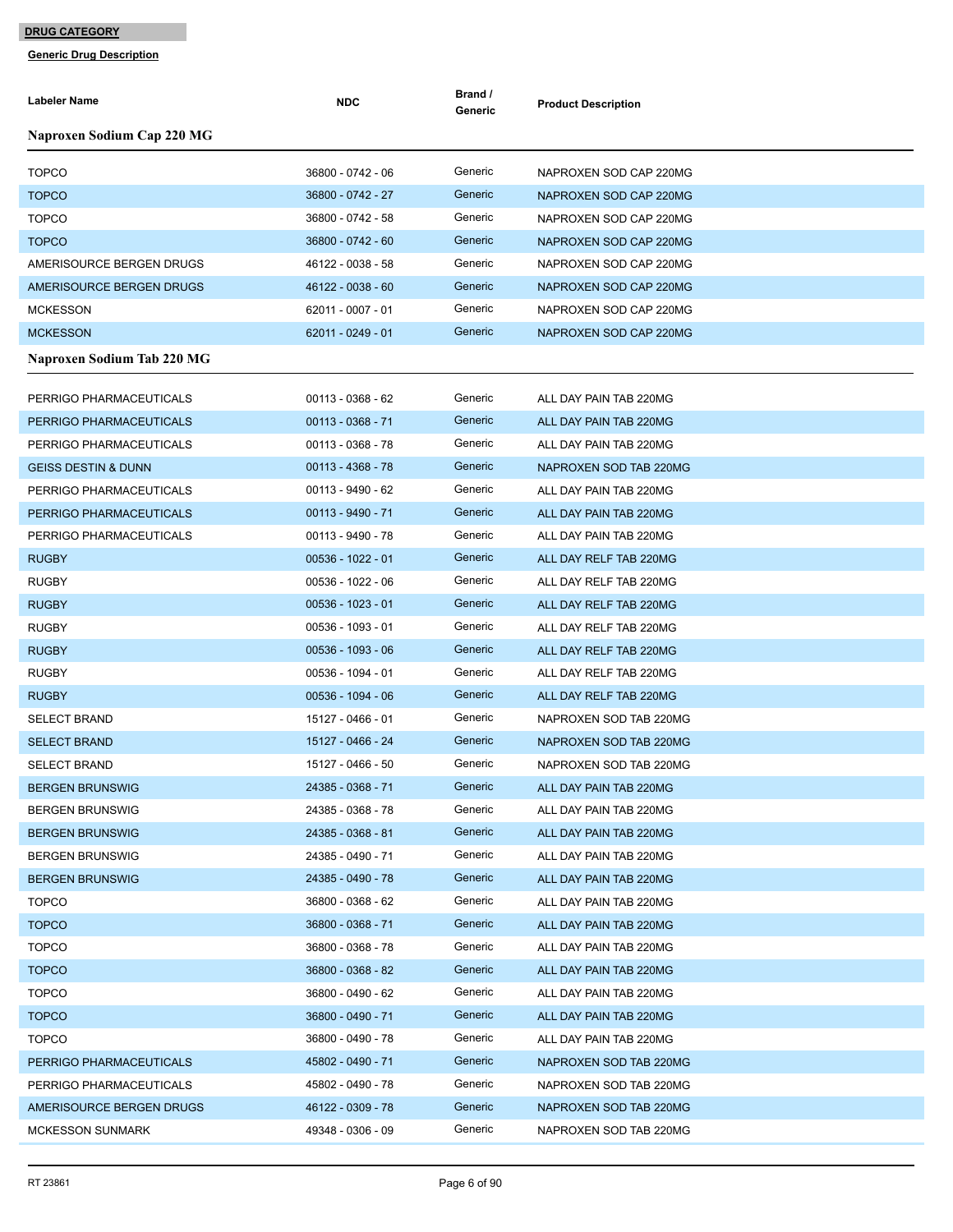**DRUG CATEGORY**

**Generic Drug Description**

| Labeler Name | NDC | Brand / Generic | Product Description |
|---|---|---|---|

### Naproxen Sodium Cap 220 MG

| Labeler Name | NDC | Brand / Generic | Product Description |
|---|---|---|---|
| TOPCO | 36800 - 0742 - 06 | Generic | NAPROXEN SOD CAP 220MG |
| TOPCO | 36800 - 0742 - 27 | Generic | NAPROXEN SOD CAP 220MG |
| TOPCO | 36800 - 0742 - 58 | Generic | NAPROXEN SOD CAP 220MG |
| TOPCO | 36800 - 0742 - 60 | Generic | NAPROXEN SOD CAP 220MG |
| AMERISOURCE BERGEN DRUGS | 46122 - 0038 - 58 | Generic | NAPROXEN SOD CAP 220MG |
| AMERISOURCE BERGEN DRUGS | 46122 - 0038 - 60 | Generic | NAPROXEN SOD CAP 220MG |
| MCKESSON | 62011 - 0007 - 01 | Generic | NAPROXEN SOD CAP 220MG |
| MCKESSON | 62011 - 0249 - 01 | Generic | NAPROXEN SOD CAP 220MG |

### Naproxen Sodium Tab 220 MG

| Labeler Name | NDC | Brand / Generic | Product Description |
|---|---|---|---|
| PERRIGO PHARMACEUTICALS | 00113 - 0368 - 62 | Generic | ALL DAY PAIN TAB 220MG |
| PERRIGO PHARMACEUTICALS | 00113 - 0368 - 71 | Generic | ALL DAY PAIN TAB 220MG |
| PERRIGO PHARMACEUTICALS | 00113 - 0368 - 78 | Generic | ALL DAY PAIN TAB 220MG |
| GEISS DESTIN & DUNN | 00113 - 4368 - 78 | Generic | NAPROXEN SOD TAB 220MG |
| PERRIGO PHARMACEUTICALS | 00113 - 9490 - 62 | Generic | ALL DAY PAIN TAB 220MG |
| PERRIGO PHARMACEUTICALS | 00113 - 9490 - 71 | Generic | ALL DAY PAIN TAB 220MG |
| PERRIGO PHARMACEUTICALS | 00113 - 9490 - 78 | Generic | ALL DAY PAIN TAB 220MG |
| RUGBY | 00536 - 1022 - 01 | Generic | ALL DAY RELF TAB 220MG |
| RUGBY | 00536 - 1022 - 06 | Generic | ALL DAY RELF TAB 220MG |
| RUGBY | 00536 - 1023 - 01 | Generic | ALL DAY RELF TAB 220MG |
| RUGBY | 00536 - 1093 - 01 | Generic | ALL DAY RELF TAB 220MG |
| RUGBY | 00536 - 1093 - 06 | Generic | ALL DAY RELF TAB 220MG |
| RUGBY | 00536 - 1094 - 01 | Generic | ALL DAY RELF TAB 220MG |
| RUGBY | 00536 - 1094 - 06 | Generic | ALL DAY RELF TAB 220MG |
| SELECT BRAND | 15127 - 0466 - 01 | Generic | NAPROXEN SOD TAB 220MG |
| SELECT BRAND | 15127 - 0466 - 24 | Generic | NAPROXEN SOD TAB 220MG |
| SELECT BRAND | 15127 - 0466 - 50 | Generic | NAPROXEN SOD TAB 220MG |
| BERGEN BRUNSWIG | 24385 - 0368 - 71 | Generic | ALL DAY PAIN TAB 220MG |
| BERGEN BRUNSWIG | 24385 - 0368 - 78 | Generic | ALL DAY PAIN TAB 220MG |
| BERGEN BRUNSWIG | 24385 - 0368 - 81 | Generic | ALL DAY PAIN TAB 220MG |
| BERGEN BRUNSWIG | 24385 - 0490 - 71 | Generic | ALL DAY PAIN TAB 220MG |
| BERGEN BRUNSWIG | 24385 - 0490 - 78 | Generic | ALL DAY PAIN TAB 220MG |
| TOPCO | 36800 - 0368 - 62 | Generic | ALL DAY PAIN TAB 220MG |
| TOPCO | 36800 - 0368 - 71 | Generic | ALL DAY PAIN TAB 220MG |
| TOPCO | 36800 - 0368 - 78 | Generic | ALL DAY PAIN TAB 220MG |
| TOPCO | 36800 - 0368 - 82 | Generic | ALL DAY PAIN TAB 220MG |
| TOPCO | 36800 - 0490 - 62 | Generic | ALL DAY PAIN TAB 220MG |
| TOPCO | 36800 - 0490 - 71 | Generic | ALL DAY PAIN TAB 220MG |
| TOPCO | 36800 - 0490 - 78 | Generic | ALL DAY PAIN TAB 220MG |
| PERRIGO PHARMACEUTICALS | 45802 - 0490 - 71 | Generic | NAPROXEN SOD TAB 220MG |
| PERRIGO PHARMACEUTICALS | 45802 - 0490 - 78 | Generic | NAPROXEN SOD TAB 220MG |
| AMERISOURCE BERGEN DRUGS | 46122 - 0309 - 78 | Generic | NAPROXEN SOD TAB 220MG |
| MCKESSON SUNMARK | 49348 - 0306 - 09 | Generic | NAPROXEN SOD TAB 220MG |

RT 23861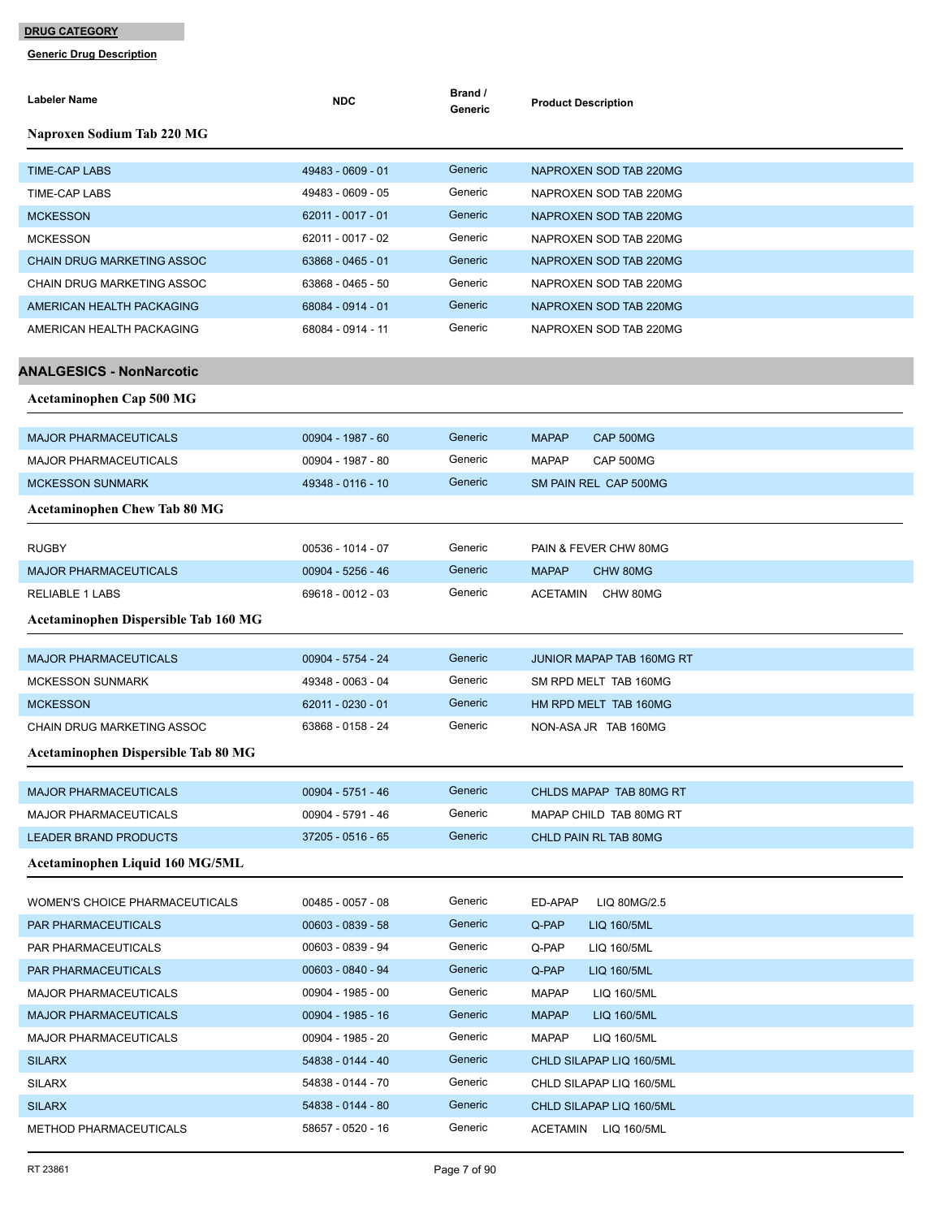**DRUG CATEGORY**

**Generic Drug Description**

| Labeler Name | NDC | Brand / Generic | Product Description |
|---|---|---|---|

### Naproxen Sodium Tab 220 MG

| Labeler Name | NDC | Brand / Generic | Product Description |
|---|---|---|---|
| TIME-CAP LABS | 49483 - 0609 - 01 | Generic | NAPROXEN SOD TAB 220MG |
| TIME-CAP LABS | 49483 - 0609 - 05 | Generic | NAPROXEN SOD TAB 220MG |
| MCKESSON | 62011 - 0017 - 01 | Generic | NAPROXEN SOD TAB 220MG |
| MCKESSON | 62011 - 0017 - 02 | Generic | NAPROXEN SOD TAB 220MG |
| CHAIN DRUG MARKETING ASSOC | 63868 - 0465 - 01 | Generic | NAPROXEN SOD TAB 220MG |
| CHAIN DRUG MARKETING ASSOC | 63868 - 0465 - 50 | Generic | NAPROXEN SOD TAB 220MG |
| AMERICAN HEALTH PACKAGING | 68084 - 0914 - 01 | Generic | NAPROXEN SOD TAB 220MG |
| AMERICAN HEALTH PACKAGING | 68084 - 0914 - 11 | Generic | NAPROXEN SOD TAB 220MG |

## ANALGESICS - NonNarcotic

### Acetaminophen Cap 500 MG

| Labeler Name | NDC | Brand / Generic | Product Description |
|---|---|---|---|
| MAJOR PHARMACEUTICALS | 00904 - 1987 - 60 | Generic | MAPAP CAP 500MG |
| MAJOR PHARMACEUTICALS | 00904 - 1987 - 80 | Generic | MAPAP CAP 500MG |
| MCKESSON SUNMARK | 49348 - 0116 - 10 | Generic | SM PAIN REL CAP 500MG |

### Acetaminophen Chew Tab 80 MG

| Labeler Name | NDC | Brand / Generic | Product Description |
|---|---|---|---|
| RUGBY | 00536 - 1014 - 07 | Generic | PAIN & FEVER CHW 80MG |
| MAJOR PHARMACEUTICALS | 00904 - 5256 - 46 | Generic | MAPAP CHW 80MG |
| RELIABLE 1 LABS | 69618 - 0012 - 03 | Generic | ACETAMIN CHW 80MG |

### Acetaminophen Dispersible Tab 160 MG

| Labeler Name | NDC | Brand / Generic | Product Description |
|---|---|---|---|
| MAJOR PHARMACEUTICALS | 00904 - 5754 - 24 | Generic | JUNIOR MAPAP TAB 160MG RT |
| MCKESSON SUNMARK | 49348 - 0063 - 04 | Generic | SM RPD MELT TAB 160MG |
| MCKESSON | 62011 - 0230 - 01 | Generic | HM RPD MELT TAB 160MG |
| CHAIN DRUG MARKETING ASSOC | 63868 - 0158 - 24 | Generic | NON-ASA JR TAB 160MG |

### Acetaminophen Dispersible Tab 80 MG

| Labeler Name | NDC | Brand / Generic | Product Description |
|---|---|---|---|
| MAJOR PHARMACEUTICALS | 00904 - 5751 - 46 | Generic | CHLDS MAPAP TAB 80MG RT |
| MAJOR PHARMACEUTICALS | 00904 - 5791 - 46 | Generic | MAPAP CHILD TAB 80MG RT |
| LEADER BRAND PRODUCTS | 37205 - 0516 - 65 | Generic | CHLD PAIN RL TAB 80MG |

### Acetaminophen Liquid 160 MG/5ML

| Labeler Name | NDC | Brand / Generic | Product Description |
|---|---|---|---|
| WOMEN'S CHOICE PHARMACEUTICALS | 00485 - 0057 - 08 | Generic | ED-APAP LIQ 80MG/2.5 |
| PAR PHARMACEUTICALS | 00603 - 0839 - 58 | Generic | Q-PAP LIQ 160/5ML |
| PAR PHARMACEUTICALS | 00603 - 0839 - 94 | Generic | Q-PAP LIQ 160/5ML |
| PAR PHARMACEUTICALS | 00603 - 0840 - 94 | Generic | Q-PAP LIQ 160/5ML |
| MAJOR PHARMACEUTICALS | 00904 - 1985 - 00 | Generic | MAPAP LIQ 160/5ML |
| MAJOR PHARMACEUTICALS | 00904 - 1985 - 16 | Generic | MAPAP LIQ 160/5ML |
| MAJOR PHARMACEUTICALS | 00904 - 1985 - 20 | Generic | MAPAP LIQ 160/5ML |
| SILARX | 54838 - 0144 - 40 | Generic | CHLD SILAPAP LIQ 160/5ML |
| SILARX | 54838 - 0144 - 70 | Generic | CHLD SILAPAP LIQ 160/5ML |
| SILARX | 54838 - 0144 - 80 | Generic | CHLD SILAPAP LIQ 160/5ML |
| METHOD PHARMACEUTICALS | 58657 - 0520 - 16 | Generic | ACETAMIN LIQ 160/5ML |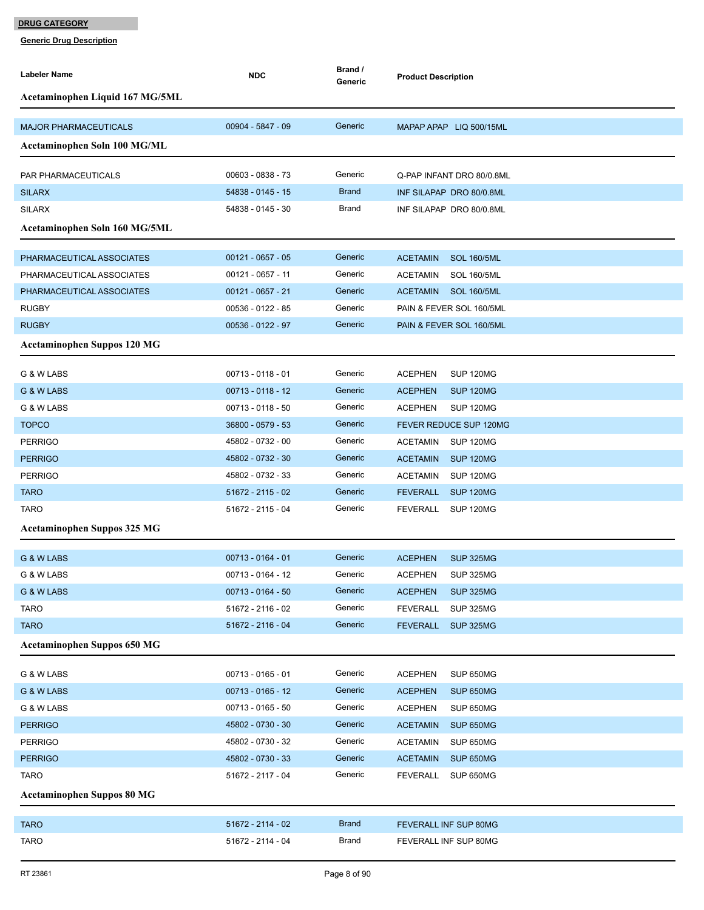**DRUG CATEGORY**

**Generic Drug Description**

| Labeler Name | NDC | Brand / Generic | Product Description |
|---|---|---|---|
| **Acetaminophen Liquid 167 MG/5ML** | | | |
| MAJOR PHARMACEUTICALS | 00904 - 5847 - 09 | Generic | MAPAP APAP LIQ 500/15ML |
| **Acetaminophen Soln 100 MG/ML** | | | |
| PAR PHARMACEUTICALS | 00603 - 0838 - 73 | Generic | Q-PAP INFANT DRO 80/0.8ML |
| SILARX | 54838 - 0145 - 15 | Brand | INF SILAPAP DRO 80/0.8ML |
| SILARX | 54838 - 0145 - 30 | Brand | INF SILAPAP DRO 80/0.8ML |
| **Acetaminophen Soln 160 MG/5ML** | | | |
| PHARMACEUTICAL ASSOCIATES | 00121 - 0657 - 05 | Generic | ACETAMIN SOL 160/5ML |
| PHARMACEUTICAL ASSOCIATES | 00121 - 0657 - 11 | Generic | ACETAMIN SOL 160/5ML |
| PHARMACEUTICAL ASSOCIATES | 00121 - 0657 - 21 | Generic | ACETAMIN SOL 160/5ML |
| RUGBY | 00536 - 0122 - 85 | Generic | PAIN & FEVER SOL 160/5ML |
| RUGBY | 00536 - 0122 - 97 | Generic | PAIN & FEVER SOL 160/5ML |
| **Acetaminophen Suppos 120 MG** | | | |
| G & W LABS | 00713 - 0118 - 01 | Generic | ACEPHEN SUP 120MG |
| G & W LABS | 00713 - 0118 - 12 | Generic | ACEPHEN SUP 120MG |
| G & W LABS | 00713 - 0118 - 50 | Generic | ACEPHEN SUP 120MG |
| TOPCO | 36800 - 0579 - 53 | Generic | FEVER REDUCE SUP 120MG |
| PERRIGO | 45802 - 0732 - 00 | Generic | ACETAMIN SUP 120MG |
| PERRIGO | 45802 - 0732 - 30 | Generic | ACETAMIN SUP 120MG |
| PERRIGO | 45802 - 0732 - 33 | Generic | ACETAMIN SUP 120MG |
| TARO | 51672 - 2115 - 02 | Generic | FEVERALL SUP 120MG |
| TARO | 51672 - 2115 - 04 | Generic | FEVERALL SUP 120MG |
| **Acetaminophen Suppos 325 MG** | | | |
| G & W LABS | 00713 - 0164 - 01 | Generic | ACEPHEN SUP 325MG |
| G & W LABS | 00713 - 0164 - 12 | Generic | ACEPHEN SUP 325MG |
| G & W LABS | 00713 - 0164 - 50 | Generic | ACEPHEN SUP 325MG |
| TARO | 51672 - 2116 - 02 | Generic | FEVERALL SUP 325MG |
| TARO | 51672 - 2116 - 04 | Generic | FEVERALL SUP 325MG |
| **Acetaminophen Suppos 650 MG** | | | |
| G & W LABS | 00713 - 0165 - 01 | Generic | ACEPHEN SUP 650MG |
| G & W LABS | 00713 - 0165 - 12 | Generic | ACEPHEN SUP 650MG |
| G & W LABS | 00713 - 0165 - 50 | Generic | ACEPHEN SUP 650MG |
| PERRIGO | 45802 - 0730 - 30 | Generic | ACETAMIN SUP 650MG |
| PERRIGO | 45802 - 0730 - 32 | Generic | ACETAMIN SUP 650MG |
| PERRIGO | 45802 - 0730 - 33 | Generic | ACETAMIN SUP 650MG |
| TARO | 51672 - 2117 - 04 | Generic | FEVERALL SUP 650MG |
| **Acetaminophen Suppos 80 MG** | | | |
| TARO | 51672 - 2114 - 02 | Brand | FEVERALL INF SUP 80MG |
| TARO | 51672 - 2114 - 04 | Brand | FEVERALL INF SUP 80MG |

RT 23861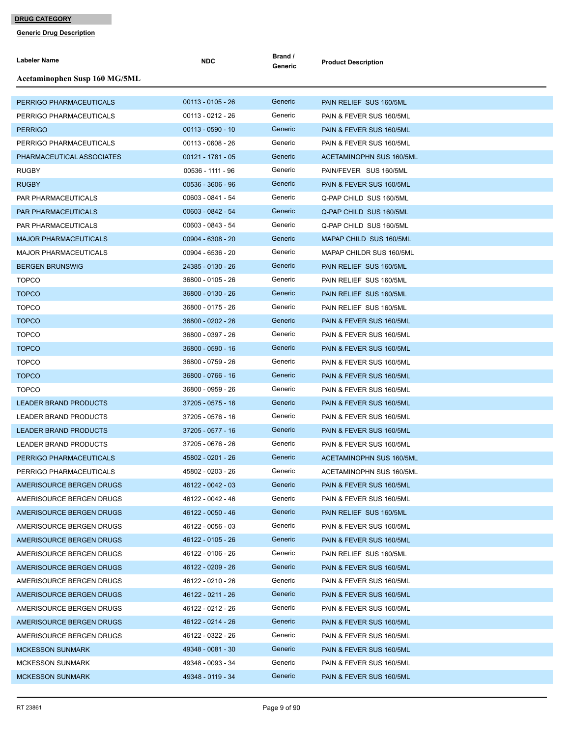**DRUG CATEGORY**

**Generic Drug Description**

| Labeler Name | NDC | Brand / Generic | Product Description |
|---|---|---|---|
| **Acetaminophen Susp 160 MG/5ML** | | | |
| PERRIGO PHARMACEUTICALS | 00113 - 0105 - 26 | Generic | PAIN RELIEF SUS 160/5ML |
| PERRIGO PHARMACEUTICALS | 00113 - 0212 - 26 | Generic | PAIN & FEVER SUS 160/5ML |
| PERRIGO | 00113 - 0590 - 10 | Generic | PAIN & FEVER SUS 160/5ML |
| PERRIGO PHARMACEUTICALS | 00113 - 0608 - 26 | Generic | PAIN & FEVER SUS 160/5ML |
| PHARMACEUTICAL ASSOCIATES | 00121 - 1781 - 05 | Generic | ACETAMINOPHN SUS 160/5ML |
| RUGBY | 00536 - 1111 - 96 | Generic | PAIN/FEVER SUS 160/5ML |
| RUGBY | 00536 - 3606 - 96 | Generic | PAIN & FEVER SUS 160/5ML |
| PAR PHARMACEUTICALS | 00603 - 0841 - 54 | Generic | Q-PAP CHILD SUS 160/5ML |
| PAR PHARMACEUTICALS | 00603 - 0842 - 54 | Generic | Q-PAP CHILD SUS 160/5ML |
| PAR PHARMACEUTICALS | 00603 - 0843 - 54 | Generic | Q-PAP CHILD SUS 160/5ML |
| MAJOR PHARMACEUTICALS | 00904 - 6308 - 20 | Generic | MAPAP CHILD SUS 160/5ML |
| MAJOR PHARMACEUTICALS | 00904 - 6536 - 20 | Generic | MAPAP CHILDR SUS 160/5ML |
| BERGEN BRUNSWIG | 24385 - 0130 - 26 | Generic | PAIN RELIEF SUS 160/5ML |
| TOPCO | 36800 - 0105 - 26 | Generic | PAIN RELIEF SUS 160/5ML |
| TOPCO | 36800 - 0130 - 26 | Generic | PAIN RELIEF SUS 160/5ML |
| TOPCO | 36800 - 0175 - 26 | Generic | PAIN RELIEF SUS 160/5ML |
| TOPCO | 36800 - 0202 - 26 | Generic | PAIN & FEVER SUS 160/5ML |
| TOPCO | 36800 - 0397 - 26 | Generic | PAIN & FEVER SUS 160/5ML |
| TOPCO | 36800 - 0590 - 16 | Generic | PAIN & FEVER SUS 160/5ML |
| TOPCO | 36800 - 0759 - 26 | Generic | PAIN & FEVER SUS 160/5ML |
| TOPCO | 36800 - 0766 - 16 | Generic | PAIN & FEVER SUS 160/5ML |
| TOPCO | 36800 - 0959 - 26 | Generic | PAIN & FEVER SUS 160/5ML |
| LEADER BRAND PRODUCTS | 37205 - 0575 - 16 | Generic | PAIN & FEVER SUS 160/5ML |
| LEADER BRAND PRODUCTS | 37205 - 0576 - 16 | Generic | PAIN & FEVER SUS 160/5ML |
| LEADER BRAND PRODUCTS | 37205 - 0577 - 16 | Generic | PAIN & FEVER SUS 160/5ML |
| LEADER BRAND PRODUCTS | 37205 - 0676 - 26 | Generic | PAIN & FEVER SUS 160/5ML |
| PERRIGO PHARMACEUTICALS | 45802 - 0201 - 26 | Generic | ACETAMINOPHN SUS 160/5ML |
| PERRIGO PHARMACEUTICALS | 45802 - 0203 - 26 | Generic | ACETAMINOPHN SUS 160/5ML |
| AMERISOURCE BERGEN DRUGS | 46122 - 0042 - 03 | Generic | PAIN & FEVER SUS 160/5ML |
| AMERISOURCE BERGEN DRUGS | 46122 - 0042 - 46 | Generic | PAIN & FEVER SUS 160/5ML |
| AMERISOURCE BERGEN DRUGS | 46122 - 0050 - 46 | Generic | PAIN RELIEF SUS 160/5ML |
| AMERISOURCE BERGEN DRUGS | 46122 - 0056 - 03 | Generic | PAIN & FEVER SUS 160/5ML |
| AMERISOURCE BERGEN DRUGS | 46122 - 0105 - 26 | Generic | PAIN & FEVER SUS 160/5ML |
| AMERISOURCE BERGEN DRUGS | 46122 - 0106 - 26 | Generic | PAIN RELIEF SUS 160/5ML |
| AMERISOURCE BERGEN DRUGS | 46122 - 0209 - 26 | Generic | PAIN & FEVER SUS 160/5ML |
| AMERISOURCE BERGEN DRUGS | 46122 - 0210 - 26 | Generic | PAIN & FEVER SUS 160/5ML |
| AMERISOURCE BERGEN DRUGS | 46122 - 0211 - 26 | Generic | PAIN & FEVER SUS 160/5ML |
| AMERISOURCE BERGEN DRUGS | 46122 - 0212 - 26 | Generic | PAIN & FEVER SUS 160/5ML |
| AMERISOURCE BERGEN DRUGS | 46122 - 0214 - 26 | Generic | PAIN & FEVER SUS 160/5ML |
| AMERISOURCE BERGEN DRUGS | 46122 - 0322 - 26 | Generic | PAIN & FEVER SUS 160/5ML |
| MCKESSON SUNMARK | 49348 - 0081 - 30 | Generic | PAIN & FEVER SUS 160/5ML |
| MCKESSON SUNMARK | 49348 - 0093 - 34 | Generic | PAIN & FEVER SUS 160/5ML |
| MCKESSON SUNMARK | 49348 - 0119 - 34 | Generic | PAIN & FEVER SUS 160/5ML |

RT 23861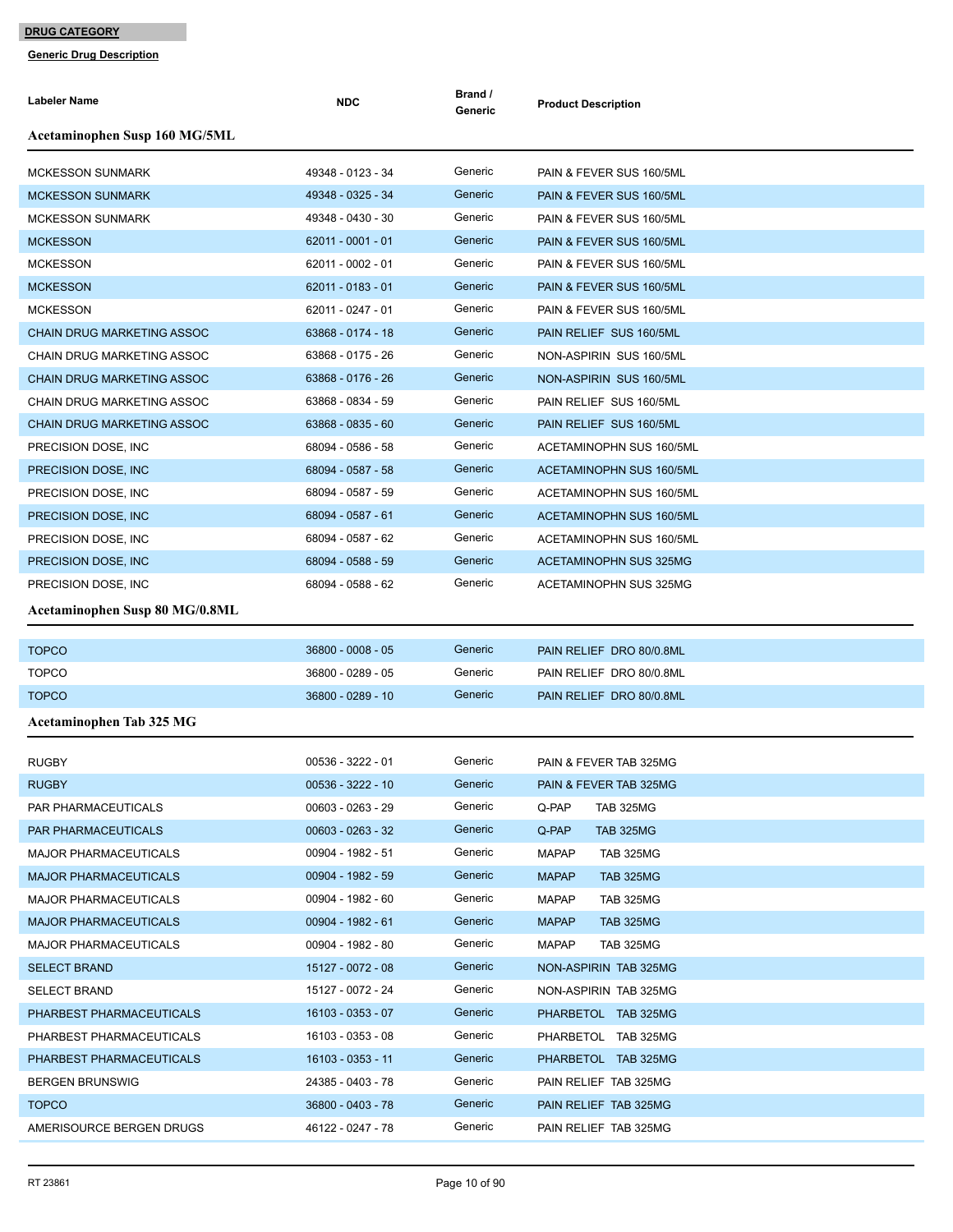**DRUG CATEGORY**

**Generic Drug Description**

| Labeler Name | NDC | Brand / Generic | Product Description |
|---|---|---|---|

### Acetaminophen Susp 160 MG/5ML

| Labeler Name | NDC | Brand / Generic | Product Description |
|---|---|---|---|
| MCKESSON SUNMARK | 49348 - 0123 - 34 | Generic | PAIN & FEVER SUS 160/5ML |
| MCKESSON SUNMARK | 49348 - 0325 - 34 | Generic | PAIN & FEVER SUS 160/5ML |
| MCKESSON SUNMARK | 49348 - 0430 - 30 | Generic | PAIN & FEVER SUS 160/5ML |
| MCKESSON | 62011 - 0001 - 01 | Generic | PAIN & FEVER SUS 160/5ML |
| MCKESSON | 62011 - 0002 - 01 | Generic | PAIN & FEVER SUS 160/5ML |
| MCKESSON | 62011 - 0183 - 01 | Generic | PAIN & FEVER SUS 160/5ML |
| MCKESSON | 62011 - 0247 - 01 | Generic | PAIN & FEVER SUS 160/5ML |
| CHAIN DRUG MARKETING ASSOC | 63868 - 0174 - 18 | Generic | PAIN RELIEF SUS 160/5ML |
| CHAIN DRUG MARKETING ASSOC | 63868 - 0175 - 26 | Generic | NON-ASPIRIN SUS 160/5ML |
| CHAIN DRUG MARKETING ASSOC | 63868 - 0176 - 26 | Generic | NON-ASPIRIN SUS 160/5ML |
| CHAIN DRUG MARKETING ASSOC | 63868 - 0834 - 59 | Generic | PAIN RELIEF SUS 160/5ML |
| CHAIN DRUG MARKETING ASSOC | 63868 - 0835 - 60 | Generic | PAIN RELIEF SUS 160/5ML |
| PRECISION DOSE, INC | 68094 - 0586 - 58 | Generic | ACETAMINOPHN SUS 160/5ML |
| PRECISION DOSE, INC | 68094 - 0587 - 58 | Generic | ACETAMINOPHN SUS 160/5ML |
| PRECISION DOSE, INC | 68094 - 0587 - 59 | Generic | ACETAMINOPHN SUS 160/5ML |
| PRECISION DOSE, INC | 68094 - 0587 - 61 | Generic | ACETAMINOPHN SUS 160/5ML |
| PRECISION DOSE, INC | 68094 - 0587 - 62 | Generic | ACETAMINOPHN SUS 160/5ML |
| PRECISION DOSE, INC | 68094 - 0588 - 59 | Generic | ACETAMINOPHN SUS 325MG |
| PRECISION DOSE, INC | 68094 - 0588 - 62 | Generic | ACETAMINOPHN SUS 325MG |

### Acetaminophen Susp 80 MG/0.8ML

| Labeler Name | NDC | Brand / Generic | Product Description |
|---|---|---|---|
| TOPCO | 36800 - 0008 - 05 | Generic | PAIN RELIEF DRO 80/0.8ML |
| TOPCO | 36800 - 0289 - 05 | Generic | PAIN RELIEF DRO 80/0.8ML |
| TOPCO | 36800 - 0289 - 10 | Generic | PAIN RELIEF DRO 80/0.8ML |

### Acetaminophen Tab 325 MG

| Labeler Name | NDC | Brand / Generic | Product Description |
|---|---|---|---|
| RUGBY | 00536 - 3222 - 01 | Generic | PAIN & FEVER TAB 325MG |
| RUGBY | 00536 - 3222 - 10 | Generic | PAIN & FEVER TAB 325MG |
| PAR PHARMACEUTICALS | 00603 - 0263 - 29 | Generic | Q-PAP TAB 325MG |
| PAR PHARMACEUTICALS | 00603 - 0263 - 32 | Generic | Q-PAP TAB 325MG |
| MAJOR PHARMACEUTICALS | 00904 - 1982 - 51 | Generic | MAPAP TAB 325MG |
| MAJOR PHARMACEUTICALS | 00904 - 1982 - 59 | Generic | MAPAP TAB 325MG |
| MAJOR PHARMACEUTICALS | 00904 - 1982 - 60 | Generic | MAPAP TAB 325MG |
| MAJOR PHARMACEUTICALS | 00904 - 1982 - 61 | Generic | MAPAP TAB 325MG |
| MAJOR PHARMACEUTICALS | 00904 - 1982 - 80 | Generic | MAPAP TAB 325MG |
| SELECT BRAND | 15127 - 0072 - 08 | Generic | NON-ASPIRIN TAB 325MG |
| SELECT BRAND | 15127 - 0072 - 24 | Generic | NON-ASPIRIN TAB 325MG |
| PHARBEST PHARMACEUTICALS | 16103 - 0353 - 07 | Generic | PHARBETOL TAB 325MG |
| PHARBEST PHARMACEUTICALS | 16103 - 0353 - 08 | Generic | PHARBETOL TAB 325MG |
| PHARBEST PHARMACEUTICALS | 16103 - 0353 - 11 | Generic | PHARBETOL TAB 325MG |
| BERGEN BRUNSWIG | 24385 - 0403 - 78 | Generic | PAIN RELIEF TAB 325MG |
| TOPCO | 36800 - 0403 - 78 | Generic | PAIN RELIEF TAB 325MG |
| AMERISOURCE BERGEN DRUGS | 46122 - 0247 - 78 | Generic | PAIN RELIEF TAB 325MG |

RT 23861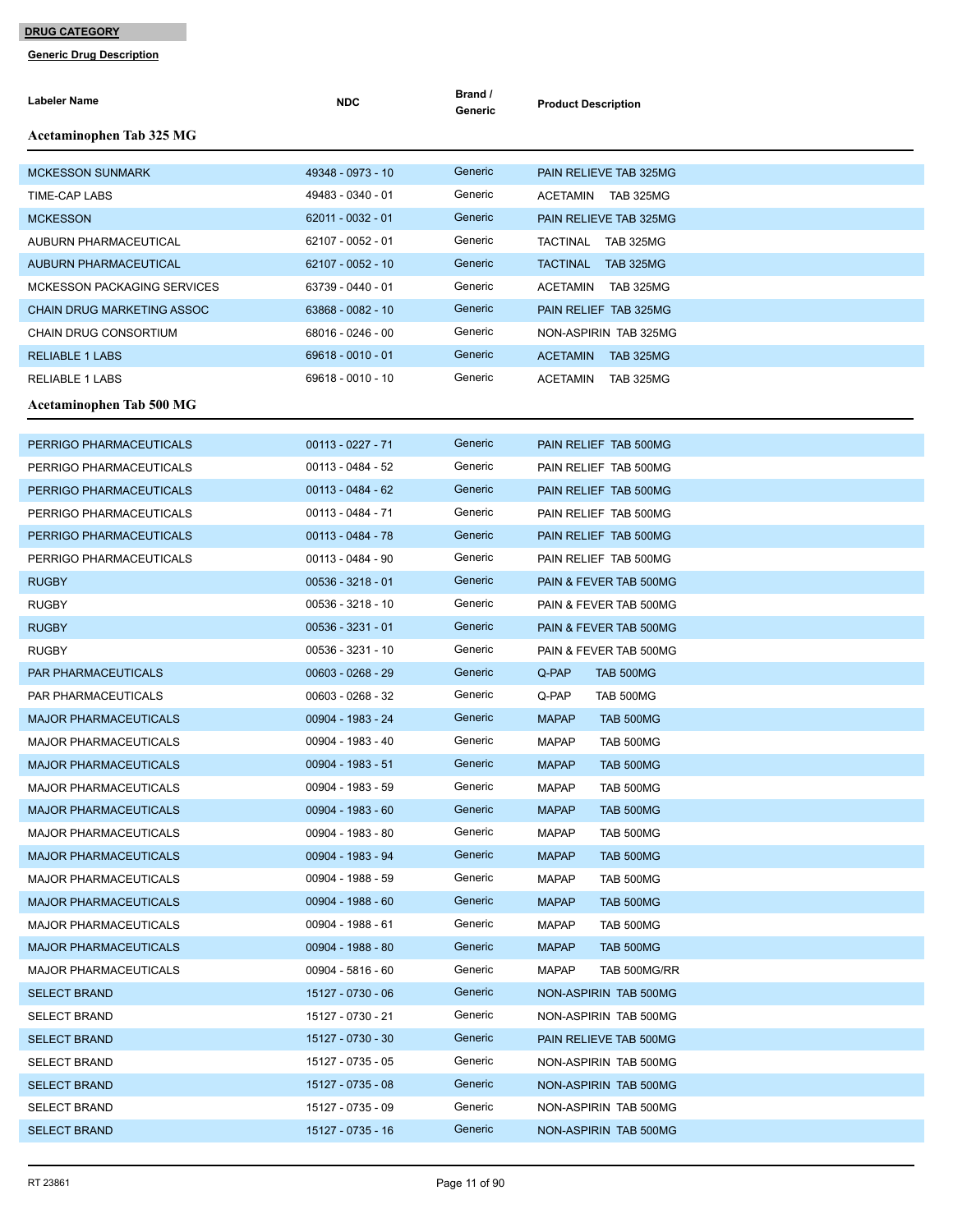**DRUG CATEGORY**

**Generic Drug Description**

| Labeler Name | NDC | Brand / Generic | Product Description |
|---|---|---|---|

### Acetaminophen Tab 325 MG

| Labeler Name | NDC | Brand / Generic | Product Description |
|---|---|---|---|
| MCKESSON SUNMARK | 49348 - 0973 - 10 | Generic | PAIN RELIEVE TAB 325MG |
| TIME-CAP LABS | 49483 - 0340 - 01 | Generic | ACETAMIN TAB 325MG |
| MCKESSON | 62011 - 0032 - 01 | Generic | PAIN RELIEVE TAB 325MG |
| AUBURN PHARMACEUTICAL | 62107 - 0052 - 01 | Generic | TACTINAL TAB 325MG |
| AUBURN PHARMACEUTICAL | 62107 - 0052 - 10 | Generic | TACTINAL TAB 325MG |
| MCKESSON PACKAGING SERVICES | 63739 - 0440 - 01 | Generic | ACETAMIN TAB 325MG |
| CHAIN DRUG MARKETING ASSOC | 63868 - 0082 - 10 | Generic | PAIN RELIEF TAB 325MG |
| CHAIN DRUG CONSORTIUM | 68016 - 0246 - 00 | Generic | NON-ASPIRIN TAB 325MG |
| RELIABLE 1 LABS | 69618 - 0010 - 01 | Generic | ACETAMIN TAB 325MG |
| RELIABLE 1 LABS | 69618 - 0010 - 10 | Generic | ACETAMIN TAB 325MG |

### Acetaminophen Tab 500 MG

| Labeler Name | NDC | Brand / Generic | Product Description |
|---|---|---|---|
| PERRIGO PHARMACEUTICALS | 00113 - 0227 - 71 | Generic | PAIN RELIEF TAB 500MG |
| PERRIGO PHARMACEUTICALS | 00113 - 0484 - 52 | Generic | PAIN RELIEF TAB 500MG |
| PERRIGO PHARMACEUTICALS | 00113 - 0484 - 62 | Generic | PAIN RELIEF TAB 500MG |
| PERRIGO PHARMACEUTICALS | 00113 - 0484 - 71 | Generic | PAIN RELIEF TAB 500MG |
| PERRIGO PHARMACEUTICALS | 00113 - 0484 - 78 | Generic | PAIN RELIEF TAB 500MG |
| PERRIGO PHARMACEUTICALS | 00113 - 0484 - 90 | Generic | PAIN RELIEF TAB 500MG |
| RUGBY | 00536 - 3218 - 01 | Generic | PAIN & FEVER TAB 500MG |
| RUGBY | 00536 - 3218 - 10 | Generic | PAIN & FEVER TAB 500MG |
| RUGBY | 00536 - 3231 - 01 | Generic | PAIN & FEVER TAB 500MG |
| RUGBY | 00536 - 3231 - 10 | Generic | PAIN & FEVER TAB 500MG |
| PAR PHARMACEUTICALS | 00603 - 0268 - 29 | Generic | Q-PAP TAB 500MG |
| PAR PHARMACEUTICALS | 00603 - 0268 - 32 | Generic | Q-PAP TAB 500MG |
| MAJOR PHARMACEUTICALS | 00904 - 1983 - 24 | Generic | MAPAP TAB 500MG |
| MAJOR PHARMACEUTICALS | 00904 - 1983 - 40 | Generic | MAPAP TAB 500MG |
| MAJOR PHARMACEUTICALS | 00904 - 1983 - 51 | Generic | MAPAP TAB 500MG |
| MAJOR PHARMACEUTICALS | 00904 - 1983 - 59 | Generic | MAPAP TAB 500MG |
| MAJOR PHARMACEUTICALS | 00904 - 1983 - 60 | Generic | MAPAP TAB 500MG |
| MAJOR PHARMACEUTICALS | 00904 - 1983 - 80 | Generic | MAPAP TAB 500MG |
| MAJOR PHARMACEUTICALS | 00904 - 1983 - 94 | Generic | MAPAP TAB 500MG |
| MAJOR PHARMACEUTICALS | 00904 - 1988 - 59 | Generic | MAPAP TAB 500MG |
| MAJOR PHARMACEUTICALS | 00904 - 1988 - 60 | Generic | MAPAP TAB 500MG |
| MAJOR PHARMACEUTICALS | 00904 - 1988 - 61 | Generic | MAPAP TAB 500MG |
| MAJOR PHARMACEUTICALS | 00904 - 1988 - 80 | Generic | MAPAP TAB 500MG |
| MAJOR PHARMACEUTICALS | 00904 - 5816 - 60 | Generic | MAPAP TAB 500MG/RR |
| SELECT BRAND | 15127 - 0730 - 06 | Generic | NON-ASPIRIN TAB 500MG |
| SELECT BRAND | 15127 - 0730 - 21 | Generic | NON-ASPIRIN TAB 500MG |
| SELECT BRAND | 15127 - 0730 - 30 | Generic | PAIN RELIEVE TAB 500MG |
| SELECT BRAND | 15127 - 0735 - 05 | Generic | NON-ASPIRIN TAB 500MG |
| SELECT BRAND | 15127 - 0735 - 08 | Generic | NON-ASPIRIN TAB 500MG |
| SELECT BRAND | 15127 - 0735 - 09 | Generic | NON-ASPIRIN TAB 500MG |
| SELECT BRAND | 15127 - 0735 - 16 | Generic | NON-ASPIRIN TAB 500MG |

RT 23861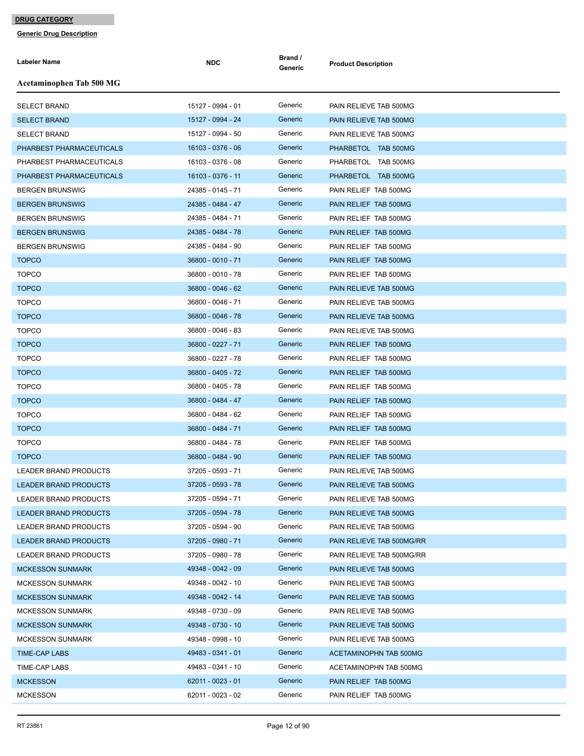**DRUG CATEGORY**

**Generic Drug Description**

| Labeler Name | NDC | Brand / Generic | Product Description |
|---|---|---|---|
| **Acetaminophen Tab 500 MG** | | | |
| SELECT BRAND | 15127 - 0994 - 01 | Generic | PAIN RELIEVE TAB 500MG |
| SELECT BRAND | 15127 - 0994 - 24 | Generic | PAIN RELIEVE TAB 500MG |
| SELECT BRAND | 15127 - 0994 - 50 | Generic | PAIN RELIEVE TAB 500MG |
| PHARBEST PHARMACEUTICALS | 16103 - 0376 - 06 | Generic | PHARBETOL TAB 500MG |
| PHARBEST PHARMACEUTICALS | 16103 - 0376 - 08 | Generic | PHARBETOL TAB 500MG |
| PHARBEST PHARMACEUTICALS | 16103 - 0376 - 11 | Generic | PHARBETOL TAB 500MG |
| BERGEN BRUNSWIG | 24385 - 0145 - 71 | Generic | PAIN RELIEF TAB 500MG |
| BERGEN BRUNSWIG | 24385 - 0484 - 47 | Generic | PAIN RELIEF TAB 500MG |
| BERGEN BRUNSWIG | 24385 - 0484 - 71 | Generic | PAIN RELIEF TAB 500MG |
| BERGEN BRUNSWIG | 24385 - 0484 - 78 | Generic | PAIN RELIEF TAB 500MG |
| BERGEN BRUNSWIG | 24385 - 0484 - 90 | Generic | PAIN RELIEF TAB 500MG |
| TOPCO | 36800 - 0010 - 71 | Generic | PAIN RELIEF TAB 500MG |
| TOPCO | 36800 - 0010 - 78 | Generic | PAIN RELIEF TAB 500MG |
| TOPCO | 36800 - 0046 - 62 | Generic | PAIN RELIEVE TAB 500MG |
| TOPCO | 36800 - 0046 - 71 | Generic | PAIN RELIEVE TAB 500MG |
| TOPCO | 36800 - 0046 - 78 | Generic | PAIN RELIEVE TAB 500MG |
| TOPCO | 36800 - 0046 - 83 | Generic | PAIN RELIEVE TAB 500MG |
| TOPCO | 36800 - 0227 - 71 | Generic | PAIN RELIEF TAB 500MG |
| TOPCO | 36800 - 0227 - 78 | Generic | PAIN RELIEF TAB 500MG |
| TOPCO | 36800 - 0405 - 72 | Generic | PAIN RELIEF TAB 500MG |
| TOPCO | 36800 - 0405 - 78 | Generic | PAIN RELIEF TAB 500MG |
| TOPCO | 36800 - 0484 - 47 | Generic | PAIN RELIEF TAB 500MG |
| TOPCO | 36800 - 0484 - 62 | Generic | PAIN RELIEF TAB 500MG |
| TOPCO | 36800 - 0484 - 71 | Generic | PAIN RELIEF TAB 500MG |
| TOPCO | 36800 - 0484 - 78 | Generic | PAIN RELIEF TAB 500MG |
| TOPCO | 36800 - 0484 - 90 | Generic | PAIN RELIEF TAB 500MG |
| LEADER BRAND PRODUCTS | 37205 - 0593 - 71 | Generic | PAIN RELIEVE TAB 500MG |
| LEADER BRAND PRODUCTS | 37205 - 0593 - 78 | Generic | PAIN RELIEVE TAB 500MG |
| LEADER BRAND PRODUCTS | 37205 - 0594 - 71 | Generic | PAIN RELIEVE TAB 500MG |
| LEADER BRAND PRODUCTS | 37205 - 0594 - 78 | Generic | PAIN RELIEVE TAB 500MG |
| LEADER BRAND PRODUCTS | 37205 - 0594 - 90 | Generic | PAIN RELIEVE TAB 500MG |
| LEADER BRAND PRODUCTS | 37205 - 0980 - 71 | Generic | PAIN RELIEVE TAB 500MG/RR |
| LEADER BRAND PRODUCTS | 37205 - 0980 - 78 | Generic | PAIN RELIEVE TAB 500MG/RR |
| MCKESSON SUNMARK | 49348 - 0042 - 09 | Generic | PAIN RELIEVE TAB 500MG |
| MCKESSON SUNMARK | 49348 - 0042 - 10 | Generic | PAIN RELIEVE TAB 500MG |
| MCKESSON SUNMARK | 49348 - 0042 - 14 | Generic | PAIN RELIEVE TAB 500MG |
| MCKESSON SUNMARK | 49348 - 0730 - 09 | Generic | PAIN RELIEVE TAB 500MG |
| MCKESSON SUNMARK | 49348 - 0730 - 10 | Generic | PAIN RELIEVE TAB 500MG |
| MCKESSON SUNMARK | 49348 - 0998 - 10 | Generic | PAIN RELIEVE TAB 500MG |
| TIME-CAP LABS | 49483 - 0341 - 01 | Generic | ACETAMINOPHN TAB 500MG |
| TIME-CAP LABS | 49483 - 0341 - 10 | Generic | ACETAMINOPHN TAB 500MG |
| MCKESSON | 62011 - 0023 - 01 | Generic | PAIN RELIEF TAB 500MG |
| MCKESSON | 62011 - 0023 - 02 | Generic | PAIN RELIEF TAB 500MG |

RT 23861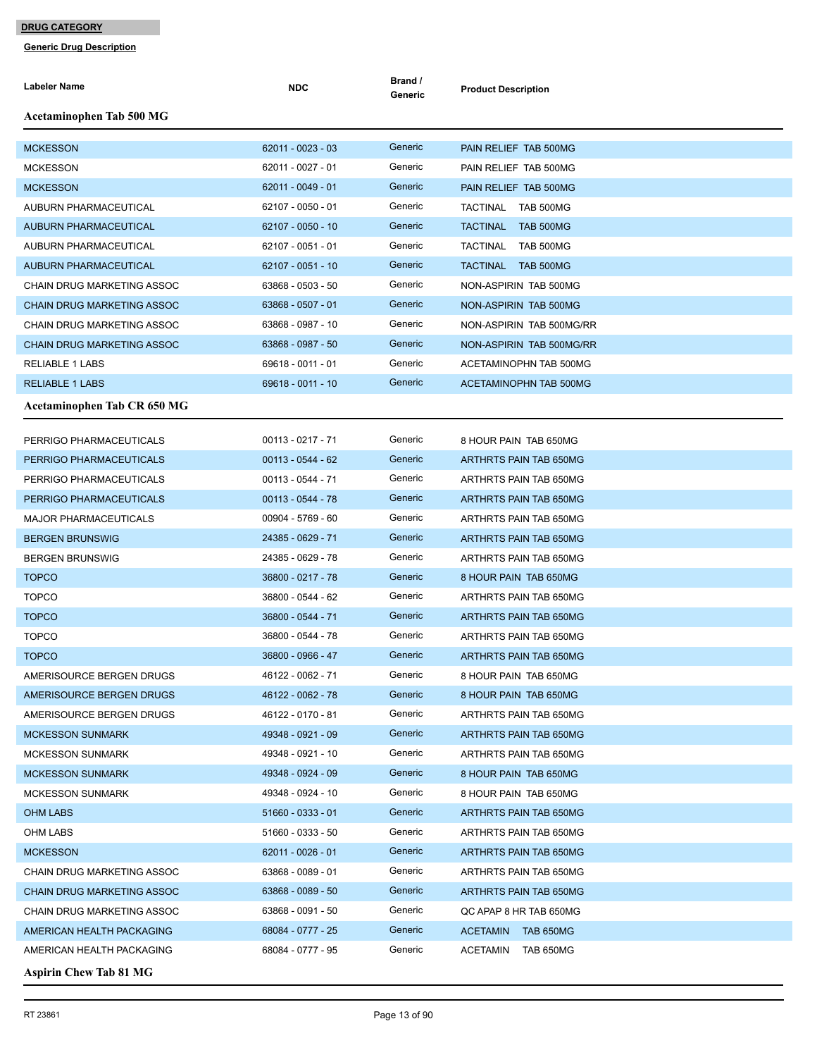**DRUG CATEGORY**

**Generic Drug Description**

| Labeler Name | NDC | Brand / Generic | Product Description |
|---|---|---|---|

### Acetaminophen Tab 500 MG

| Labeler Name | NDC | Brand / Generic | Product Description |
|---|---|---|---|
| MCKESSON | 62011 - 0023 - 03 | Generic | PAIN RELIEF TAB 500MG |
| MCKESSON | 62011 - 0027 - 01 | Generic | PAIN RELIEF TAB 500MG |
| MCKESSON | 62011 - 0049 - 01 | Generic | PAIN RELIEF TAB 500MG |
| AUBURN PHARMACEUTICAL | 62107 - 0050 - 01 | Generic | TACTINAL TAB 500MG |
| AUBURN PHARMACEUTICAL | 62107 - 0050 - 10 | Generic | TACTINAL TAB 500MG |
| AUBURN PHARMACEUTICAL | 62107 - 0051 - 01 | Generic | TACTINAL TAB 500MG |
| AUBURN PHARMACEUTICAL | 62107 - 0051 - 10 | Generic | TACTINAL TAB 500MG |
| CHAIN DRUG MARKETING ASSOC | 63868 - 0503 - 50 | Generic | NON-ASPIRIN TAB 500MG |
| CHAIN DRUG MARKETING ASSOC | 63868 - 0507 - 01 | Generic | NON-ASPIRIN TAB 500MG |
| CHAIN DRUG MARKETING ASSOC | 63868 - 0987 - 10 | Generic | NON-ASPIRIN TAB 500MG/RR |
| CHAIN DRUG MARKETING ASSOC | 63868 - 0987 - 50 | Generic | NON-ASPIRIN TAB 500MG/RR |
| RELIABLE 1 LABS | 69618 - 0011 - 01 | Generic | ACETAMINOPHN TAB 500MG |
| RELIABLE 1 LABS | 69618 - 0011 - 10 | Generic | ACETAMINOPHN TAB 500MG |

### Acetaminophen Tab CR 650 MG

| Labeler Name | NDC | Brand / Generic | Product Description |
|---|---|---|---|
| PERRIGO PHARMACEUTICALS | 00113 - 0217 - 71 | Generic | 8 HOUR PAIN TAB 650MG |
| PERRIGO PHARMACEUTICALS | 00113 - 0544 - 62 | Generic | ARTHRTS PAIN TAB 650MG |
| PERRIGO PHARMACEUTICALS | 00113 - 0544 - 71 | Generic | ARTHRTS PAIN TAB 650MG |
| PERRIGO PHARMACEUTICALS | 00113 - 0544 - 78 | Generic | ARTHRTS PAIN TAB 650MG |
| MAJOR PHARMACEUTICALS | 00904 - 5769 - 60 | Generic | ARTHRTS PAIN TAB 650MG |
| BERGEN BRUNSWIG | 24385 - 0629 - 71 | Generic | ARTHRTS PAIN TAB 650MG |
| BERGEN BRUNSWIG | 24385 - 0629 - 78 | Generic | ARTHRTS PAIN TAB 650MG |
| TOPCO | 36800 - 0217 - 78 | Generic | 8 HOUR PAIN TAB 650MG |
| TOPCO | 36800 - 0544 - 62 | Generic | ARTHRTS PAIN TAB 650MG |
| TOPCO | 36800 - 0544 - 71 | Generic | ARTHRTS PAIN TAB 650MG |
| TOPCO | 36800 - 0544 - 78 | Generic | ARTHRTS PAIN TAB 650MG |
| TOPCO | 36800 - 0966 - 47 | Generic | ARTHRTS PAIN TAB 650MG |
| AMERISOURCE BERGEN DRUGS | 46122 - 0062 - 71 | Generic | 8 HOUR PAIN TAB 650MG |
| AMERISOURCE BERGEN DRUGS | 46122 - 0062 - 78 | Generic | 8 HOUR PAIN TAB 650MG |
| AMERISOURCE BERGEN DRUGS | 46122 - 0170 - 81 | Generic | ARTHRTS PAIN TAB 650MG |
| MCKESSON SUNMARK | 49348 - 0921 - 09 | Generic | ARTHRTS PAIN TAB 650MG |
| MCKESSON SUNMARK | 49348 - 0921 - 10 | Generic | ARTHRTS PAIN TAB 650MG |
| MCKESSON SUNMARK | 49348 - 0924 - 09 | Generic | 8 HOUR PAIN TAB 650MG |
| MCKESSON SUNMARK | 49348 - 0924 - 10 | Generic | 8 HOUR PAIN TAB 650MG |
| OHM LABS | 51660 - 0333 - 01 | Generic | ARTHRTS PAIN TAB 650MG |
| OHM LABS | 51660 - 0333 - 50 | Generic | ARTHRTS PAIN TAB 650MG |
| MCKESSON | 62011 - 0026 - 01 | Generic | ARTHRTS PAIN TAB 650MG |
| CHAIN DRUG MARKETING ASSOC | 63868 - 0089 - 01 | Generic | ARTHRTS PAIN TAB 650MG |
| CHAIN DRUG MARKETING ASSOC | 63868 - 0089 - 50 | Generic | ARTHRTS PAIN TAB 650MG |
| CHAIN DRUG MARKETING ASSOC | 63868 - 0091 - 50 | Generic | QC APAP 8 HR TAB 650MG |
| AMERICAN HEALTH PACKAGING | 68084 - 0777 - 25 | Generic | ACETAMIN TAB 650MG |
| AMERICAN HEALTH PACKAGING | 68084 - 0777 - 95 | Generic | ACETAMIN TAB 650MG |

### Aspirin Chew Tab 81 MG

RT 23861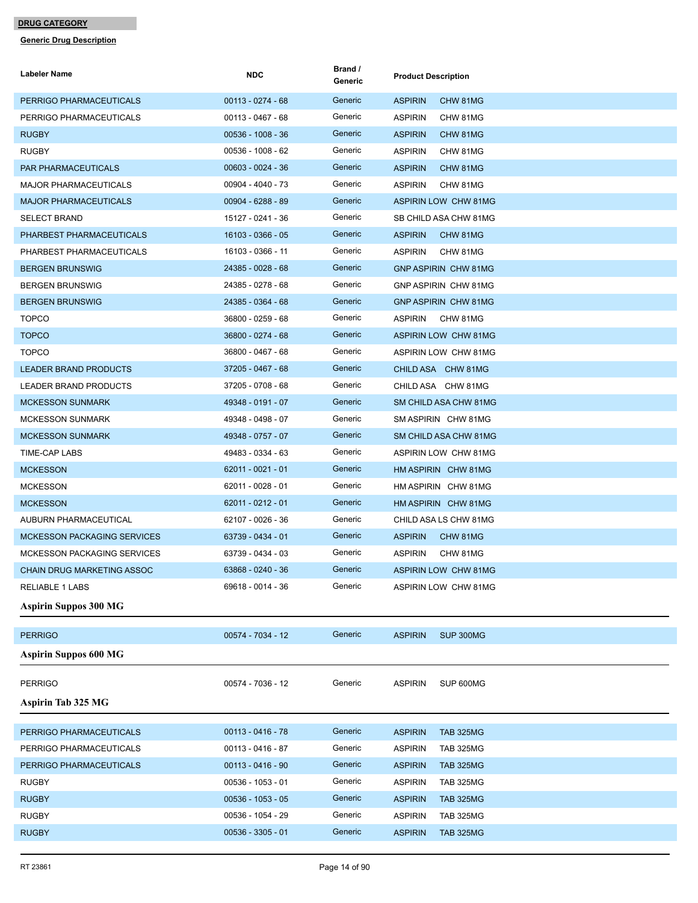**DRUG CATEGORY**

**Generic Drug Description**

| Labeler Name | NDC | Brand / Generic | Product Description |
|---|---|---|---|
| PERRIGO PHARMACEUTICALS | 00113 - 0274 - 68 | Generic | ASPIRIN CHW 81MG |
| PERRIGO PHARMACEUTICALS | 00113 - 0467 - 68 | Generic | ASPIRIN CHW 81MG |
| RUGBY | 00536 - 1008 - 36 | Generic | ASPIRIN CHW 81MG |
| RUGBY | 00536 - 1008 - 62 | Generic | ASPIRIN CHW 81MG |
| PAR PHARMACEUTICALS | 00603 - 0024 - 36 | Generic | ASPIRIN CHW 81MG |
| MAJOR PHARMACEUTICALS | 00904 - 4040 - 73 | Generic | ASPIRIN CHW 81MG |
| MAJOR PHARMACEUTICALS | 00904 - 6288 - 89 | Generic | ASPIRIN LOW CHW 81MG |
| SELECT BRAND | 15127 - 0241 - 36 | Generic | SB CHILD ASA CHW 81MG |
| PHARBEST PHARMACEUTICALS | 16103 - 0366 - 05 | Generic | ASPIRIN CHW 81MG |
| PHARBEST PHARMACEUTICALS | 16103 - 0366 - 11 | Generic | ASPIRIN CHW 81MG |
| BERGEN BRUNSWIG | 24385 - 0028 - 68 | Generic | GNP ASPIRIN CHW 81MG |
| BERGEN BRUNSWIG | 24385 - 0278 - 68 | Generic | GNP ASPIRIN CHW 81MG |
| BERGEN BRUNSWIG | 24385 - 0364 - 68 | Generic | GNP ASPIRIN CHW 81MG |
| TOPCO | 36800 - 0259 - 68 | Generic | ASPIRIN CHW 81MG |
| TOPCO | 36800 - 0274 - 68 | Generic | ASPIRIN LOW CHW 81MG |
| TOPCO | 36800 - 0467 - 68 | Generic | ASPIRIN LOW CHW 81MG |
| LEADER BRAND PRODUCTS | 37205 - 0467 - 68 | Generic | CHILD ASA CHW 81MG |
| LEADER BRAND PRODUCTS | 37205 - 0708 - 68 | Generic | CHILD ASA CHW 81MG |
| MCKESSON SUNMARK | 49348 - 0191 - 07 | Generic | SM CHILD ASA CHW 81MG |
| MCKESSON SUNMARK | 49348 - 0498 - 07 | Generic | SM ASPIRIN CHW 81MG |
| MCKESSON SUNMARK | 49348 - 0757 - 07 | Generic | SM CHILD ASA CHW 81MG |
| TIME-CAP LABS | 49483 - 0334 - 63 | Generic | ASPIRIN LOW CHW 81MG |
| MCKESSON | 62011 - 0021 - 01 | Generic | HM ASPIRIN CHW 81MG |
| MCKESSON | 62011 - 0028 - 01 | Generic | HM ASPIRIN CHW 81MG |
| MCKESSON | 62011 - 0212 - 01 | Generic | HM ASPIRIN CHW 81MG |
| AUBURN PHARMACEUTICAL | 62107 - 0026 - 36 | Generic | CHILD ASA LS CHW 81MG |
| MCKESSON PACKAGING SERVICES | 63739 - 0434 - 01 | Generic | ASPIRIN CHW 81MG |
| MCKESSON PACKAGING SERVICES | 63739 - 0434 - 03 | Generic | ASPIRIN CHW 81MG |
| CHAIN DRUG MARKETING ASSOC | 63868 - 0240 - 36 | Generic | ASPIRIN LOW CHW 81MG |
| RELIABLE 1 LABS | 69618 - 0014 - 36 | Generic | ASPIRIN LOW CHW 81MG |

**Aspirin Suppos 300 MG**

| Labeler Name | NDC | Brand / Generic | Product Description |
|---|---|---|---|
| PERRIGO | 00574 - 7034 - 12 | Generic | ASPIRIN SUP 300MG |

**Aspirin Suppos 600 MG**

| Labeler Name | NDC | Brand / Generic | Product Description |
|---|---|---|---|
| PERRIGO | 00574 - 7036 - 12 | Generic | ASPIRIN SUP 600MG |

**Aspirin Tab 325 MG**

| Labeler Name | NDC | Brand / Generic | Product Description |
|---|---|---|---|
| PERRIGO PHARMACEUTICALS | 00113 - 0416 - 78 | Generic | ASPIRIN TAB 325MG |
| PERRIGO PHARMACEUTICALS | 00113 - 0416 - 87 | Generic | ASPIRIN TAB 325MG |
| PERRIGO PHARMACEUTICALS | 00113 - 0416 - 90 | Generic | ASPIRIN TAB 325MG |
| RUGBY | 00536 - 1053 - 01 | Generic | ASPIRIN TAB 325MG |
| RUGBY | 00536 - 1053 - 05 | Generic | ASPIRIN TAB 325MG |
| RUGBY | 00536 - 1054 - 29 | Generic | ASPIRIN TAB 325MG |
| RUGBY | 00536 - 3305 - 01 | Generic | ASPIRIN TAB 325MG |

RT 23861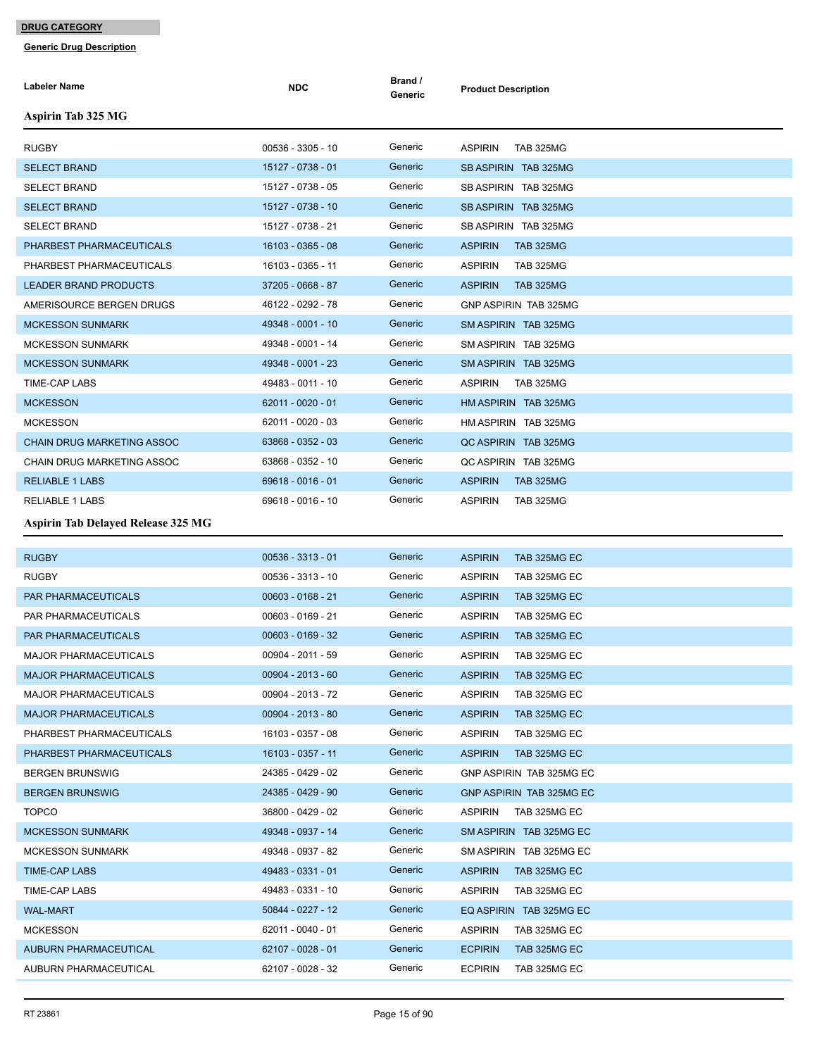**DRUG CATEGORY**

**Generic Drug Description**

| Labeler Name | NDC | Brand / Generic | Product Description |
|---|---|---|---|

### Aspirin Tab 325 MG

| Labeler Name | NDC | Brand / Generic | Product Description |
|---|---|---|---|
| RUGBY | 00536 - 3305 - 10 | Generic | ASPIRIN TAB 325MG |
| SELECT BRAND | 15127 - 0738 - 01 | Generic | SB ASPIRIN TAB 325MG |
| SELECT BRAND | 15127 - 0738 - 05 | Generic | SB ASPIRIN TAB 325MG |
| SELECT BRAND | 15127 - 0738 - 10 | Generic | SB ASPIRIN TAB 325MG |
| SELECT BRAND | 15127 - 0738 - 21 | Generic | SB ASPIRIN TAB 325MG |
| PHARBEST PHARMACEUTICALS | 16103 - 0365 - 08 | Generic | ASPIRIN TAB 325MG |
| PHARBEST PHARMACEUTICALS | 16103 - 0365 - 11 | Generic | ASPIRIN TAB 325MG |
| LEADER BRAND PRODUCTS | 37205 - 0668 - 87 | Generic | ASPIRIN TAB 325MG |
| AMERISOURCE BERGEN DRUGS | 46122 - 0292 - 78 | Generic | GNP ASPIRIN TAB 325MG |
| MCKESSON SUNMARK | 49348 - 0001 - 10 | Generic | SM ASPIRIN TAB 325MG |
| MCKESSON SUNMARK | 49348 - 0001 - 14 | Generic | SM ASPIRIN TAB 325MG |
| MCKESSON SUNMARK | 49348 - 0001 - 23 | Generic | SM ASPIRIN TAB 325MG |
| TIME-CAP LABS | 49483 - 0011 - 10 | Generic | ASPIRIN TAB 325MG |
| MCKESSON | 62011 - 0020 - 01 | Generic | HM ASPIRIN TAB 325MG |
| MCKESSON | 62011 - 0020 - 03 | Generic | HM ASPIRIN TAB 325MG |
| CHAIN DRUG MARKETING ASSOC | 63868 - 0352 - 03 | Generic | QC ASPIRIN TAB 325MG |
| CHAIN DRUG MARKETING ASSOC | 63868 - 0352 - 10 | Generic | QC ASPIRIN TAB 325MG |
| RELIABLE 1 LABS | 69618 - 0016 - 01 | Generic | ASPIRIN TAB 325MG |
| RELIABLE 1 LABS | 69618 - 0016 - 10 | Generic | ASPIRIN TAB 325MG |

### Aspirin Tab Delayed Release 325 MG

| Labeler Name | NDC | Brand / Generic | Product Description |
|---|---|---|---|
| RUGBY | 00536 - 3313 - 01 | Generic | ASPIRIN TAB 325MG EC |
| RUGBY | 00536 - 3313 - 10 | Generic | ASPIRIN TAB 325MG EC |
| PAR PHARMACEUTICALS | 00603 - 0168 - 21 | Generic | ASPIRIN TAB 325MG EC |
| PAR PHARMACEUTICALS | 00603 - 0169 - 21 | Generic | ASPIRIN TAB 325MG EC |
| PAR PHARMACEUTICALS | 00603 - 0169 - 32 | Generic | ASPIRIN TAB 325MG EC |
| MAJOR PHARMACEUTICALS | 00904 - 2011 - 59 | Generic | ASPIRIN TAB 325MG EC |
| MAJOR PHARMACEUTICALS | 00904 - 2013 - 60 | Generic | ASPIRIN TAB 325MG EC |
| MAJOR PHARMACEUTICALS | 00904 - 2013 - 72 | Generic | ASPIRIN TAB 325MG EC |
| MAJOR PHARMACEUTICALS | 00904 - 2013 - 80 | Generic | ASPIRIN TAB 325MG EC |
| PHARBEST PHARMACEUTICALS | 16103 - 0357 - 08 | Generic | ASPIRIN TAB 325MG EC |
| PHARBEST PHARMACEUTICALS | 16103 - 0357 - 11 | Generic | ASPIRIN TAB 325MG EC |
| BERGEN BRUNSWIG | 24385 - 0429 - 02 | Generic | GNP ASPIRIN TAB 325MG EC |
| BERGEN BRUNSWIG | 24385 - 0429 - 90 | Generic | GNP ASPIRIN TAB 325MG EC |
| TOPCO | 36800 - 0429 - 02 | Generic | ASPIRIN TAB 325MG EC |
| MCKESSON SUNMARK | 49348 - 0937 - 14 | Generic | SM ASPIRIN TAB 325MG EC |
| MCKESSON SUNMARK | 49348 - 0937 - 82 | Generic | SM ASPIRIN TAB 325MG EC |
| TIME-CAP LABS | 49483 - 0331 - 01 | Generic | ASPIRIN TAB 325MG EC |
| TIME-CAP LABS | 49483 - 0331 - 10 | Generic | ASPIRIN TAB 325MG EC |
| WAL-MART | 50844 - 0227 - 12 | Generic | EQ ASPIRIN TAB 325MG EC |
| MCKESSON | 62011 - 0040 - 01 | Generic | ASPIRIN TAB 325MG EC |
| AUBURN PHARMACEUTICAL | 62107 - 0028 - 01 | Generic | ECPIRIN TAB 325MG EC |
| AUBURN PHARMACEUTICAL | 62107 - 0028 - 32 | Generic | ECPIRIN TAB 325MG EC |

RT 23861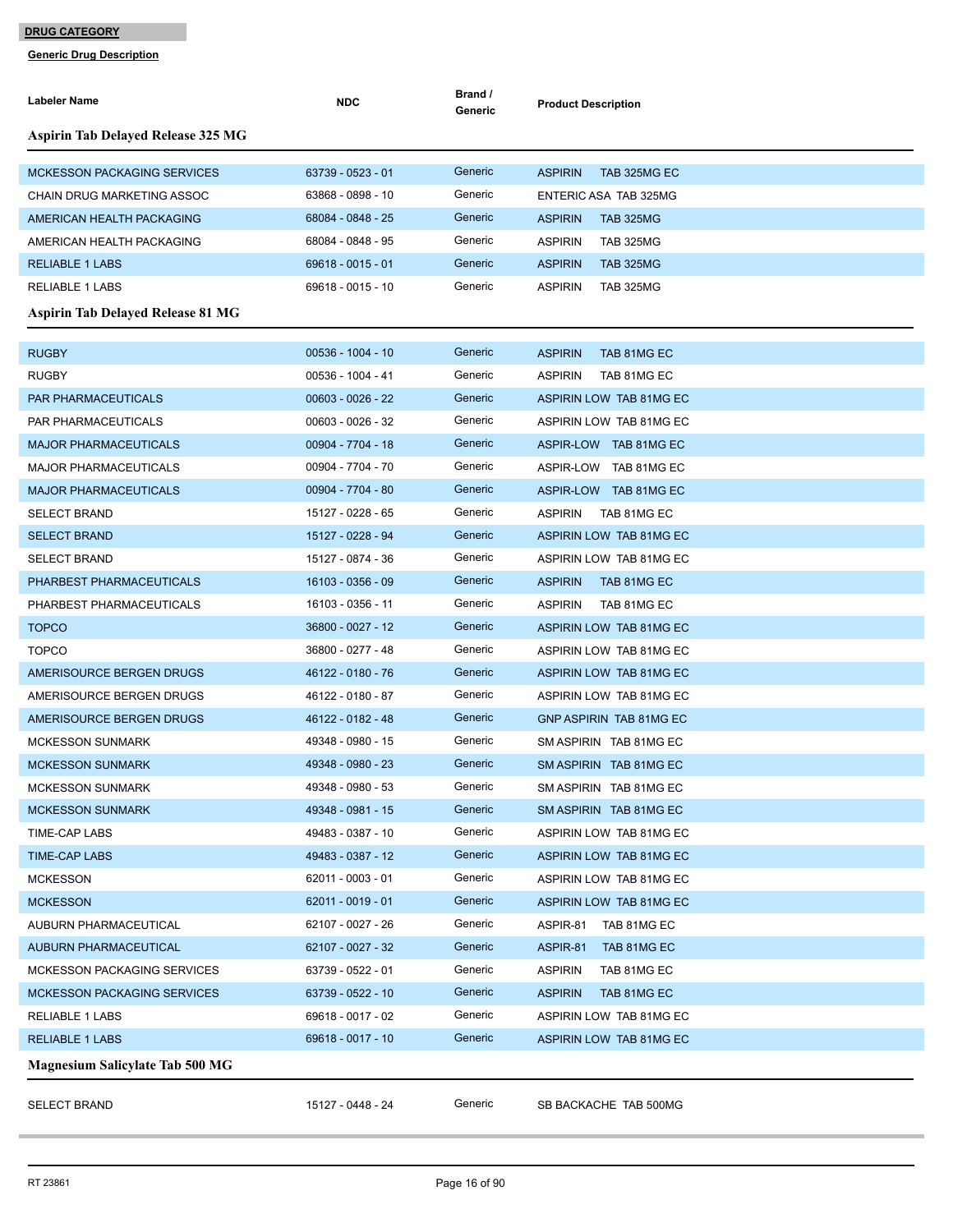**DRUG CATEGORY**

**Generic Drug Description**

| Labeler Name | NDC | Brand / Generic | Product Description |
|---|---|---|---|
| **Aspirin Tab Delayed Release 325 MG** | | | |
| MCKESSON PACKAGING SERVICES | 63739 - 0523 - 01 | Generic | ASPIRIN TAB 325MG EC |
| CHAIN DRUG MARKETING ASSOC | 63868 - 0898 - 10 | Generic | ENTERIC ASA TAB 325MG |
| AMERICAN HEALTH PACKAGING | 68084 - 0848 - 25 | Generic | ASPIRIN TAB 325MG |
| AMERICAN HEALTH PACKAGING | 68084 - 0848 - 95 | Generic | ASPIRIN TAB 325MG |
| RELIABLE 1 LABS | 69618 - 0015 - 01 | Generic | ASPIRIN TAB 325MG |
| RELIABLE 1 LABS | 69618 - 0015 - 10 | Generic | ASPIRIN TAB 325MG |
| **Aspirin Tab Delayed Release 81 MG** | | | |
| RUGBY | 00536 - 1004 - 10 | Generic | ASPIRIN TAB 81MG EC |
| RUGBY | 00536 - 1004 - 41 | Generic | ASPIRIN TAB 81MG EC |
| PAR PHARMACEUTICALS | 00603 - 0026 - 22 | Generic | ASPIRIN LOW TAB 81MG EC |
| PAR PHARMACEUTICALS | 00603 - 0026 - 32 | Generic | ASPIRIN LOW TAB 81MG EC |
| MAJOR PHARMACEUTICALS | 00904 - 7704 - 18 | Generic | ASPIR-LOW TAB 81MG EC |
| MAJOR PHARMACEUTICALS | 00904 - 7704 - 70 | Generic | ASPIR-LOW TAB 81MG EC |
| MAJOR PHARMACEUTICALS | 00904 - 7704 - 80 | Generic | ASPIR-LOW TAB 81MG EC |
| SELECT BRAND | 15127 - 0228 - 65 | Generic | ASPIRIN TAB 81MG EC |
| SELECT BRAND | 15127 - 0228 - 94 | Generic | ASPIRIN LOW TAB 81MG EC |
| SELECT BRAND | 15127 - 0874 - 36 | Generic | ASPIRIN LOW TAB 81MG EC |
| PHARBEST PHARMACEUTICALS | 16103 - 0356 - 09 | Generic | ASPIRIN TAB 81MG EC |
| PHARBEST PHARMACEUTICALS | 16103 - 0356 - 11 | Generic | ASPIRIN TAB 81MG EC |
| TOPCO | 36800 - 0027 - 12 | Generic | ASPIRIN LOW TAB 81MG EC |
| TOPCO | 36800 - 0277 - 48 | Generic | ASPIRIN LOW TAB 81MG EC |
| AMERISOURCE BERGEN DRUGS | 46122 - 0180 - 76 | Generic | ASPIRIN LOW TAB 81MG EC |
| AMERISOURCE BERGEN DRUGS | 46122 - 0180 - 87 | Generic | ASPIRIN LOW TAB 81MG EC |
| AMERISOURCE BERGEN DRUGS | 46122 - 0182 - 48 | Generic | GNP ASPIRIN TAB 81MG EC |
| MCKESSON SUNMARK | 49348 - 0980 - 15 | Generic | SM ASPIRIN TAB 81MG EC |
| MCKESSON SUNMARK | 49348 - 0980 - 23 | Generic | SM ASPIRIN TAB 81MG EC |
| MCKESSON SUNMARK | 49348 - 0980 - 53 | Generic | SM ASPIRIN TAB 81MG EC |
| MCKESSON SUNMARK | 49348 - 0981 - 15 | Generic | SM ASPIRIN TAB 81MG EC |
| TIME-CAP LABS | 49483 - 0387 - 10 | Generic | ASPIRIN LOW TAB 81MG EC |
| TIME-CAP LABS | 49483 - 0387 - 12 | Generic | ASPIRIN LOW TAB 81MG EC |
| MCKESSON | 62011 - 0003 - 01 | Generic | ASPIRIN LOW TAB 81MG EC |
| MCKESSON | 62011 - 0019 - 01 | Generic | ASPIRIN LOW TAB 81MG EC |
| AUBURN PHARMACEUTICAL | 62107 - 0027 - 26 | Generic | ASPIR-81 TAB 81MG EC |
| AUBURN PHARMACEUTICAL | 62107 - 0027 - 32 | Generic | ASPIR-81 TAB 81MG EC |
| MCKESSON PACKAGING SERVICES | 63739 - 0522 - 01 | Generic | ASPIRIN TAB 81MG EC |
| MCKESSON PACKAGING SERVICES | 63739 - 0522 - 10 | Generic | ASPIRIN TAB 81MG EC |
| RELIABLE 1 LABS | 69618 - 0017 - 02 | Generic | ASPIRIN LOW TAB 81MG EC |
| RELIABLE 1 LABS | 69618 - 0017 - 10 | Generic | ASPIRIN LOW TAB 81MG EC |
| **Magnesium Salicylate Tab 500 MG** | | | |
| SELECT BRAND | 15127 - 0448 - 24 | Generic | SB BACKACHE TAB 500MG |

RT 23861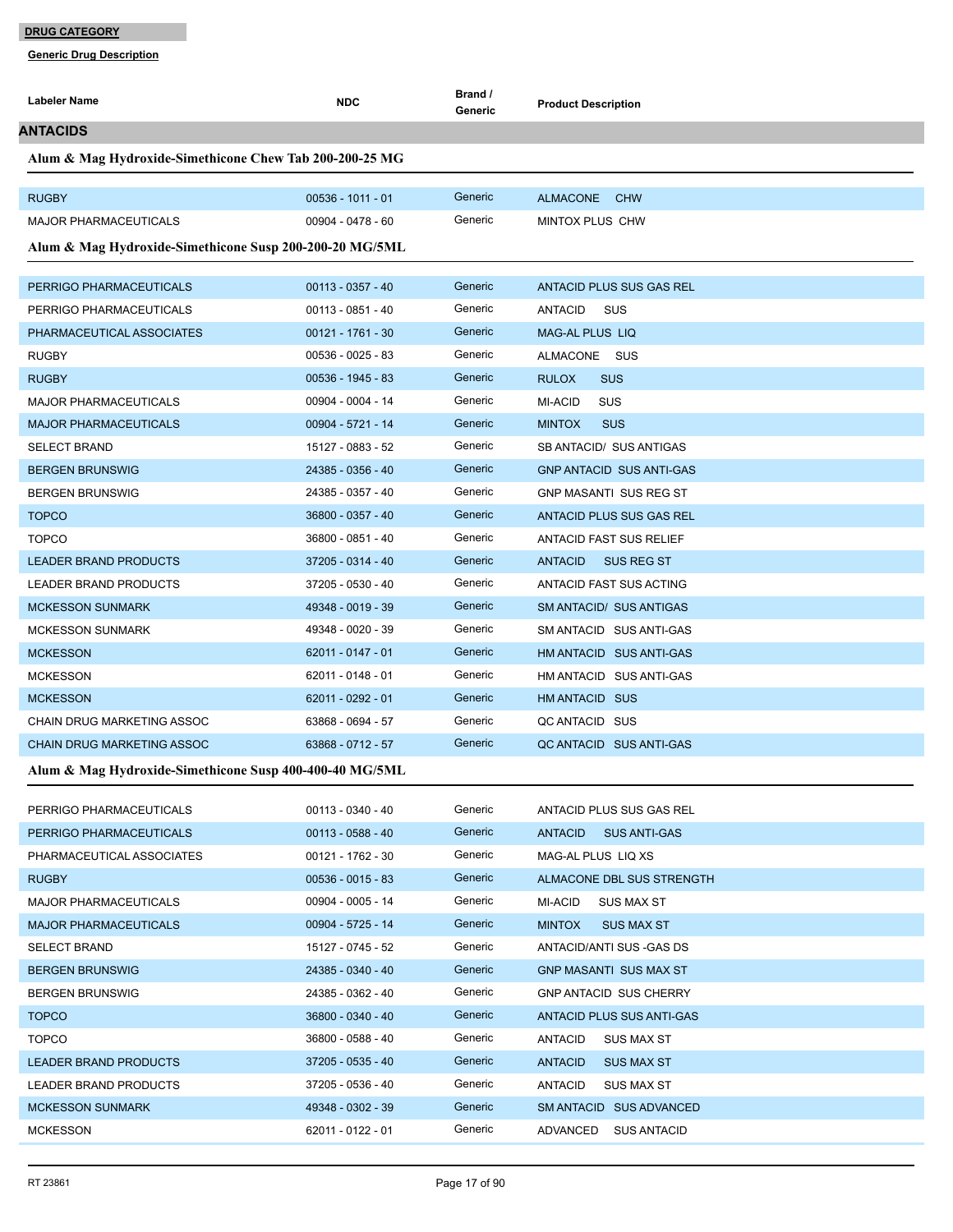**DRUG CATEGORY**

**Generic Drug Description**

| Labeler Name | NDC | Brand / Generic | Product Description |
|---|---|---|---|

## ANTACIDS

### Alum & Mag Hydroxide-Simethicone Chew Tab 200-200-25 MG

| Labeler Name | NDC | Brand / Generic | Product Description |
|---|---|---|---|
| RUGBY | 00536 - 1011 - 01 | Generic | ALMACONE CHW |
| MAJOR PHARMACEUTICALS | 00904 - 0478 - 60 | Generic | MINTOX PLUS CHW |

### Alum & Mag Hydroxide-Simethicone Susp 200-200-20 MG/5ML

| Labeler Name | NDC | Brand / Generic | Product Description |
|---|---|---|---|
| PERRIGO PHARMACEUTICALS | 00113 - 0357 - 40 | Generic | ANTACID PLUS SUS GAS REL |
| PERRIGO PHARMACEUTICALS | 00113 - 0851 - 40 | Generic | ANTACID SUS |
| PHARMACEUTICAL ASSOCIATES | 00121 - 1761 - 30 | Generic | MAG-AL PLUS LIQ |
| RUGBY | 00536 - 0025 - 83 | Generic | ALMACONE SUS |
| RUGBY | 00536 - 1945 - 83 | Generic | RULOX SUS |
| MAJOR PHARMACEUTICALS | 00904 - 0004 - 14 | Generic | MI-ACID SUS |
| MAJOR PHARMACEUTICALS | 00904 - 5721 - 14 | Generic | MINTOX SUS |
| SELECT BRAND | 15127 - 0883 - 52 | Generic | SB ANTACID/ SUS ANTIGAS |
| BERGEN BRUNSWIG | 24385 - 0356 - 40 | Generic | GNP ANTACID SUS ANTI-GAS |
| BERGEN BRUNSWIG | 24385 - 0357 - 40 | Generic | GNP MASANTI SUS REG ST |
| TOPCO | 36800 - 0357 - 40 | Generic | ANTACID PLUS SUS GAS REL |
| TOPCO | 36800 - 0851 - 40 | Generic | ANTACID FAST SUS RELIEF |
| LEADER BRAND PRODUCTS | 37205 - 0314 - 40 | Generic | ANTACID SUS REG ST |
| LEADER BRAND PRODUCTS | 37205 - 0530 - 40 | Generic | ANTACID FAST SUS ACTING |
| MCKESSON SUNMARK | 49348 - 0019 - 39 | Generic | SM ANTACID/ SUS ANTIGAS |
| MCKESSON SUNMARK | 49348 - 0020 - 39 | Generic | SM ANTACID SUS ANTI-GAS |
| MCKESSON | 62011 - 0147 - 01 | Generic | HM ANTACID SUS ANTI-GAS |
| MCKESSON | 62011 - 0148 - 01 | Generic | HM ANTACID SUS ANTI-GAS |
| MCKESSON | 62011 - 0292 - 01 | Generic | HM ANTACID SUS |
| CHAIN DRUG MARKETING ASSOC | 63868 - 0694 - 57 | Generic | QC ANTACID SUS |
| CHAIN DRUG MARKETING ASSOC | 63868 - 0712 - 57 | Generic | QC ANTACID SUS ANTI-GAS |

### Alum & Mag Hydroxide-Simethicone Susp 400-400-40 MG/5ML

| Labeler Name | NDC | Brand / Generic | Product Description |
|---|---|---|---|
| PERRIGO PHARMACEUTICALS | 00113 - 0340 - 40 | Generic | ANTACID PLUS SUS GAS REL |
| PERRIGO PHARMACEUTICALS | 00113 - 0588 - 40 | Generic | ANTACID SUS ANTI-GAS |
| PHARMACEUTICAL ASSOCIATES | 00121 - 1762 - 30 | Generic | MAG-AL PLUS LIQ XS |
| RUGBY | 00536 - 0015 - 83 | Generic | ALMACONE DBL SUS STRENGTH |
| MAJOR PHARMACEUTICALS | 00904 - 0005 - 14 | Generic | MI-ACID SUS MAX ST |
| MAJOR PHARMACEUTICALS | 00904 - 5725 - 14 | Generic | MINTOX SUS MAX ST |
| SELECT BRAND | 15127 - 0745 - 52 | Generic | ANTACID/ANTI SUS -GAS DS |
| BERGEN BRUNSWIG | 24385 - 0340 - 40 | Generic | GNP MASANTI SUS MAX ST |
| BERGEN BRUNSWIG | 24385 - 0362 - 40 | Generic | GNP ANTACID SUS CHERRY |
| TOPCO | 36800 - 0340 - 40 | Generic | ANTACID PLUS SUS ANTI-GAS |
| TOPCO | 36800 - 0588 - 40 | Generic | ANTACID SUS MAX ST |
| LEADER BRAND PRODUCTS | 37205 - 0535 - 40 | Generic | ANTACID SUS MAX ST |
| LEADER BRAND PRODUCTS | 37205 - 0536 - 40 | Generic | ANTACID SUS MAX ST |
| MCKESSON SUNMARK | 49348 - 0302 - 39 | Generic | SM ANTACID SUS ADVANCED |
| MCKESSON | 62011 - 0122 - 01 | Generic | ADVANCED SUS ANTACID |

RT 23861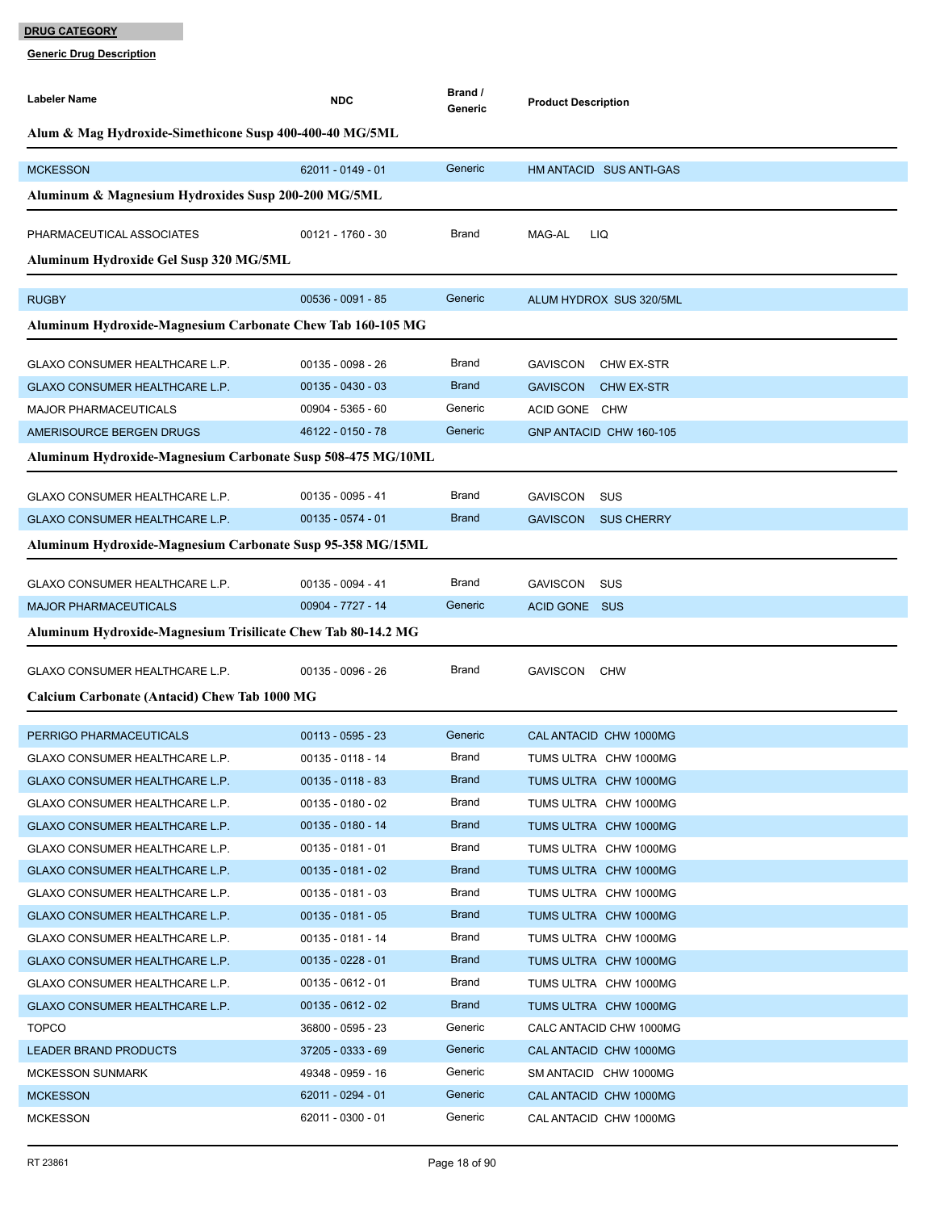**DRUG CATEGORY**

**Generic Drug Description**

| Labeler Name | NDC | Brand / Generic | Product Description |
|---|---|---|---|
| **Alum & Mag Hydroxide-Simethicone Susp 400-400-40 MG/5ML** | | | |
| MCKESSON | 62011 - 0149 - 01 | Generic | HM ANTACID SUS ANTI-GAS |
| **Aluminum & Magnesium Hydroxides Susp 200-200 MG/5ML** | | | |
| PHARMACEUTICAL ASSOCIATES | 00121 - 1760 - 30 | Brand | MAG-AL LIQ |
| **Aluminum Hydroxide Gel Susp 320 MG/5ML** | | | |
| RUGBY | 00536 - 0091 - 85 | Generic | ALUM HYDROX SUS 320/5ML |
| **Aluminum Hydroxide-Magnesium Carbonate Chew Tab 160-105 MG** | | | |
| GLAXO CONSUMER HEALTHCARE L.P. | 00135 - 0098 - 26 | Brand | GAVISCON CHW EX-STR |
| GLAXO CONSUMER HEALTHCARE L.P. | 00135 - 0430 - 03 | Brand | GAVISCON CHW EX-STR |
| MAJOR PHARMACEUTICALS | 00904 - 5365 - 60 | Generic | ACID GONE CHW |
| AMERISOURCE BERGEN DRUGS | 46122 - 0150 - 78 | Generic | GNP ANTACID CHW 160-105 |
| **Aluminum Hydroxide-Magnesium Carbonate Susp 508-475 MG/10ML** | | | |
| GLAXO CONSUMER HEALTHCARE L.P. | 00135 - 0095 - 41 | Brand | GAVISCON SUS |
| GLAXO CONSUMER HEALTHCARE L.P. | 00135 - 0574 - 01 | Brand | GAVISCON SUS CHERRY |
| **Aluminum Hydroxide-Magnesium Carbonate Susp 95-358 MG/15ML** | | | |
| GLAXO CONSUMER HEALTHCARE L.P. | 00135 - 0094 - 41 | Brand | GAVISCON SUS |
| MAJOR PHARMACEUTICALS | 00904 - 7727 - 14 | Generic | ACID GONE SUS |
| **Aluminum Hydroxide-Magnesium Trisilicate Chew Tab 80-14.2 MG** | | | |
| GLAXO CONSUMER HEALTHCARE L.P. | 00135 - 0096 - 26 | Brand | GAVISCON CHW |
| **Calcium Carbonate (Antacid) Chew Tab 1000 MG** | | | |
| PERRIGO PHARMACEUTICALS | 00113 - 0595 - 23 | Generic | CAL ANTACID CHW 1000MG |
| GLAXO CONSUMER HEALTHCARE L.P. | 00135 - 0118 - 14 | Brand | TUMS ULTRA CHW 1000MG |
| GLAXO CONSUMER HEALTHCARE L.P. | 00135 - 0118 - 83 | Brand | TUMS ULTRA CHW 1000MG |
| GLAXO CONSUMER HEALTHCARE L.P. | 00135 - 0180 - 02 | Brand | TUMS ULTRA CHW 1000MG |
| GLAXO CONSUMER HEALTHCARE L.P. | 00135 - 0180 - 14 | Brand | TUMS ULTRA CHW 1000MG |
| GLAXO CONSUMER HEALTHCARE L.P. | 00135 - 0181 - 01 | Brand | TUMS ULTRA CHW 1000MG |
| GLAXO CONSUMER HEALTHCARE L.P. | 00135 - 0181 - 02 | Brand | TUMS ULTRA CHW 1000MG |
| GLAXO CONSUMER HEALTHCARE L.P. | 00135 - 0181 - 03 | Brand | TUMS ULTRA CHW 1000MG |
| GLAXO CONSUMER HEALTHCARE L.P. | 00135 - 0181 - 05 | Brand | TUMS ULTRA CHW 1000MG |
| GLAXO CONSUMER HEALTHCARE L.P. | 00135 - 0181 - 14 | Brand | TUMS ULTRA CHW 1000MG |
| GLAXO CONSUMER HEALTHCARE L.P. | 00135 - 0228 - 01 | Brand | TUMS ULTRA CHW 1000MG |
| GLAXO CONSUMER HEALTHCARE L.P. | 00135 - 0612 - 01 | Brand | TUMS ULTRA CHW 1000MG |
| GLAXO CONSUMER HEALTHCARE L.P. | 00135 - 0612 - 02 | Brand | TUMS ULTRA CHW 1000MG |
| TOPCO | 36800 - 0595 - 23 | Generic | CALC ANTACID CHW 1000MG |
| LEADER BRAND PRODUCTS | 37205 - 0333 - 69 | Generic | CAL ANTACID CHW 1000MG |
| MCKESSON SUNMARK | 49348 - 0959 - 16 | Generic | SM ANTACID CHW 1000MG |
| MCKESSON | 62011 - 0294 - 01 | Generic | CAL ANTACID CHW 1000MG |
| MCKESSON | 62011 - 0300 - 01 | Generic | CAL ANTACID CHW 1000MG |

RT 23861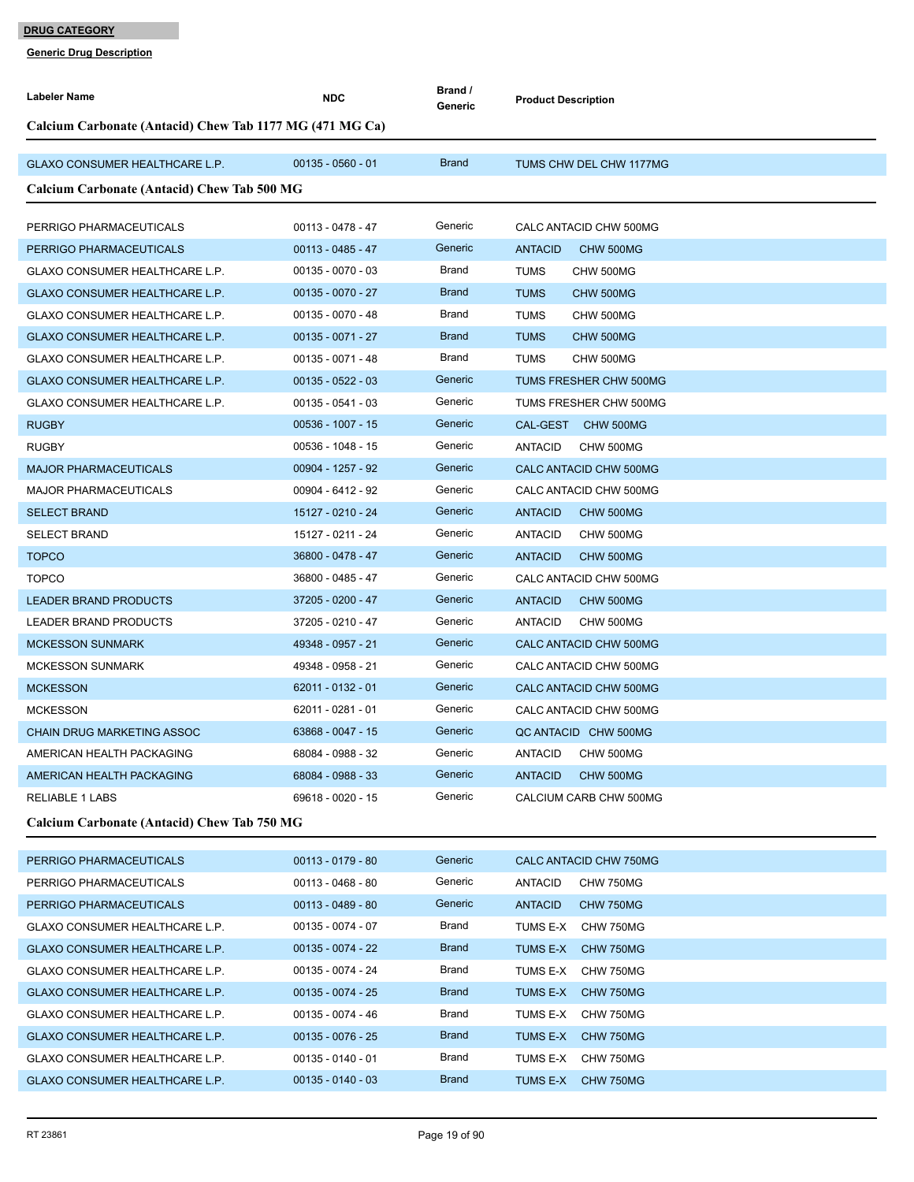**DRUG CATEGORY**

**Generic Drug Description**

| Labeler Name | NDC | Brand / Generic | Product Description |
|---|---|---|---|
| **Calcium Carbonate (Antacid) Chew Tab 1177 MG (471 MG Ca)** | | | |
| GLAXO CONSUMER HEALTHCARE L.P. | 00135 - 0560 - 01 | Brand | TUMS CHW DEL CHW 1177MG |
| **Calcium Carbonate (Antacid) Chew Tab 500 MG** | | | |
| PERRIGO PHARMACEUTICALS | 00113 - 0478 - 47 | Generic | CALC ANTACID CHW 500MG |
| PERRIGO PHARMACEUTICALS | 00113 - 0485 - 47 | Generic | ANTACID CHW 500MG |
| GLAXO CONSUMER HEALTHCARE L.P. | 00135 - 0070 - 03 | Brand | TUMS CHW 500MG |
| GLAXO CONSUMER HEALTHCARE L.P. | 00135 - 0070 - 27 | Brand | TUMS CHW 500MG |
| GLAXO CONSUMER HEALTHCARE L.P. | 00135 - 0070 - 48 | Brand | TUMS CHW 500MG |
| GLAXO CONSUMER HEALTHCARE L.P. | 00135 - 0071 - 27 | Brand | TUMS CHW 500MG |
| GLAXO CONSUMER HEALTHCARE L.P. | 00135 - 0071 - 48 | Brand | TUMS CHW 500MG |
| GLAXO CONSUMER HEALTHCARE L.P. | 00135 - 0522 - 03 | Generic | TUMS FRESHER CHW 500MG |
| GLAXO CONSUMER HEALTHCARE L.P. | 00135 - 0541 - 03 | Generic | TUMS FRESHER CHW 500MG |
| RUGBY | 00536 - 1007 - 15 | Generic | CAL-GEST CHW 500MG |
| RUGBY | 00536 - 1048 - 15 | Generic | ANTACID CHW 500MG |
| MAJOR PHARMACEUTICALS | 00904 - 1257 - 92 | Generic | CALC ANTACID CHW 500MG |
| MAJOR PHARMACEUTICALS | 00904 - 6412 - 92 | Generic | CALC ANTACID CHW 500MG |
| SELECT BRAND | 15127 - 0210 - 24 | Generic | ANTACID CHW 500MG |
| SELECT BRAND | 15127 - 0211 - 24 | Generic | ANTACID CHW 500MG |
| TOPCO | 36800 - 0478 - 47 | Generic | ANTACID CHW 500MG |
| TOPCO | 36800 - 0485 - 47 | Generic | CALC ANTACID CHW 500MG |
| LEADER BRAND PRODUCTS | 37205 - 0200 - 47 | Generic | ANTACID CHW 500MG |
| LEADER BRAND PRODUCTS | 37205 - 0210 - 47 | Generic | ANTACID CHW 500MG |
| MCKESSON SUNMARK | 49348 - 0957 - 21 | Generic | CALC ANTACID CHW 500MG |
| MCKESSON SUNMARK | 49348 - 0958 - 21 | Generic | CALC ANTACID CHW 500MG |
| MCKESSON | 62011 - 0132 - 01 | Generic | CALC ANTACID CHW 500MG |
| MCKESSON | 62011 - 0281 - 01 | Generic | CALC ANTACID CHW 500MG |
| CHAIN DRUG MARKETING ASSOC | 63868 - 0047 - 15 | Generic | QC ANTACID CHW 500MG |
| AMERICAN HEALTH PACKAGING | 68084 - 0988 - 32 | Generic | ANTACID CHW 500MG |
| AMERICAN HEALTH PACKAGING | 68084 - 0988 - 33 | Generic | ANTACID CHW 500MG |
| RELIABLE 1 LABS | 69618 - 0020 - 15 | Generic | CALCIUM CARB CHW 500MG |
| **Calcium Carbonate (Antacid) Chew Tab 750 MG** | | | |
| PERRIGO PHARMACEUTICALS | 00113 - 0179 - 80 | Generic | CALC ANTACID CHW 750MG |
| PERRIGO PHARMACEUTICALS | 00113 - 0468 - 80 | Generic | ANTACID CHW 750MG |
| PERRIGO PHARMACEUTICALS | 00113 - 0489 - 80 | Generic | ANTACID CHW 750MG |
| GLAXO CONSUMER HEALTHCARE L.P. | 00135 - 0074 - 07 | Brand | TUMS E-X CHW 750MG |
| GLAXO CONSUMER HEALTHCARE L.P. | 00135 - 0074 - 22 | Brand | TUMS E-X CHW 750MG |
| GLAXO CONSUMER HEALTHCARE L.P. | 00135 - 0074 - 24 | Brand | TUMS E-X CHW 750MG |
| GLAXO CONSUMER HEALTHCARE L.P. | 00135 - 0074 - 25 | Brand | TUMS E-X CHW 750MG |
| GLAXO CONSUMER HEALTHCARE L.P. | 00135 - 0074 - 46 | Brand | TUMS E-X CHW 750MG |
| GLAXO CONSUMER HEALTHCARE L.P. | 00135 - 0076 - 25 | Brand | TUMS E-X CHW 750MG |
| GLAXO CONSUMER HEALTHCARE L.P. | 00135 - 0140 - 01 | Brand | TUMS E-X CHW 750MG |
| GLAXO CONSUMER HEALTHCARE L.P. | 00135 - 0140 - 03 | Brand | TUMS E-X CHW 750MG |

RT 23861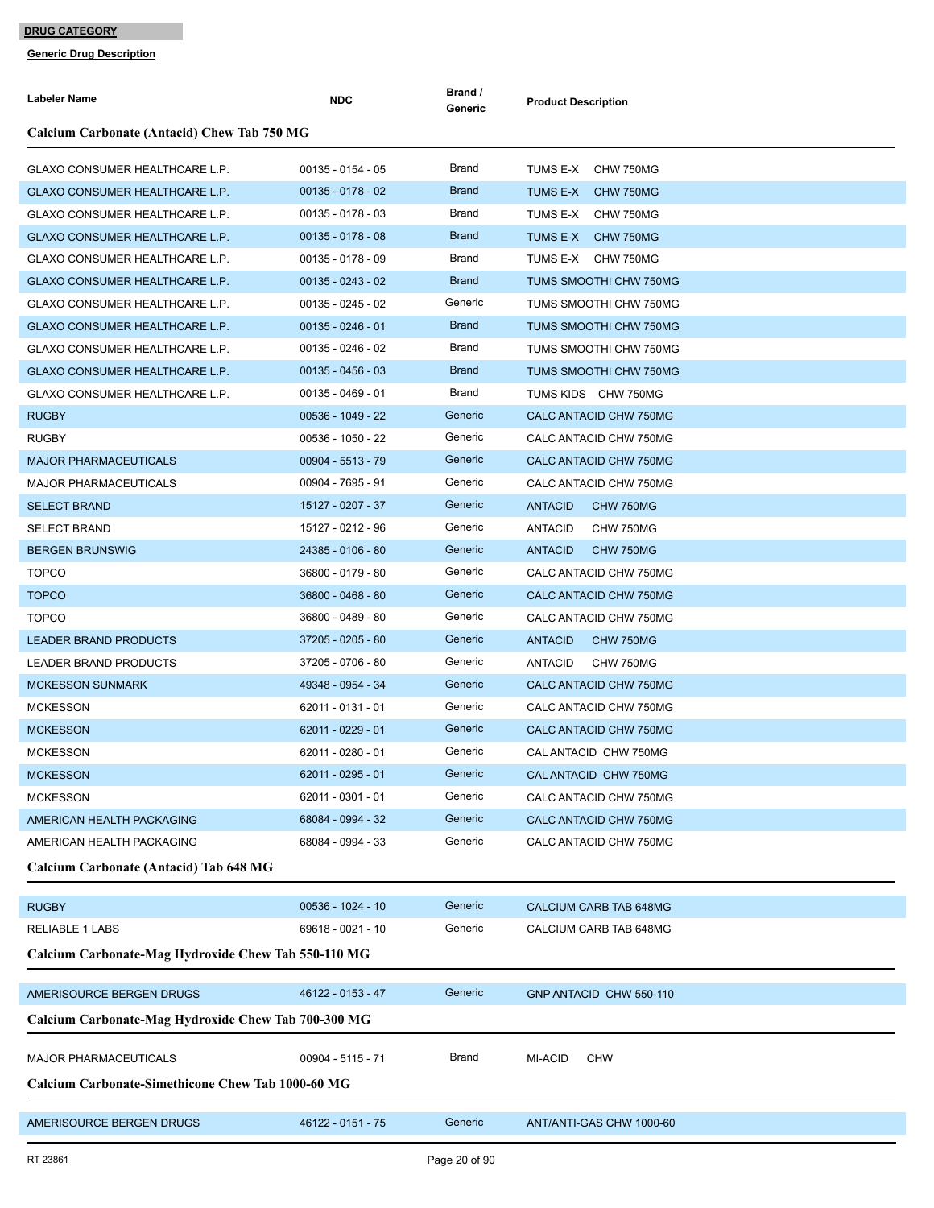**DRUG CATEGORY**

**Generic Drug Description**

| Labeler Name | NDC | Brand / Generic | Product Description |
|---|---|---|---|
| **Calcium Carbonate (Antacid) Chew Tab 750 MG** | | | |
| GLAXO CONSUMER HEALTHCARE L.P. | 00135 - 0154 - 05 | Brand | TUMS E-X CHW 750MG |
| GLAXO CONSUMER HEALTHCARE L.P. | 00135 - 0178 - 02 | Brand | TUMS E-X CHW 750MG |
| GLAXO CONSUMER HEALTHCARE L.P. | 00135 - 0178 - 03 | Brand | TUMS E-X CHW 750MG |
| GLAXO CONSUMER HEALTHCARE L.P. | 00135 - 0178 - 08 | Brand | TUMS E-X CHW 750MG |
| GLAXO CONSUMER HEALTHCARE L.P. | 00135 - 0178 - 09 | Brand | TUMS E-X CHW 750MG |
| GLAXO CONSUMER HEALTHCARE L.P. | 00135 - 0243 - 02 | Brand | TUMS SMOOTHI CHW 750MG |
| GLAXO CONSUMER HEALTHCARE L.P. | 00135 - 0245 - 02 | Generic | TUMS SMOOTHI CHW 750MG |
| GLAXO CONSUMER HEALTHCARE L.P. | 00135 - 0246 - 01 | Brand | TUMS SMOOTHI CHW 750MG |
| GLAXO CONSUMER HEALTHCARE L.P. | 00135 - 0246 - 02 | Brand | TUMS SMOOTHI CHW 750MG |
| GLAXO CONSUMER HEALTHCARE L.P. | 00135 - 0456 - 03 | Brand | TUMS SMOOTHI CHW 750MG |
| GLAXO CONSUMER HEALTHCARE L.P. | 00135 - 0469 - 01 | Brand | TUMS KIDS CHW 750MG |
| RUGBY | 00536 - 1049 - 22 | Generic | CALC ANTACID CHW 750MG |
| RUGBY | 00536 - 1050 - 22 | Generic | CALC ANTACID CHW 750MG |
| MAJOR PHARMACEUTICALS | 00904 - 5513 - 79 | Generic | CALC ANTACID CHW 750MG |
| MAJOR PHARMACEUTICALS | 00904 - 7695 - 91 | Generic | CALC ANTACID CHW 750MG |
| SELECT BRAND | 15127 - 0207 - 37 | Generic | ANTACID CHW 750MG |
| SELECT BRAND | 15127 - 0212 - 96 | Generic | ANTACID CHW 750MG |
| BERGEN BRUNSWIG | 24385 - 0106 - 80 | Generic | ANTACID CHW 750MG |
| TOPCO | 36800 - 0179 - 80 | Generic | CALC ANTACID CHW 750MG |
| TOPCO | 36800 - 0468 - 80 | Generic | CALC ANTACID CHW 750MG |
| TOPCO | 36800 - 0489 - 80 | Generic | CALC ANTACID CHW 750MG |
| LEADER BRAND PRODUCTS | 37205 - 0205 - 80 | Generic | ANTACID CHW 750MG |
| LEADER BRAND PRODUCTS | 37205 - 0706 - 80 | Generic | ANTACID CHW 750MG |
| MCKESSON SUNMARK | 49348 - 0954 - 34 | Generic | CALC ANTACID CHW 750MG |
| MCKESSON | 62011 - 0131 - 01 | Generic | CALC ANTACID CHW 750MG |
| MCKESSON | 62011 - 0229 - 01 | Generic | CALC ANTACID CHW 750MG |
| MCKESSON | 62011 - 0280 - 01 | Generic | CAL ANTACID CHW 750MG |
| MCKESSON | 62011 - 0295 - 01 | Generic | CAL ANTACID CHW 750MG |
| MCKESSON | 62011 - 0301 - 01 | Generic | CALC ANTACID CHW 750MG |
| AMERICAN HEALTH PACKAGING | 68084 - 0994 - 32 | Generic | CALC ANTACID CHW 750MG |
| AMERICAN HEALTH PACKAGING | 68084 - 0994 - 33 | Generic | CALC ANTACID CHW 750MG |
| **Calcium Carbonate (Antacid) Tab 648 MG** | | | |
| RUGBY | 00536 - 1024 - 10 | Generic | CALCIUM CARB TAB 648MG |
| RELIABLE 1 LABS | 69618 - 0021 - 10 | Generic | CALCIUM CARB TAB 648MG |
| **Calcium Carbonate-Mag Hydroxide Chew Tab 550-110 MG** | | | |
| AMERISOURCE BERGEN DRUGS | 46122 - 0153 - 47 | Generic | GNP ANTACID CHW 550-110 |
| **Calcium Carbonate-Mag Hydroxide Chew Tab 700-300 MG** | | | |
| MAJOR PHARMACEUTICALS | 00904 - 5115 - 71 | Brand | MI-ACID CHW |
| **Calcium Carbonate-Simethicone Chew Tab 1000-60 MG** | | | |
| AMERISOURCE BERGEN DRUGS | 46122 - 0151 - 75 | Generic | ANT/ANTI-GAS CHW 1000-60 |

RT 23861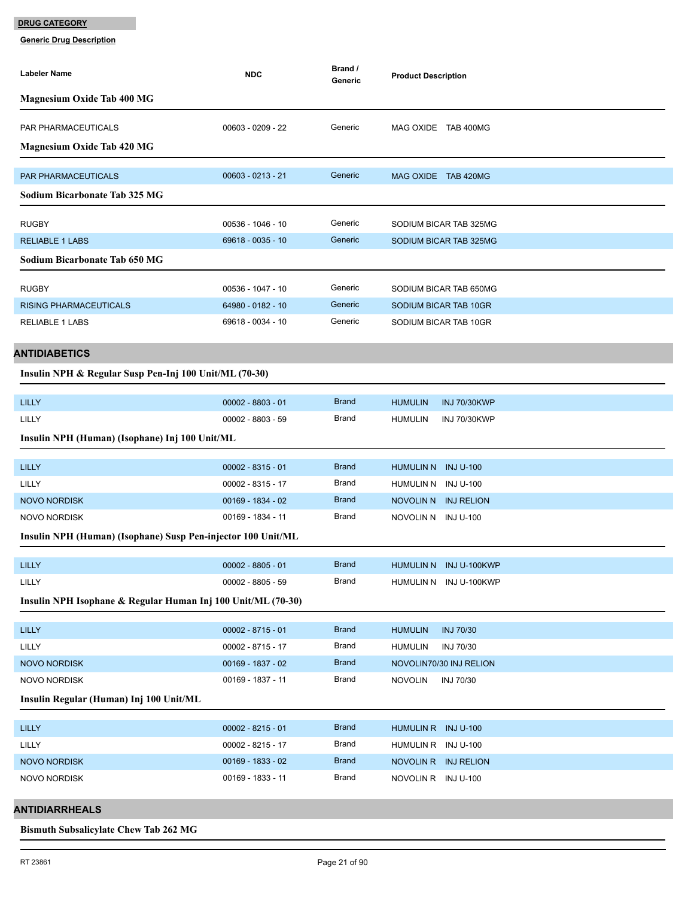**DRUG CATEGORY**

**Generic Drug Description**

| Labeler Name | NDC | Brand / Generic | Product Description |
|---|---|---|---|

### Magnesium Oxide Tab 400 MG

| Labeler Name | NDC | Brand / Generic | Product Description |
|---|---|---|---|
| PAR PHARMACEUTICALS | 00603 - 0209 - 22 | Generic | MAG OXIDE TAB 400MG |

### Magnesium Oxide Tab 420 MG

| Labeler Name | NDC | Brand / Generic | Product Description |
|---|---|---|---|
| PAR PHARMACEUTICALS | 00603 - 0213 - 21 | Generic | MAG OXIDE TAB 420MG |

### Sodium Bicarbonate Tab 325 MG

| Labeler Name | NDC | Brand / Generic | Product Description |
|---|---|---|---|
| RUGBY | 00536 - 1046 - 10 | Generic | SODIUM BICAR TAB 325MG |
| RELIABLE 1 LABS | 69618 - 0035 - 10 | Generic | SODIUM BICAR TAB 325MG |

### Sodium Bicarbonate Tab 650 MG

| Labeler Name | NDC | Brand / Generic | Product Description |
|---|---|---|---|
| RUGBY | 00536 - 1047 - 10 | Generic | SODIUM BICAR TAB 650MG |
| RISING PHARMACEUTICALS | 64980 - 0182 - 10 | Generic | SODIUM BICAR TAB 10GR |
| RELIABLE 1 LABS | 69618 - 0034 - 10 | Generic | SODIUM BICAR TAB 10GR |

## ANTIDIABETICS

### Insulin NPH & Regular Susp Pen-Inj 100 Unit/ML (70-30)

| Labeler Name | NDC | Brand / Generic | Product Description |
|---|---|---|---|
| LILLY | 00002 - 8803 - 01 | Brand | HUMULIN INJ 70/30KWP |
| LILLY | 00002 - 8803 - 59 | Brand | HUMULIN INJ 70/30KWP |

### Insulin NPH (Human) (Isophane) Inj 100 Unit/ML

| Labeler Name | NDC | Brand / Generic | Product Description |
|---|---|---|---|
| LILLY | 00002 - 8315 - 01 | Brand | HUMULIN N INJ U-100 |
| LILLY | 00002 - 8315 - 17 | Brand | HUMULIN N INJ U-100 |
| NOVO NORDISK | 00169 - 1834 - 02 | Brand | NOVOLIN N INJ RELION |
| NOVO NORDISK | 00169 - 1834 - 11 | Brand | NOVOLIN N INJ U-100 |

### Insulin NPH (Human) (Isophane) Susp Pen-injector 100 Unit/ML

| Labeler Name | NDC | Brand / Generic | Product Description |
|---|---|---|---|
| LILLY | 00002 - 8805 - 01 | Brand | HUMULIN N INJ U-100KWP |
| LILLY | 00002 - 8805 - 59 | Brand | HUMULIN N INJ U-100KWP |

### Insulin NPH Isophane & Regular Human Inj 100 Unit/ML (70-30)

| Labeler Name | NDC | Brand / Generic | Product Description |
|---|---|---|---|
| LILLY | 00002 - 8715 - 01 | Brand | HUMULIN INJ 70/30 |
| LILLY | 00002 - 8715 - 17 | Brand | HUMULIN INJ 70/30 |
| NOVO NORDISK | 00169 - 1837 - 02 | Brand | NOVOLIN70/30 INJ RELION |
| NOVO NORDISK | 00169 - 1837 - 11 | Brand | NOVOLIN INJ 70/30 |

### Insulin Regular (Human) Inj 100 Unit/ML

| Labeler Name | NDC | Brand / Generic | Product Description |
|---|---|---|---|
| LILLY | 00002 - 8215 - 01 | Brand | HUMULIN R INJ U-100 |
| LILLY | 00002 - 8215 - 17 | Brand | HUMULIN R INJ U-100 |
| NOVO NORDISK | 00169 - 1833 - 02 | Brand | NOVOLIN R INJ RELION |
| NOVO NORDISK | 00169 - 1833 - 11 | Brand | NOVOLIN R INJ U-100 |

## ANTIDIARRHEALS

### Bismuth Subsalicylate Chew Tab 262 MG

RT 23861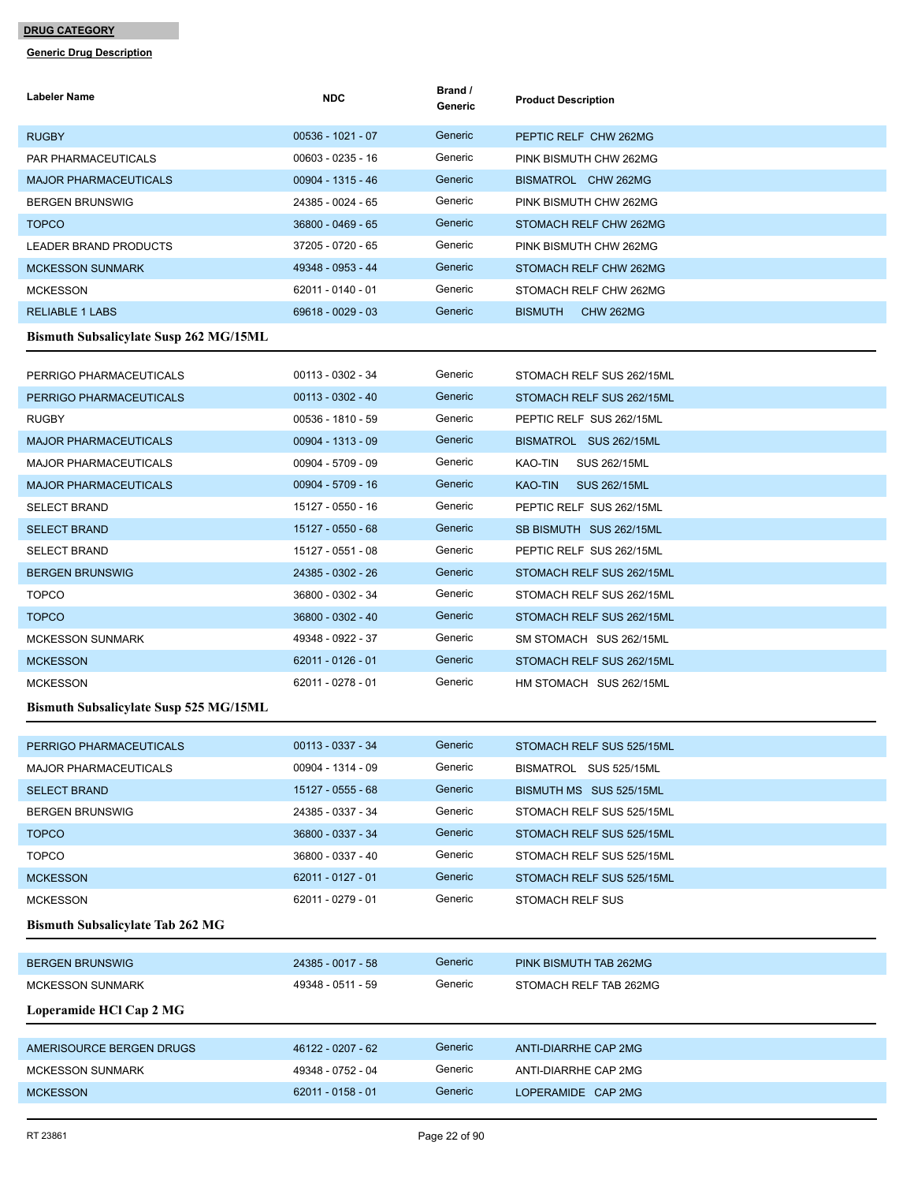**DRUG CATEGORY**

**Generic Drug Description**

| Labeler Name | NDC | Brand / Generic | Product Description |
|---|---|---|---|
| RUGBY | 00536 - 1021 - 07 | Generic | PEPTIC RELF CHW 262MG |
| PAR PHARMACEUTICALS | 00603 - 0235 - 16 | Generic | PINK BISMUTH CHW 262MG |
| MAJOR PHARMACEUTICALS | 00904 - 1315 - 46 | Generic | BISMATROL CHW 262MG |
| BERGEN BRUNSWIG | 24385 - 0024 - 65 | Generic | PINK BISMUTH CHW 262MG |
| TOPCO | 36800 - 0469 - 65 | Generic | STOMACH RELF CHW 262MG |
| LEADER BRAND PRODUCTS | 37205 - 0720 - 65 | Generic | PINK BISMUTH CHW 262MG |
| MCKESSON SUNMARK | 49348 - 0953 - 44 | Generic | STOMACH RELF CHW 262MG |
| MCKESSON | 62011 - 0140 - 01 | Generic | STOMACH RELF CHW 262MG |
| RELIABLE 1 LABS | 69618 - 0029 - 03 | Generic | BISMUTH CHW 262MG |

**Bismuth Subsalicylate Susp 262 MG/15ML**

| Labeler Name | NDC | Brand / Generic | Product Description |
|---|---|---|---|
| PERRIGO PHARMACEUTICALS | 00113 - 0302 - 34 | Generic | STOMACH RELF SUS 262/15ML |
| PERRIGO PHARMACEUTICALS | 00113 - 0302 - 40 | Generic | STOMACH RELF SUS 262/15ML |
| RUGBY | 00536 - 1810 - 59 | Generic | PEPTIC RELF SUS 262/15ML |
| MAJOR PHARMACEUTICALS | 00904 - 1313 - 09 | Generic | BISMATROL SUS 262/15ML |
| MAJOR PHARMACEUTICALS | 00904 - 5709 - 09 | Generic | KAO-TIN SUS 262/15ML |
| MAJOR PHARMACEUTICALS | 00904 - 5709 - 16 | Generic | KAO-TIN SUS 262/15ML |
| SELECT BRAND | 15127 - 0550 - 16 | Generic | PEPTIC RELF SUS 262/15ML |
| SELECT BRAND | 15127 - 0550 - 68 | Generic | SB BISMUTH SUS 262/15ML |
| SELECT BRAND | 15127 - 0551 - 08 | Generic | PEPTIC RELF SUS 262/15ML |
| BERGEN BRUNSWIG | 24385 - 0302 - 26 | Generic | STOMACH RELF SUS 262/15ML |
| TOPCO | 36800 - 0302 - 34 | Generic | STOMACH RELF SUS 262/15ML |
| TOPCO | 36800 - 0302 - 40 | Generic | STOMACH RELF SUS 262/15ML |
| MCKESSON SUNMARK | 49348 - 0922 - 37 | Generic | SM STOMACH SUS 262/15ML |
| MCKESSON | 62011 - 0126 - 01 | Generic | STOMACH RELF SUS 262/15ML |
| MCKESSON | 62011 - 0278 - 01 | Generic | HM STOMACH SUS 262/15ML |

**Bismuth Subsalicylate Susp 525 MG/15ML**

| Labeler Name | NDC | Brand / Generic | Product Description |
|---|---|---|---|
| PERRIGO PHARMACEUTICALS | 00113 - 0337 - 34 | Generic | STOMACH RELF SUS 525/15ML |
| MAJOR PHARMACEUTICALS | 00904 - 1314 - 09 | Generic | BISMATROL SUS 525/15ML |
| SELECT BRAND | 15127 - 0555 - 68 | Generic | BISMUTH MS SUS 525/15ML |
| BERGEN BRUNSWIG | 24385 - 0337 - 34 | Generic | STOMACH RELF SUS 525/15ML |
| TOPCO | 36800 - 0337 - 34 | Generic | STOMACH RELF SUS 525/15ML |
| TOPCO | 36800 - 0337 - 40 | Generic | STOMACH RELF SUS 525/15ML |
| MCKESSON | 62011 - 0127 - 01 | Generic | STOMACH RELF SUS 525/15ML |
| MCKESSON | 62011 - 0279 - 01 | Generic | STOMACH RELF SUS |

**Bismuth Subsalicylate Tab 262 MG**

| Labeler Name | NDC | Brand / Generic | Product Description |
|---|---|---|---|
| BERGEN BRUNSWIG | 24385 - 0017 - 58 | Generic | PINK BISMUTH TAB 262MG |
| MCKESSON SUNMARK | 49348 - 0511 - 59 | Generic | STOMACH RELF TAB 262MG |

**Loperamide HCl Cap 2 MG**

| Labeler Name | NDC | Brand / Generic | Product Description |
|---|---|---|---|
| AMERISOURCE BERGEN DRUGS | 46122 - 0207 - 62 | Generic | ANTI-DIARRHE CAP 2MG |
| MCKESSON SUNMARK | 49348 - 0752 - 04 | Generic | ANTI-DIARRHE CAP 2MG |
| MCKESSON | 62011 - 0158 - 01 | Generic | LOPERAMIDE CAP 2MG |

RT 23861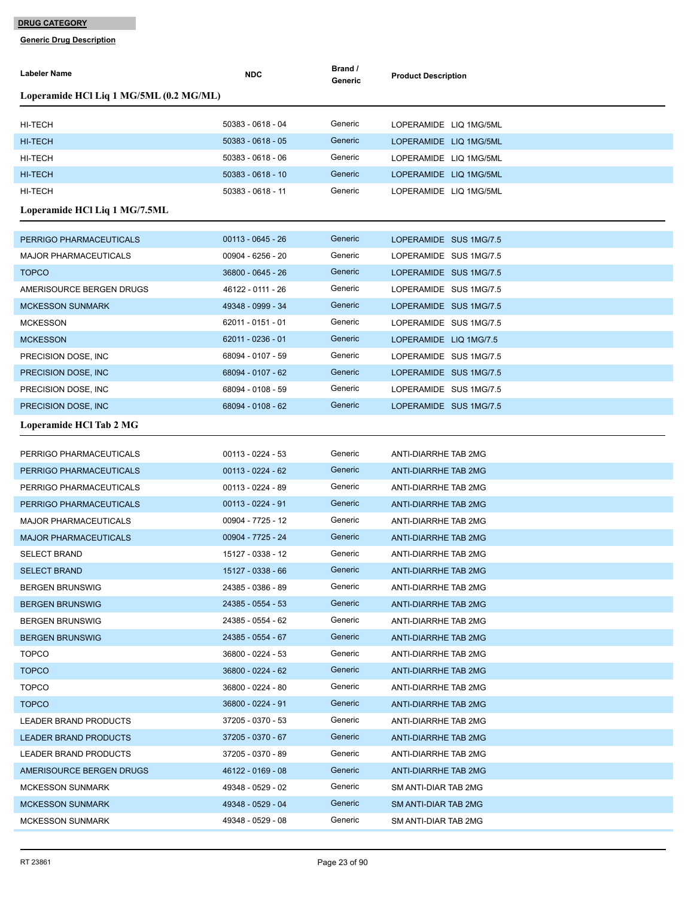**DRUG CATEGORY**

**Generic Drug Description**

| Labeler Name | NDC | Brand / Generic | Product Description |
|---|---|---|---|
| **Loperamide HCl Liq 1 MG/5ML (0.2 MG/ML)** | | | |
| HI-TECH | 50383 - 0618 - 04 | Generic | LOPERAMIDE LIQ 1MG/5ML |
| HI-TECH | 50383 - 0618 - 05 | Generic | LOPERAMIDE LIQ 1MG/5ML |
| HI-TECH | 50383 - 0618 - 06 | Generic | LOPERAMIDE LIQ 1MG/5ML |
| HI-TECH | 50383 - 0618 - 10 | Generic | LOPERAMIDE LIQ 1MG/5ML |
| HI-TECH | 50383 - 0618 - 11 | Generic | LOPERAMIDE LIQ 1MG/5ML |
| **Loperamide HCl Liq 1 MG/7.5ML** | | | |
| PERRIGO PHARMACEUTICALS | 00113 - 0645 - 26 | Generic | LOPERAMIDE SUS 1MG/7.5 |
| MAJOR PHARMACEUTICALS | 00904 - 6256 - 20 | Generic | LOPERAMIDE SUS 1MG/7.5 |
| TOPCO | 36800 - 0645 - 26 | Generic | LOPERAMIDE SUS 1MG/7.5 |
| AMERISOURCE BERGEN DRUGS | 46122 - 0111 - 26 | Generic | LOPERAMIDE SUS 1MG/7.5 |
| MCKESSON SUNMARK | 49348 - 0999 - 34 | Generic | LOPERAMIDE SUS 1MG/7.5 |
| MCKESSON | 62011 - 0151 - 01 | Generic | LOPERAMIDE SUS 1MG/7.5 |
| MCKESSON | 62011 - 0236 - 01 | Generic | LOPERAMIDE LIQ 1MG/7.5 |
| PRECISION DOSE, INC | 68094 - 0107 - 59 | Generic | LOPERAMIDE SUS 1MG/7.5 |
| PRECISION DOSE, INC | 68094 - 0107 - 62 | Generic | LOPERAMIDE SUS 1MG/7.5 |
| PRECISION DOSE, INC | 68094 - 0108 - 59 | Generic | LOPERAMIDE SUS 1MG/7.5 |
| PRECISION DOSE, INC | 68094 - 0108 - 62 | Generic | LOPERAMIDE SUS 1MG/7.5 |
| **Loperamide HCl Tab 2 MG** | | | |
| PERRIGO PHARMACEUTICALS | 00113 - 0224 - 53 | Generic | ANTI-DIARRHE TAB 2MG |
| PERRIGO PHARMACEUTICALS | 00113 - 0224 - 62 | Generic | ANTI-DIARRHE TAB 2MG |
| PERRIGO PHARMACEUTICALS | 00113 - 0224 - 89 | Generic | ANTI-DIARRHE TAB 2MG |
| PERRIGO PHARMACEUTICALS | 00113 - 0224 - 91 | Generic | ANTI-DIARRHE TAB 2MG |
| MAJOR PHARMACEUTICALS | 00904 - 7725 - 12 | Generic | ANTI-DIARRHE TAB 2MG |
| MAJOR PHARMACEUTICALS | 00904 - 7725 - 24 | Generic | ANTI-DIARRHE TAB 2MG |
| SELECT BRAND | 15127 - 0338 - 12 | Generic | ANTI-DIARRHE TAB 2MG |
| SELECT BRAND | 15127 - 0338 - 66 | Generic | ANTI-DIARRHE TAB 2MG |
| BERGEN BRUNSWIG | 24385 - 0386 - 89 | Generic | ANTI-DIARRHE TAB 2MG |
| BERGEN BRUNSWIG | 24385 - 0554 - 53 | Generic | ANTI-DIARRHE TAB 2MG |
| BERGEN BRUNSWIG | 24385 - 0554 - 62 | Generic | ANTI-DIARRHE TAB 2MG |
| BERGEN BRUNSWIG | 24385 - 0554 - 67 | Generic | ANTI-DIARRHE TAB 2MG |
| TOPCO | 36800 - 0224 - 53 | Generic | ANTI-DIARRHE TAB 2MG |
| TOPCO | 36800 - 0224 - 62 | Generic | ANTI-DIARRHE TAB 2MG |
| TOPCO | 36800 - 0224 - 80 | Generic | ANTI-DIARRHE TAB 2MG |
| TOPCO | 36800 - 0224 - 91 | Generic | ANTI-DIARRHE TAB 2MG |
| LEADER BRAND PRODUCTS | 37205 - 0370 - 53 | Generic | ANTI-DIARRHE TAB 2MG |
| LEADER BRAND PRODUCTS | 37205 - 0370 - 67 | Generic | ANTI-DIARRHE TAB 2MG |
| LEADER BRAND PRODUCTS | 37205 - 0370 - 89 | Generic | ANTI-DIARRHE TAB 2MG |
| AMERISOURCE BERGEN DRUGS | 46122 - 0169 - 08 | Generic | ANTI-DIARRHE TAB 2MG |
| MCKESSON SUNMARK | 49348 - 0529 - 02 | Generic | SM ANTI-DIAR TAB 2MG |
| MCKESSON SUNMARK | 49348 - 0529 - 04 | Generic | SM ANTI-DIAR TAB 2MG |
| MCKESSON SUNMARK | 49348 - 0529 - 08 | Generic | SM ANTI-DIAR TAB 2MG |

RT 23861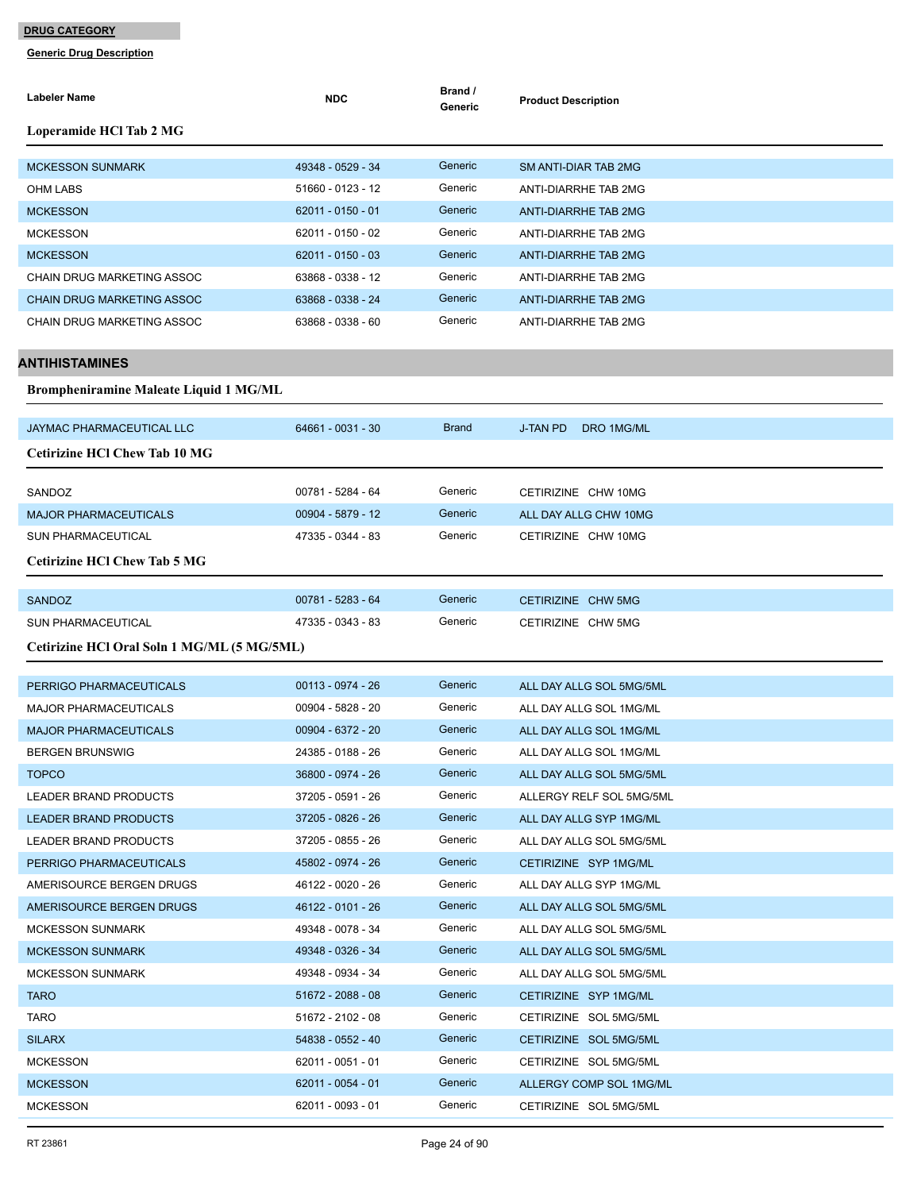**DRUG CATEGORY**

**Generic Drug Description**

| Labeler Name | NDC | Brand / Generic | Product Description |
|---|---|---|---|

### Loperamide HCl Tab 2 MG

| Labeler Name | NDC | Brand / Generic | Product Description |
|---|---|---|---|
| MCKESSON SUNMARK | 49348 - 0529 - 34 | Generic | SM ANTI-DIAR TAB 2MG |
| OHM LABS | 51660 - 0123 - 12 | Generic | ANTI-DIARRHE TAB 2MG |
| MCKESSON | 62011 - 0150 - 01 | Generic | ANTI-DIARRHE TAB 2MG |
| MCKESSON | 62011 - 0150 - 02 | Generic | ANTI-DIARRHE TAB 2MG |
| MCKESSON | 62011 - 0150 - 03 | Generic | ANTI-DIARRHE TAB 2MG |
| CHAIN DRUG MARKETING ASSOC | 63868 - 0338 - 12 | Generic | ANTI-DIARRHE TAB 2MG |
| CHAIN DRUG MARKETING ASSOC | 63868 - 0338 - 24 | Generic | ANTI-DIARRHE TAB 2MG |
| CHAIN DRUG MARKETING ASSOC | 63868 - 0338 - 60 | Generic | ANTI-DIARRHE TAB 2MG |

## ANTIHISTAMINES

### Brompheniramine Maleate Liquid 1 MG/ML

| Labeler Name | NDC | Brand / Generic | Product Description |
|---|---|---|---|
| JAYMAC PHARMACEUTICAL LLC | 64661 - 0031 - 30 | Brand | J-TAN PD DRO 1MG/ML |

### Cetirizine HCl Chew Tab 10 MG

| Labeler Name | NDC | Brand / Generic | Product Description |
|---|---|---|---|
| SANDOZ | 00781 - 5284 - 64 | Generic | CETIRIZINE CHW 10MG |
| MAJOR PHARMACEUTICALS | 00904 - 5879 - 12 | Generic | ALL DAY ALLG CHW 10MG |
| SUN PHARMACEUTICAL | 47335 - 0344 - 83 | Generic | CETIRIZINE CHW 10MG |

### Cetirizine HCl Chew Tab 5 MG

| Labeler Name | NDC | Brand / Generic | Product Description |
|---|---|---|---|
| SANDOZ | 00781 - 5283 - 64 | Generic | CETIRIZINE CHW 5MG |
| SUN PHARMACEUTICAL | 47335 - 0343 - 83 | Generic | CETIRIZINE CHW 5MG |

### Cetirizine HCl Oral Soln 1 MG/ML (5 MG/5ML)

| Labeler Name | NDC | Brand / Generic | Product Description |
|---|---|---|---|
| PERRIGO PHARMACEUTICALS | 00113 - 0974 - 26 | Generic | ALL DAY ALLG SOL 5MG/5ML |
| MAJOR PHARMACEUTICALS | 00904 - 5828 - 20 | Generic | ALL DAY ALLG SOL 1MG/ML |
| MAJOR PHARMACEUTICALS | 00904 - 6372 - 20 | Generic | ALL DAY ALLG SOL 1MG/ML |
| BERGEN BRUNSWIG | 24385 - 0188 - 26 | Generic | ALL DAY ALLG SOL 1MG/ML |
| TOPCO | 36800 - 0974 - 26 | Generic | ALL DAY ALLG SOL 5MG/5ML |
| LEADER BRAND PRODUCTS | 37205 - 0591 - 26 | Generic | ALLERGY RELF SOL 5MG/5ML |
| LEADER BRAND PRODUCTS | 37205 - 0826 - 26 | Generic | ALL DAY ALLG SYP 1MG/ML |
| LEADER BRAND PRODUCTS | 37205 - 0855 - 26 | Generic | ALL DAY ALLG SOL 5MG/5ML |
| PERRIGO PHARMACEUTICALS | 45802 - 0974 - 26 | Generic | CETIRIZINE SYP 1MG/ML |
| AMERISOURCE BERGEN DRUGS | 46122 - 0020 - 26 | Generic | ALL DAY ALLG SYP 1MG/ML |
| AMERISOURCE BERGEN DRUGS | 46122 - 0101 - 26 | Generic | ALL DAY ALLG SOL 5MG/5ML |
| MCKESSON SUNMARK | 49348 - 0078 - 34 | Generic | ALL DAY ALLG SOL 5MG/5ML |
| MCKESSON SUNMARK | 49348 - 0326 - 34 | Generic | ALL DAY ALLG SOL 5MG/5ML |
| MCKESSON SUNMARK | 49348 - 0934 - 34 | Generic | ALL DAY ALLG SOL 5MG/5ML |
| TARO | 51672 - 2088 - 08 | Generic | CETIRIZINE SYP 1MG/ML |
| TARO | 51672 - 2102 - 08 | Generic | CETIRIZINE SOL 5MG/5ML |
| SILARX | 54838 - 0552 - 40 | Generic | CETIRIZINE SOL 5MG/5ML |
| MCKESSON | 62011 - 0051 - 01 | Generic | CETIRIZINE SOL 5MG/5ML |
| MCKESSON | 62011 - 0054 - 01 | Generic | ALLERGY COMP SOL 1MG/ML |
| MCKESSON | 62011 - 0093 - 01 | Generic | CETIRIZINE SOL 5MG/5ML |

RT 23861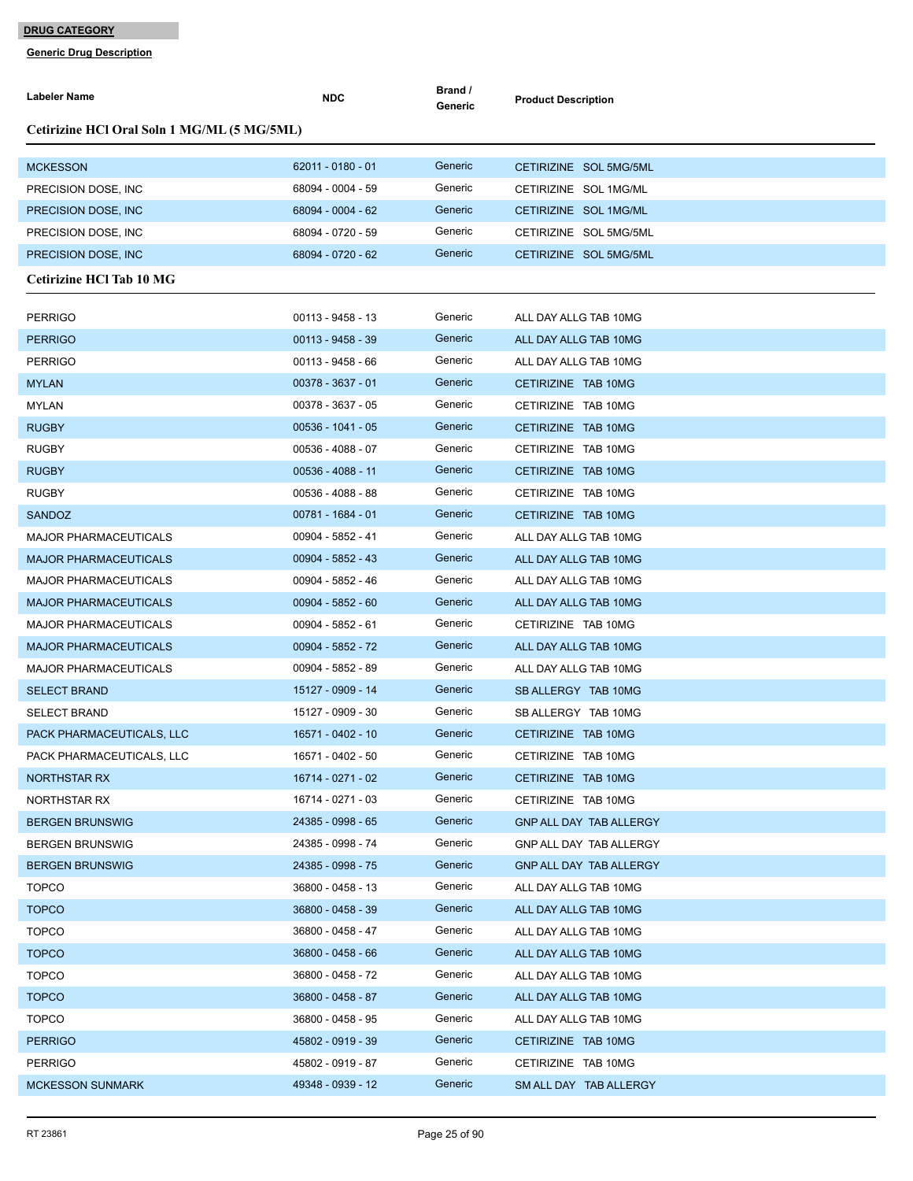**DRUG CATEGORY**

**Generic Drug Description**

| Labeler Name | NDC | Brand / Generic | Product Description |
|---|---|---|---|

### Cetirizine HCl Oral Soln 1 MG/ML (5 MG/5ML)

| Labeler Name | NDC | Brand / Generic | Product Description |
|---|---|---|---|
| MCKESSON | 62011 - 0180 - 01 | Generic | CETIRIZINE SOL 5MG/5ML |
| PRECISION DOSE, INC | 68094 - 0004 - 59 | Generic | CETIRIZINE SOL 1MG/ML |
| PRECISION DOSE, INC | 68094 - 0004 - 62 | Generic | CETIRIZINE SOL 1MG/ML |
| PRECISION DOSE, INC | 68094 - 0720 - 59 | Generic | CETIRIZINE SOL 5MG/5ML |
| PRECISION DOSE, INC | 68094 - 0720 - 62 | Generic | CETIRIZINE SOL 5MG/5ML |

### Cetirizine HCl Tab 10 MG

| Labeler Name | NDC | Brand / Generic | Product Description |
|---|---|---|---|
| PERRIGO | 00113 - 9458 - 13 | Generic | ALL DAY ALLG TAB 10MG |
| PERRIGO | 00113 - 9458 - 39 | Generic | ALL DAY ALLG TAB 10MG |
| PERRIGO | 00113 - 9458 - 66 | Generic | ALL DAY ALLG TAB 10MG |
| MYLAN | 00378 - 3637 - 01 | Generic | CETIRIZINE TAB 10MG |
| MYLAN | 00378 - 3637 - 05 | Generic | CETIRIZINE TAB 10MG |
| RUGBY | 00536 - 1041 - 05 | Generic | CETIRIZINE TAB 10MG |
| RUGBY | 00536 - 4088 - 07 | Generic | CETIRIZINE TAB 10MG |
| RUGBY | 00536 - 4088 - 11 | Generic | CETIRIZINE TAB 10MG |
| RUGBY | 00536 - 4088 - 88 | Generic | CETIRIZINE TAB 10MG |
| SANDOZ | 00781 - 1684 - 01 | Generic | CETIRIZINE TAB 10MG |
| MAJOR PHARMACEUTICALS | 00904 - 5852 - 41 | Generic | ALL DAY ALLG TAB 10MG |
| MAJOR PHARMACEUTICALS | 00904 - 5852 - 43 | Generic | ALL DAY ALLG TAB 10MG |
| MAJOR PHARMACEUTICALS | 00904 - 5852 - 46 | Generic | ALL DAY ALLG TAB 10MG |
| MAJOR PHARMACEUTICALS | 00904 - 5852 - 60 | Generic | ALL DAY ALLG TAB 10MG |
| MAJOR PHARMACEUTICALS | 00904 - 5852 - 61 | Generic | CETIRIZINE TAB 10MG |
| MAJOR PHARMACEUTICALS | 00904 - 5852 - 72 | Generic | ALL DAY ALLG TAB 10MG |
| MAJOR PHARMACEUTICALS | 00904 - 5852 - 89 | Generic | ALL DAY ALLG TAB 10MG |
| SELECT BRAND | 15127 - 0909 - 14 | Generic | SB ALLERGY TAB 10MG |
| SELECT BRAND | 15127 - 0909 - 30 | Generic | SB ALLERGY TAB 10MG |
| PACK PHARMACEUTICALS, LLC | 16571 - 0402 - 10 | Generic | CETIRIZINE TAB 10MG |
| PACK PHARMACEUTICALS, LLC | 16571 - 0402 - 50 | Generic | CETIRIZINE TAB 10MG |
| NORTHSTAR RX | 16714 - 0271 - 02 | Generic | CETIRIZINE TAB 10MG |
| NORTHSTAR RX | 16714 - 0271 - 03 | Generic | CETIRIZINE TAB 10MG |
| BERGEN BRUNSWIG | 24385 - 0998 - 65 | Generic | GNP ALL DAY TAB ALLERGY |
| BERGEN BRUNSWIG | 24385 - 0998 - 74 | Generic | GNP ALL DAY TAB ALLERGY |
| BERGEN BRUNSWIG | 24385 - 0998 - 75 | Generic | GNP ALL DAY TAB ALLERGY |
| TOPCO | 36800 - 0458 - 13 | Generic | ALL DAY ALLG TAB 10MG |
| TOPCO | 36800 - 0458 - 39 | Generic | ALL DAY ALLG TAB 10MG |
| TOPCO | 36800 - 0458 - 47 | Generic | ALL DAY ALLG TAB 10MG |
| TOPCO | 36800 - 0458 - 66 | Generic | ALL DAY ALLG TAB 10MG |
| TOPCO | 36800 - 0458 - 72 | Generic | ALL DAY ALLG TAB 10MG |
| TOPCO | 36800 - 0458 - 87 | Generic | ALL DAY ALLG TAB 10MG |
| TOPCO | 36800 - 0458 - 95 | Generic | ALL DAY ALLG TAB 10MG |
| PERRIGO | 45802 - 0919 - 39 | Generic | CETIRIZINE TAB 10MG |
| PERRIGO | 45802 - 0919 - 87 | Generic | CETIRIZINE TAB 10MG |
| MCKESSON SUNMARK | 49348 - 0939 - 12 | Generic | SM ALL DAY TAB ALLERGY |

RT 23861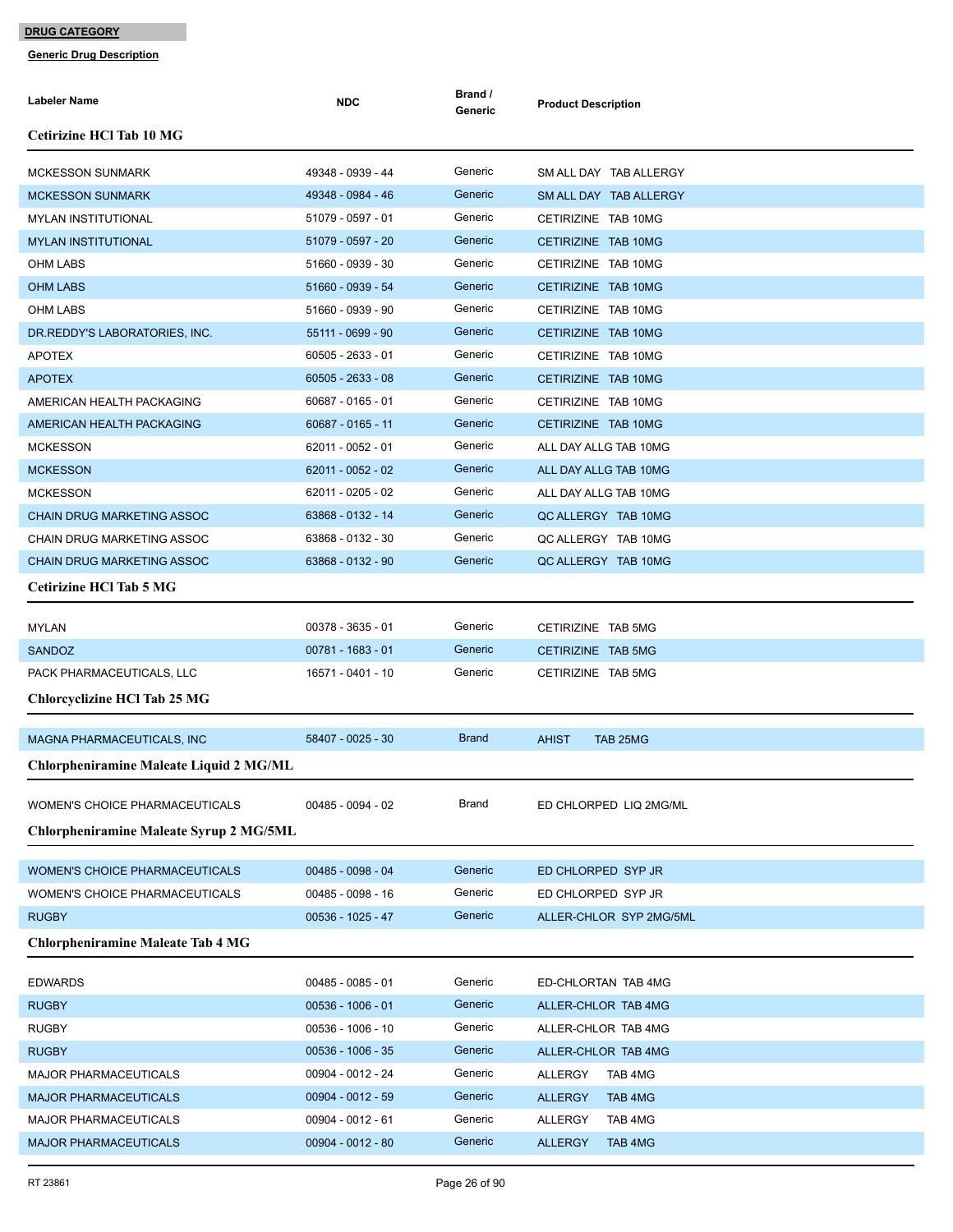**DRUG CATEGORY**

**Generic Drug Description**

| Labeler Name | NDC | Brand / Generic | Product Description |
|---|---|---|---|
| **Cetirizine HCl Tab 10 MG** | | | |
| MCKESSON SUNMARK | 49348 - 0939 - 44 | Generic | SM ALL DAY TAB ALLERGY |
| MCKESSON SUNMARK | 49348 - 0984 - 46 | Generic | SM ALL DAY TAB ALLERGY |
| MYLAN INSTITUTIONAL | 51079 - 0597 - 01 | Generic | CETIRIZINE TAB 10MG |
| MYLAN INSTITUTIONAL | 51079 - 0597 - 20 | Generic | CETIRIZINE TAB 10MG |
| OHM LABS | 51660 - 0939 - 30 | Generic | CETIRIZINE TAB 10MG |
| OHM LABS | 51660 - 0939 - 54 | Generic | CETIRIZINE TAB 10MG |
| OHM LABS | 51660 - 0939 - 90 | Generic | CETIRIZINE TAB 10MG |
| DR.REDDY'S LABORATORIES, INC. | 55111 - 0699 - 90 | Generic | CETIRIZINE TAB 10MG |
| APOTEX | 60505 - 2633 - 01 | Generic | CETIRIZINE TAB 10MG |
| APOTEX | 60505 - 2633 - 08 | Generic | CETIRIZINE TAB 10MG |
| AMERICAN HEALTH PACKAGING | 60687 - 0165 - 01 | Generic | CETIRIZINE TAB 10MG |
| AMERICAN HEALTH PACKAGING | 60687 - 0165 - 11 | Generic | CETIRIZINE TAB 10MG |
| MCKESSON | 62011 - 0052 - 01 | Generic | ALL DAY ALLG TAB 10MG |
| MCKESSON | 62011 - 0052 - 02 | Generic | ALL DAY ALLG TAB 10MG |
| MCKESSON | 62011 - 0205 - 02 | Generic | ALL DAY ALLG TAB 10MG |
| CHAIN DRUG MARKETING ASSOC | 63868 - 0132 - 14 | Generic | QC ALLERGY TAB 10MG |
| CHAIN DRUG MARKETING ASSOC | 63868 - 0132 - 30 | Generic | QC ALLERGY TAB 10MG |
| CHAIN DRUG MARKETING ASSOC | 63868 - 0132 - 90 | Generic | QC ALLERGY TAB 10MG |
| **Cetirizine HCl Tab 5 MG** | | | |
| MYLAN | 00378 - 3635 - 01 | Generic | CETIRIZINE TAB 5MG |
| SANDOZ | 00781 - 1683 - 01 | Generic | CETIRIZINE TAB 5MG |
| PACK PHARMACEUTICALS, LLC | 16571 - 0401 - 10 | Generic | CETIRIZINE TAB 5MG |
| **Chlorcyclizine HCl Tab 25 MG** | | | |
| MAGNA PHARMACEUTICALS, INC | 58407 - 0025 - 30 | Brand | AHIST TAB 25MG |
| **Chlorpheniramine Maleate Liquid 2 MG/ML** | | | |
| WOMEN'S CHOICE PHARMACEUTICALS | 00485 - 0094 - 02 | Brand | ED CHLORPED LIQ 2MG/ML |
| **Chlorpheniramine Maleate Syrup 2 MG/5ML** | | | |
| WOMEN'S CHOICE PHARMACEUTICALS | 00485 - 0098 - 04 | Generic | ED CHLORPED SYP JR |
| WOMEN'S CHOICE PHARMACEUTICALS | 00485 - 0098 - 16 | Generic | ED CHLORPED SYP JR |
| RUGBY | 00536 - 1025 - 47 | Generic | ALLER-CHLOR SYP 2MG/5ML |
| **Chlorpheniramine Maleate Tab 4 MG** | | | |
| EDWARDS | 00485 - 0085 - 01 | Generic | ED-CHLORTAN TAB 4MG |
| RUGBY | 00536 - 1006 - 01 | Generic | ALLER-CHLOR TAB 4MG |
| RUGBY | 00536 - 1006 - 10 | Generic | ALLER-CHLOR TAB 4MG |
| RUGBY | 00536 - 1006 - 35 | Generic | ALLER-CHLOR TAB 4MG |
| MAJOR PHARMACEUTICALS | 00904 - 0012 - 24 | Generic | ALLERGY TAB 4MG |
| MAJOR PHARMACEUTICALS | 00904 - 0012 - 59 | Generic | ALLERGY TAB 4MG |
| MAJOR PHARMACEUTICALS | 00904 - 0012 - 61 | Generic | ALLERGY TAB 4MG |
| MAJOR PHARMACEUTICALS | 00904 - 0012 - 80 | Generic | ALLERGY TAB 4MG |

RT 23861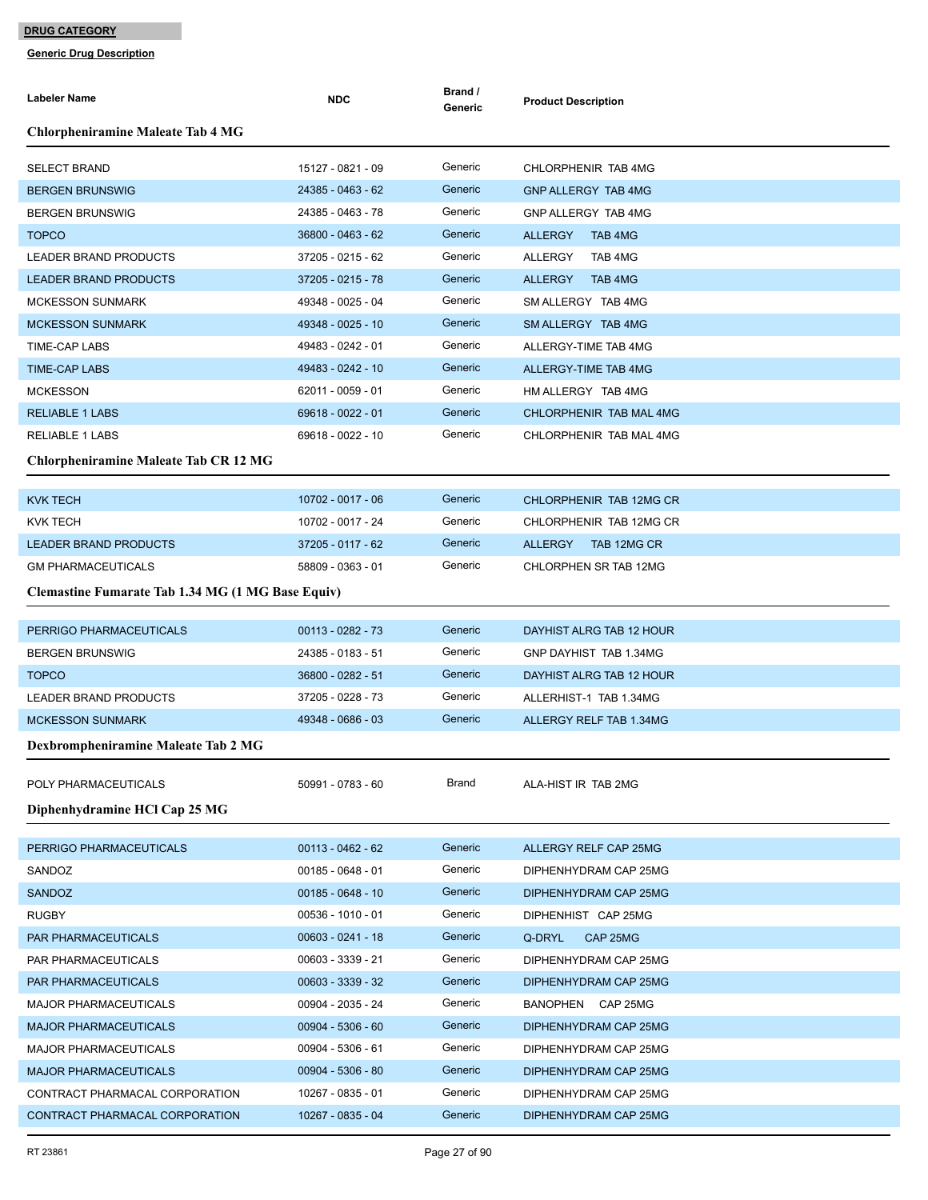**DRUG CATEGORY**

**Generic Drug Description**

| Labeler Name | NDC | Brand / Generic | Product Description |
|---|---|---|---|

### Chlorpheniramine Maleate Tab 4 MG

| Labeler Name | NDC | Brand / Generic | Product Description |
|---|---|---|---|
| SELECT BRAND | 15127 - 0821 - 09 | Generic | CHLORPHENIR TAB 4MG |
| BERGEN BRUNSWIG | 24385 - 0463 - 62 | Generic | GNP ALLERGY TAB 4MG |
| BERGEN BRUNSWIG | 24385 - 0463 - 78 | Generic | GNP ALLERGY TAB 4MG |
| TOPCO | 36800 - 0463 - 62 | Generic | ALLERGY TAB 4MG |
| LEADER BRAND PRODUCTS | 37205 - 0215 - 62 | Generic | ALLERGY TAB 4MG |
| LEADER BRAND PRODUCTS | 37205 - 0215 - 78 | Generic | ALLERGY TAB 4MG |
| MCKESSON SUNMARK | 49348 - 0025 - 04 | Generic | SM ALLERGY TAB 4MG |
| MCKESSON SUNMARK | 49348 - 0025 - 10 | Generic | SM ALLERGY TAB 4MG |
| TIME-CAP LABS | 49483 - 0242 - 01 | Generic | ALLERGY-TIME TAB 4MG |
| TIME-CAP LABS | 49483 - 0242 - 10 | Generic | ALLERGY-TIME TAB 4MG |
| MCKESSON | 62011 - 0059 - 01 | Generic | HM ALLERGY TAB 4MG |
| RELIABLE 1 LABS | 69618 - 0022 - 01 | Generic | CHLORPHENIR TAB MAL 4MG |
| RELIABLE 1 LABS | 69618 - 0022 - 10 | Generic | CHLORPHENIR TAB MAL 4MG |

### Chlorpheniramine Maleate Tab CR 12 MG

| Labeler Name | NDC | Brand / Generic | Product Description |
|---|---|---|---|
| KVK TECH | 10702 - 0017 - 06 | Generic | CHLORPHENIR TAB 12MG CR |
| KVK TECH | 10702 - 0017 - 24 | Generic | CHLORPHENIR TAB 12MG CR |
| LEADER BRAND PRODUCTS | 37205 - 0117 - 62 | Generic | ALLERGY TAB 12MG CR |
| GM PHARMACEUTICALS | 58809 - 0363 - 01 | Generic | CHLORPHEN SR TAB 12MG |

### Clemastine Fumarate Tab 1.34 MG (1 MG Base Equiv)

| Labeler Name | NDC | Brand / Generic | Product Description |
|---|---|---|---|
| PERRIGO PHARMACEUTICALS | 00113 - 0282 - 73 | Generic | DAYHIST ALRG TAB 12 HOUR |
| BERGEN BRUNSWIG | 24385 - 0183 - 51 | Generic | GNP DAYHIST TAB 1.34MG |
| TOPCO | 36800 - 0282 - 51 | Generic | DAYHIST ALRG TAB 12 HOUR |
| LEADER BRAND PRODUCTS | 37205 - 0228 - 73 | Generic | ALLERHIST-1 TAB 1.34MG |
| MCKESSON SUNMARK | 49348 - 0686 - 03 | Generic | ALLERGY RELF TAB 1.34MG |

### Dexbrompheniramine Maleate Tab 2 MG

| Labeler Name | NDC | Brand / Generic | Product Description |
|---|---|---|---|
| POLY PHARMACEUTICALS | 50991 - 0783 - 60 | Brand | ALA-HIST IR TAB 2MG |

### Diphenhydramine HCl Cap 25 MG

| Labeler Name | NDC | Brand / Generic | Product Description |
|---|---|---|---|
| PERRIGO PHARMACEUTICALS | 00113 - 0462 - 62 | Generic | ALLERGY RELF CAP 25MG |
| SANDOZ | 00185 - 0648 - 01 | Generic | DIPHENHYDRAM CAP 25MG |
| SANDOZ | 00185 - 0648 - 10 | Generic | DIPHENHYDRAM CAP 25MG |
| RUGBY | 00536 - 1010 - 01 | Generic | DIPHENHIST CAP 25MG |
| PAR PHARMACEUTICALS | 00603 - 0241 - 18 | Generic | Q-DRYL CAP 25MG |
| PAR PHARMACEUTICALS | 00603 - 3339 - 21 | Generic | DIPHENHYDRAM CAP 25MG |
| PAR PHARMACEUTICALS | 00603 - 3339 - 32 | Generic | DIPHENHYDRAM CAP 25MG |
| MAJOR PHARMACEUTICALS | 00904 - 2035 - 24 | Generic | BANOPHEN CAP 25MG |
| MAJOR PHARMACEUTICALS | 00904 - 5306 - 60 | Generic | DIPHENHYDRAM CAP 25MG |
| MAJOR PHARMACEUTICALS | 00904 - 5306 - 61 | Generic | DIPHENHYDRAM CAP 25MG |
| MAJOR PHARMACEUTICALS | 00904 - 5306 - 80 | Generic | DIPHENHYDRAM CAP 25MG |
| CONTRACT PHARMACAL CORPORATION | 10267 - 0835 - 01 | Generic | DIPHENHYDRAM CAP 25MG |
| CONTRACT PHARMACAL CORPORATION | 10267 - 0835 - 04 | Generic | DIPHENHYDRAM CAP 25MG |

RT 23861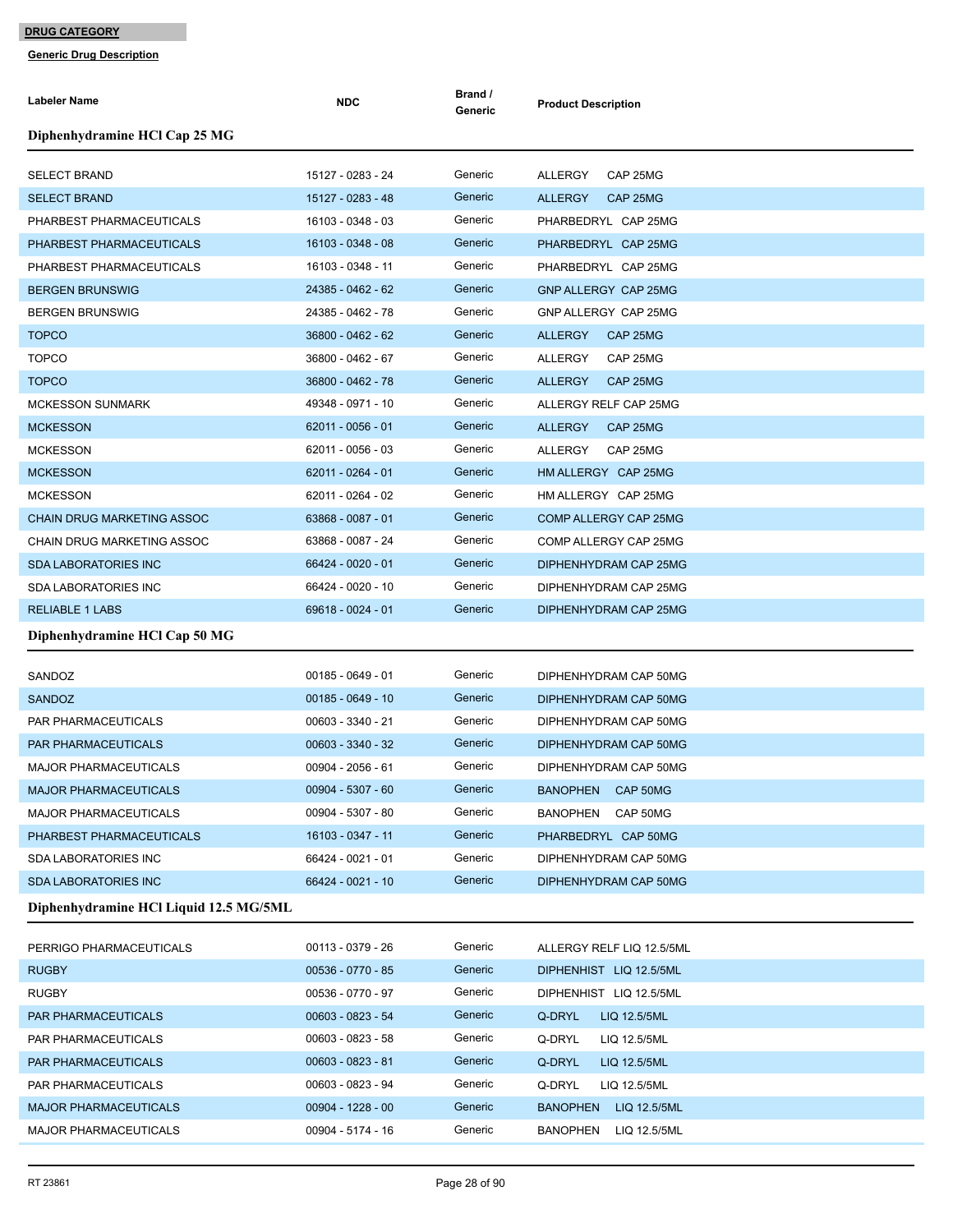**DRUG CATEGORY**

**Generic Drug Description**

| Labeler Name | NDC | Brand / Generic | Product Description |
|---|---|---|---|

### Diphenhydramine HCl Cap 25 MG

| Labeler Name | NDC | Brand / Generic | Product Description |
|---|---|---|---|
| SELECT BRAND | 15127 - 0283 - 24 | Generic | ALLERGY CAP 25MG |
| SELECT BRAND | 15127 - 0283 - 48 | Generic | ALLERGY CAP 25MG |
| PHARBEST PHARMACEUTICALS | 16103 - 0348 - 03 | Generic | PHARBEDRYL CAP 25MG |
| PHARBEST PHARMACEUTICALS | 16103 - 0348 - 08 | Generic | PHARBEDRYL CAP 25MG |
| PHARBEST PHARMACEUTICALS | 16103 - 0348 - 11 | Generic | PHARBEDRYL CAP 25MG |
| BERGEN BRUNSWIG | 24385 - 0462 - 62 | Generic | GNP ALLERGY CAP 25MG |
| BERGEN BRUNSWIG | 24385 - 0462 - 78 | Generic | GNP ALLERGY CAP 25MG |
| TOPCO | 36800 - 0462 - 62 | Generic | ALLERGY CAP 25MG |
| TOPCO | 36800 - 0462 - 67 | Generic | ALLERGY CAP 25MG |
| TOPCO | 36800 - 0462 - 78 | Generic | ALLERGY CAP 25MG |
| MCKESSON SUNMARK | 49348 - 0971 - 10 | Generic | ALLERGY RELF CAP 25MG |
| MCKESSON | 62011 - 0056 - 01 | Generic | ALLERGY CAP 25MG |
| MCKESSON | 62011 - 0056 - 03 | Generic | ALLERGY CAP 25MG |
| MCKESSON | 62011 - 0264 - 01 | Generic | HM ALLERGY CAP 25MG |
| MCKESSON | 62011 - 0264 - 02 | Generic | HM ALLERGY CAP 25MG |
| CHAIN DRUG MARKETING ASSOC | 63868 - 0087 - 01 | Generic | COMP ALLERGY CAP 25MG |
| CHAIN DRUG MARKETING ASSOC | 63868 - 0087 - 24 | Generic | COMP ALLERGY CAP 25MG |
| SDA LABORATORIES INC | 66424 - 0020 - 01 | Generic | DIPHENHYDRAM CAP 25MG |
| SDA LABORATORIES INC | 66424 - 0020 - 10 | Generic | DIPHENHYDRAM CAP 25MG |
| RELIABLE 1 LABS | 69618 - 0024 - 01 | Generic | DIPHENHYDRAM CAP 25MG |

### Diphenhydramine HCl Cap 50 MG

| Labeler Name | NDC | Brand / Generic | Product Description |
|---|---|---|---|
| SANDOZ | 00185 - 0649 - 01 | Generic | DIPHENHYDRAM CAP 50MG |
| SANDOZ | 00185 - 0649 - 10 | Generic | DIPHENHYDRAM CAP 50MG |
| PAR PHARMACEUTICALS | 00603 - 3340 - 21 | Generic | DIPHENHYDRAM CAP 50MG |
| PAR PHARMACEUTICALS | 00603 - 3340 - 32 | Generic | DIPHENHYDRAM CAP 50MG |
| MAJOR PHARMACEUTICALS | 00904 - 2056 - 61 | Generic | DIPHENHYDRAM CAP 50MG |
| MAJOR PHARMACEUTICALS | 00904 - 5307 - 60 | Generic | BANOPHEN CAP 50MG |
| MAJOR PHARMACEUTICALS | 00904 - 5307 - 80 | Generic | BANOPHEN CAP 50MG |
| PHARBEST PHARMACEUTICALS | 16103 - 0347 - 11 | Generic | PHARBEDRYL CAP 50MG |
| SDA LABORATORIES INC | 66424 - 0021 - 01 | Generic | DIPHENHYDRAM CAP 50MG |
| SDA LABORATORIES INC | 66424 - 0021 - 10 | Generic | DIPHENHYDRAM CAP 50MG |

### Diphenhydramine HCl Liquid 12.5 MG/5ML

| Labeler Name | NDC | Brand / Generic | Product Description |
|---|---|---|---|
| PERRIGO PHARMACEUTICALS | 00113 - 0379 - 26 | Generic | ALLERGY RELF LIQ 12.5/5ML |
| RUGBY | 00536 - 0770 - 85 | Generic | DIPHENHIST LIQ 12.5/5ML |
| RUGBY | 00536 - 0770 - 97 | Generic | DIPHENHIST LIQ 12.5/5ML |
| PAR PHARMACEUTICALS | 00603 - 0823 - 54 | Generic | Q-DRYL LIQ 12.5/5ML |
| PAR PHARMACEUTICALS | 00603 - 0823 - 58 | Generic | Q-DRYL LIQ 12.5/5ML |
| PAR PHARMACEUTICALS | 00603 - 0823 - 81 | Generic | Q-DRYL LIQ 12.5/5ML |
| PAR PHARMACEUTICALS | 00603 - 0823 - 94 | Generic | Q-DRYL LIQ 12.5/5ML |
| MAJOR PHARMACEUTICALS | 00904 - 1228 - 00 | Generic | BANOPHEN LIQ 12.5/5ML |
| MAJOR PHARMACEUTICALS | 00904 - 5174 - 16 | Generic | BANOPHEN LIQ 12.5/5ML |

RT 23861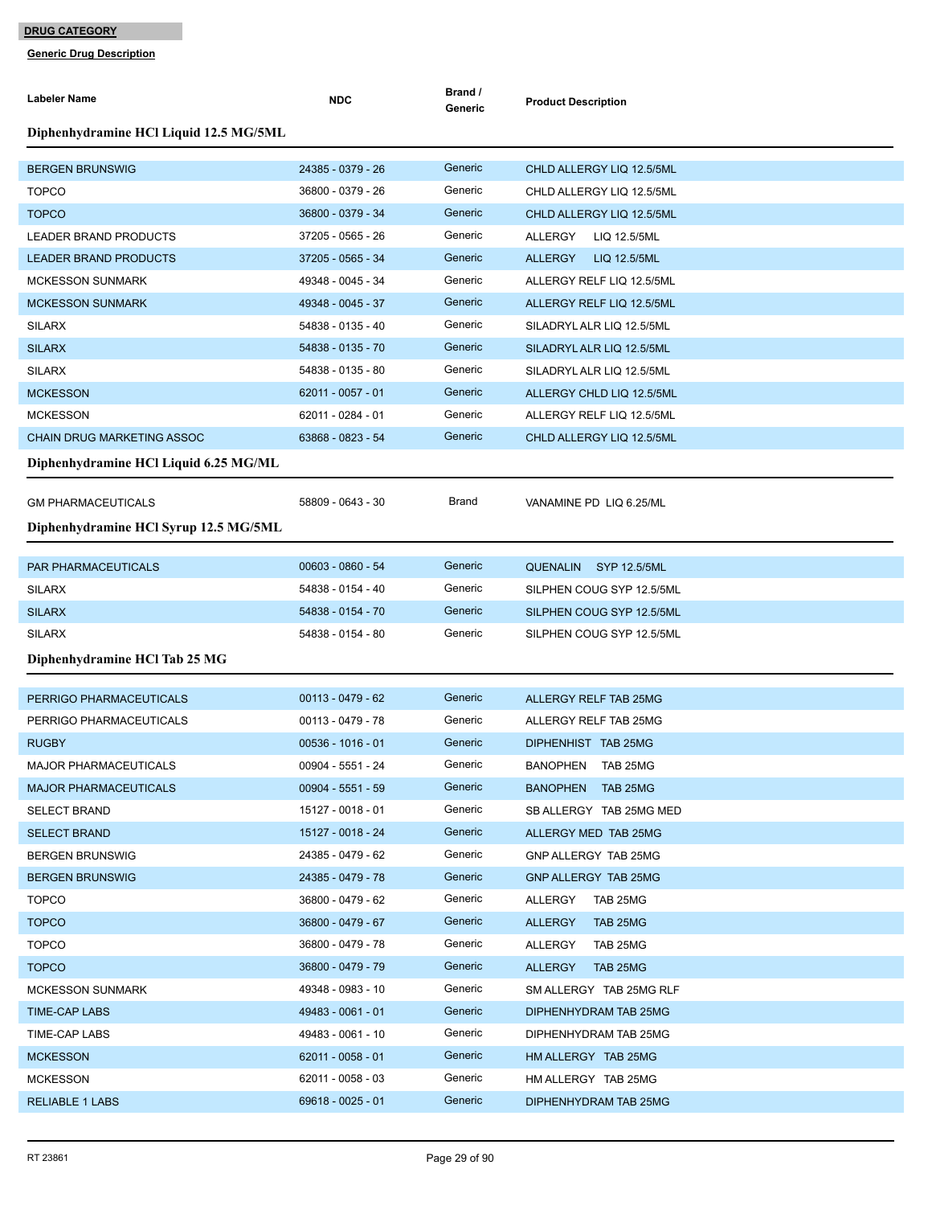**DRUG CATEGORY**

**Generic Drug Description**

| Labeler Name | NDC | Brand / Generic | Product Description |
|---|---|---|---|
| **Diphenhydramine HCl Liquid 12.5 MG/5ML** | | | |
| BERGEN BRUNSWIG | 24385 - 0379 - 26 | Generic | CHLD ALLERGY LIQ 12.5/5ML |
| TOPCO | 36800 - 0379 - 26 | Generic | CHLD ALLERGY LIQ 12.5/5ML |
| TOPCO | 36800 - 0379 - 34 | Generic | CHLD ALLERGY LIQ 12.5/5ML |
| LEADER BRAND PRODUCTS | 37205 - 0565 - 26 | Generic | ALLERGY LIQ 12.5/5ML |
| LEADER BRAND PRODUCTS | 37205 - 0565 - 34 | Generic | ALLERGY LIQ 12.5/5ML |
| MCKESSON SUNMARK | 49348 - 0045 - 34 | Generic | ALLERGY RELF LIQ 12.5/5ML |
| MCKESSON SUNMARK | 49348 - 0045 - 37 | Generic | ALLERGY RELF LIQ 12.5/5ML |
| SILARX | 54838 - 0135 - 40 | Generic | SILADRYL ALR LIQ 12.5/5ML |
| SILARX | 54838 - 0135 - 70 | Generic | SILADRYL ALR LIQ 12.5/5ML |
| SILARX | 54838 - 0135 - 80 | Generic | SILADRYL ALR LIQ 12.5/5ML |
| MCKESSON | 62011 - 0057 - 01 | Generic | ALLERGY CHLD LIQ 12.5/5ML |
| MCKESSON | 62011 - 0284 - 01 | Generic | ALLERGY RELF LIQ 12.5/5ML |
| CHAIN DRUG MARKETING ASSOC | 63868 - 0823 - 54 | Generic | CHLD ALLERGY LIQ 12.5/5ML |
| **Diphenhydramine HCl Liquid 6.25 MG/ML** | | | |
| GM PHARMACEUTICALS | 58809 - 0643 - 30 | Brand | VANAMINE PD LIQ 6.25/ML |
| **Diphenhydramine HCl Syrup 12.5 MG/5ML** | | | |
| PAR PHARMACEUTICALS | 00603 - 0860 - 54 | Generic | QUENALIN SYP 12.5/5ML |
| SILARX | 54838 - 0154 - 40 | Generic | SILPHEN COUG SYP 12.5/5ML |
| SILARX | 54838 - 0154 - 70 | Generic | SILPHEN COUG SYP 12.5/5ML |
| SILARX | 54838 - 0154 - 80 | Generic | SILPHEN COUG SYP 12.5/5ML |
| **Diphenhydramine HCl Tab 25 MG** | | | |
| PERRIGO PHARMACEUTICALS | 00113 - 0479 - 62 | Generic | ALLERGY RELF TAB 25MG |
| PERRIGO PHARMACEUTICALS | 00113 - 0479 - 78 | Generic | ALLERGY RELF TAB 25MG |
| RUGBY | 00536 - 1016 - 01 | Generic | DIPHENHIST TAB 25MG |
| MAJOR PHARMACEUTICALS | 00904 - 5551 - 24 | Generic | BANOPHEN TAB 25MG |
| MAJOR PHARMACEUTICALS | 00904 - 5551 - 59 | Generic | BANOPHEN TAB 25MG |
| SELECT BRAND | 15127 - 0018 - 01 | Generic | SB ALLERGY TAB 25MG MED |
| SELECT BRAND | 15127 - 0018 - 24 | Generic | ALLERGY MED TAB 25MG |
| BERGEN BRUNSWIG | 24385 - 0479 - 62 | Generic | GNP ALLERGY TAB 25MG |
| BERGEN BRUNSWIG | 24385 - 0479 - 78 | Generic | GNP ALLERGY TAB 25MG |
| TOPCO | 36800 - 0479 - 62 | Generic | ALLERGY TAB 25MG |
| TOPCO | 36800 - 0479 - 67 | Generic | ALLERGY TAB 25MG |
| TOPCO | 36800 - 0479 - 78 | Generic | ALLERGY TAB 25MG |
| TOPCO | 36800 - 0479 - 79 | Generic | ALLERGY TAB 25MG |
| MCKESSON SUNMARK | 49348 - 0983 - 10 | Generic | SM ALLERGY TAB 25MG RLF |
| TIME-CAP LABS | 49483 - 0061 - 01 | Generic | DIPHENHYDRAM TAB 25MG |
| TIME-CAP LABS | 49483 - 0061 - 10 | Generic | DIPHENHYDRAM TAB 25MG |
| MCKESSON | 62011 - 0058 - 01 | Generic | HM ALLERGY TAB 25MG |
| MCKESSON | 62011 - 0058 - 03 | Generic | HM ALLERGY TAB 25MG |
| RELIABLE 1 LABS | 69618 - 0025 - 01 | Generic | DIPHENHYDRAM TAB 25MG |

RT 23861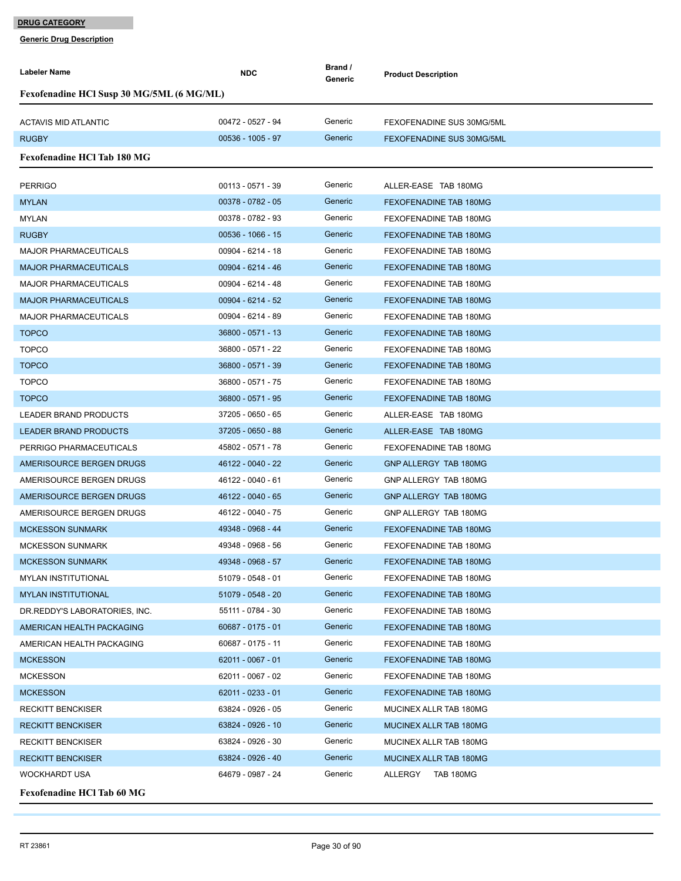**DRUG CATEGORY**

**Generic Drug Description**

| Labeler Name | NDC | Brand / Generic | Product Description |
|---|---|---|---|
| **Fexofenadine HCl Susp 30 MG/5ML (6 MG/ML)** | | | |
| ACTAVIS MID ATLANTIC | 00472 - 0527 - 94 | Generic | FEXOFENADINE SUS 30MG/5ML |
| RUGBY | 00536 - 1005 - 97 | Generic | FEXOFENADINE SUS 30MG/5ML |
| **Fexofenadine HCl Tab 180 MG** | | | |
| PERRIGO | 00113 - 0571 - 39 | Generic | ALLER-EASE TAB 180MG |
| MYLAN | 00378 - 0782 - 05 | Generic | FEXOFENADINE TAB 180MG |
| MYLAN | 00378 - 0782 - 93 | Generic | FEXOFENADINE TAB 180MG |
| RUGBY | 00536 - 1066 - 15 | Generic | FEXOFENADINE TAB 180MG |
| MAJOR PHARMACEUTICALS | 00904 - 6214 - 18 | Generic | FEXOFENADINE TAB 180MG |
| MAJOR PHARMACEUTICALS | 00904 - 6214 - 46 | Generic | FEXOFENADINE TAB 180MG |
| MAJOR PHARMACEUTICALS | 00904 - 6214 - 48 | Generic | FEXOFENADINE TAB 180MG |
| MAJOR PHARMACEUTICALS | 00904 - 6214 - 52 | Generic | FEXOFENADINE TAB 180MG |
| MAJOR PHARMACEUTICALS | 00904 - 6214 - 89 | Generic | FEXOFENADINE TAB 180MG |
| TOPCO | 36800 - 0571 - 13 | Generic | FEXOFENADINE TAB 180MG |
| TOPCO | 36800 - 0571 - 22 | Generic | FEXOFENADINE TAB 180MG |
| TOPCO | 36800 - 0571 - 39 | Generic | FEXOFENADINE TAB 180MG |
| TOPCO | 36800 - 0571 - 75 | Generic | FEXOFENADINE TAB 180MG |
| TOPCO | 36800 - 0571 - 95 | Generic | FEXOFENADINE TAB 180MG |
| LEADER BRAND PRODUCTS | 37205 - 0650 - 65 | Generic | ALLER-EASE TAB 180MG |
| LEADER BRAND PRODUCTS | 37205 - 0650 - 88 | Generic | ALLER-EASE TAB 180MG |
| PERRIGO PHARMACEUTICALS | 45802 - 0571 - 78 | Generic | FEXOFENADINE TAB 180MG |
| AMERISOURCE BERGEN DRUGS | 46122 - 0040 - 22 | Generic | GNP ALLERGY TAB 180MG |
| AMERISOURCE BERGEN DRUGS | 46122 - 0040 - 61 | Generic | GNP ALLERGY TAB 180MG |
| AMERISOURCE BERGEN DRUGS | 46122 - 0040 - 65 | Generic | GNP ALLERGY TAB 180MG |
| AMERISOURCE BERGEN DRUGS | 46122 - 0040 - 75 | Generic | GNP ALLERGY TAB 180MG |
| MCKESSON SUNMARK | 49348 - 0968 - 44 | Generic | FEXOFENADINE TAB 180MG |
| MCKESSON SUNMARK | 49348 - 0968 - 56 | Generic | FEXOFENADINE TAB 180MG |
| MCKESSON SUNMARK | 49348 - 0968 - 57 | Generic | FEXOFENADINE TAB 180MG |
| MYLAN INSTITUTIONAL | 51079 - 0548 - 01 | Generic | FEXOFENADINE TAB 180MG |
| MYLAN INSTITUTIONAL | 51079 - 0548 - 20 | Generic | FEXOFENADINE TAB 180MG |
| DR.REDDY'S LABORATORIES, INC. | 55111 - 0784 - 30 | Generic | FEXOFENADINE TAB 180MG |
| AMERICAN HEALTH PACKAGING | 60687 - 0175 - 01 | Generic | FEXOFENADINE TAB 180MG |
| AMERICAN HEALTH PACKAGING | 60687 - 0175 - 11 | Generic | FEXOFENADINE TAB 180MG |
| MCKESSON | 62011 - 0067 - 01 | Generic | FEXOFENADINE TAB 180MG |
| MCKESSON | 62011 - 0067 - 02 | Generic | FEXOFENADINE TAB 180MG |
| MCKESSON | 62011 - 0233 - 01 | Generic | FEXOFENADINE TAB 180MG |
| RECKITT BENCKISER | 63824 - 0926 - 05 | Generic | MUCINEX ALLR TAB 180MG |
| RECKITT BENCKISER | 63824 - 0926 - 10 | Generic | MUCINEX ALLR TAB 180MG |
| RECKITT BENCKISER | 63824 - 0926 - 30 | Generic | MUCINEX ALLR TAB 180MG |
| RECKITT BENCKISER | 63824 - 0926 - 40 | Generic | MUCINEX ALLR TAB 180MG |
| WOCKHARDT USA | 64679 - 0987 - 24 | Generic | ALLERGY TAB 180MG |
| **Fexofenadine HCl Tab 60 MG** | | | |

RT 23861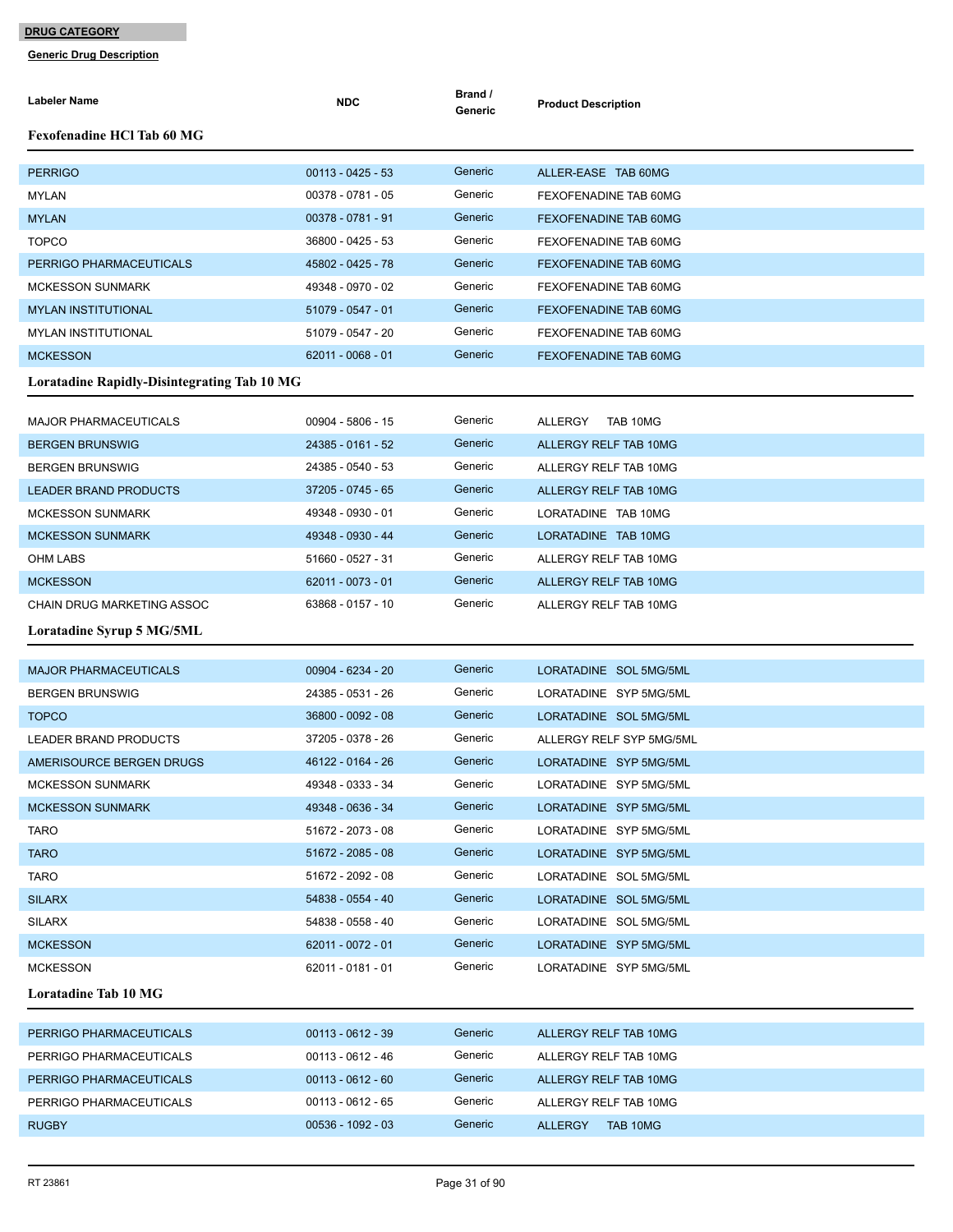**DRUG CATEGORY**

**Generic Drug Description**

### Fexofenadine HCl Tab 60 MG

| Labeler Name | NDC | Brand / Generic | Product Description |
|---|---|---|---|
| PERRIGO | 00113 - 0425 - 53 | Generic | ALLER-EASE TAB 60MG |
| MYLAN | 00378 - 0781 - 05 | Generic | FEXOFENADINE TAB 60MG |
| MYLAN | 00378 - 0781 - 91 | Generic | FEXOFENADINE TAB 60MG |
| TOPCO | 36800 - 0425 - 53 | Generic | FEXOFENADINE TAB 60MG |
| PERRIGO PHARMACEUTICALS | 45802 - 0425 - 78 | Generic | FEXOFENADINE TAB 60MG |
| MCKESSON SUNMARK | 49348 - 0970 - 02 | Generic | FEXOFENADINE TAB 60MG |
| MYLAN INSTITUTIONAL | 51079 - 0547 - 01 | Generic | FEXOFENADINE TAB 60MG |
| MYLAN INSTITUTIONAL | 51079 - 0547 - 20 | Generic | FEXOFENADINE TAB 60MG |
| MCKESSON | 62011 - 0068 - 01 | Generic | FEXOFENADINE TAB 60MG |

### Loratadine Rapidly-Disintegrating Tab 10 MG

| Labeler Name | NDC | Brand / Generic | Product Description |
|---|---|---|---|
| MAJOR PHARMACEUTICALS | 00904 - 5806 - 15 | Generic | ALLERGY TAB 10MG |
| BERGEN BRUNSWIG | 24385 - 0161 - 52 | Generic | ALLERGY RELF TAB 10MG |
| BERGEN BRUNSWIG | 24385 - 0540 - 53 | Generic | ALLERGY RELF TAB 10MG |
| LEADER BRAND PRODUCTS | 37205 - 0745 - 65 | Generic | ALLERGY RELF TAB 10MG |
| MCKESSON SUNMARK | 49348 - 0930 - 01 | Generic | LORATADINE TAB 10MG |
| MCKESSON SUNMARK | 49348 - 0930 - 44 | Generic | LORATADINE TAB 10MG |
| OHM LABS | 51660 - 0527 - 31 | Generic | ALLERGY RELF TAB 10MG |
| MCKESSON | 62011 - 0073 - 01 | Generic | ALLERGY RELF TAB 10MG |
| CHAIN DRUG MARKETING ASSOC | 63868 - 0157 - 10 | Generic | ALLERGY RELF TAB 10MG |

### Loratadine Syrup 5 MG/5ML

| Labeler Name | NDC | Brand / Generic | Product Description |
|---|---|---|---|
| MAJOR PHARMACEUTICALS | 00904 - 6234 - 20 | Generic | LORATADINE SOL 5MG/5ML |
| BERGEN BRUNSWIG | 24385 - 0531 - 26 | Generic | LORATADINE SYP 5MG/5ML |
| TOPCO | 36800 - 0092 - 08 | Generic | LORATADINE SOL 5MG/5ML |
| LEADER BRAND PRODUCTS | 37205 - 0378 - 26 | Generic | ALLERGY RELF SYP 5MG/5ML |
| AMERISOURCE BERGEN DRUGS | 46122 - 0164 - 26 | Generic | LORATADINE SYP 5MG/5ML |
| MCKESSON SUNMARK | 49348 - 0333 - 34 | Generic | LORATADINE SYP 5MG/5ML |
| MCKESSON SUNMARK | 49348 - 0636 - 34 | Generic | LORATADINE SYP 5MG/5ML |
| TARO | 51672 - 2073 - 08 | Generic | LORATADINE SYP 5MG/5ML |
| TARO | 51672 - 2085 - 08 | Generic | LORATADINE SYP 5MG/5ML |
| TARO | 51672 - 2092 - 08 | Generic | LORATADINE SOL 5MG/5ML |
| SILARX | 54838 - 0554 - 40 | Generic | LORATADINE SOL 5MG/5ML |
| SILARX | 54838 - 0558 - 40 | Generic | LORATADINE SOL 5MG/5ML |
| MCKESSON | 62011 - 0072 - 01 | Generic | LORATADINE SYP 5MG/5ML |
| MCKESSON | 62011 - 0181 - 01 | Generic | LORATADINE SYP 5MG/5ML |

### Loratadine Tab 10 MG

| Labeler Name | NDC | Brand / Generic | Product Description |
|---|---|---|---|
| PERRIGO PHARMACEUTICALS | 00113 - 0612 - 39 | Generic | ALLERGY RELF TAB 10MG |
| PERRIGO PHARMACEUTICALS | 00113 - 0612 - 46 | Generic | ALLERGY RELF TAB 10MG |
| PERRIGO PHARMACEUTICALS | 00113 - 0612 - 60 | Generic | ALLERGY RELF TAB 10MG |
| PERRIGO PHARMACEUTICALS | 00113 - 0612 - 65 | Generic | ALLERGY RELF TAB 10MG |
| RUGBY | 00536 - 1092 - 03 | Generic | ALLERGY TAB 10MG |

RT 23861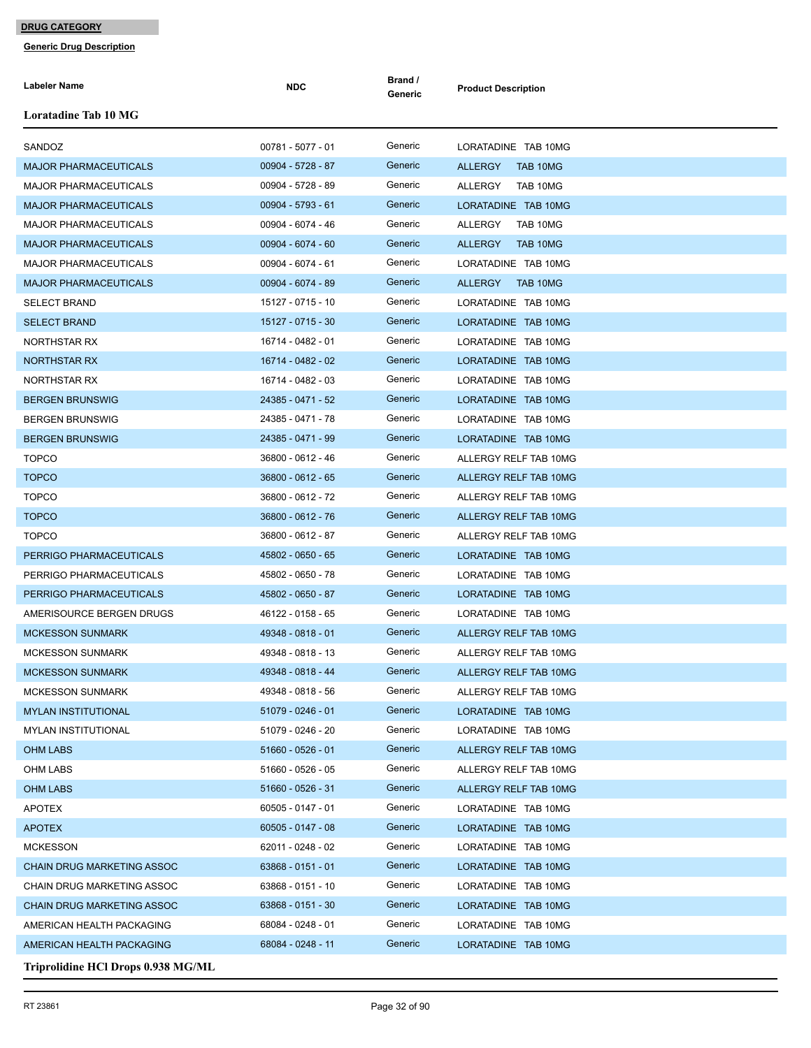**DRUG CATEGORY**

**Generic Drug Description**

| Labeler Name | NDC | Brand / Generic | Product Description |
|---|---|---|---|
| **Loratadine Tab 10 MG** | | | |
| SANDOZ | 00781 - 5077 - 01 | Generic | LORATADINE TAB 10MG |
| MAJOR PHARMACEUTICALS | 00904 - 5728 - 87 | Generic | ALLERGY TAB 10MG |
| MAJOR PHARMACEUTICALS | 00904 - 5728 - 89 | Generic | ALLERGY TAB 10MG |
| MAJOR PHARMACEUTICALS | 00904 - 5793 - 61 | Generic | LORATADINE TAB 10MG |
| MAJOR PHARMACEUTICALS | 00904 - 6074 - 46 | Generic | ALLERGY TAB 10MG |
| MAJOR PHARMACEUTICALS | 00904 - 6074 - 60 | Generic | ALLERGY TAB 10MG |
| MAJOR PHARMACEUTICALS | 00904 - 6074 - 61 | Generic | LORATADINE TAB 10MG |
| MAJOR PHARMACEUTICALS | 00904 - 6074 - 89 | Generic | ALLERGY TAB 10MG |
| SELECT BRAND | 15127 - 0715 - 10 | Generic | LORATADINE TAB 10MG |
| SELECT BRAND | 15127 - 0715 - 30 | Generic | LORATADINE TAB 10MG |
| NORTHSTAR RX | 16714 - 0482 - 01 | Generic | LORATADINE TAB 10MG |
| NORTHSTAR RX | 16714 - 0482 - 02 | Generic | LORATADINE TAB 10MG |
| NORTHSTAR RX | 16714 - 0482 - 03 | Generic | LORATADINE TAB 10MG |
| BERGEN BRUNSWIG | 24385 - 0471 - 52 | Generic | LORATADINE TAB 10MG |
| BERGEN BRUNSWIG | 24385 - 0471 - 78 | Generic | LORATADINE TAB 10MG |
| BERGEN BRUNSWIG | 24385 - 0471 - 99 | Generic | LORATADINE TAB 10MG |
| TOPCO | 36800 - 0612 - 46 | Generic | ALLERGY RELF TAB 10MG |
| TOPCO | 36800 - 0612 - 65 | Generic | ALLERGY RELF TAB 10MG |
| TOPCO | 36800 - 0612 - 72 | Generic | ALLERGY RELF TAB 10MG |
| TOPCO | 36800 - 0612 - 76 | Generic | ALLERGY RELF TAB 10MG |
| TOPCO | 36800 - 0612 - 87 | Generic | ALLERGY RELF TAB 10MG |
| PERRIGO PHARMACEUTICALS | 45802 - 0650 - 65 | Generic | LORATADINE TAB 10MG |
| PERRIGO PHARMACEUTICALS | 45802 - 0650 - 78 | Generic | LORATADINE TAB 10MG |
| PERRIGO PHARMACEUTICALS | 45802 - 0650 - 87 | Generic | LORATADINE TAB 10MG |
| AMERISOURCE BERGEN DRUGS | 46122 - 0158 - 65 | Generic | LORATADINE TAB 10MG |
| MCKESSON SUNMARK | 49348 - 0818 - 01 | Generic | ALLERGY RELF TAB 10MG |
| MCKESSON SUNMARK | 49348 - 0818 - 13 | Generic | ALLERGY RELF TAB 10MG |
| MCKESSON SUNMARK | 49348 - 0818 - 44 | Generic | ALLERGY RELF TAB 10MG |
| MCKESSON SUNMARK | 49348 - 0818 - 56 | Generic | ALLERGY RELF TAB 10MG |
| MYLAN INSTITUTIONAL | 51079 - 0246 - 01 | Generic | LORATADINE TAB 10MG |
| MYLAN INSTITUTIONAL | 51079 - 0246 - 20 | Generic | LORATADINE TAB 10MG |
| OHM LABS | 51660 - 0526 - 01 | Generic | ALLERGY RELF TAB 10MG |
| OHM LABS | 51660 - 0526 - 05 | Generic | ALLERGY RELF TAB 10MG |
| OHM LABS | 51660 - 0526 - 31 | Generic | ALLERGY RELF TAB 10MG |
| APOTEX | 60505 - 0147 - 01 | Generic | LORATADINE TAB 10MG |
| APOTEX | 60505 - 0147 - 08 | Generic | LORATADINE TAB 10MG |
| MCKESSON | 62011 - 0248 - 02 | Generic | LORATADINE TAB 10MG |
| CHAIN DRUG MARKETING ASSOC | 63868 - 0151 - 01 | Generic | LORATADINE TAB 10MG |
| CHAIN DRUG MARKETING ASSOC | 63868 - 0151 - 10 | Generic | LORATADINE TAB 10MG |
| CHAIN DRUG MARKETING ASSOC | 63868 - 0151 - 30 | Generic | LORATADINE TAB 10MG |
| AMERICAN HEALTH PACKAGING | 68084 - 0248 - 01 | Generic | LORATADINE TAB 10MG |
| AMERICAN HEALTH PACKAGING | 68084 - 0248 - 11 | Generic | LORATADINE TAB 10MG |
| **Triprolidine HCl Drops 0.938 MG/ML** | | | |

RT 23861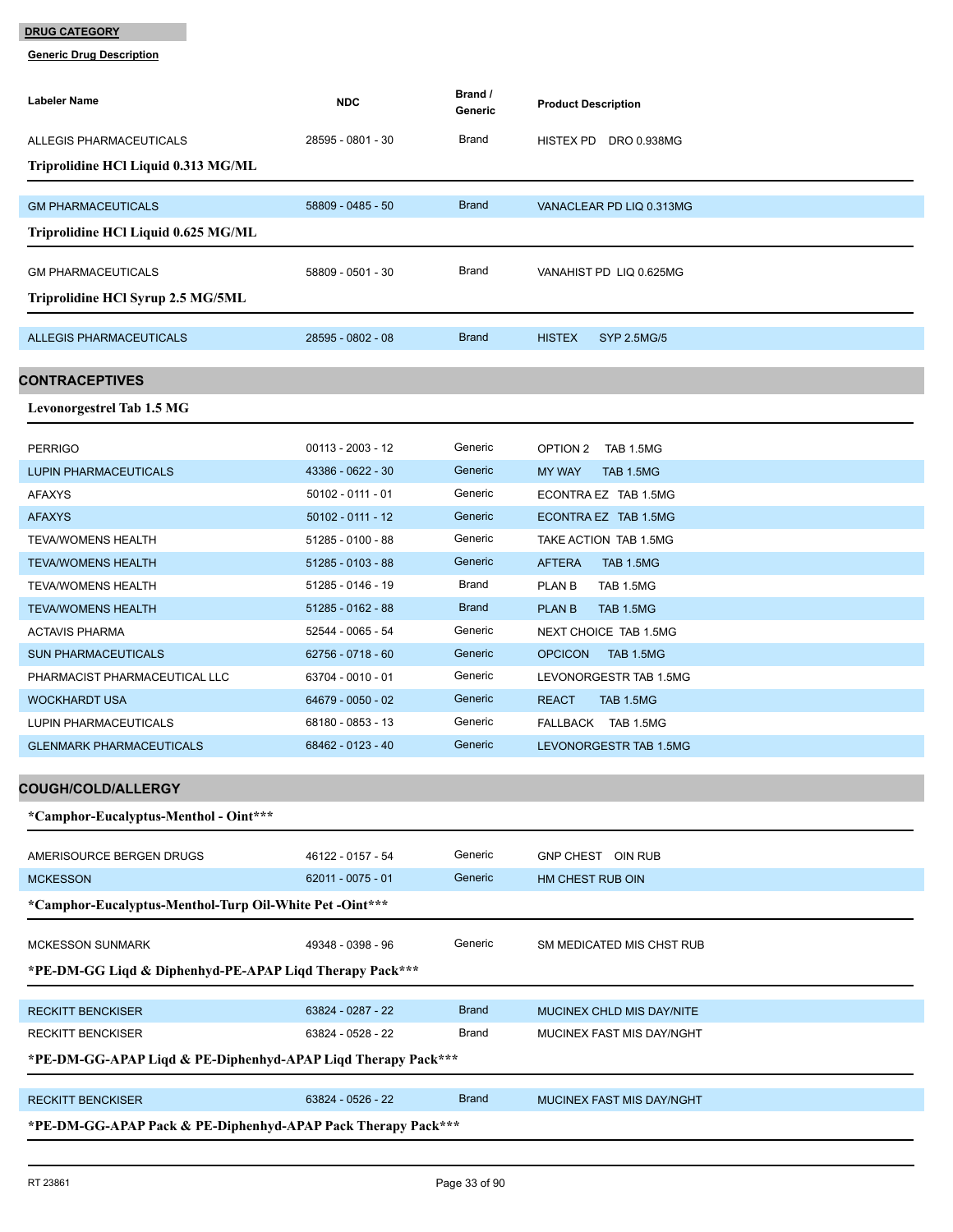**DRUG CATEGORY**

**Generic Drug Description**

| Labeler Name | NDC | Brand / Generic | Product Description |
|---|---|---|---|
| ALLEGIS PHARMACEUTICALS | 28595 - 0801 - 30 | Brand | HISTEX PD DRO 0.938MG |

**Triprolidine HCl Liquid 0.313 MG/ML**

| Labeler Name | NDC | Brand / Generic | Product Description |
|---|---|---|---|
| GM PHARMACEUTICALS | 58809 - 0485 - 50 | Brand | VANACLEAR PD LIQ 0.313MG |

**Triprolidine HCl Liquid 0.625 MG/ML**

| Labeler Name | NDC | Brand / Generic | Product Description |
|---|---|---|---|
| GM PHARMACEUTICALS | 58809 - 0501 - 30 | Brand | VANAHIST PD LIQ 0.625MG |

**Triprolidine HCl Syrup 2.5 MG/5ML**

| Labeler Name | NDC | Brand / Generic | Product Description |
|---|---|---|---|
| ALLEGIS PHARMACEUTICALS | 28595 - 0802 - 08 | Brand | HISTEX SYP 2.5MG/5 |

## CONTRACEPTIVES

**Levonorgestrel Tab 1.5 MG**

| Labeler Name | NDC | Brand / Generic | Product Description |
|---|---|---|---|
| PERRIGO | 00113 - 2003 - 12 | Generic | OPTION 2 TAB 1.5MG |
| LUPIN PHARMACEUTICALS | 43386 - 0622 - 30 | Generic | MY WAY TAB 1.5MG |
| AFAXYS | 50102 - 0111 - 01 | Generic | ECONTRA EZ TAB 1.5MG |
| AFAXYS | 50102 - 0111 - 12 | Generic | ECONTRA EZ TAB 1.5MG |
| TEVA/WOMENS HEALTH | 51285 - 0100 - 88 | Generic | TAKE ACTION TAB 1.5MG |
| TEVA/WOMENS HEALTH | 51285 - 0103 - 88 | Generic | AFTERA TAB 1.5MG |
| TEVA/WOMENS HEALTH | 51285 - 0146 - 19 | Brand | PLAN B TAB 1.5MG |
| TEVA/WOMENS HEALTH | 51285 - 0162 - 88 | Brand | PLAN B TAB 1.5MG |
| ACTAVIS PHARMA | 52544 - 0065 - 54 | Generic | NEXT CHOICE TAB 1.5MG |
| SUN PHARMACEUTICALS | 62756 - 0718 - 60 | Generic | OPCICON TAB 1.5MG |
| PHARMACIST PHARMACEUTICAL LLC | 63704 - 0010 - 01 | Generic | LEVONORGESTR TAB 1.5MG |
| WOCKHARDT USA | 64679 - 0050 - 02 | Generic | REACT TAB 1.5MG |
| LUPIN PHARMACEUTICALS | 68180 - 0853 - 13 | Generic | FALLBACK TAB 1.5MG |
| GLENMARK PHARMACEUTICALS | 68462 - 0123 - 40 | Generic | LEVONORGESTR TAB 1.5MG |

## COUGH/COLD/ALLERGY

**\*Camphor-Eucalyptus-Menthol - Oint\*\*\***

| Labeler Name | NDC | Brand / Generic | Product Description |
|---|---|---|---|
| AMERISOURCE BERGEN DRUGS | 46122 - 0157 - 54 | Generic | GNP CHEST OIN RUB |
| MCKESSON | 62011 - 0075 - 01 | Generic | HM CHEST RUB OIN |

**\*Camphor-Eucalyptus-Menthol-Turp Oil-White Pet -Oint\*\*\***

| Labeler Name | NDC | Brand / Generic | Product Description |
|---|---|---|---|
| MCKESSON SUNMARK | 49348 - 0398 - 96 | Generic | SM MEDICATED MIS CHST RUB |

**\*PE-DM-GG Liqd & Diphenhyd-PE-APAP Liqd Therapy Pack\*\*\***

| Labeler Name | NDC | Brand / Generic | Product Description |
|---|---|---|---|
| RECKITT BENCKISER | 63824 - 0287 - 22 | Brand | MUCINEX CHLD MIS DAY/NITE |
| RECKITT BENCKISER | 63824 - 0528 - 22 | Brand | MUCINEX FAST MIS DAY/NGHT |

**\*PE-DM-GG-APAP Liqd & PE-Diphenhyd-APAP Liqd Therapy Pack\*\*\***

| Labeler Name | NDC | Brand / Generic | Product Description |
|---|---|---|---|
| RECKITT BENCKISER | 63824 - 0526 - 22 | Brand | MUCINEX FAST MIS DAY/NGHT |

**\*PE-DM-GG-APAP Pack & PE-Diphenhyd-APAP Pack Therapy Pack\*\*\***

RT 23861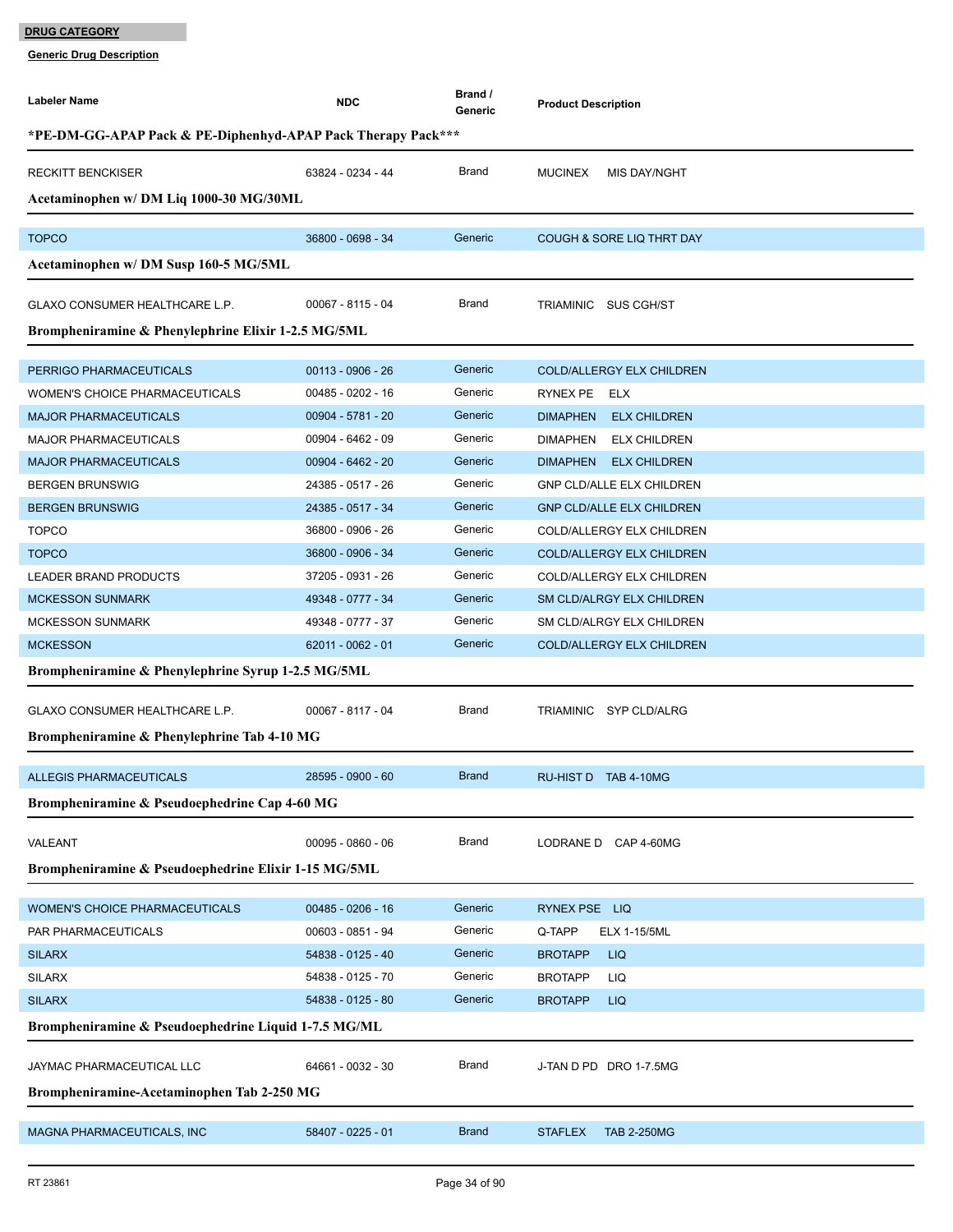**DRUG CATEGORY**

**Generic Drug Description**

| Labeler Name | NDC | Brand / Generic | Product Description |
|---|---|---|---|
| ***PE-DM-GG-APAP Pack & PE-Diphenhyd-APAP Pack Therapy Pack***** | | | |
| RECKITT BENCKISER | 63824 - 0234 - 44 | Brand | MUCINEX MIS DAY/NGHT |
| **Acetaminophen w/ DM Liq 1000-30 MG/30ML** | | | |
| TOPCO | 36800 - 0698 - 34 | Generic | COUGH & SORE LIQ THRT DAY |
| **Acetaminophen w/ DM Susp 160-5 MG/5ML** | | | |
| GLAXO CONSUMER HEALTHCARE L.P. | 00067 - 8115 - 04 | Brand | TRIAMINIC SUS CGH/ST |
| **Brompheniramine & Phenylephrine Elixir 1-2.5 MG/5ML** | | | |
| PERRIGO PHARMACEUTICALS | 00113 - 0906 - 26 | Generic | COLD/ALLERGY ELX CHILDREN |
| WOMEN'S CHOICE PHARMACEUTICALS | 00485 - 0202 - 16 | Generic | RYNEX PE ELX |
| MAJOR PHARMACEUTICALS | 00904 - 5781 - 20 | Generic | DIMAPHEN ELX CHILDREN |
| MAJOR PHARMACEUTICALS | 00904 - 6462 - 09 | Generic | DIMAPHEN ELX CHILDREN |
| MAJOR PHARMACEUTICALS | 00904 - 6462 - 20 | Generic | DIMAPHEN ELX CHILDREN |
| BERGEN BRUNSWIG | 24385 - 0517 - 26 | Generic | GNP CLD/ALLE ELX CHILDREN |
| BERGEN BRUNSWIG | 24385 - 0517 - 34 | Generic | GNP CLD/ALLE ELX CHILDREN |
| TOPCO | 36800 - 0906 - 26 | Generic | COLD/ALLERGY ELX CHILDREN |
| TOPCO | 36800 - 0906 - 34 | Generic | COLD/ALLERGY ELX CHILDREN |
| LEADER BRAND PRODUCTS | 37205 - 0931 - 26 | Generic | COLD/ALLERGY ELX CHILDREN |
| MCKESSON SUNMARK | 49348 - 0777 - 34 | Generic | SM CLD/ALRGY ELX CHILDREN |
| MCKESSON SUNMARK | 49348 - 0777 - 37 | Generic | SM CLD/ALRGY ELX CHILDREN |
| MCKESSON | 62011 - 0062 - 01 | Generic | COLD/ALLERGY ELX CHILDREN |
| **Brompheniramine & Phenylephrine Syrup 1-2.5 MG/5ML** | | | |
| GLAXO CONSUMER HEALTHCARE L.P. | 00067 - 8117 - 04 | Brand | TRIAMINIC SYP CLD/ALRG |
| **Brompheniramine & Phenylephrine Tab 4-10 MG** | | | |
| ALLEGIS PHARMACEUTICALS | 28595 - 0900 - 60 | Brand | RU-HIST D TAB 4-10MG |
| **Brompheniramine & Pseudoephedrine Cap 4-60 MG** | | | |
| VALEANT | 00095 - 0860 - 06 | Brand | LODRANE D CAP 4-60MG |
| **Brompheniramine & Pseudoephedrine Elixir 1-15 MG/5ML** | | | |
| WOMEN'S CHOICE PHARMACEUTICALS | 00485 - 0206 - 16 | Generic | RYNEX PSE LIQ |
| PAR PHARMACEUTICALS | 00603 - 0851 - 94 | Generic | Q-TAPP ELX 1-15/5ML |
| SILARX | 54838 - 0125 - 40 | Generic | BROTAPP LIQ |
| SILARX | 54838 - 0125 - 70 | Generic | BROTAPP LIQ |
| SILARX | 54838 - 0125 - 80 | Generic | BROTAPP LIQ |
| **Brompheniramine & Pseudoephedrine Liquid 1-7.5 MG/ML** | | | |
| JAYMAC PHARMACEUTICAL LLC | 64661 - 0032 - 30 | Brand | J-TAN D PD DRO 1-7.5MG |
| **Brompheniramine-Acetaminophen Tab 2-250 MG** | | | |
| MAGNA PHARMACEUTICALS, INC | 58407 - 0225 - 01 | Brand | STAFLEX TAB 2-250MG |

RT 23861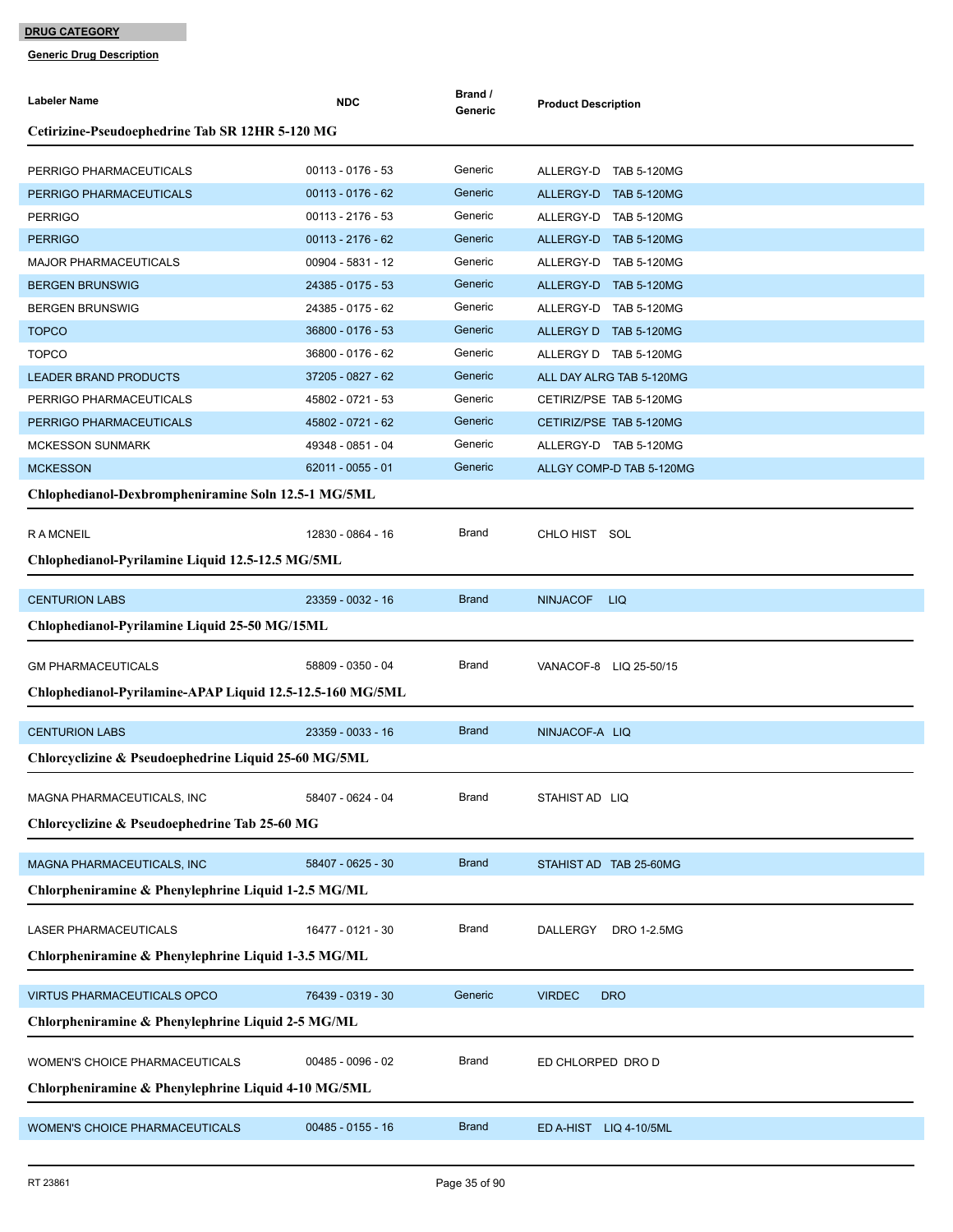**DRUG CATEGORY**

**Generic Drug Description**

| Labeler Name | NDC | Brand / Generic | Product Description |
|---|---|---|---|
| **Cetirizine-Pseudoephedrine Tab SR 12HR 5-120 MG** | | | |
| PERRIGO PHARMACEUTICALS | 00113 - 0176 - 53 | Generic | ALLERGY-D TAB 5-120MG |
| PERRIGO PHARMACEUTICALS | 00113 - 0176 - 62 | Generic | ALLERGY-D TAB 5-120MG |
| PERRIGO | 00113 - 2176 - 53 | Generic | ALLERGY-D TAB 5-120MG |
| PERRIGO | 00113 - 2176 - 62 | Generic | ALLERGY-D TAB 5-120MG |
| MAJOR PHARMACEUTICALS | 00904 - 5831 - 12 | Generic | ALLERGY-D TAB 5-120MG |
| BERGEN BRUNSWIG | 24385 - 0175 - 53 | Generic | ALLERGY-D TAB 5-120MG |
| BERGEN BRUNSWIG | 24385 - 0175 - 62 | Generic | ALLERGY-D TAB 5-120MG |
| TOPCO | 36800 - 0176 - 53 | Generic | ALLERGY D TAB 5-120MG |
| TOPCO | 36800 - 0176 - 62 | Generic | ALLERGY D TAB 5-120MG |
| LEADER BRAND PRODUCTS | 37205 - 0827 - 62 | Generic | ALL DAY ALRG TAB 5-120MG |
| PERRIGO PHARMACEUTICALS | 45802 - 0721 - 53 | Generic | CETIRIZ/PSE TAB 5-120MG |
| PERRIGO PHARMACEUTICALS | 45802 - 0721 - 62 | Generic | CETIRIZ/PSE TAB 5-120MG |
| MCKESSON SUNMARK | 49348 - 0851 - 04 | Generic | ALLERGY-D TAB 5-120MG |
| MCKESSON | 62011 - 0055 - 01 | Generic | ALLGY COMP-D TAB 5-120MG |
| **Chlophedianol-Dexbrompheniramine Soln 12.5-1 MG/5ML** | | | |
| R A MCNEIL | 12830 - 0864 - 16 | Brand | CHLO HIST SOL |
| **Chlophedianol-Pyrilamine Liquid 12.5-12.5 MG/5ML** | | | |
| CENTURION LABS | 23359 - 0032 - 16 | Brand | NINJACOF LIQ |
| **Chlophedianol-Pyrilamine Liquid 25-50 MG/15ML** | | | |
| GM PHARMACEUTICALS | 58809 - 0350 - 04 | Brand | VANACOF-8 LIQ 25-50/15 |
| **Chlophedianol-Pyrilamine-APAP Liquid 12.5-12.5-160 MG/5ML** | | | |
| CENTURION LABS | 23359 - 0033 - 16 | Brand | NINJACOF-A LIQ |
| **Chlorcyclizine & Pseudoephedrine Liquid 25-60 MG/5ML** | | | |
| MAGNA PHARMACEUTICALS, INC | 58407 - 0624 - 04 | Brand | STAHIST AD LIQ |
| **Chlorcyclizine & Pseudoephedrine Tab 25-60 MG** | | | |
| MAGNA PHARMACEUTICALS, INC | 58407 - 0625 - 30 | Brand | STAHIST AD TAB 25-60MG |
| **Chlorpheniramine & Phenylephrine Liquid 1-2.5 MG/ML** | | | |
| LASER PHARMACEUTICALS | 16477 - 0121 - 30 | Brand | DALLERGY DRO 1-2.5MG |
| **Chlorpheniramine & Phenylephrine Liquid 1-3.5 MG/ML** | | | |
| VIRTUS PHARMACEUTICALS OPCO | 76439 - 0319 - 30 | Generic | VIRDEC DRO |
| **Chlorpheniramine & Phenylephrine Liquid 2-5 MG/ML** | | | |
| WOMEN'S CHOICE PHARMACEUTICALS | 00485 - 0096 - 02 | Brand | ED CHLORPED DRO D |
| **Chlorpheniramine & Phenylephrine Liquid 4-10 MG/5ML** | | | |
| WOMEN'S CHOICE PHARMACEUTICALS | 00485 - 0155 - 16 | Brand | ED A-HIST LIQ 4-10/5ML |

RT 23861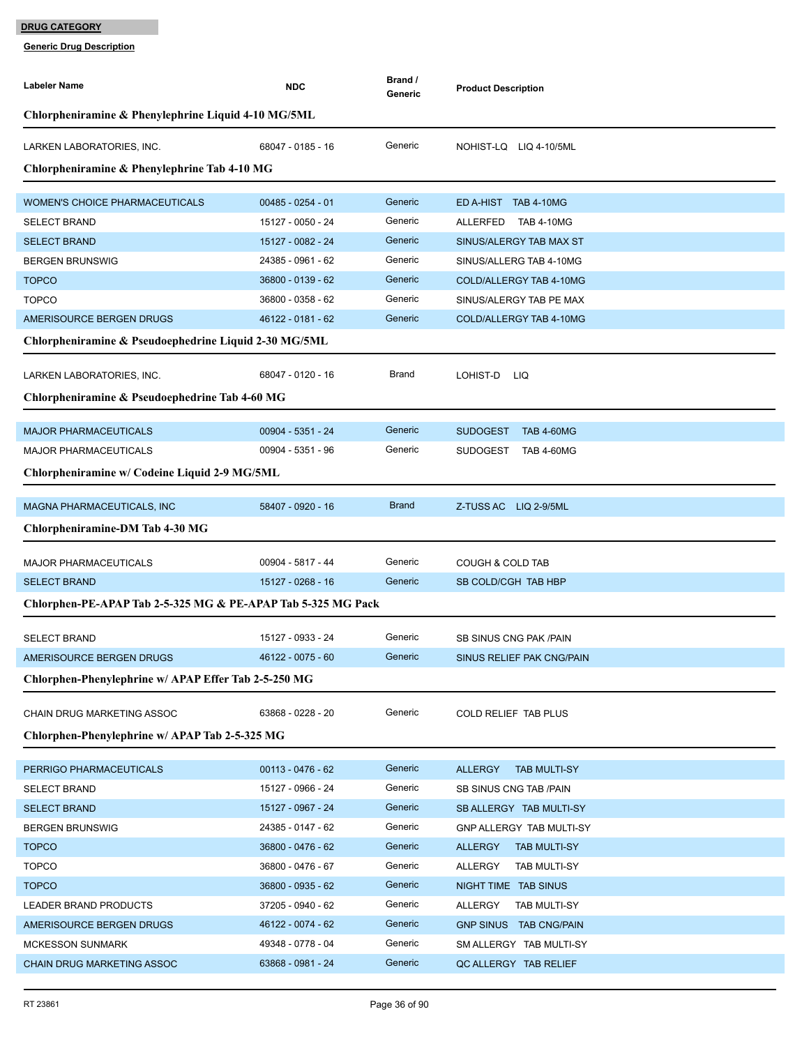**DRUG CATEGORY**

**Generic Drug Description**

| Labeler Name | NDC | Brand / Generic | Product Description |
|---|---|---|---|
| **Chlorpheniramine & Phenylephrine Liquid 4-10 MG/5ML** | | | |
| LARKEN LABORATORIES, INC. | 68047 - 0185 - 16 | Generic | NOHIST-LQ LIQ 4-10/5ML |
| **Chlorpheniramine & Phenylephrine Tab 4-10 MG** | | | |
| WOMEN'S CHOICE PHARMACEUTICALS | 00485 - 0254 - 01 | Generic | ED A-HIST TAB 4-10MG |
| SELECT BRAND | 15127 - 0050 - 24 | Generic | ALLERFED TAB 4-10MG |
| SELECT BRAND | 15127 - 0082 - 24 | Generic | SINUS/ALERGY TAB MAX ST |
| BERGEN BRUNSWIG | 24385 - 0961 - 62 | Generic | SINUS/ALLERG TAB 4-10MG |
| TOPCO | 36800 - 0139 - 62 | Generic | COLD/ALLERGY TAB 4-10MG |
| TOPCO | 36800 - 0358 - 62 | Generic | SINUS/ALERGY TAB PE MAX |
| AMERISOURCE BERGEN DRUGS | 46122 - 0181 - 62 | Generic | COLD/ALLERGY TAB 4-10MG |
| **Chlorpheniramine & Pseudoephedrine Liquid 2-30 MG/5ML** | | | |
| LARKEN LABORATORIES, INC. | 68047 - 0120 - 16 | Brand | LOHIST-D LIQ |
| **Chlorpheniramine & Pseudoephedrine Tab 4-60 MG** | | | |
| MAJOR PHARMACEUTICALS | 00904 - 5351 - 24 | Generic | SUDOGEST TAB 4-60MG |
| MAJOR PHARMACEUTICALS | 00904 - 5351 - 96 | Generic | SUDOGEST TAB 4-60MG |
| **Chlorpheniramine w/ Codeine Liquid 2-9 MG/5ML** | | | |
| MAGNA PHARMACEUTICALS, INC | 58407 - 0920 - 16 | Brand | Z-TUSS AC LIQ 2-9/5ML |
| **Chlorpheniramine-DM Tab 4-30 MG** | | | |
| MAJOR PHARMACEUTICALS | 00904 - 5817 - 44 | Generic | COUGH & COLD TAB |
| SELECT BRAND | 15127 - 0268 - 16 | Generic | SB COLD/CGH TAB HBP |
| **Chlorphen-PE-APAP Tab 2-5-325 MG & PE-APAP Tab 5-325 MG Pack** | | | |
| SELECT BRAND | 15127 - 0933 - 24 | Generic | SB SINUS CNG PAK /PAIN |
| AMERISOURCE BERGEN DRUGS | 46122 - 0075 - 60 | Generic | SINUS RELIEF PAK CNG/PAIN |
| **Chlorphen-Phenylephrine w/ APAP Effer Tab 2-5-250 MG** | | | |
| CHAIN DRUG MARKETING ASSOC | 63868 - 0228 - 20 | Generic | COLD RELIEF TAB PLUS |
| **Chlorphen-Phenylephrine w/ APAP Tab 2-5-325 MG** | | | |
| PERRIGO PHARMACEUTICALS | 00113 - 0476 - 62 | Generic | ALLERGY TAB MULTI-SY |
| SELECT BRAND | 15127 - 0966 - 24 | Generic | SB SINUS CNG TAB /PAIN |
| SELECT BRAND | 15127 - 0967 - 24 | Generic | SB ALLERGY TAB MULTI-SY |
| BERGEN BRUNSWIG | 24385 - 0147 - 62 | Generic | GNP ALLERGY TAB MULTI-SY |
| TOPCO | 36800 - 0476 - 62 | Generic | ALLERGY TAB MULTI-SY |
| TOPCO | 36800 - 0476 - 67 | Generic | ALLERGY TAB MULTI-SY |
| TOPCO | 36800 - 0935 - 62 | Generic | NIGHT TIME TAB SINUS |
| LEADER BRAND PRODUCTS | 37205 - 0940 - 62 | Generic | ALLERGY TAB MULTI-SY |
| AMERISOURCE BERGEN DRUGS | 46122 - 0074 - 62 | Generic | GNP SINUS TAB CNG/PAIN |
| MCKESSON SUNMARK | 49348 - 0778 - 04 | Generic | SM ALLERGY TAB MULTI-SY |
| CHAIN DRUG MARKETING ASSOC | 63868 - 0981 - 24 | Generic | QC ALLERGY TAB RELIEF |

RT 23861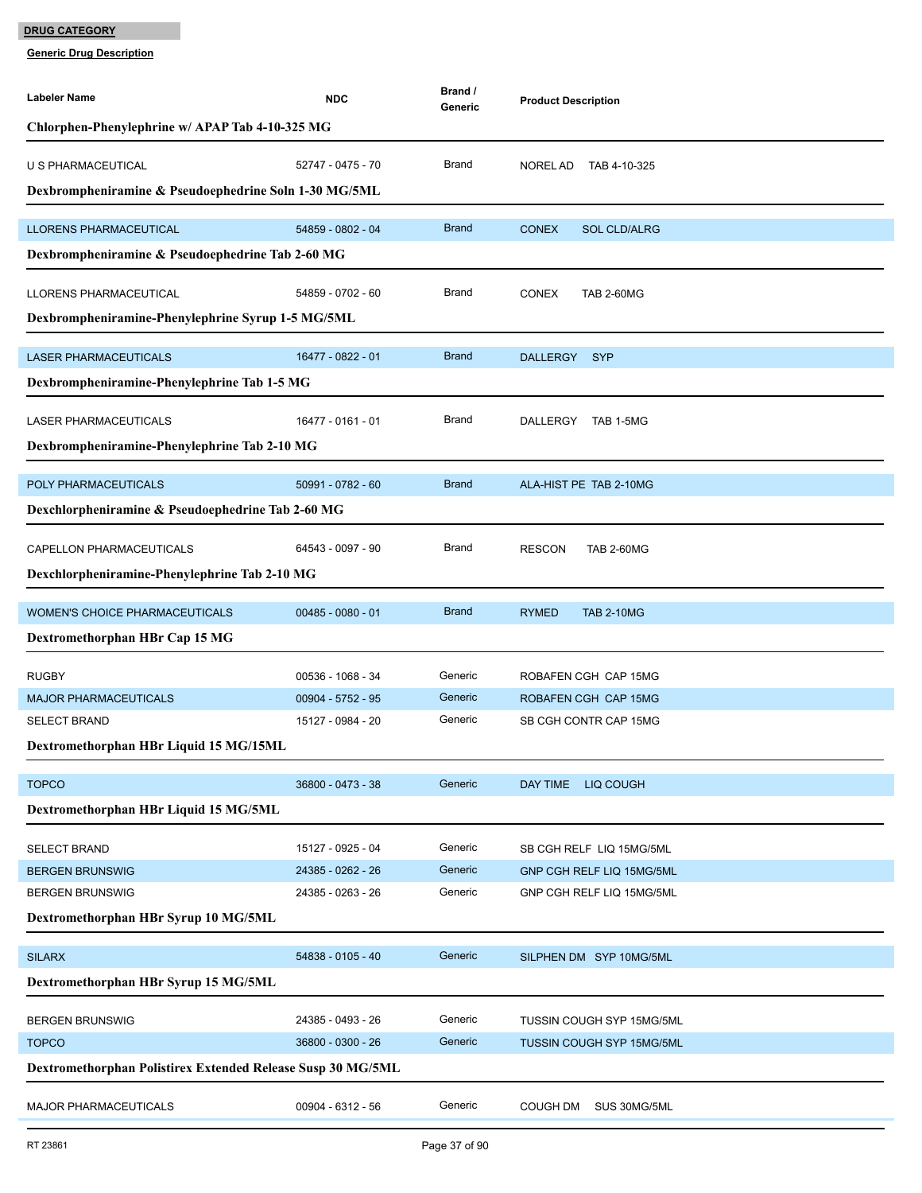**DRUG CATEGORY**

**Generic Drug Description**

| Labeler Name | NDC | Brand / Generic | Product Description |
|---|---|---|---|
| **Chlorphen-Phenylephrine w/ APAP Tab 4-10-325 MG** | | | |
| U S PHARMACEUTICAL | 52747 - 0475 - 70 | Brand | NOREL AD TAB 4-10-325 |
| **Dexbrompheniramine & Pseudoephedrine Soln 1-30 MG/5ML** | | | |
| LLORENS PHARMACEUTICAL | 54859 - 0802 - 04 | Brand | CONEX SOL CLD/ALRG |
| **Dexbrompheniramine & Pseudoephedrine Tab 2-60 MG** | | | |
| LLORENS PHARMACEUTICAL | 54859 - 0702 - 60 | Brand | CONEX TAB 2-60MG |
| **Dexbrompheniramine-Phenylephrine Syrup 1-5 MG/5ML** | | | |
| LASER PHARMACEUTICALS | 16477 - 0822 - 01 | Brand | DALLERGY SYP |
| **Dexbrompheniramine-Phenylephrine Tab 1-5 MG** | | | |
| LASER PHARMACEUTICALS | 16477 - 0161 - 01 | Brand | DALLERGY TAB 1-5MG |
| **Dexbrompheniramine-Phenylephrine Tab 2-10 MG** | | | |
| POLY PHARMACEUTICALS | 50991 - 0782 - 60 | Brand | ALA-HIST PE TAB 2-10MG |
| **Dexchlorpheniramine & Pseudoephedrine Tab 2-60 MG** | | | |
| CAPELLON PHARMACEUTICALS | 64543 - 0097 - 90 | Brand | RESCON TAB 2-60MG |
| **Dexchlorpheniramine-Phenylephrine Tab 2-10 MG** | | | |
| WOMEN'S CHOICE PHARMACEUTICALS | 00485 - 0080 - 01 | Brand | RYMED TAB 2-10MG |
| **Dextromethorphan HBr Cap 15 MG** | | | |
| RUGBY | 00536 - 1068 - 34 | Generic | ROBAFEN CGH CAP 15MG |
| MAJOR PHARMACEUTICALS | 00904 - 5752 - 95 | Generic | ROBAFEN CGH CAP 15MG |
| SELECT BRAND | 15127 - 0984 - 20 | Generic | SB CGH CONTR CAP 15MG |
| **Dextromethorphan HBr Liquid 15 MG/15ML** | | | |
| TOPCO | 36800 - 0473 - 38 | Generic | DAY TIME LIQ COUGH |
| **Dextromethorphan HBr Liquid 15 MG/5ML** | | | |
| SELECT BRAND | 15127 - 0925 - 04 | Generic | SB CGH RELF LIQ 15MG/5ML |
| BERGEN BRUNSWIG | 24385 - 0262 - 26 | Generic | GNP CGH RELF LIQ 15MG/5ML |
| BERGEN BRUNSWIG | 24385 - 0263 - 26 | Generic | GNP CGH RELF LIQ 15MG/5ML |
| **Dextromethorphan HBr Syrup 10 MG/5ML** | | | |
| SILARX | 54838 - 0105 - 40 | Generic | SILPHEN DM SYP 10MG/5ML |
| **Dextromethorphan HBr Syrup 15 MG/5ML** | | | |
| BERGEN BRUNSWIG | 24385 - 0493 - 26 | Generic | TUSSIN COUGH SYP 15MG/5ML |
| TOPCO | 36800 - 0300 - 26 | Generic | TUSSIN COUGH SYP 15MG/5ML |
| **Dextromethorphan Polistirex Extended Release Susp 30 MG/5ML** | | | |
| MAJOR PHARMACEUTICALS | 00904 - 6312 - 56 | Generic | COUGH DM SUS 30MG/5ML |

RT 23861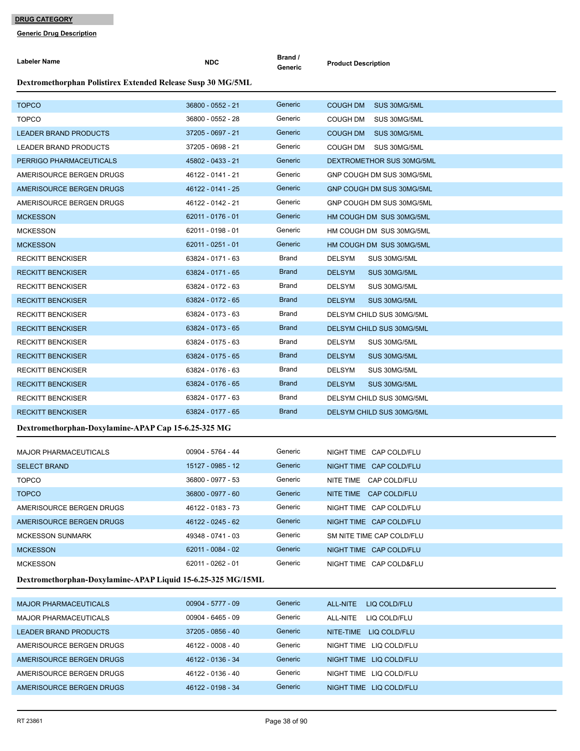**DRUG CATEGORY**

**Generic Drug Description**

| Labeler Name | NDC | Brand / Generic | Product Description |
|---|---|---|---|
| **Dextromethorphan Polistirex Extended Release Susp 30 MG/5ML** | | | |
| TOPCO | 36800 - 0552 - 21 | Generic | COUGH DM SUS 30MG/5ML |
| TOPCO | 36800 - 0552 - 28 | Generic | COUGH DM SUS 30MG/5ML |
| LEADER BRAND PRODUCTS | 37205 - 0697 - 21 | Generic | COUGH DM SUS 30MG/5ML |
| LEADER BRAND PRODUCTS | 37205 - 0698 - 21 | Generic | COUGH DM SUS 30MG/5ML |
| PERRIGO PHARMACEUTICALS | 45802 - 0433 - 21 | Generic | DEXTROMETHOR SUS 30MG/5ML |
| AMERISOURCE BERGEN DRUGS | 46122 - 0141 - 21 | Generic | GNP COUGH DM SUS 30MG/5ML |
| AMERISOURCE BERGEN DRUGS | 46122 - 0141 - 25 | Generic | GNP COUGH DM SUS 30MG/5ML |
| AMERISOURCE BERGEN DRUGS | 46122 - 0142 - 21 | Generic | GNP COUGH DM SUS 30MG/5ML |
| MCKESSON | 62011 - 0176 - 01 | Generic | HM COUGH DM SUS 30MG/5ML |
| MCKESSON | 62011 - 0198 - 01 | Generic | HM COUGH DM SUS 30MG/5ML |
| MCKESSON | 62011 - 0251 - 01 | Generic | HM COUGH DM SUS 30MG/5ML |
| RECKITT BENCKISER | 63824 - 0171 - 63 | Brand | DELSYM SUS 30MG/5ML |
| RECKITT BENCKISER | 63824 - 0171 - 65 | Brand | DELSYM SUS 30MG/5ML |
| RECKITT BENCKISER | 63824 - 0172 - 63 | Brand | DELSYM SUS 30MG/5ML |
| RECKITT BENCKISER | 63824 - 0172 - 65 | Brand | DELSYM SUS 30MG/5ML |
| RECKITT BENCKISER | 63824 - 0173 - 63 | Brand | DELSYM CHILD SUS 30MG/5ML |
| RECKITT BENCKISER | 63824 - 0173 - 65 | Brand | DELSYM CHILD SUS 30MG/5ML |
| RECKITT BENCKISER | 63824 - 0175 - 63 | Brand | DELSYM SUS 30MG/5ML |
| RECKITT BENCKISER | 63824 - 0175 - 65 | Brand | DELSYM SUS 30MG/5ML |
| RECKITT BENCKISER | 63824 - 0176 - 63 | Brand | DELSYM SUS 30MG/5ML |
| RECKITT BENCKISER | 63824 - 0176 - 65 | Brand | DELSYM SUS 30MG/5ML |
| RECKITT BENCKISER | 63824 - 0177 - 63 | Brand | DELSYM CHILD SUS 30MG/5ML |
| RECKITT BENCKISER | 63824 - 0177 - 65 | Brand | DELSYM CHILD SUS 30MG/5ML |
| **Dextromethorphan-Doxylamine-APAP Cap 15-6.25-325 MG** | | | |
| MAJOR PHARMACEUTICALS | 00904 - 5764 - 44 | Generic | NIGHT TIME CAP COLD/FLU |
| SELECT BRAND | 15127 - 0985 - 12 | Generic | NIGHT TIME CAP COLD/FLU |
| TOPCO | 36800 - 0977 - 53 | Generic | NITE TIME CAP COLD/FLU |
| TOPCO | 36800 - 0977 - 60 | Generic | NITE TIME CAP COLD/FLU |
| AMERISOURCE BERGEN DRUGS | 46122 - 0183 - 73 | Generic | NIGHT TIME CAP COLD/FLU |
| AMERISOURCE BERGEN DRUGS | 46122 - 0245 - 62 | Generic | NIGHT TIME CAP COLD/FLU |
| MCKESSON SUNMARK | 49348 - 0741 - 03 | Generic | SM NITE TIME CAP COLD/FLU |
| MCKESSON | 62011 - 0084 - 02 | Generic | NIGHT TIME CAP COLD/FLU |
| MCKESSON | 62011 - 0262 - 01 | Generic | NIGHT TIME CAP COLD&FLU |
| **Dextromethorphan-Doxylamine-APAP Liquid 15-6.25-325 MG/15ML** | | | |
| MAJOR PHARMACEUTICALS | 00904 - 5777 - 09 | Generic | ALL-NITE LIQ COLD/FLU |
| MAJOR PHARMACEUTICALS | 00904 - 6465 - 09 | Generic | ALL-NITE LIQ COLD/FLU |
| LEADER BRAND PRODUCTS | 37205 - 0856 - 40 | Generic | NITE-TIME LIQ COLD/FLU |
| AMERISOURCE BERGEN DRUGS | 46122 - 0008 - 40 | Generic | NIGHT TIME LIQ COLD/FLU |
| AMERISOURCE BERGEN DRUGS | 46122 - 0136 - 34 | Generic | NIGHT TIME LIQ COLD/FLU |
| AMERISOURCE BERGEN DRUGS | 46122 - 0136 - 40 | Generic | NIGHT TIME LIQ COLD/FLU |
| AMERISOURCE BERGEN DRUGS | 46122 - 0198 - 34 | Generic | NIGHT TIME LIQ COLD/FLU |

RT 23861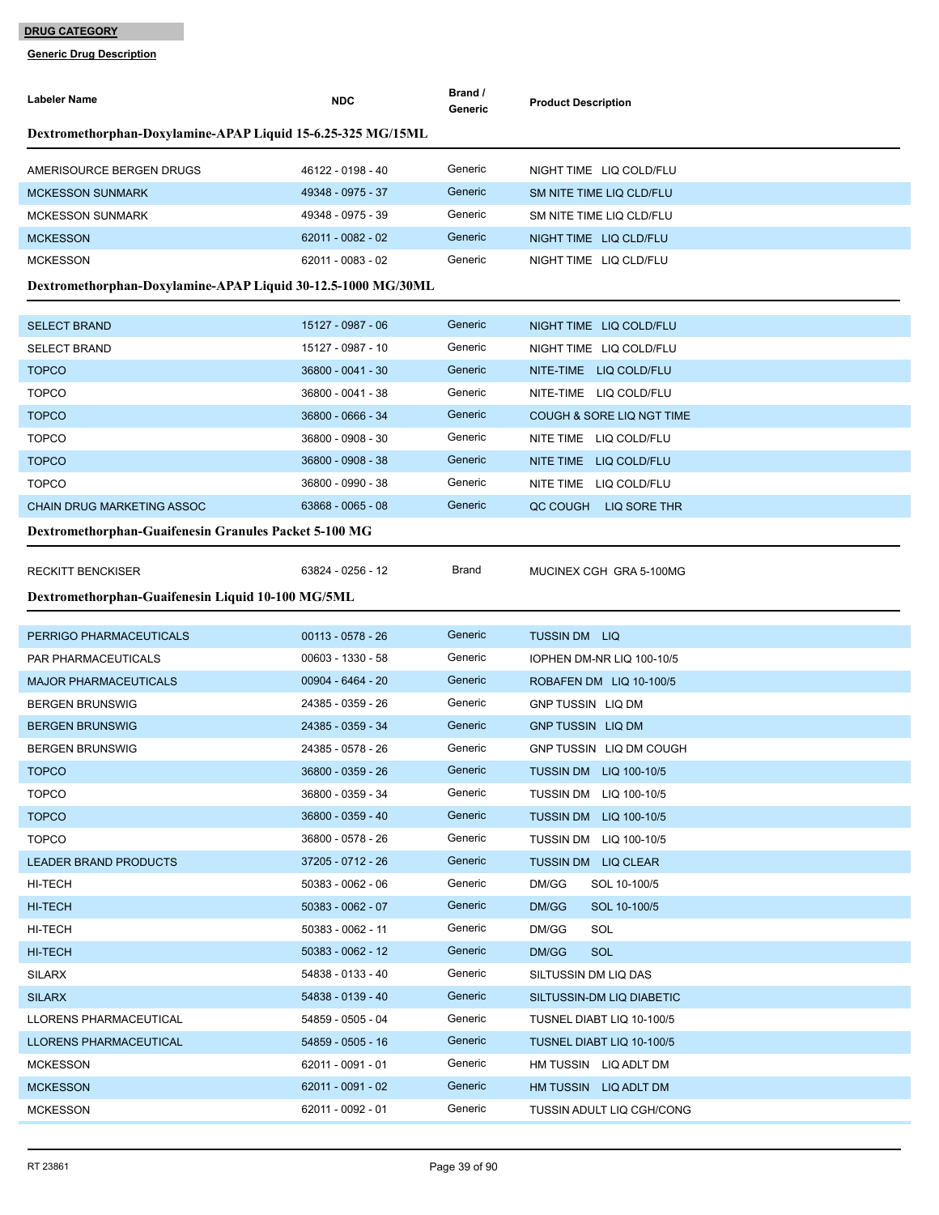**DRUG CATEGORY**

**Generic Drug Description**

| Labeler Name | NDC | Brand / Generic | Product Description |
|---|---|---|---|

### Dextromethorphan-Doxylamine-APAP Liquid 15-6.25-325 MG/15ML

| Labeler Name | NDC | Brand / Generic | Product Description |
|---|---|---|---|
| AMERISOURCE BERGEN DRUGS | 46122 - 0198 - 40 | Generic | NIGHT TIME LIQ COLD/FLU |
| MCKESSON SUNMARK | 49348 - 0975 - 37 | Generic | SM NITE TIME LIQ CLD/FLU |
| MCKESSON SUNMARK | 49348 - 0975 - 39 | Generic | SM NITE TIME LIQ CLD/FLU |
| MCKESSON | 62011 - 0082 - 02 | Generic | NIGHT TIME LIQ CLD/FLU |
| MCKESSON | 62011 - 0083 - 02 | Generic | NIGHT TIME LIQ CLD/FLU |

### Dextromethorphan-Doxylamine-APAP Liquid 30-12.5-1000 MG/30ML

| Labeler Name | NDC | Brand / Generic | Product Description |
|---|---|---|---|
| SELECT BRAND | 15127 - 0987 - 06 | Generic | NIGHT TIME LIQ COLD/FLU |
| SELECT BRAND | 15127 - 0987 - 10 | Generic | NIGHT TIME LIQ COLD/FLU |
| TOPCO | 36800 - 0041 - 30 | Generic | NITE-TIME LIQ COLD/FLU |
| TOPCO | 36800 - 0041 - 38 | Generic | NITE-TIME LIQ COLD/FLU |
| TOPCO | 36800 - 0666 - 34 | Generic | COUGH & SORE LIQ NGT TIME |
| TOPCO | 36800 - 0908 - 30 | Generic | NITE TIME LIQ COLD/FLU |
| TOPCO | 36800 - 0908 - 38 | Generic | NITE TIME LIQ COLD/FLU |
| TOPCO | 36800 - 0990 - 38 | Generic | NITE TIME LIQ COLD/FLU |
| CHAIN DRUG MARKETING ASSOC | 63868 - 0065 - 08 | Generic | QC COUGH LIQ SORE THR |

### Dextromethorphan-Guaifenesin Granules Packet 5-100 MG

| Labeler Name | NDC | Brand / Generic | Product Description |
|---|---|---|---|
| RECKITT BENCKISER | 63824 - 0256 - 12 | Brand | MUCINEX CGH GRA 5-100MG |

### Dextromethorphan-Guaifenesin Liquid 10-100 MG/5ML

| Labeler Name | NDC | Brand / Generic | Product Description |
|---|---|---|---|
| PERRIGO PHARMACEUTICALS | 00113 - 0578 - 26 | Generic | TUSSIN DM LIQ |
| PAR PHARMACEUTICALS | 00603 - 1330 - 58 | Generic | IOPHEN DM-NR LIQ 100-10/5 |
| MAJOR PHARMACEUTICALS | 00904 - 6464 - 20 | Generic | ROBAFEN DM LIQ 10-100/5 |
| BERGEN BRUNSWIG | 24385 - 0359 - 26 | Generic | GNP TUSSIN LIQ DM |
| BERGEN BRUNSWIG | 24385 - 0359 - 34 | Generic | GNP TUSSIN LIQ DM |
| BERGEN BRUNSWIG | 24385 - 0578 - 26 | Generic | GNP TUSSIN LIQ DM COUGH |
| TOPCO | 36800 - 0359 - 26 | Generic | TUSSIN DM LIQ 100-10/5 |
| TOPCO | 36800 - 0359 - 34 | Generic | TUSSIN DM LIQ 100-10/5 |
| TOPCO | 36800 - 0359 - 40 | Generic | TUSSIN DM LIQ 100-10/5 |
| TOPCO | 36800 - 0578 - 26 | Generic | TUSSIN DM LIQ 100-10/5 |
| LEADER BRAND PRODUCTS | 37205 - 0712 - 26 | Generic | TUSSIN DM LIQ CLEAR |
| HI-TECH | 50383 - 0062 - 06 | Generic | DM/GG SOL 10-100/5 |
| HI-TECH | 50383 - 0062 - 07 | Generic | DM/GG SOL 10-100/5 |
| HI-TECH | 50383 - 0062 - 11 | Generic | DM/GG SOL |
| HI-TECH | 50383 - 0062 - 12 | Generic | DM/GG SOL |
| SILARX | 54838 - 0133 - 40 | Generic | SILTUSSIN DM LIQ DAS |
| SILARX | 54838 - 0139 - 40 | Generic | SILTUSSIN-DM LIQ DIABETIC |
| LLORENS PHARMACEUTICAL | 54859 - 0505 - 04 | Generic | TUSNEL DIABT LIQ 10-100/5 |
| LLORENS PHARMACEUTICAL | 54859 - 0505 - 16 | Generic | TUSNEL DIABT LIQ 10-100/5 |
| MCKESSON | 62011 - 0091 - 01 | Generic | HM TUSSIN LIQ ADLT DM |
| MCKESSON | 62011 - 0091 - 02 | Generic | HM TUSSIN LIQ ADLT DM |
| MCKESSON | 62011 - 0092 - 01 | Generic | TUSSIN ADULT LIQ CGH/CONG |

RT 23861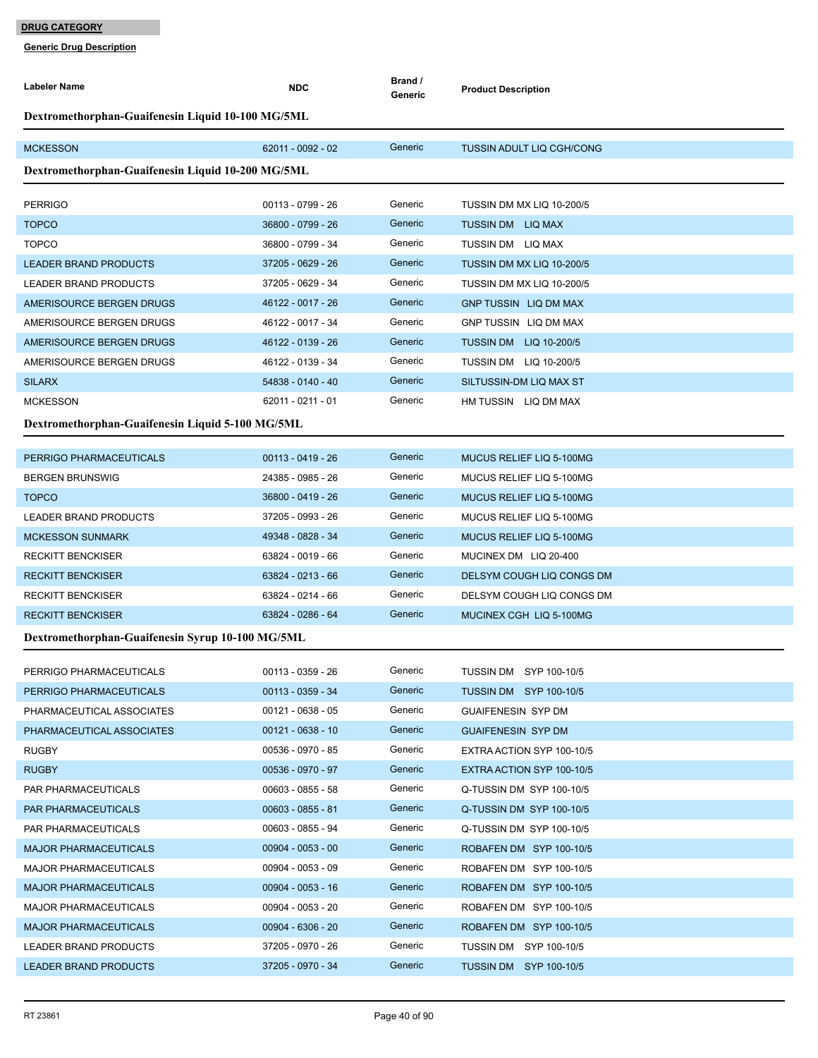**DRUG CATEGORY**

**Generic Drug Description**

| Labeler Name | NDC | Brand / Generic | Product Description |
|---|---|---|---|
| **Dextromethorphan-Guaifenesin Liquid 10-100 MG/5ML** | | | |
| MCKESSON | 62011 - 0092 - 02 | Generic | TUSSIN ADULT LIQ CGH/CONG |
| **Dextromethorphan-Guaifenesin Liquid 10-200 MG/5ML** | | | |
| PERRIGO | 00113 - 0799 - 26 | Generic | TUSSIN DM MX LIQ 10-200/5 |
| TOPCO | 36800 - 0799 - 26 | Generic | TUSSIN DM LIQ MAX |
| TOPCO | 36800 - 0799 - 34 | Generic | TUSSIN DM LIQ MAX |
| LEADER BRAND PRODUCTS | 37205 - 0629 - 26 | Generic | TUSSIN DM MX LIQ 10-200/5 |
| LEADER BRAND PRODUCTS | 37205 - 0629 - 34 | Generic | TUSSIN DM MX LIQ 10-200/5 |
| AMERISOURCE BERGEN DRUGS | 46122 - 0017 - 26 | Generic | GNP TUSSIN LIQ DM MAX |
| AMERISOURCE BERGEN DRUGS | 46122 - 0017 - 34 | Generic | GNP TUSSIN LIQ DM MAX |
| AMERISOURCE BERGEN DRUGS | 46122 - 0139 - 26 | Generic | TUSSIN DM LIQ 10-200/5 |
| AMERISOURCE BERGEN DRUGS | 46122 - 0139 - 34 | Generic | TUSSIN DM LIQ 10-200/5 |
| SILARX | 54838 - 0140 - 40 | Generic | SILTUSSIN-DM LIQ MAX ST |
| MCKESSON | 62011 - 0211 - 01 | Generic | HM TUSSIN LIQ DM MAX |
| **Dextromethorphan-Guaifenesin Liquid 5-100 MG/5ML** | | | |
| PERRIGO PHARMACEUTICALS | 00113 - 0419 - 26 | Generic | MUCUS RELIEF LIQ 5-100MG |
| BERGEN BRUNSWIG | 24385 - 0985 - 26 | Generic | MUCUS RELIEF LIQ 5-100MG |
| TOPCO | 36800 - 0419 - 26 | Generic | MUCUS RELIEF LIQ 5-100MG |
| LEADER BRAND PRODUCTS | 37205 - 0993 - 26 | Generic | MUCUS RELIEF LIQ 5-100MG |
| MCKESSON SUNMARK | 49348 - 0828 - 34 | Generic | MUCUS RELIEF LIQ 5-100MG |
| RECKITT BENCKISER | 63824 - 0019 - 66 | Generic | MUCINEX DM LIQ 20-400 |
| RECKITT BENCKISER | 63824 - 0213 - 66 | Generic | DELSYM COUGH LIQ CONGS DM |
| RECKITT BENCKISER | 63824 - 0214 - 66 | Generic | DELSYM COUGH LIQ CONGS DM |
| RECKITT BENCKISER | 63824 - 0286 - 64 | Generic | MUCINEX CGH LIQ 5-100MG |
| **Dextromethorphan-Guaifenesin Syrup 10-100 MG/5ML** | | | |
| PERRIGO PHARMACEUTICALS | 00113 - 0359 - 26 | Generic | TUSSIN DM SYP 100-10/5 |
| PERRIGO PHARMACEUTICALS | 00113 - 0359 - 34 | Generic | TUSSIN DM SYP 100-10/5 |
| PHARMACEUTICAL ASSOCIATES | 00121 - 0638 - 05 | Generic | GUAIFENESIN SYP DM |
| PHARMACEUTICAL ASSOCIATES | 00121 - 0638 - 10 | Generic | GUAIFENESIN SYP DM |
| RUGBY | 00536 - 0970 - 85 | Generic | EXTRA ACTION SYP 100-10/5 |
| RUGBY | 00536 - 0970 - 97 | Generic | EXTRA ACTION SYP 100-10/5 |
| PAR PHARMACEUTICALS | 00603 - 0855 - 58 | Generic | Q-TUSSIN DM SYP 100-10/5 |
| PAR PHARMACEUTICALS | 00603 - 0855 - 81 | Generic | Q-TUSSIN DM SYP 100-10/5 |
| PAR PHARMACEUTICALS | 00603 - 0855 - 94 | Generic | Q-TUSSIN DM SYP 100-10/5 |
| MAJOR PHARMACEUTICALS | 00904 - 0053 - 00 | Generic | ROBAFEN DM SYP 100-10/5 |
| MAJOR PHARMACEUTICALS | 00904 - 0053 - 09 | Generic | ROBAFEN DM SYP 100-10/5 |
| MAJOR PHARMACEUTICALS | 00904 - 0053 - 16 | Generic | ROBAFEN DM SYP 100-10/5 |
| MAJOR PHARMACEUTICALS | 00904 - 0053 - 20 | Generic | ROBAFEN DM SYP 100-10/5 |
| MAJOR PHARMACEUTICALS | 00904 - 6306 - 20 | Generic | ROBAFEN DM SYP 100-10/5 |
| LEADER BRAND PRODUCTS | 37205 - 0970 - 26 | Generic | TUSSIN DM SYP 100-10/5 |
| LEADER BRAND PRODUCTS | 37205 - 0970 - 34 | Generic | TUSSIN DM SYP 100-10/5 |

RT 23861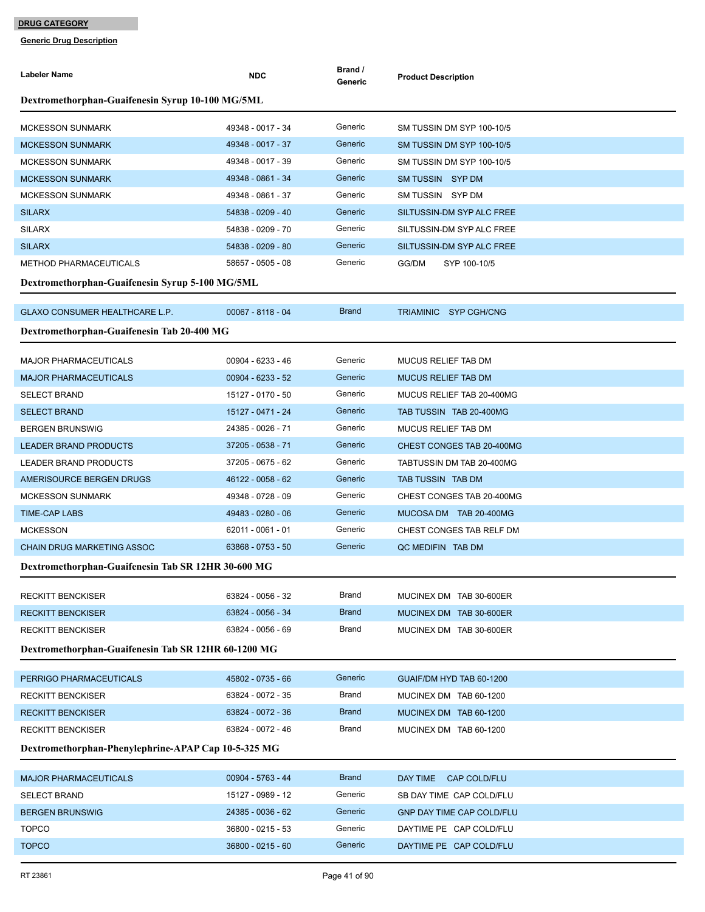**DRUG CATEGORY**

**Generic Drug Description**

| Labeler Name | NDC | Brand / Generic | Product Description |
|---|---|---|---|
| **Dextromethorphan-Guaifenesin Syrup 10-100 MG/5ML** | | | |
| MCKESSON SUNMARK | 49348 - 0017 - 34 | Generic | SM TUSSIN DM SYP 100-10/5 |
| MCKESSON SUNMARK | 49348 - 0017 - 37 | Generic | SM TUSSIN DM SYP 100-10/5 |
| MCKESSON SUNMARK | 49348 - 0017 - 39 | Generic | SM TUSSIN DM SYP 100-10/5 |
| MCKESSON SUNMARK | 49348 - 0861 - 34 | Generic | SM TUSSIN SYP DM |
| MCKESSON SUNMARK | 49348 - 0861 - 37 | Generic | SM TUSSIN SYP DM |
| SILARX | 54838 - 0209 - 40 | Generic | SILTUSSIN-DM SYP ALC FREE |
| SILARX | 54838 - 0209 - 70 | Generic | SILTUSSIN-DM SYP ALC FREE |
| SILARX | 54838 - 0209 - 80 | Generic | SILTUSSIN-DM SYP ALC FREE |
| METHOD PHARMACEUTICALS | 58657 - 0505 - 08 | Generic | GG/DM SYP 100-10/5 |
| **Dextromethorphan-Guaifenesin Syrup 5-100 MG/5ML** | | | |
| GLAXO CONSUMER HEALTHCARE L.P. | 00067 - 8118 - 04 | Brand | TRIAMINIC SYP CGH/CNG |
| **Dextromethorphan-Guaifenesin Tab 20-400 MG** | | | |
| MAJOR PHARMACEUTICALS | 00904 - 6233 - 46 | Generic | MUCUS RELIEF TAB DM |
| MAJOR PHARMACEUTICALS | 00904 - 6233 - 52 | Generic | MUCUS RELIEF TAB DM |
| SELECT BRAND | 15127 - 0170 - 50 | Generic | MUCUS RELIEF TAB 20-400MG |
| SELECT BRAND | 15127 - 0471 - 24 | Generic | TAB TUSSIN TAB 20-400MG |
| BERGEN BRUNSWIG | 24385 - 0026 - 71 | Generic | MUCUS RELIEF TAB DM |
| LEADER BRAND PRODUCTS | 37205 - 0538 - 71 | Generic | CHEST CONGES TAB 20-400MG |
| LEADER BRAND PRODUCTS | 37205 - 0675 - 62 | Generic | TABTUSSIN DM TAB 20-400MG |
| AMERISOURCE BERGEN DRUGS | 46122 - 0058 - 62 | Generic | TAB TUSSIN TAB DM |
| MCKESSON SUNMARK | 49348 - 0728 - 09 | Generic | CHEST CONGES TAB 20-400MG |
| TIME-CAP LABS | 49483 - 0280 - 06 | Generic | MUCOSA DM TAB 20-400MG |
| MCKESSON | 62011 - 0061 - 01 | Generic | CHEST CONGES TAB RELF DM |
| CHAIN DRUG MARKETING ASSOC | 63868 - 0753 - 50 | Generic | QC MEDIFIN TAB DM |
| **Dextromethorphan-Guaifenesin Tab SR 12HR 30-600 MG** | | | |
| RECKITT BENCKISER | 63824 - 0056 - 32 | Brand | MUCINEX DM TAB 30-600ER |
| RECKITT BENCKISER | 63824 - 0056 - 34 | Brand | MUCINEX DM TAB 30-600ER |
| RECKITT BENCKISER | 63824 - 0056 - 69 | Brand | MUCINEX DM TAB 30-600ER |
| **Dextromethorphan-Guaifenesin Tab SR 12HR 60-1200 MG** | | | |
| PERRIGO PHARMACEUTICALS | 45802 - 0735 - 66 | Generic | GUAIF/DM HYD TAB 60-1200 |
| RECKITT BENCKISER | 63824 - 0072 - 35 | Brand | MUCINEX DM TAB 60-1200 |
| RECKITT BENCKISER | 63824 - 0072 - 36 | Brand | MUCINEX DM TAB 60-1200 |
| RECKITT BENCKISER | 63824 - 0072 - 46 | Brand | MUCINEX DM TAB 60-1200 |
| **Dextromethorphan-Phenylephrine-APAP Cap 10-5-325 MG** | | | |
| MAJOR PHARMACEUTICALS | 00904 - 5763 - 44 | Brand | DAY TIME CAP COLD/FLU |
| SELECT BRAND | 15127 - 0989 - 12 | Generic | SB DAY TIME CAP COLD/FLU |
| BERGEN BRUNSWIG | 24385 - 0036 - 62 | Generic | GNP DAY TIME CAP COLD/FLU |
| TOPCO | 36800 - 0215 - 53 | Generic | DAYTIME PE CAP COLD/FLU |
| TOPCO | 36800 - 0215 - 60 | Generic | DAYTIME PE CAP COLD/FLU |

RT 23861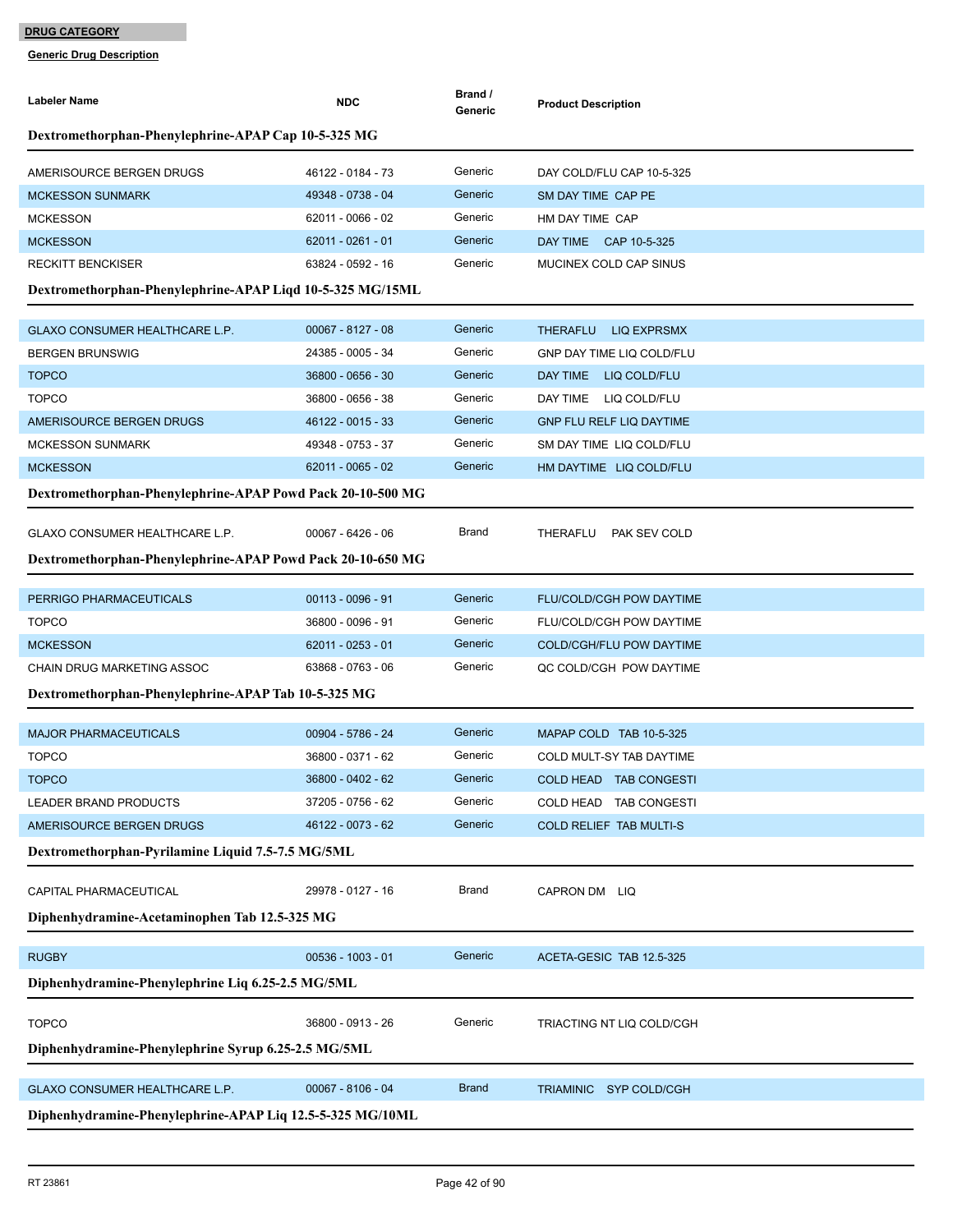**DRUG CATEGORY**

**Generic Drug Description**

| Labeler Name | NDC | Brand / Generic | Product Description |
|---|---|---|---|
| **Dextromethorphan-Phenylephrine-APAP Cap 10-5-325 MG** | | | |
| AMERISOURCE BERGEN DRUGS | 46122 - 0184 - 73 | Generic | DAY COLD/FLU CAP 10-5-325 |
| MCKESSON SUNMARK | 49348 - 0738 - 04 | Generic | SM DAY TIME CAP PE |
| MCKESSON | 62011 - 0066 - 02 | Generic | HM DAY TIME CAP |
| MCKESSON | 62011 - 0261 - 01 | Generic | DAY TIME CAP 10-5-325 |
| RECKITT BENCKISER | 63824 - 0592 - 16 | Generic | MUCINEX COLD CAP SINUS |
| **Dextromethorphan-Phenylephrine-APAP Liqd 10-5-325 MG/15ML** | | | |
| GLAXO CONSUMER HEALTHCARE L.P. | 00067 - 8127 - 08 | Generic | THERAFLU LIQ EXPRSMX |
| BERGEN BRUNSWIG | 24385 - 0005 - 34 | Generic | GNP DAY TIME LIQ COLD/FLU |
| TOPCO | 36800 - 0656 - 30 | Generic | DAY TIME LIQ COLD/FLU |
| TOPCO | 36800 - 0656 - 38 | Generic | DAY TIME LIQ COLD/FLU |
| AMERISOURCE BERGEN DRUGS | 46122 - 0015 - 33 | Generic | GNP FLU RELF LIQ DAYTIME |
| MCKESSON SUNMARK | 49348 - 0753 - 37 | Generic | SM DAY TIME LIQ COLD/FLU |
| MCKESSON | 62011 - 0065 - 02 | Generic | HM DAYTIME LIQ COLD/FLU |
| **Dextromethorphan-Phenylephrine-APAP Powd Pack 20-10-500 MG** | | | |
| GLAXO CONSUMER HEALTHCARE L.P. | 00067 - 6426 - 06 | Brand | THERAFLU PAK SEV COLD |
| **Dextromethorphan-Phenylephrine-APAP Powd Pack 20-10-650 MG** | | | |
| PERRIGO PHARMACEUTICALS | 00113 - 0096 - 91 | Generic | FLU/COLD/CGH POW DAYTIME |
| TOPCO | 36800 - 0096 - 91 | Generic | FLU/COLD/CGH POW DAYTIME |
| MCKESSON | 62011 - 0253 - 01 | Generic | COLD/CGH/FLU POW DAYTIME |
| CHAIN DRUG MARKETING ASSOC | 63868 - 0763 - 06 | Generic | QC COLD/CGH POW DAYTIME |
| **Dextromethorphan-Phenylephrine-APAP Tab 10-5-325 MG** | | | |
| MAJOR PHARMACEUTICALS | 00904 - 5786 - 24 | Generic | MAPAP COLD TAB 10-5-325 |
| TOPCO | 36800 - 0371 - 62 | Generic | COLD MULT-SY TAB DAYTIME |
| TOPCO | 36800 - 0402 - 62 | Generic | COLD HEAD TAB CONGESTI |
| LEADER BRAND PRODUCTS | 37205 - 0756 - 62 | Generic | COLD HEAD TAB CONGESTI |
| AMERISOURCE BERGEN DRUGS | 46122 - 0073 - 62 | Generic | COLD RELIEF TAB MULTI-S |
| **Dextromethorphan-Pyrilamine Liquid 7.5-7.5 MG/5ML** | | | |
| CAPITAL PHARMACEUTICAL | 29978 - 0127 - 16 | Brand | CAPRON DM LIQ |
| **Diphenhydramine-Acetaminophen Tab 12.5-325 MG** | | | |
| RUGBY | 00536 - 1003 - 01 | Generic | ACETA-GESIC TAB 12.5-325 |
| **Diphenhydramine-Phenylephrine Liq 6.25-2.5 MG/5ML** | | | |
| TOPCO | 36800 - 0913 - 26 | Generic | TRIACTING NT LIQ COLD/CGH |
| **Diphenhydramine-Phenylephrine Syrup 6.25-2.5 MG/5ML** | | | |
| GLAXO CONSUMER HEALTHCARE L.P. | 00067 - 8106 - 04 | Brand | TRIAMINIC SYP COLD/CGH |
| **Diphenhydramine-Phenylephrine-APAP Liq 12.5-5-325 MG/10ML** | | | |

RT 23861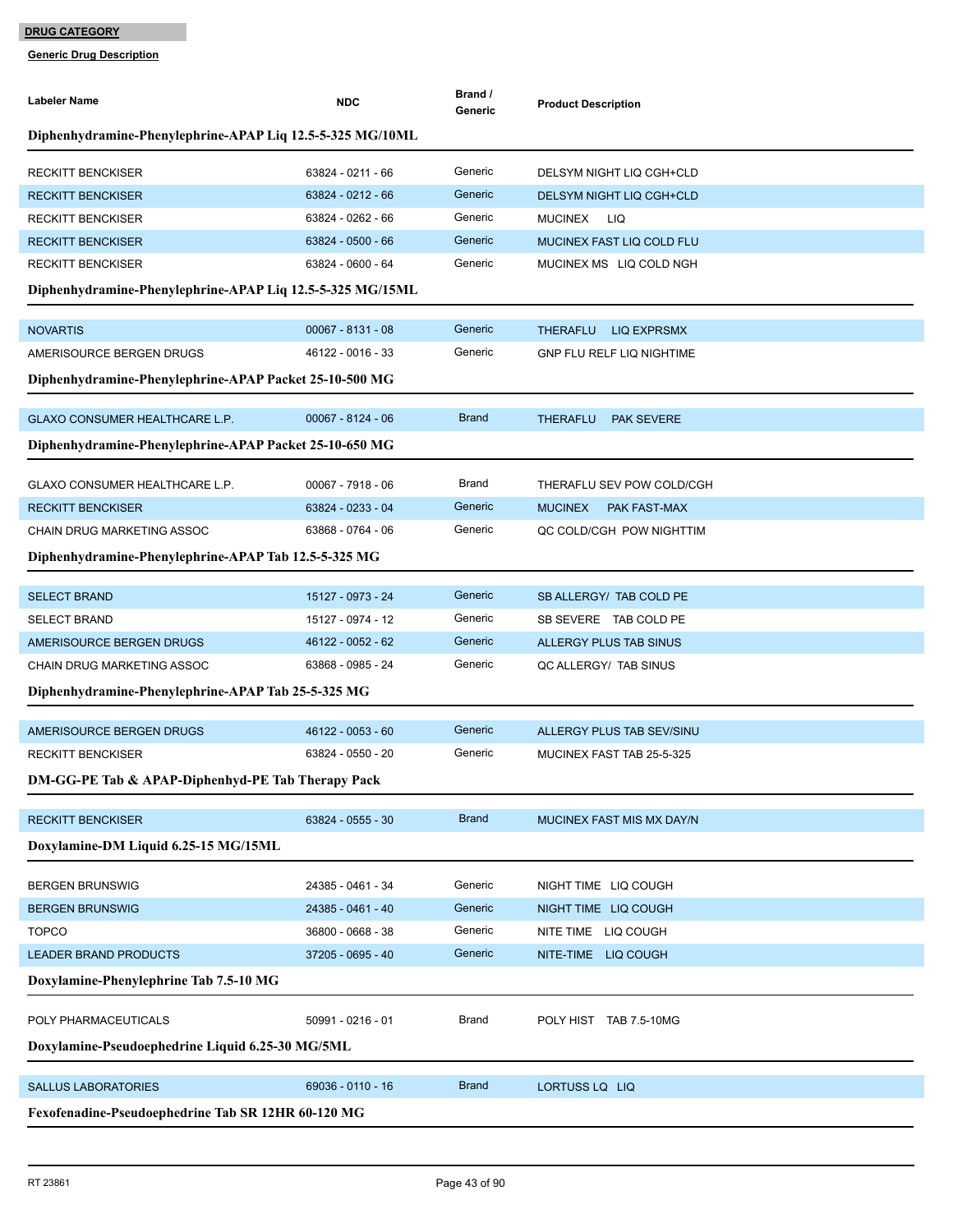**DRUG CATEGORY**

**Generic Drug Description**

| Labeler Name | NDC | Brand / Generic | Product Description |
|---|---|---|---|
| **Diphenhydramine-Phenylephrine-APAP Liq 12.5-5-325 MG/10ML** | | | |
| RECKITT BENCKISER | 63824 - 0211 - 66 | Generic | DELSYM NIGHT LIQ CGH+CLD |
| RECKITT BENCKISER | 63824 - 0212 - 66 | Generic | DELSYM NIGHT LIQ CGH+CLD |
| RECKITT BENCKISER | 63824 - 0262 - 66 | Generic | MUCINEX LIQ |
| RECKITT BENCKISER | 63824 - 0500 - 66 | Generic | MUCINEX FAST LIQ COLD FLU |
| RECKITT BENCKISER | 63824 - 0600 - 64 | Generic | MUCINEX MS LIQ COLD NGH |
| **Diphenhydramine-Phenylephrine-APAP Liq 12.5-5-325 MG/15ML** | | | |
| NOVARTIS | 00067 - 8131 - 08 | Generic | THERAFLU LIQ EXPRSMX |
| AMERISOURCE BERGEN DRUGS | 46122 - 0016 - 33 | Generic | GNP FLU RELF LIQ NIGHTIME |
| **Diphenhydramine-Phenylephrine-APAP Packet 25-10-500 MG** | | | |
| GLAXO CONSUMER HEALTHCARE L.P. | 00067 - 8124 - 06 | Brand | THERAFLU PAK SEVERE |
| **Diphenhydramine-Phenylephrine-APAP Packet 25-10-650 MG** | | | |
| GLAXO CONSUMER HEALTHCARE L.P. | 00067 - 7918 - 06 | Brand | THERAFLU SEV POW COLD/CGH |
| RECKITT BENCKISER | 63824 - 0233 - 04 | Generic | MUCINEX PAK FAST-MAX |
| CHAIN DRUG MARKETING ASSOC | 63868 - 0764 - 06 | Generic | QC COLD/CGH POW NIGHTTIM |
| **Diphenhydramine-Phenylephrine-APAP Tab 12.5-5-325 MG** | | | |
| SELECT BRAND | 15127 - 0973 - 24 | Generic | SB ALLERGY/ TAB COLD PE |
| SELECT BRAND | 15127 - 0974 - 12 | Generic | SB SEVERE TAB COLD PE |
| AMERISOURCE BERGEN DRUGS | 46122 - 0052 - 62 | Generic | ALLERGY PLUS TAB SINUS |
| CHAIN DRUG MARKETING ASSOC | 63868 - 0985 - 24 | Generic | QC ALLERGY/ TAB SINUS |
| **Diphenhydramine-Phenylephrine-APAP Tab 25-5-325 MG** | | | |
| AMERISOURCE BERGEN DRUGS | 46122 - 0053 - 60 | Generic | ALLERGY PLUS TAB SEV/SINU |
| RECKITT BENCKISER | 63824 - 0550 - 20 | Generic | MUCINEX FAST TAB 25-5-325 |
| **DM-GG-PE Tab & APAP-Diphenhyd-PE Tab Therapy Pack** | | | |
| RECKITT BENCKISER | 63824 - 0555 - 30 | Brand | MUCINEX FAST MIS MX DAY/N |
| **Doxylamine-DM Liquid 6.25-15 MG/15ML** | | | |
| BERGEN BRUNSWIG | 24385 - 0461 - 34 | Generic | NIGHT TIME LIQ COUGH |
| BERGEN BRUNSWIG | 24385 - 0461 - 40 | Generic | NIGHT TIME LIQ COUGH |
| TOPCO | 36800 - 0668 - 38 | Generic | NITE TIME LIQ COUGH |
| LEADER BRAND PRODUCTS | 37205 - 0695 - 40 | Generic | NITE-TIME LIQ COUGH |
| **Doxylamine-Phenylephrine Tab 7.5-10 MG** | | | |
| POLY PHARMACEUTICALS | 50991 - 0216 - 01 | Brand | POLY HIST TAB 7.5-10MG |
| **Doxylamine-Pseudoephedrine Liquid 6.25-30 MG/5ML** | | | |
| SALLUS LABORATORIES | 69036 - 0110 - 16 | Brand | LORTUSS LQ LIQ |
| **Fexofenadine-Pseudoephedrine Tab SR 12HR 60-120 MG** | | | |

RT 23861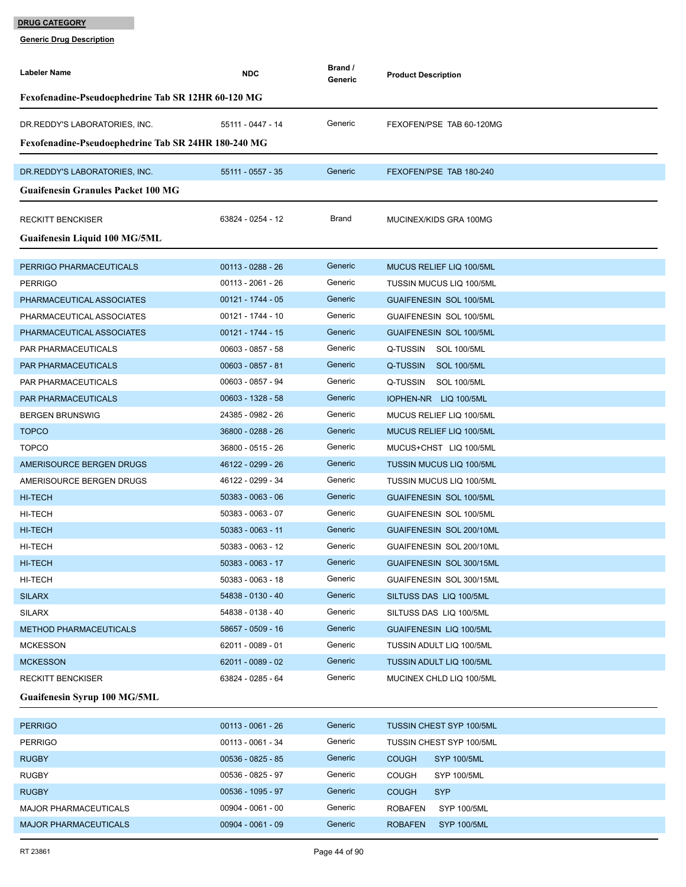**DRUG CATEGORY**

**Generic Drug Description**

| Labeler Name | NDC | Brand / Generic | Product Description |
|---|---|---|---|
| **Fexofenadine-Pseudoephedrine Tab SR 12HR 60-120 MG** | | | |
| DR.REDDY'S LABORATORIES, INC. | 55111 - 0447 - 14 | Generic | FEXOFEN/PSE TAB 60-120MG |
| **Fexofenadine-Pseudoephedrine Tab SR 24HR 180-240 MG** | | | |
| DR.REDDY'S LABORATORIES, INC. | 55111 - 0557 - 35 | Generic | FEXOFEN/PSE TAB 180-240 |
| **Guaifenesin Granules Packet 100 MG** | | | |
| RECKITT BENCKISER | 63824 - 0254 - 12 | Brand | MUCINEX/KIDS GRA 100MG |
| **Guaifenesin Liquid 100 MG/5ML** | | | |
| PERRIGO PHARMACEUTICALS | 00113 - 0288 - 26 | Generic | MUCUS RELIEF LIQ 100/5ML |
| PERRIGO | 00113 - 2061 - 26 | Generic | TUSSIN MUCUS LIQ 100/5ML |
| PHARMACEUTICAL ASSOCIATES | 00121 - 1744 - 05 | Generic | GUAIFENESIN SOL 100/5ML |
| PHARMACEUTICAL ASSOCIATES | 00121 - 1744 - 10 | Generic | GUAIFENESIN SOL 100/5ML |
| PHARMACEUTICAL ASSOCIATES | 00121 - 1744 - 15 | Generic | GUAIFENESIN SOL 100/5ML |
| PAR PHARMACEUTICALS | 00603 - 0857 - 58 | Generic | Q-TUSSIN SOL 100/5ML |
| PAR PHARMACEUTICALS | 00603 - 0857 - 81 | Generic | Q-TUSSIN SOL 100/5ML |
| PAR PHARMACEUTICALS | 00603 - 0857 - 94 | Generic | Q-TUSSIN SOL 100/5ML |
| PAR PHARMACEUTICALS | 00603 - 1328 - 58 | Generic | IOPHEN-NR LIQ 100/5ML |
| BERGEN BRUNSWIG | 24385 - 0982 - 26 | Generic | MUCUS RELIEF LIQ 100/5ML |
| TOPCO | 36800 - 0288 - 26 | Generic | MUCUS RELIEF LIQ 100/5ML |
| TOPCO | 36800 - 0515 - 26 | Generic | MUCUS+CHST LIQ 100/5ML |
| AMERISOURCE BERGEN DRUGS | 46122 - 0299 - 26 | Generic | TUSSIN MUCUS LIQ 100/5ML |
| AMERISOURCE BERGEN DRUGS | 46122 - 0299 - 34 | Generic | TUSSIN MUCUS LIQ 100/5ML |
| HI-TECH | 50383 - 0063 - 06 | Generic | GUAIFENESIN SOL 100/5ML |
| HI-TECH | 50383 - 0063 - 07 | Generic | GUAIFENESIN SOL 100/5ML |
| HI-TECH | 50383 - 0063 - 11 | Generic | GUAIFENESIN SOL 200/10ML |
| HI-TECH | 50383 - 0063 - 12 | Generic | GUAIFENESIN SOL 200/10ML |
| HI-TECH | 50383 - 0063 - 17 | Generic | GUAIFENESIN SOL 300/15ML |
| HI-TECH | 50383 - 0063 - 18 | Generic | GUAIFENESIN SOL 300/15ML |
| SILARX | 54838 - 0130 - 40 | Generic | SILTUSS DAS LIQ 100/5ML |
| SILARX | 54838 - 0138 - 40 | Generic | SILTUSS DAS LIQ 100/5ML |
| METHOD PHARMACEUTICALS | 58657 - 0509 - 16 | Generic | GUAIFENESIN LIQ 100/5ML |
| MCKESSON | 62011 - 0089 - 01 | Generic | TUSSIN ADULT LIQ 100/5ML |
| MCKESSON | 62011 - 0089 - 02 | Generic | TUSSIN ADULT LIQ 100/5ML |
| RECKITT BENCKISER | 63824 - 0285 - 64 | Generic | MUCINEX CHLD LIQ 100/5ML |
| **Guaifenesin Syrup 100 MG/5ML** | | | |
| PERRIGO | 00113 - 0061 - 26 | Generic | TUSSIN CHEST SYP 100/5ML |
| PERRIGO | 00113 - 0061 - 34 | Generic | TUSSIN CHEST SYP 100/5ML |
| RUGBY | 00536 - 0825 - 85 | Generic | COUGH SYP 100/5ML |
| RUGBY | 00536 - 0825 - 97 | Generic | COUGH SYP 100/5ML |
| RUGBY | 00536 - 1095 - 97 | Generic | COUGH SYP |
| MAJOR PHARMACEUTICALS | 00904 - 0061 - 00 | Generic | ROBAFEN SYP 100/5ML |
| MAJOR PHARMACEUTICALS | 00904 - 0061 - 09 | Generic | ROBAFEN SYP 100/5ML |

RT 23861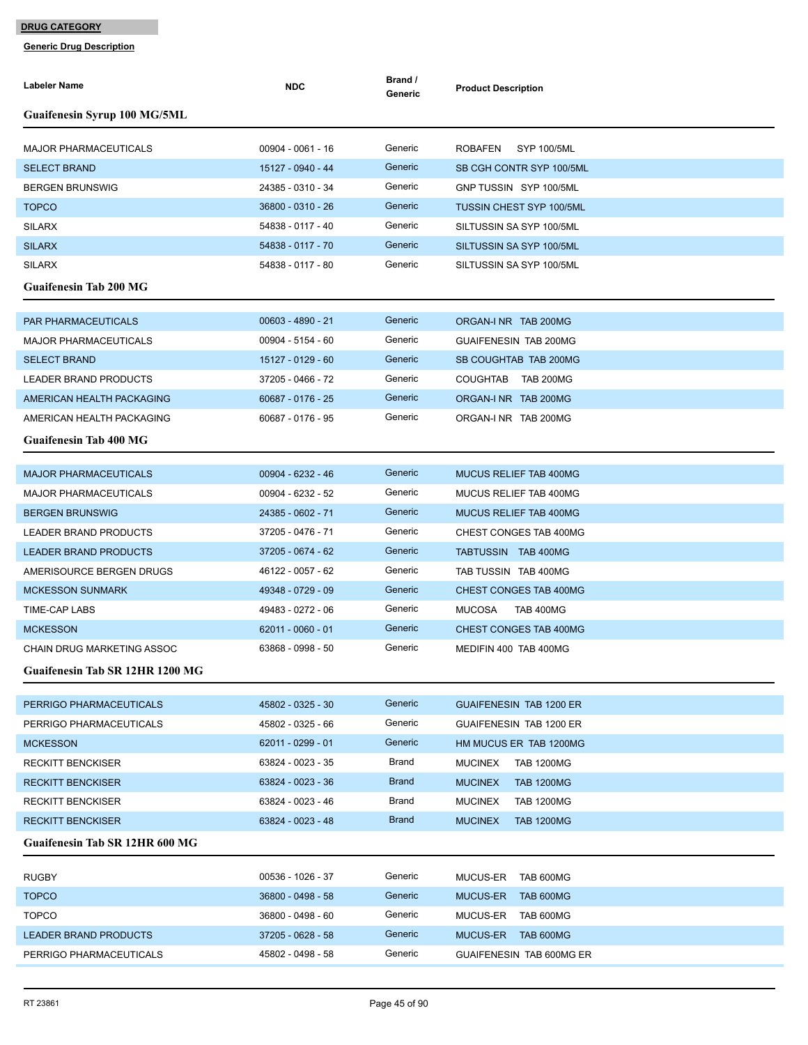**DRUG CATEGORY**

**Generic Drug Description**

| Labeler Name | NDC | Brand / Generic | Product Description |
|---|---|---|---|
| **Guaifenesin Syrup 100 MG/5ML** | | | |
| MAJOR PHARMACEUTICALS | 00904 - 0061 - 16 | Generic | ROBAFEN SYP 100/5ML |
| SELECT BRAND | 15127 - 0940 - 44 | Generic | SB CGH CONTR SYP 100/5ML |
| BERGEN BRUNSWIG | 24385 - 0310 - 34 | Generic | GNP TUSSIN SYP 100/5ML |
| TOPCO | 36800 - 0310 - 26 | Generic | TUSSIN CHEST SYP 100/5ML |
| SILARX | 54838 - 0117 - 40 | Generic | SILTUSSIN SA SYP 100/5ML |
| SILARX | 54838 - 0117 - 70 | Generic | SILTUSSIN SA SYP 100/5ML |
| SILARX | 54838 - 0117 - 80 | Generic | SILTUSSIN SA SYP 100/5ML |
| **Guaifenesin Tab 200 MG** | | | |
| PAR PHARMACEUTICALS | 00603 - 4890 - 21 | Generic | ORGAN-I NR TAB 200MG |
| MAJOR PHARMACEUTICALS | 00904 - 5154 - 60 | Generic | GUAIFENESIN TAB 200MG |
| SELECT BRAND | 15127 - 0129 - 60 | Generic | SB COUGHTAB TAB 200MG |
| LEADER BRAND PRODUCTS | 37205 - 0466 - 72 | Generic | COUGHTAB TAB 200MG |
| AMERICAN HEALTH PACKAGING | 60687 - 0176 - 25 | Generic | ORGAN-I NR TAB 200MG |
| AMERICAN HEALTH PACKAGING | 60687 - 0176 - 95 | Generic | ORGAN-I NR TAB 200MG |
| **Guaifenesin Tab 400 MG** | | | |
| MAJOR PHARMACEUTICALS | 00904 - 6232 - 46 | Generic | MUCUS RELIEF TAB 400MG |
| MAJOR PHARMACEUTICALS | 00904 - 6232 - 52 | Generic | MUCUS RELIEF TAB 400MG |
| BERGEN BRUNSWIG | 24385 - 0602 - 71 | Generic | MUCUS RELIEF TAB 400MG |
| LEADER BRAND PRODUCTS | 37205 - 0476 - 71 | Generic | CHEST CONGES TAB 400MG |
| LEADER BRAND PRODUCTS | 37205 - 0674 - 62 | Generic | TABTUSSIN TAB 400MG |
| AMERISOURCE BERGEN DRUGS | 46122 - 0057 - 62 | Generic | TAB TUSSIN TAB 400MG |
| MCKESSON SUNMARK | 49348 - 0729 - 09 | Generic | CHEST CONGES TAB 400MG |
| TIME-CAP LABS | 49483 - 0272 - 06 | Generic | MUCOSA TAB 400MG |
| MCKESSON | 62011 - 0060 - 01 | Generic | CHEST CONGES TAB 400MG |
| CHAIN DRUG MARKETING ASSOC | 63868 - 0998 - 50 | Generic | MEDIFIN 400 TAB 400MG |
| **Guaifenesin Tab SR 12HR 1200 MG** | | | |
| PERRIGO PHARMACEUTICALS | 45802 - 0325 - 30 | Generic | GUAIFENESIN TAB 1200 ER |
| PERRIGO PHARMACEUTICALS | 45802 - 0325 - 66 | Generic | GUAIFENESIN TAB 1200 ER |
| MCKESSON | 62011 - 0299 - 01 | Generic | HM MUCUS ER TAB 1200MG |
| RECKITT BENCKISER | 63824 - 0023 - 35 | Brand | MUCINEX TAB 1200MG |
| RECKITT BENCKISER | 63824 - 0023 - 36 | Brand | MUCINEX TAB 1200MG |
| RECKITT BENCKISER | 63824 - 0023 - 46 | Brand | MUCINEX TAB 1200MG |
| RECKITT BENCKISER | 63824 - 0023 - 48 | Brand | MUCINEX TAB 1200MG |
| **Guaifenesin Tab SR 12HR 600 MG** | | | |
| RUGBY | 00536 - 1026 - 37 | Generic | MUCUS-ER TAB 600MG |
| TOPCO | 36800 - 0498 - 58 | Generic | MUCUS-ER TAB 600MG |
| TOPCO | 36800 - 0498 - 60 | Generic | MUCUS-ER TAB 600MG |
| LEADER BRAND PRODUCTS | 37205 - 0628 - 58 | Generic | MUCUS-ER TAB 600MG |
| PERRIGO PHARMACEUTICALS | 45802 - 0498 - 58 | Generic | GUAIFENESIN TAB 600MG ER |

RT 23861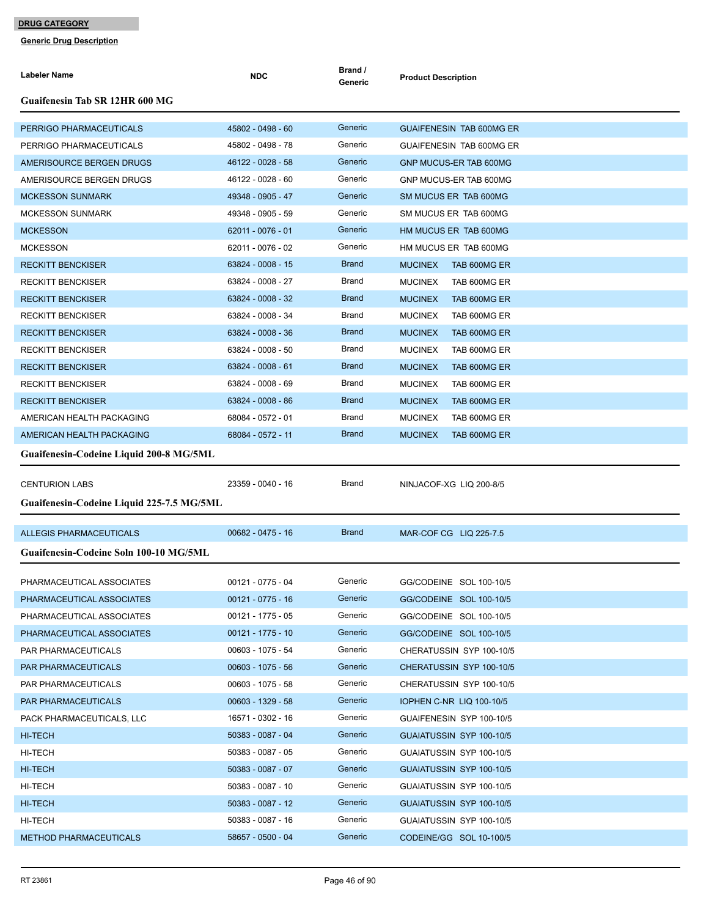**DRUG CATEGORY**

**Generic Drug Description**

| Labeler Name | NDC | Brand / Generic | Product Description |
|---|---|---|---|

### Guaifenesin Tab SR 12HR 600 MG

| Labeler Name | NDC | Brand / Generic | Product Description |
|---|---|---|---|
| PERRIGO PHARMACEUTICALS | 45802 - 0498 - 60 | Generic | GUAIFENESIN TAB 600MG ER |
| PERRIGO PHARMACEUTICALS | 45802 - 0498 - 78 | Generic | GUAIFENESIN TAB 600MG ER |
| AMERISOURCE BERGEN DRUGS | 46122 - 0028 - 58 | Generic | GNP MUCUS-ER TAB 600MG |
| AMERISOURCE BERGEN DRUGS | 46122 - 0028 - 60 | Generic | GNP MUCUS-ER TAB 600MG |
| MCKESSON SUNMARK | 49348 - 0905 - 47 | Generic | SM MUCUS ER TAB 600MG |
| MCKESSON SUNMARK | 49348 - 0905 - 59 | Generic | SM MUCUS ER TAB 600MG |
| MCKESSON | 62011 - 0076 - 01 | Generic | HM MUCUS ER TAB 600MG |
| MCKESSON | 62011 - 0076 - 02 | Generic | HM MUCUS ER TAB 600MG |
| RECKITT BENCKISER | 63824 - 0008 - 15 | Brand | MUCINEX TAB 600MG ER |
| RECKITT BENCKISER | 63824 - 0008 - 27 | Brand | MUCINEX TAB 600MG ER |
| RECKITT BENCKISER | 63824 - 0008 - 32 | Brand | MUCINEX TAB 600MG ER |
| RECKITT BENCKISER | 63824 - 0008 - 34 | Brand | MUCINEX TAB 600MG ER |
| RECKITT BENCKISER | 63824 - 0008 - 36 | Brand | MUCINEX TAB 600MG ER |
| RECKITT BENCKISER | 63824 - 0008 - 50 | Brand | MUCINEX TAB 600MG ER |
| RECKITT BENCKISER | 63824 - 0008 - 61 | Brand | MUCINEX TAB 600MG ER |
| RECKITT BENCKISER | 63824 - 0008 - 69 | Brand | MUCINEX TAB 600MG ER |
| RECKITT BENCKISER | 63824 - 0008 - 86 | Brand | MUCINEX TAB 600MG ER |
| AMERICAN HEALTH PACKAGING | 68084 - 0572 - 01 | Brand | MUCINEX TAB 600MG ER |
| AMERICAN HEALTH PACKAGING | 68084 - 0572 - 11 | Brand | MUCINEX TAB 600MG ER |

### Guaifenesin-Codeine Liquid 200-8 MG/5ML

| Labeler Name | NDC | Brand / Generic | Product Description |
|---|---|---|---|
| CENTURION LABS | 23359 - 0040 - 16 | Brand | NINJACOF-XG LIQ 200-8/5 |

### Guaifenesin-Codeine Liquid 225-7.5 MG/5ML

| Labeler Name | NDC | Brand / Generic | Product Description |
|---|---|---|---|
| ALLEGIS PHARMACEUTICALS | 00682 - 0475 - 16 | Brand | MAR-COF CG LIQ 225-7.5 |

### Guaifenesin-Codeine Soln 100-10 MG/5ML

| Labeler Name | NDC | Brand / Generic | Product Description |
|---|---|---|---|
| PHARMACEUTICAL ASSOCIATES | 00121 - 0775 - 04 | Generic | GG/CODEINE SOL 100-10/5 |
| PHARMACEUTICAL ASSOCIATES | 00121 - 0775 - 16 | Generic | GG/CODEINE SOL 100-10/5 |
| PHARMACEUTICAL ASSOCIATES | 00121 - 1775 - 05 | Generic | GG/CODEINE SOL 100-10/5 |
| PHARMACEUTICAL ASSOCIATES | 00121 - 1775 - 10 | Generic | GG/CODEINE SOL 100-10/5 |
| PAR PHARMACEUTICALS | 00603 - 1075 - 54 | Generic | CHERATUSSIN SYP 100-10/5 |
| PAR PHARMACEUTICALS | 00603 - 1075 - 56 | Generic | CHERATUSSIN SYP 100-10/5 |
| PAR PHARMACEUTICALS | 00603 - 1075 - 58 | Generic | CHERATUSSIN SYP 100-10/5 |
| PAR PHARMACEUTICALS | 00603 - 1329 - 58 | Generic | IOPHEN C-NR LIQ 100-10/5 |
| PACK PHARMACEUTICALS, LLC | 16571 - 0302 - 16 | Generic | GUAIFENESIN SYP 100-10/5 |
| HI-TECH | 50383 - 0087 - 04 | Generic | GUAIATUSSIN SYP 100-10/5 |
| HI-TECH | 50383 - 0087 - 05 | Generic | GUAIATUSSIN SYP 100-10/5 |
| HI-TECH | 50383 - 0087 - 07 | Generic | GUAIATUSSIN SYP 100-10/5 |
| HI-TECH | 50383 - 0087 - 10 | Generic | GUAIATUSSIN SYP 100-10/5 |
| HI-TECH | 50383 - 0087 - 12 | Generic | GUAIATUSSIN SYP 100-10/5 |
| HI-TECH | 50383 - 0087 - 16 | Generic | GUAIATUSSIN SYP 100-10/5 |
| METHOD PHARMACEUTICALS | 58657 - 0500 - 04 | Generic | CODEINE/GG SOL 10-100/5 |

RT 23861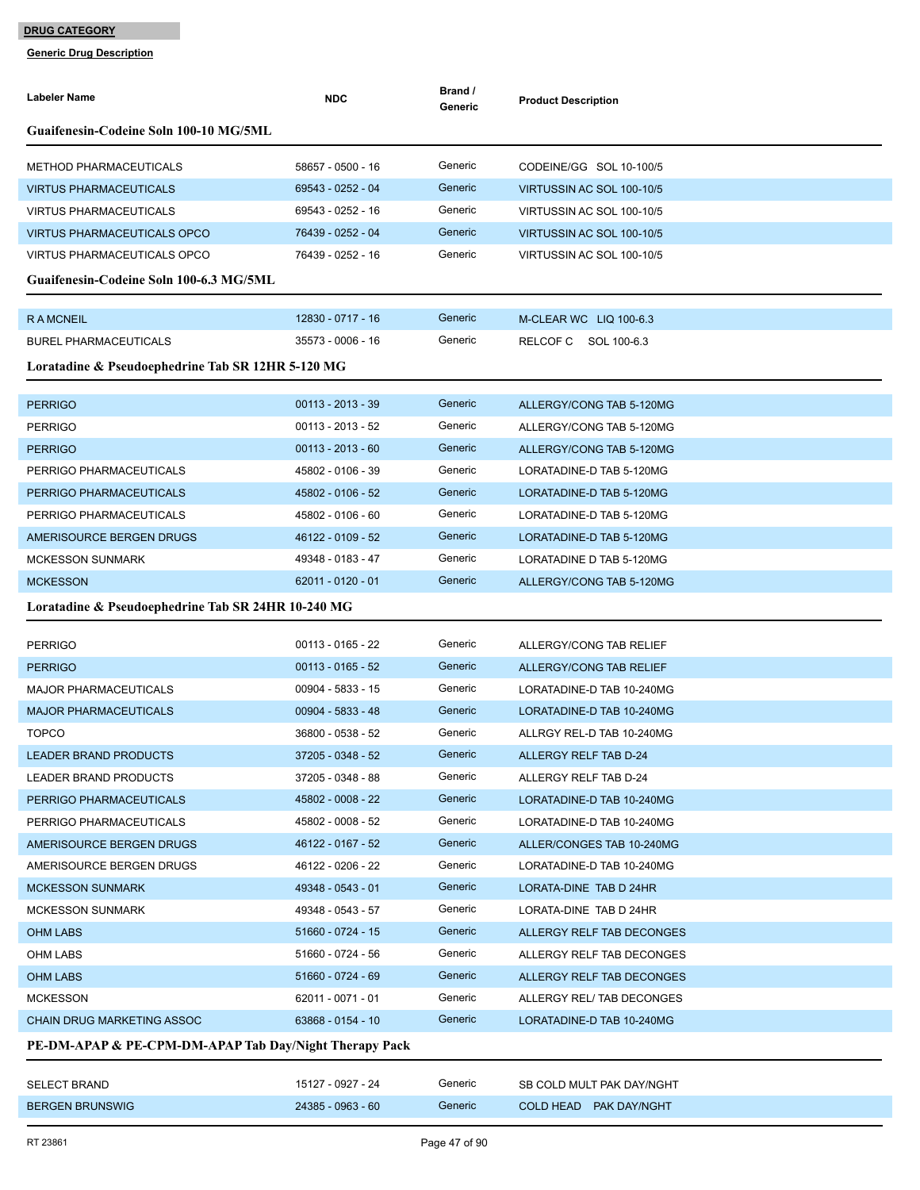**DRUG CATEGORY**

**Generic Drug Description**

| Labeler Name | NDC | Brand / Generic | Product Description |
|---|---|---|---|
| **Guaifenesin-Codeine Soln 100-10 MG/5ML** | | | |
| METHOD PHARMACEUTICALS | 58657 - 0500 - 16 | Generic | CODEINE/GG SOL 10-100/5 |
| VIRTUS PHARMACEUTICALS | 69543 - 0252 - 04 | Generic | VIRTUSSIN AC SOL 100-10/5 |
| VIRTUS PHARMACEUTICALS | 69543 - 0252 - 16 | Generic | VIRTUSSIN AC SOL 100-10/5 |
| VIRTUS PHARMACEUTICALS OPCO | 76439 - 0252 - 04 | Generic | VIRTUSSIN AC SOL 100-10/5 |
| VIRTUS PHARMACEUTICALS OPCO | 76439 - 0252 - 16 | Generic | VIRTUSSIN AC SOL 100-10/5 |
| **Guaifenesin-Codeine Soln 100-6.3 MG/5ML** | | | |
| R A MCNEIL | 12830 - 0717 - 16 | Generic | M-CLEAR WC LIQ 100-6.3 |
| BUREL PHARMACEUTICALS | 35573 - 0006 - 16 | Generic | RELCOF C SOL 100-6.3 |
| **Loratadine & Pseudoephedrine Tab SR 12HR 5-120 MG** | | | |
| PERRIGO | 00113 - 2013 - 39 | Generic | ALLERGY/CONG TAB 5-120MG |
| PERRIGO | 00113 - 2013 - 52 | Generic | ALLERGY/CONG TAB 5-120MG |
| PERRIGO | 00113 - 2013 - 60 | Generic | ALLERGY/CONG TAB 5-120MG |
| PERRIGO PHARMACEUTICALS | 45802 - 0106 - 39 | Generic | LORATADINE-D TAB 5-120MG |
| PERRIGO PHARMACEUTICALS | 45802 - 0106 - 52 | Generic | LORATADINE-D TAB 5-120MG |
| PERRIGO PHARMACEUTICALS | 45802 - 0106 - 60 | Generic | LORATADINE-D TAB 5-120MG |
| AMERISOURCE BERGEN DRUGS | 46122 - 0109 - 52 | Generic | LORATADINE-D TAB 5-120MG |
| MCKESSON SUNMARK | 49348 - 0183 - 47 | Generic | LORATADINE D TAB 5-120MG |
| MCKESSON | 62011 - 0120 - 01 | Generic | ALLERGY/CONG TAB 5-120MG |
| **Loratadine & Pseudoephedrine Tab SR 24HR 10-240 MG** | | | |
| PERRIGO | 00113 - 0165 - 22 | Generic | ALLERGY/CONG TAB RELIEF |
| PERRIGO | 00113 - 0165 - 52 | Generic | ALLERGY/CONG TAB RELIEF |
| MAJOR PHARMACEUTICALS | 00904 - 5833 - 15 | Generic | LORATADINE-D TAB 10-240MG |
| MAJOR PHARMACEUTICALS | 00904 - 5833 - 48 | Generic | LORATADINE-D TAB 10-240MG |
| TOPCO | 36800 - 0538 - 52 | Generic | ALLRGY REL-D TAB 10-240MG |
| LEADER BRAND PRODUCTS | 37205 - 0348 - 52 | Generic | ALLERGY RELF TAB D-24 |
| LEADER BRAND PRODUCTS | 37205 - 0348 - 88 | Generic | ALLERGY RELF TAB D-24 |
| PERRIGO PHARMACEUTICALS | 45802 - 0008 - 22 | Generic | LORATADINE-D TAB 10-240MG |
| PERRIGO PHARMACEUTICALS | 45802 - 0008 - 52 | Generic | LORATADINE-D TAB 10-240MG |
| AMERISOURCE BERGEN DRUGS | 46122 - 0167 - 52 | Generic | ALLER/CONGES TAB 10-240MG |
| AMERISOURCE BERGEN DRUGS | 46122 - 0206 - 22 | Generic | LORATADINE-D TAB 10-240MG |
| MCKESSON SUNMARK | 49348 - 0543 - 01 | Generic | LORATA-DINE TAB D 24HR |
| MCKESSON SUNMARK | 49348 - 0543 - 57 | Generic | LORATA-DINE TAB D 24HR |
| OHM LABS | 51660 - 0724 - 15 | Generic | ALLERGY RELF TAB DECONGES |
| OHM LABS | 51660 - 0724 - 56 | Generic | ALLERGY RELF TAB DECONGES |
| OHM LABS | 51660 - 0724 - 69 | Generic | ALLERGY RELF TAB DECONGES |
| MCKESSON | 62011 - 0071 - 01 | Generic | ALLERGY REL/ TAB DECONGES |
| CHAIN DRUG MARKETING ASSOC | 63868 - 0154 - 10 | Generic | LORATADINE-D TAB 10-240MG |
| **PE-DM-APAP & PE-CPM-DM-APAP Tab Day/Night Therapy Pack** | | | |
| SELECT BRAND | 15127 - 0927 - 24 | Generic | SB COLD MULT PAK DAY/NGHT |
| BERGEN BRUNSWIG | 24385 - 0963 - 60 | Generic | COLD HEAD PAK DAY/NGHT |

RT 23861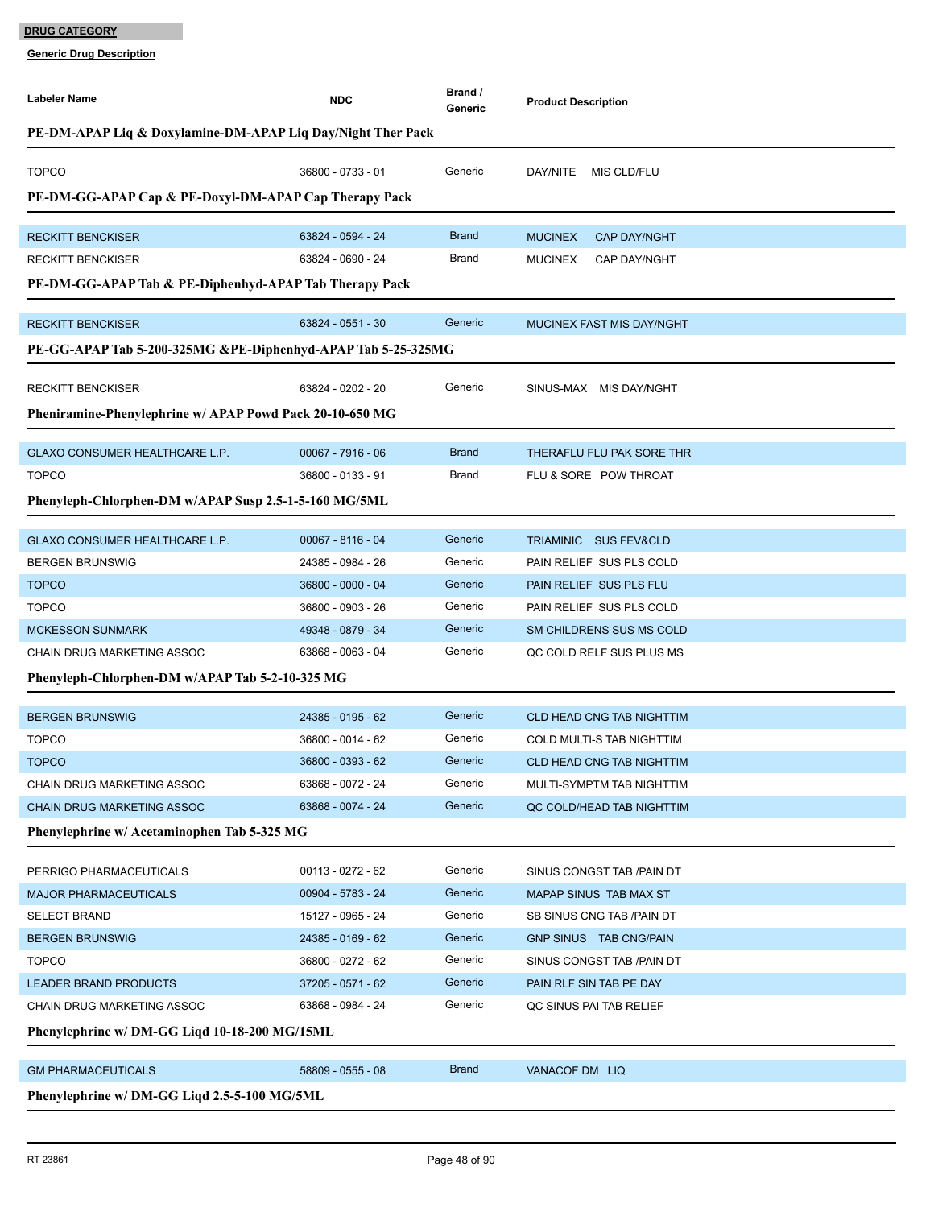**DRUG CATEGORY**

**Generic Drug Description**

| Labeler Name | NDC | Brand / Generic | Product Description |
|---|---|---|---|
| **PE-DM-APAP Liq & Doxylamine-DM-APAP Liq Day/Night Ther Pack** | | | |
| TOPCO | 36800 - 0733 - 01 | Generic | DAY/NITE MIS CLD/FLU |
| **PE-DM-GG-APAP Cap & PE-Doxyl-DM-APAP Cap Therapy Pack** | | | |
| RECKITT BENCKISER | 63824 - 0594 - 24 | Brand | MUCINEX CAP DAY/NGHT |
| RECKITT BENCKISER | 63824 - 0690 - 24 | Brand | MUCINEX CAP DAY/NGHT |
| **PE-DM-GG-APAP Tab & PE-Diphenhyd-APAP Tab Therapy Pack** | | | |
| RECKITT BENCKISER | 63824 - 0551 - 30 | Generic | MUCINEX FAST MIS DAY/NGHT |
| **PE-GG-APAP Tab 5-200-325MG &PE-Diphenhyd-APAP Tab 5-25-325MG** | | | |
| RECKITT BENCKISER | 63824 - 0202 - 20 | Generic | SINUS-MAX MIS DAY/NGHT |
| **Pheniramine-Phenylephrine w/ APAP Powd Pack 20-10-650 MG** | | | |
| GLAXO CONSUMER HEALTHCARE L.P. | 00067 - 7916 - 06 | Brand | THERAFLU FLU PAK SORE THR |
| TOPCO | 36800 - 0133 - 91 | Brand | FLU & SORE POW THROAT |
| **Phenyleph-Chlorphen-DM w/APAP Susp 2.5-1-5-160 MG/5ML** | | | |
| GLAXO CONSUMER HEALTHCARE L.P. | 00067 - 8116 - 04 | Generic | TRIAMINIC SUS FEV&CLD |
| BERGEN BRUNSWIG | 24385 - 0984 - 26 | Generic | PAIN RELIEF SUS PLS COLD |
| TOPCO | 36800 - 0000 - 04 | Generic | PAIN RELIEF SUS PLS FLU |
| TOPCO | 36800 - 0903 - 26 | Generic | PAIN RELIEF SUS PLS COLD |
| MCKESSON SUNMARK | 49348 - 0879 - 34 | Generic | SM CHILDRENS SUS MS COLD |
| CHAIN DRUG MARKETING ASSOC | 63868 - 0063 - 04 | Generic | QC COLD RELF SUS PLUS MS |
| **Phenyleph-Chlorphen-DM w/APAP Tab 5-2-10-325 MG** | | | |
| BERGEN BRUNSWIG | 24385 - 0195 - 62 | Generic | CLD HEAD CNG TAB NIGHTTIM |
| TOPCO | 36800 - 0014 - 62 | Generic | COLD MULTI-S TAB NIGHTTIM |
| TOPCO | 36800 - 0393 - 62 | Generic | CLD HEAD CNG TAB NIGHTTIM |
| CHAIN DRUG MARKETING ASSOC | 63868 - 0072 - 24 | Generic | MULTI-SYMPTM TAB NIGHTTIM |
| CHAIN DRUG MARKETING ASSOC | 63868 - 0074 - 24 | Generic | QC COLD/HEAD TAB NIGHTTIM |
| **Phenylephrine w/ Acetaminophen Tab 5-325 MG** | | | |
| PERRIGO PHARMACEUTICALS | 00113 - 0272 - 62 | Generic | SINUS CONGST TAB /PAIN DT |
| MAJOR PHARMACEUTICALS | 00904 - 5783 - 24 | Generic | MAPAP SINUS TAB MAX ST |
| SELECT BRAND | 15127 - 0965 - 24 | Generic | SB SINUS CNG TAB /PAIN DT |
| BERGEN BRUNSWIG | 24385 - 0169 - 62 | Generic | GNP SINUS TAB CNG/PAIN |
| TOPCO | 36800 - 0272 - 62 | Generic | SINUS CONGST TAB /PAIN DT |
| LEADER BRAND PRODUCTS | 37205 - 0571 - 62 | Generic | PAIN RLF SIN TAB PE DAY |
| CHAIN DRUG MARKETING ASSOC | 63868 - 0984 - 24 | Generic | QC SINUS PAI TAB RELIEF |
| **Phenylephrine w/ DM-GG Liqd 10-18-200 MG/15ML** | | | |
| GM PHARMACEUTICALS | 58809 - 0555 - 08 | Brand | VANACOF DM LIQ |
| **Phenylephrine w/ DM-GG Liqd 2.5-5-100 MG/5ML** | | | |

RT 23861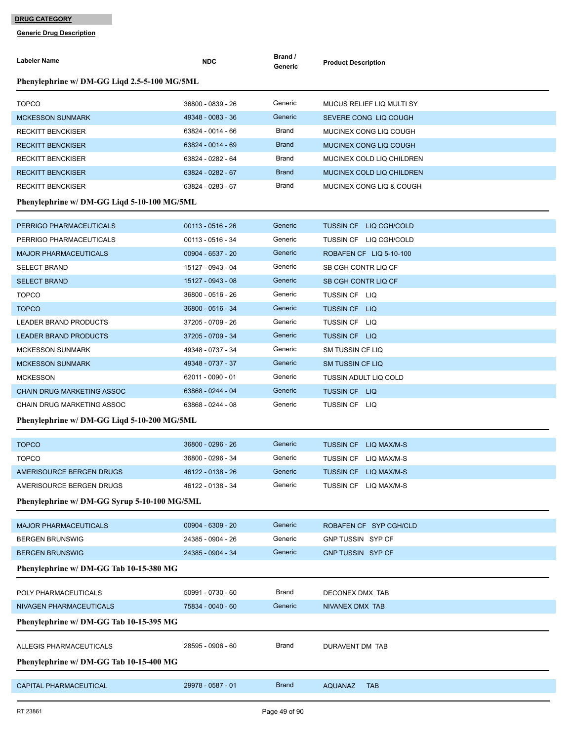**DRUG CATEGORY**

**Generic Drug Description**

| Labeler Name | NDC | Brand / Generic | Product Description |
|---|---|---|---|
| **Phenylephrine w/ DM-GG Liqd 2.5-5-100 MG/5ML** | | | |
| TOPCO | 36800 - 0839 - 26 | Generic | MUCUS RELIEF LIQ MULTI SY |
| MCKESSON SUNMARK | 49348 - 0083 - 36 | Generic | SEVERE CONG LIQ COUGH |
| RECKITT BENCKISER | 63824 - 0014 - 66 | Brand | MUCINEX CONG LIQ COUGH |
| RECKITT BENCKISER | 63824 - 0014 - 69 | Brand | MUCINEX CONG LIQ COUGH |
| RECKITT BENCKISER | 63824 - 0282 - 64 | Brand | MUCINEX COLD LIQ CHILDREN |
| RECKITT BENCKISER | 63824 - 0282 - 67 | Brand | MUCINEX COLD LIQ CHILDREN |
| RECKITT BENCKISER | 63824 - 0283 - 67 | Brand | MUCINEX CONG LIQ & COUGH |
| **Phenylephrine w/ DM-GG Liqd 5-10-100 MG/5ML** | | | |
| PERRIGO PHARMACEUTICALS | 00113 - 0516 - 26 | Generic | TUSSIN CF LIQ CGH/COLD |
| PERRIGO PHARMACEUTICALS | 00113 - 0516 - 34 | Generic | TUSSIN CF LIQ CGH/COLD |
| MAJOR PHARMACEUTICALS | 00904 - 6537 - 20 | Generic | ROBAFEN CF LIQ 5-10-100 |
| SELECT BRAND | 15127 - 0943 - 04 | Generic | SB CGH CONTR LIQ CF |
| SELECT BRAND | 15127 - 0943 - 08 | Generic | SB CGH CONTR LIQ CF |
| TOPCO | 36800 - 0516 - 26 | Generic | TUSSIN CF LIQ |
| TOPCO | 36800 - 0516 - 34 | Generic | TUSSIN CF LIQ |
| LEADER BRAND PRODUCTS | 37205 - 0709 - 26 | Generic | TUSSIN CF LIQ |
| LEADER BRAND PRODUCTS | 37205 - 0709 - 34 | Generic | TUSSIN CF LIQ |
| MCKESSON SUNMARK | 49348 - 0737 - 34 | Generic | SM TUSSIN CF LIQ |
| MCKESSON SUNMARK | 49348 - 0737 - 37 | Generic | SM TUSSIN CF LIQ |
| MCKESSON | 62011 - 0090 - 01 | Generic | TUSSIN ADULT LIQ COLD |
| CHAIN DRUG MARKETING ASSOC | 63868 - 0244 - 04 | Generic | TUSSIN CF LIQ |
| CHAIN DRUG MARKETING ASSOC | 63868 - 0244 - 08 | Generic | TUSSIN CF LIQ |
| **Phenylephrine w/ DM-GG Liqd 5-10-200 MG/5ML** | | | |
| TOPCO | 36800 - 0296 - 26 | Generic | TUSSIN CF LIQ MAX/M-S |
| TOPCO | 36800 - 0296 - 34 | Generic | TUSSIN CF LIQ MAX/M-S |
| AMERISOURCE BERGEN DRUGS | 46122 - 0138 - 26 | Generic | TUSSIN CF LIQ MAX/M-S |
| AMERISOURCE BERGEN DRUGS | 46122 - 0138 - 34 | Generic | TUSSIN CF LIQ MAX/M-S |
| **Phenylephrine w/ DM-GG Syrup 5-10-100 MG/5ML** | | | |
| MAJOR PHARMACEUTICALS | 00904 - 6309 - 20 | Generic | ROBAFEN CF SYP CGH/CLD |
| BERGEN BRUNSWIG | 24385 - 0904 - 26 | Generic | GNP TUSSIN SYP CF |
| BERGEN BRUNSWIG | 24385 - 0904 - 34 | Generic | GNP TUSSIN SYP CF |
| **Phenylephrine w/ DM-GG Tab 10-15-380 MG** | | | |
| POLY PHARMACEUTICALS | 50991 - 0730 - 60 | Brand | DECONEX DMX TAB |
| NIVAGEN PHARMACEUTICALS | 75834 - 0040 - 60 | Generic | NIVANEX DMX TAB |
| **Phenylephrine w/ DM-GG Tab 10-15-395 MG** | | | |
| ALLEGIS PHARMACEUTICALS | 28595 - 0906 - 60 | Brand | DURAVENT DM TAB |
| **Phenylephrine w/ DM-GG Tab 10-15-400 MG** | | | |
| CAPITAL PHARMACEUTICAL | 29978 - 0587 - 01 | Brand | AQUANAZ TAB |

RT 23861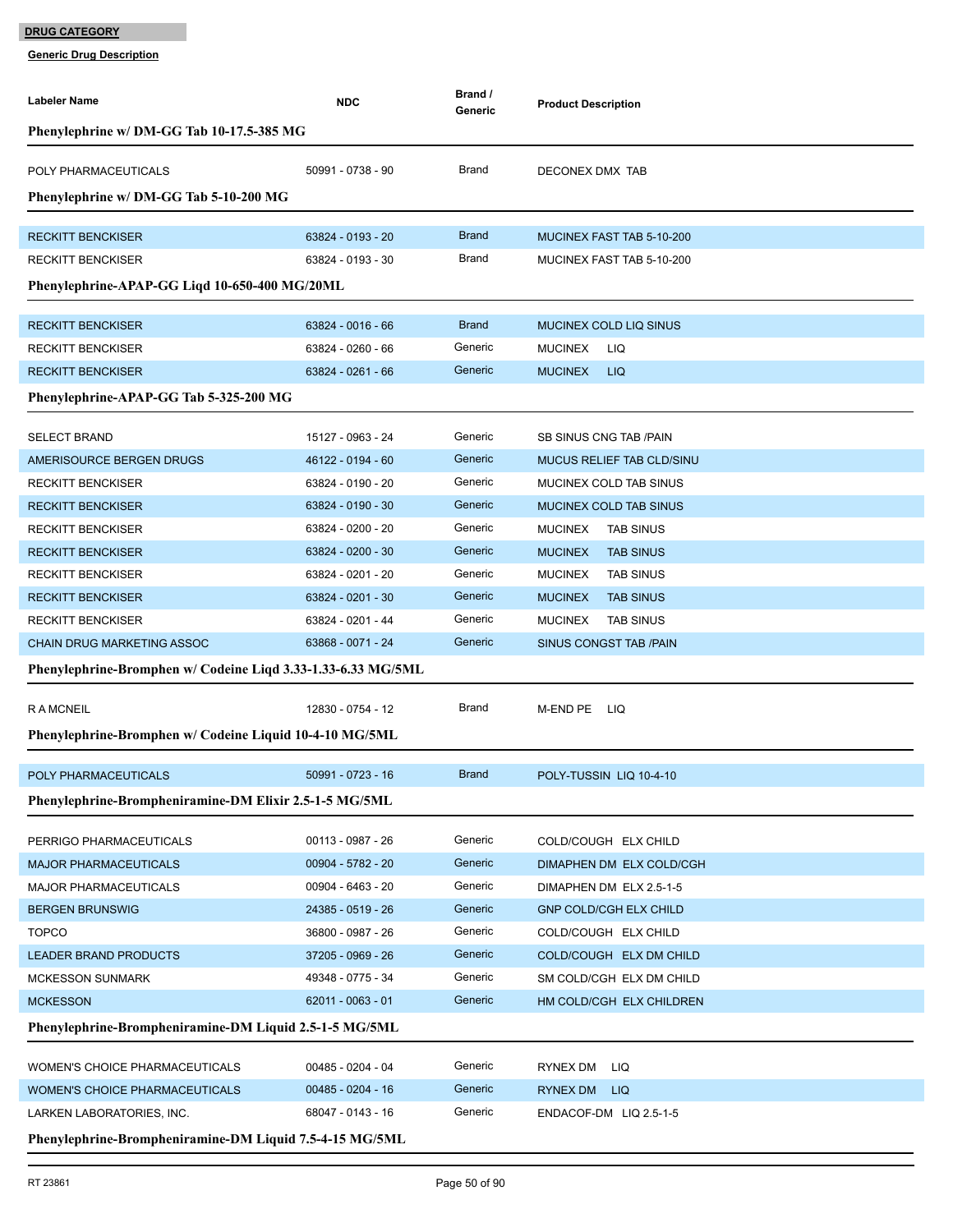**DRUG CATEGORY**

**Generic Drug Description**

| Labeler Name | NDC | Brand / Generic | Product Description |
|---|---|---|---|

### Phenylephrine w/ DM-GG Tab 10-17.5-385 MG

| Labeler Name | NDC | Brand / Generic | Product Description |
|---|---|---|---|
| POLY PHARMACEUTICALS | 50991 - 0738 - 90 | Brand | DECONEX DMX TAB |

### Phenylephrine w/ DM-GG Tab 5-10-200 MG

| Labeler Name | NDC | Brand / Generic | Product Description |
|---|---|---|---|
| RECKITT BENCKISER | 63824 - 0193 - 20 | Brand | MUCINEX FAST TAB 5-10-200 |
| RECKITT BENCKISER | 63824 - 0193 - 30 | Brand | MUCINEX FAST TAB 5-10-200 |

### Phenylephrine-APAP-GG Liqd 10-650-400 MG/20ML

| Labeler Name | NDC | Brand / Generic | Product Description |
|---|---|---|---|
| RECKITT BENCKISER | 63824 - 0016 - 66 | Brand | MUCINEX COLD LIQ SINUS |
| RECKITT BENCKISER | 63824 - 0260 - 66 | Generic | MUCINEX LIQ |
| RECKITT BENCKISER | 63824 - 0261 - 66 | Generic | MUCINEX LIQ |

### Phenylephrine-APAP-GG Tab 5-325-200 MG

| Labeler Name | NDC | Brand / Generic | Product Description |
|---|---|---|---|
| SELECT BRAND | 15127 - 0963 - 24 | Generic | SB SINUS CNG TAB /PAIN |
| AMERISOURCE BERGEN DRUGS | 46122 - 0194 - 60 | Generic | MUCUS RELIEF TAB CLD/SINU |
| RECKITT BENCKISER | 63824 - 0190 - 20 | Generic | MUCINEX COLD TAB SINUS |
| RECKITT BENCKISER | 63824 - 0190 - 30 | Generic | MUCINEX COLD TAB SINUS |
| RECKITT BENCKISER | 63824 - 0200 - 20 | Generic | MUCINEX TAB SINUS |
| RECKITT BENCKISER | 63824 - 0200 - 30 | Generic | MUCINEX TAB SINUS |
| RECKITT BENCKISER | 63824 - 0201 - 20 | Generic | MUCINEX TAB SINUS |
| RECKITT BENCKISER | 63824 - 0201 - 30 | Generic | MUCINEX TAB SINUS |
| RECKITT BENCKISER | 63824 - 0201 - 44 | Generic | MUCINEX TAB SINUS |
| CHAIN DRUG MARKETING ASSOC | 63868 - 0071 - 24 | Generic | SINUS CONGST TAB /PAIN |

### Phenylephrine-Bromphen w/ Codeine Liqd 3.33-1.33-6.33 MG/5ML

| Labeler Name | NDC | Brand / Generic | Product Description |
|---|---|---|---|
| R A MCNEIL | 12830 - 0754 - 12 | Brand | M-END PE LIQ |

### Phenylephrine-Bromphen w/ Codeine Liquid 10-4-10 MG/5ML

| Labeler Name | NDC | Brand / Generic | Product Description |
|---|---|---|---|
| POLY PHARMACEUTICALS | 50991 - 0723 - 16 | Brand | POLY-TUSSIN LIQ 10-4-10 |

### Phenylephrine-Brompheniramine-DM Elixir 2.5-1-5 MG/5ML

| Labeler Name | NDC | Brand / Generic | Product Description |
|---|---|---|---|
| PERRIGO PHARMACEUTICALS | 00113 - 0987 - 26 | Generic | COLD/COUGH ELX CHILD |
| MAJOR PHARMACEUTICALS | 00904 - 5782 - 20 | Generic | DIMAPHEN DM ELX COLD/CGH |
| MAJOR PHARMACEUTICALS | 00904 - 6463 - 20 | Generic | DIMAPHEN DM ELX 2.5-1-5 |
| BERGEN BRUNSWIG | 24385 - 0519 - 26 | Generic | GNP COLD/CGH ELX CHILD |
| TOPCO | 36800 - 0987 - 26 | Generic | COLD/COUGH ELX CHILD |
| LEADER BRAND PRODUCTS | 37205 - 0969 - 26 | Generic | COLD/COUGH ELX DM CHILD |
| MCKESSON SUNMARK | 49348 - 0775 - 34 | Generic | SM COLD/CGH ELX DM CHILD |
| MCKESSON | 62011 - 0063 - 01 | Generic | HM COLD/CGH ELX CHILDREN |

### Phenylephrine-Brompheniramine-DM Liquid 2.5-1-5 MG/5ML

| Labeler Name | NDC | Brand / Generic | Product Description |
|---|---|---|---|
| WOMEN'S CHOICE PHARMACEUTICALS | 00485 - 0204 - 04 | Generic | RYNEX DM LIQ |
| WOMEN'S CHOICE PHARMACEUTICALS | 00485 - 0204 - 16 | Generic | RYNEX DM LIQ |
| LARKEN LABORATORIES, INC. | 68047 - 0143 - 16 | Generic | ENDACOF-DM LIQ 2.5-1-5 |

### Phenylephrine-Brompheniramine-DM Liquid 7.5-4-15 MG/5ML

RT 23861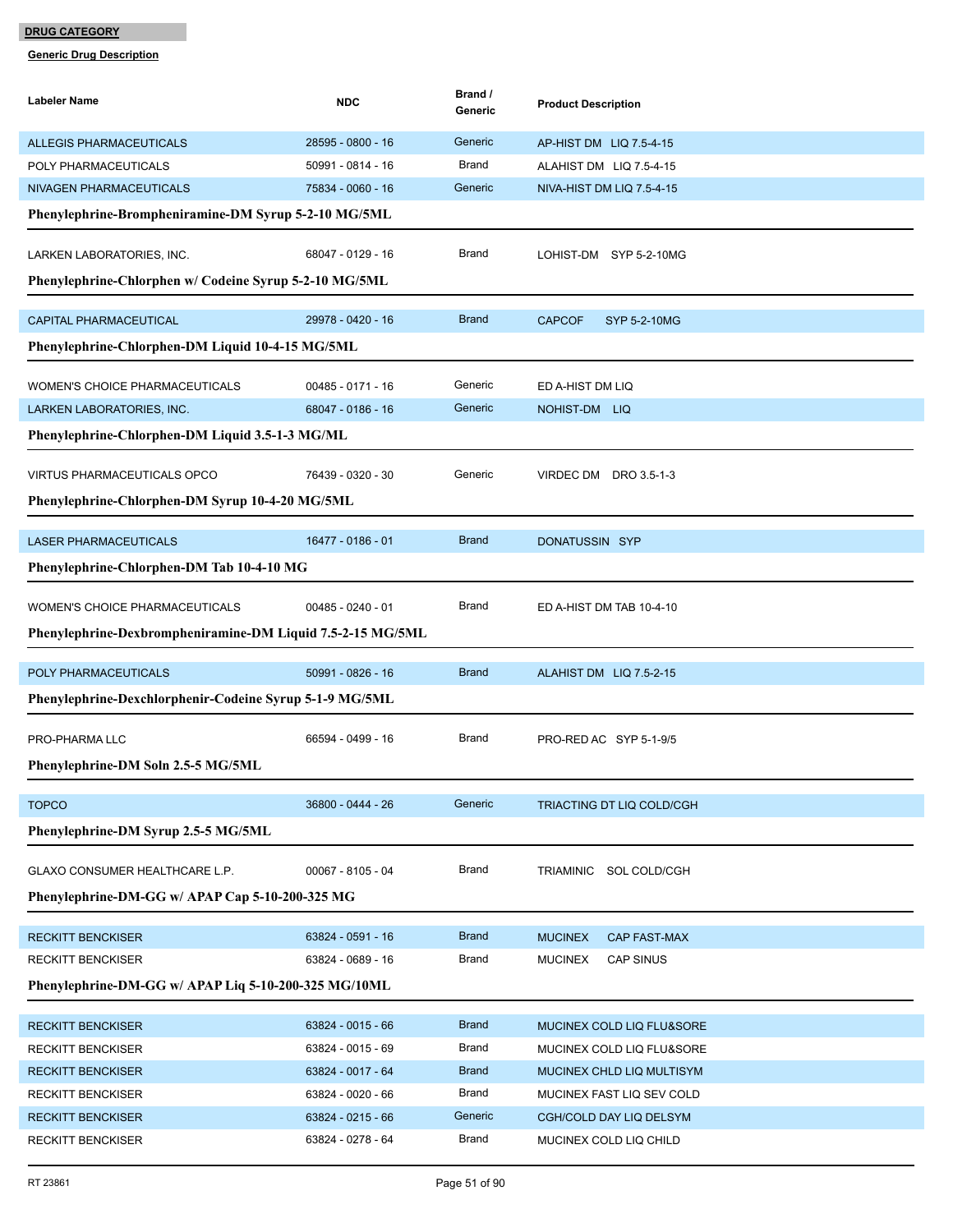**DRUG CATEGORY**

**Generic Drug Description**

| Labeler Name | NDC | Brand / Generic | Product Description |
|---|---|---|---|
| ALLEGIS PHARMACEUTICALS | 28595 - 0800 - 16 | Generic | AP-HIST DM LIQ 7.5-4-15 |
| POLY PHARMACEUTICALS | 50991 - 0814 - 16 | Brand | ALAHIST DM LIQ 7.5-4-15 |
| NIVAGEN PHARMACEUTICALS | 75834 - 0060 - 16 | Generic | NIVA-HIST DM LIQ 7.5-4-15 |

**Phenylephrine-Brompheniramine-DM Syrup 5-2-10 MG/5ML**

| Labeler Name | NDC | Brand / Generic | Product Description |
|---|---|---|---|
| LARKEN LABORATORIES, INC. | 68047 - 0129 - 16 | Brand | LOHIST-DM SYP 5-2-10MG |

**Phenylephrine-Chlorphen w/ Codeine Syrup 5-2-10 MG/5ML**

| Labeler Name | NDC | Brand / Generic | Product Description |
|---|---|---|---|
| CAPITAL PHARMACEUTICAL | 29978 - 0420 - 16 | Brand | CAPCOF SYP 5-2-10MG |

**Phenylephrine-Chlorphen-DM Liquid 10-4-15 MG/5ML**

| Labeler Name | NDC | Brand / Generic | Product Description |
|---|---|---|---|
| WOMEN'S CHOICE PHARMACEUTICALS | 00485 - 0171 - 16 | Generic | ED A-HIST DM LIQ |
| LARKEN LABORATORIES, INC. | 68047 - 0186 - 16 | Generic | NOHIST-DM LIQ |

**Phenylephrine-Chlorphen-DM Liquid 3.5-1-3 MG/ML**

| Labeler Name | NDC | Brand / Generic | Product Description |
|---|---|---|---|
| VIRTUS PHARMACEUTICALS OPCO | 76439 - 0320 - 30 | Generic | VIRDEC DM DRO 3.5-1-3 |

**Phenylephrine-Chlorphen-DM Syrup 10-4-20 MG/5ML**

| Labeler Name | NDC | Brand / Generic | Product Description |
|---|---|---|---|
| LASER PHARMACEUTICALS | 16477 - 0186 - 01 | Brand | DONATUSSIN SYP |

**Phenylephrine-Chlorphen-DM Tab 10-4-10 MG**

| Labeler Name | NDC | Brand / Generic | Product Description |
|---|---|---|---|
| WOMEN'S CHOICE PHARMACEUTICALS | 00485 - 0240 - 01 | Brand | ED A-HIST DM TAB 10-4-10 |

**Phenylephrine-Dexbrompheniramine-DM Liquid 7.5-2-15 MG/5ML**

| Labeler Name | NDC | Brand / Generic | Product Description |
|---|---|---|---|
| POLY PHARMACEUTICALS | 50991 - 0826 - 16 | Brand | ALAHIST DM LIQ 7.5-2-15 |

**Phenylephrine-Dexchlorphenir-Codeine Syrup 5-1-9 MG/5ML**

| Labeler Name | NDC | Brand / Generic | Product Description |
|---|---|---|---|
| PRO-PHARMA LLC | 66594 - 0499 - 16 | Brand | PRO-RED AC SYP 5-1-9/5 |

**Phenylephrine-DM Soln 2.5-5 MG/5ML**

| Labeler Name | NDC | Brand / Generic | Product Description |
|---|---|---|---|
| TOPCO | 36800 - 0444 - 26 | Generic | TRIACTING DT LIQ COLD/CGH |

**Phenylephrine-DM Syrup 2.5-5 MG/5ML**

| Labeler Name | NDC | Brand / Generic | Product Description |
|---|---|---|---|
| GLAXO CONSUMER HEALTHCARE L.P. | 00067 - 8105 - 04 | Brand | TRIAMINIC SOL COLD/CGH |

**Phenylephrine-DM-GG w/ APAP Cap 5-10-200-325 MG**

| Labeler Name | NDC | Brand / Generic | Product Description |
|---|---|---|---|
| RECKITT BENCKISER | 63824 - 0591 - 16 | Brand | MUCINEX CAP FAST-MAX |
| RECKITT BENCKISER | 63824 - 0689 - 16 | Brand | MUCINEX CAP SINUS |

**Phenylephrine-DM-GG w/ APAP Liq 5-10-200-325 MG/10ML**

| Labeler Name | NDC | Brand / Generic | Product Description |
|---|---|---|---|
| RECKITT BENCKISER | 63824 - 0015 - 66 | Brand | MUCINEX COLD LIQ FLU&SORE |
| RECKITT BENCKISER | 63824 - 0015 - 69 | Brand | MUCINEX COLD LIQ FLU&SORE |
| RECKITT BENCKISER | 63824 - 0017 - 64 | Brand | MUCINEX CHLD LIQ MULTISYM |
| RECKITT BENCKISER | 63824 - 0020 - 66 | Brand | MUCINEX FAST LIQ SEV COLD |
| RECKITT BENCKISER | 63824 - 0215 - 66 | Generic | CGH/COLD DAY LIQ DELSYM |
| RECKITT BENCKISER | 63824 - 0278 - 64 | Brand | MUCINEX COLD LIQ CHILD |

RT 23861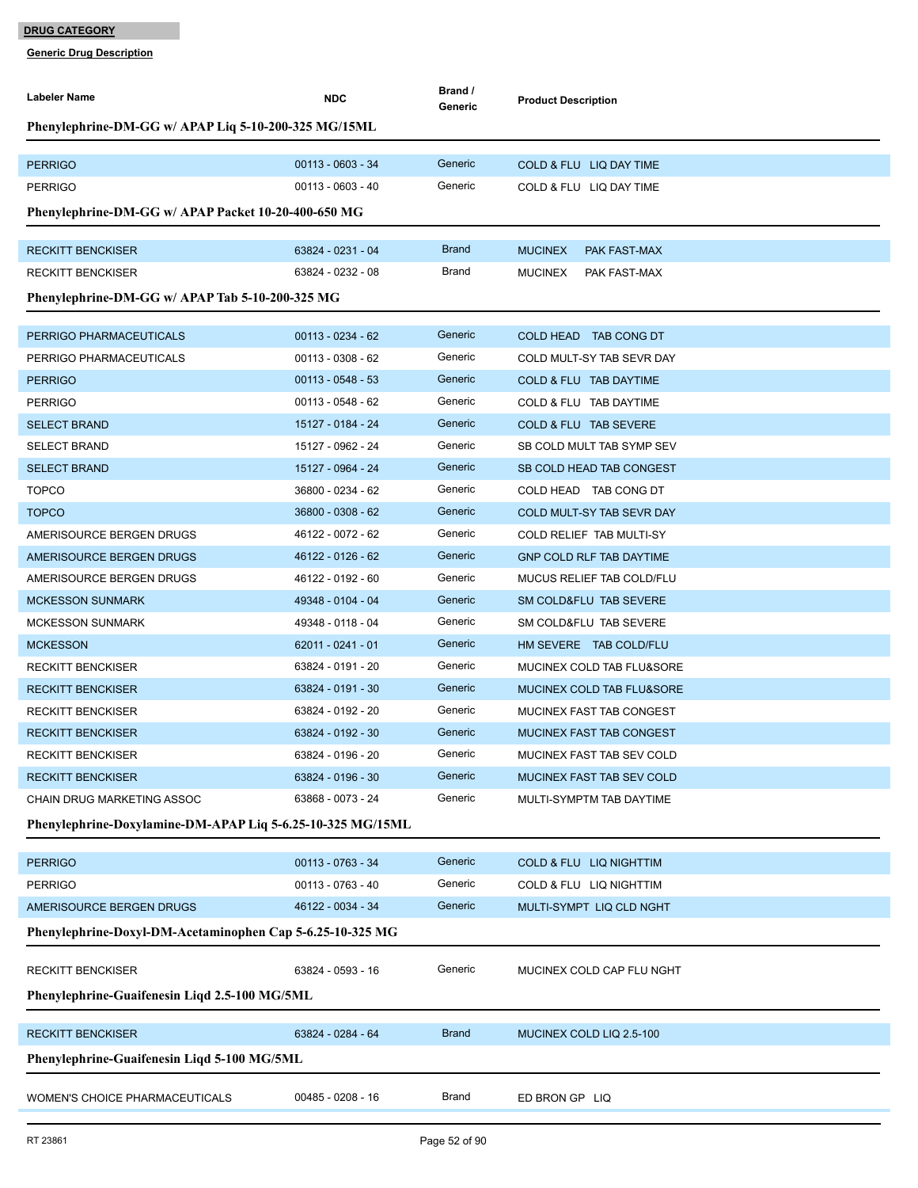**DRUG CATEGORY**

**Generic Drug Description**

| Labeler Name | NDC | Brand / Generic | Product Description |
|---|---|---|---|
| **Phenylephrine-DM-GG w/ APAP Liq 5-10-200-325 MG/15ML** | | | |
| PERRIGO | 00113 - 0603 - 34 | Generic | COLD & FLU LIQ DAY TIME |
| PERRIGO | 00113 - 0603 - 40 | Generic | COLD & FLU LIQ DAY TIME |
| **Phenylephrine-DM-GG w/ APAP Packet 10-20-400-650 MG** | | | |
| RECKITT BENCKISER | 63824 - 0231 - 04 | Brand | MUCINEX PAK FAST-MAX |
| RECKITT BENCKISER | 63824 - 0232 - 08 | Brand | MUCINEX PAK FAST-MAX |
| **Phenylephrine-DM-GG w/ APAP Tab 5-10-200-325 MG** | | | |
| PERRIGO PHARMACEUTICALS | 00113 - 0234 - 62 | Generic | COLD HEAD TAB CONG DT |
| PERRIGO PHARMACEUTICALS | 00113 - 0308 - 62 | Generic | COLD MULT-SY TAB SEVR DAY |
| PERRIGO | 00113 - 0548 - 53 | Generic | COLD & FLU TAB DAYTIME |
| PERRIGO | 00113 - 0548 - 62 | Generic | COLD & FLU TAB DAYTIME |
| SELECT BRAND | 15127 - 0184 - 24 | Generic | COLD & FLU TAB SEVERE |
| SELECT BRAND | 15127 - 0962 - 24 | Generic | SB COLD MULT TAB SYMP SEV |
| SELECT BRAND | 15127 - 0964 - 24 | Generic | SB COLD HEAD TAB CONGEST |
| TOPCO | 36800 - 0234 - 62 | Generic | COLD HEAD TAB CONG DT |
| TOPCO | 36800 - 0308 - 62 | Generic | COLD MULT-SY TAB SEVR DAY |
| AMERISOURCE BERGEN DRUGS | 46122 - 0072 - 62 | Generic | COLD RELIEF TAB MULTI-SY |
| AMERISOURCE BERGEN DRUGS | 46122 - 0126 - 62 | Generic | GNP COLD RLF TAB DAYTIME |
| AMERISOURCE BERGEN DRUGS | 46122 - 0192 - 60 | Generic | MUCUS RELIEF TAB COLD/FLU |
| MCKESSON SUNMARK | 49348 - 0104 - 04 | Generic | SM COLD&FLU TAB SEVERE |
| MCKESSON SUNMARK | 49348 - 0118 - 04 | Generic | SM COLD&FLU TAB SEVERE |
| MCKESSON | 62011 - 0241 - 01 | Generic | HM SEVERE TAB COLD/FLU |
| RECKITT BENCKISER | 63824 - 0191 - 20 | Generic | MUCINEX COLD TAB FLU&SORE |
| RECKITT BENCKISER | 63824 - 0191 - 30 | Generic | MUCINEX COLD TAB FLU&SORE |
| RECKITT BENCKISER | 63824 - 0192 - 20 | Generic | MUCINEX FAST TAB CONGEST |
| RECKITT BENCKISER | 63824 - 0192 - 30 | Generic | MUCINEX FAST TAB CONGEST |
| RECKITT BENCKISER | 63824 - 0196 - 20 | Generic | MUCINEX FAST TAB SEV COLD |
| RECKITT BENCKISER | 63824 - 0196 - 30 | Generic | MUCINEX FAST TAB SEV COLD |
| CHAIN DRUG MARKETING ASSOC | 63868 - 0073 - 24 | Generic | MULTI-SYMPTM TAB DAYTIME |
| **Phenylephrine-Doxylamine-DM-APAP Liq 5-6.25-10-325 MG/15ML** | | | |
| PERRIGO | 00113 - 0763 - 34 | Generic | COLD & FLU LIQ NIGHTTIM |
| PERRIGO | 00113 - 0763 - 40 | Generic | COLD & FLU LIQ NIGHTTIM |
| AMERISOURCE BERGEN DRUGS | 46122 - 0034 - 34 | Generic | MULTI-SYMPT LIQ CLD NGHT |
| **Phenylephrine-Doxyl-DM-Acetaminophen Cap 5-6.25-10-325 MG** | | | |
| RECKITT BENCKISER | 63824 - 0593 - 16 | Generic | MUCINEX COLD CAP FLU NGHT |
| **Phenylephrine-Guaifenesin Liqd 2.5-100 MG/5ML** | | | |
| RECKITT BENCKISER | 63824 - 0284 - 64 | Brand | MUCINEX COLD LIQ 2.5-100 |
| **Phenylephrine-Guaifenesin Liqd 5-100 MG/5ML** | | | |
| WOMEN'S CHOICE PHARMACEUTICALS | 00485 - 0208 - 16 | Brand | ED BRON GP LIQ |

RT 23861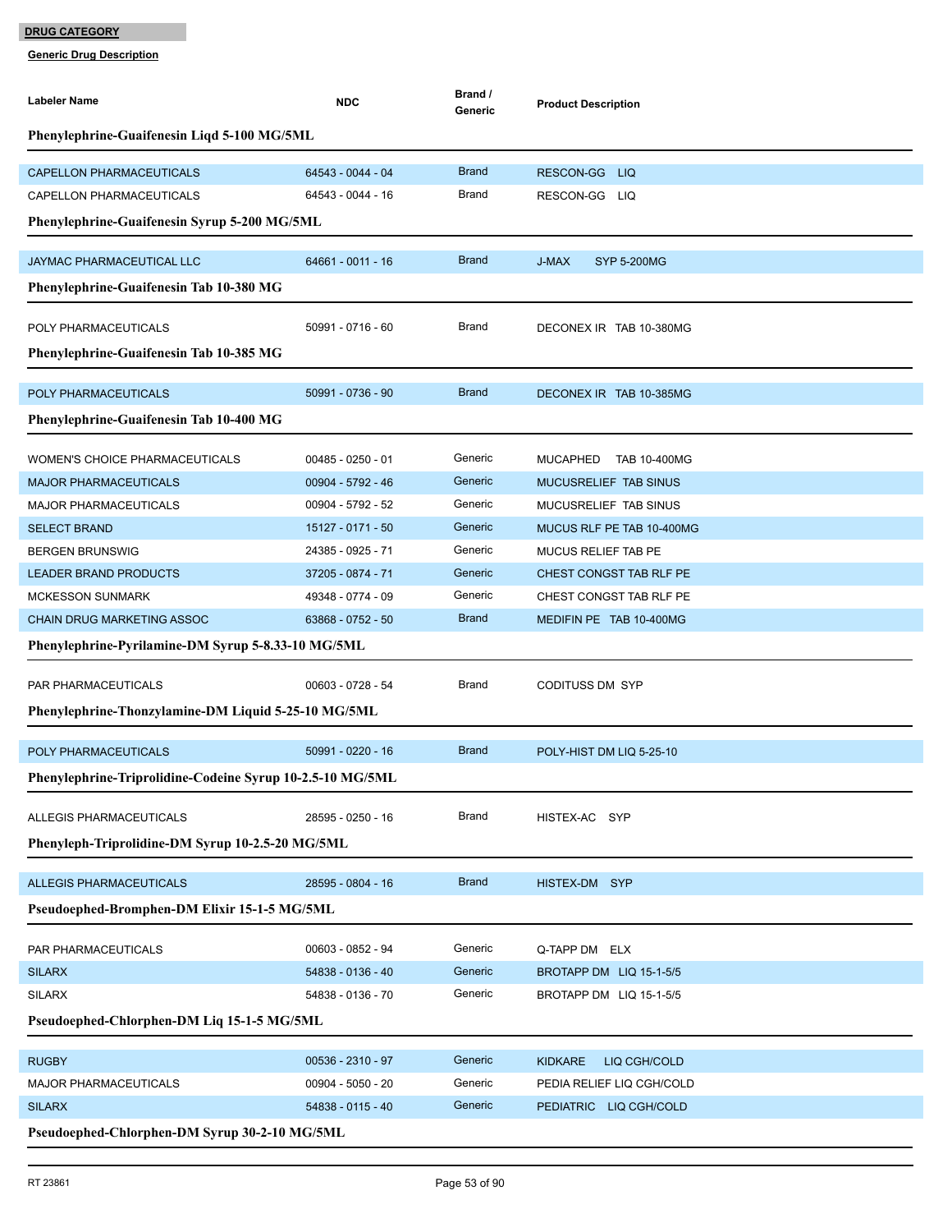**DRUG CATEGORY**

**Generic Drug Description**

| Labeler Name | NDC | Brand / Generic | Product Description |
|---|---|---|---|
| **Phenylephrine-Guaifenesin Liqd 5-100 MG/5ML** | | | |
| CAPELLON PHARMACEUTICALS | 64543 - 0044 - 04 | Brand | RESCON-GG LIQ |
| CAPELLON PHARMACEUTICALS | 64543 - 0044 - 16 | Brand | RESCON-GG LIQ |
| **Phenylephrine-Guaifenesin Syrup 5-200 MG/5ML** | | | |
| JAYMAC PHARMACEUTICAL LLC | 64661 - 0011 - 16 | Brand | J-MAX SYP 5-200MG |
| **Phenylephrine-Guaifenesin Tab 10-380 MG** | | | |
| POLY PHARMACEUTICALS | 50991 - 0716 - 60 | Brand | DECONEX IR TAB 10-380MG |
| **Phenylephrine-Guaifenesin Tab 10-385 MG** | | | |
| POLY PHARMACEUTICALS | 50991 - 0736 - 90 | Brand | DECONEX IR TAB 10-385MG |
| **Phenylephrine-Guaifenesin Tab 10-400 MG** | | | |
| WOMEN'S CHOICE PHARMACEUTICALS | 00485 - 0250 - 01 | Generic | MUCAPHED TAB 10-400MG |
| MAJOR PHARMACEUTICALS | 00904 - 5792 - 46 | Generic | MUCUSRELIEF TAB SINUS |
| MAJOR PHARMACEUTICALS | 00904 - 5792 - 52 | Generic | MUCUSRELIEF TAB SINUS |
| SELECT BRAND | 15127 - 0171 - 50 | Generic | MUCUS RLF PE TAB 10-400MG |
| BERGEN BRUNSWIG | 24385 - 0925 - 71 | Generic | MUCUS RELIEF TAB PE |
| LEADER BRAND PRODUCTS | 37205 - 0874 - 71 | Generic | CHEST CONGST TAB RLF PE |
| MCKESSON SUNMARK | 49348 - 0774 - 09 | Generic | CHEST CONGST TAB RLF PE |
| CHAIN DRUG MARKETING ASSOC | 63868 - 0752 - 50 | Brand | MEDIFIN PE TAB 10-400MG |
| **Phenylephrine-Pyrilamine-DM Syrup 5-8.33-10 MG/5ML** | | | |
| PAR PHARMACEUTICALS | 00603 - 0728 - 54 | Brand | CODITUSS DM SYP |
| **Phenylephrine-Thonzylamine-DM Liquid 5-25-10 MG/5ML** | | | |
| POLY PHARMACEUTICALS | 50991 - 0220 - 16 | Brand | POLY-HIST DM LIQ 5-25-10 |
| **Phenylephrine-Triprolidine-Codeine Syrup 10-2.5-10 MG/5ML** | | | |
| ALLEGIS PHARMACEUTICALS | 28595 - 0250 - 16 | Brand | HISTEX-AC SYP |
| **Phenyleph-Triprolidine-DM Syrup 10-2.5-20 MG/5ML** | | | |
| ALLEGIS PHARMACEUTICALS | 28595 - 0804 - 16 | Brand | HISTEX-DM SYP |
| **Pseudoephed-Bromphen-DM Elixir 15-1-5 MG/5ML** | | | |
| PAR PHARMACEUTICALS | 00603 - 0852 - 94 | Generic | Q-TAPP DM ELX |
| SILARX | 54838 - 0136 - 40 | Generic | BROTAPP DM LIQ 15-1-5/5 |
| SILARX | 54838 - 0136 - 70 | Generic | BROTAPP DM LIQ 15-1-5/5 |
| **Pseudoephed-Chlorphen-DM Liq 15-1-5 MG/5ML** | | | |
| RUGBY | 00536 - 2310 - 97 | Generic | KIDKARE LIQ CGH/COLD |
| MAJOR PHARMACEUTICALS | 00904 - 5050 - 20 | Generic | PEDIA RELIEF LIQ CGH/COLD |
| SILARX | 54838 - 0115 - 40 | Generic | PEDIATRIC LIQ CGH/COLD |
| **Pseudoephed-Chlorphen-DM Syrup 30-2-10 MG/5ML** | | | |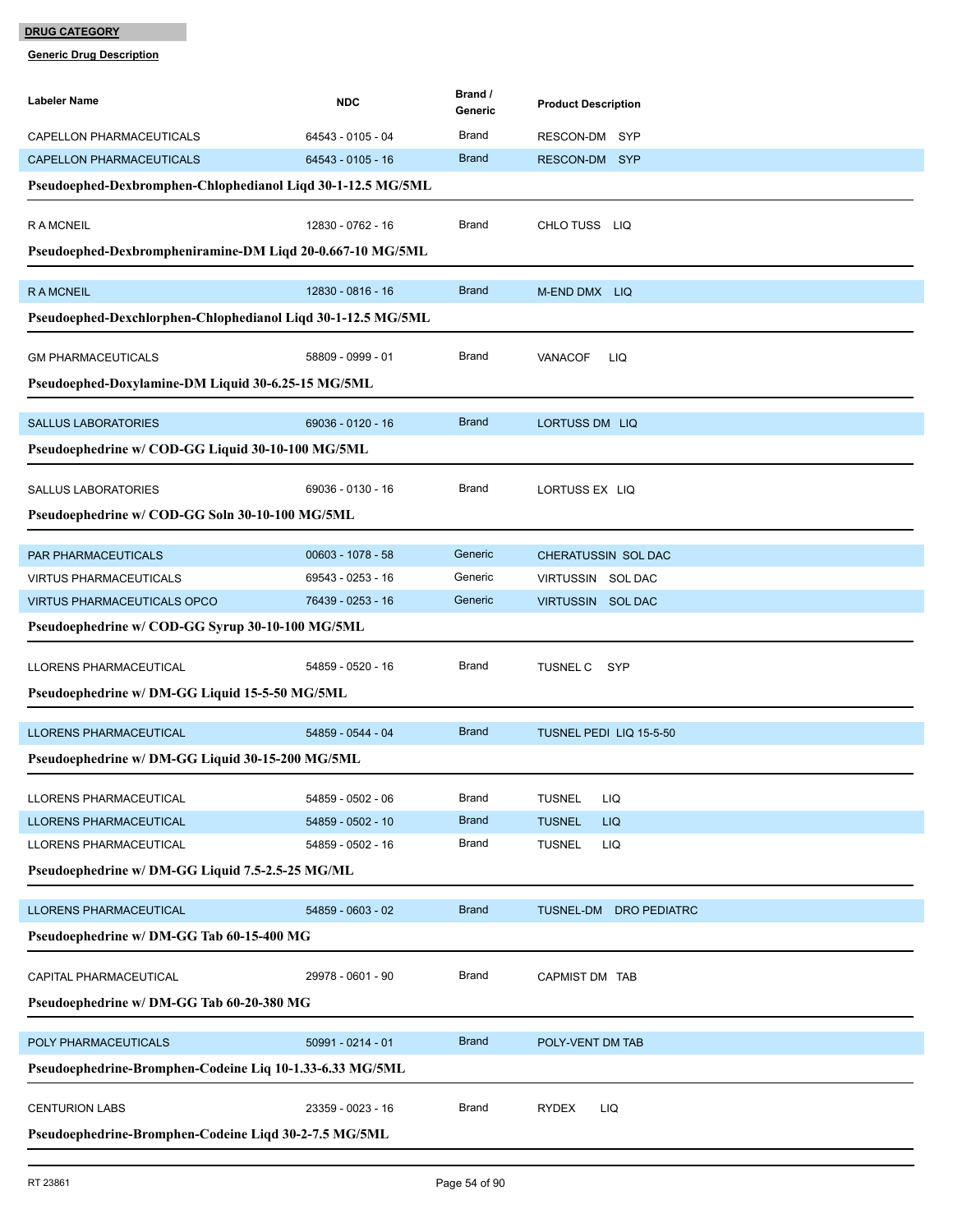**DRUG CATEGORY**

**Generic Drug Description**

| Labeler Name | NDC | Brand / Generic | Product Description |
|---|---|---|---|
| CAPELLON PHARMACEUTICALS | 64543 - 0105 - 04 | Brand | RESCON-DM SYP |
| CAPELLON PHARMACEUTICALS | 64543 - 0105 - 16 | Brand | RESCON-DM SYP |

**Pseudoephed-Dexbromphen-Chlophedianol Liqd 30-1-12.5 MG/5ML**

| Labeler Name | NDC | Brand / Generic | Product Description |
|---|---|---|---|
| R A MCNEIL | 12830 - 0762 - 16 | Brand | CHLO TUSS LIQ |

**Pseudoephed-Dexbrompheniramine-DM Liqd 20-0.667-10 MG/5ML**

| Labeler Name | NDC | Brand / Generic | Product Description |
|---|---|---|---|
| R A MCNEIL | 12830 - 0816 - 16 | Brand | M-END DMX LIQ |

**Pseudoephed-Dexchlorphen-Chlophedianol Liqd 30-1-12.5 MG/5ML**

| Labeler Name | NDC | Brand / Generic | Product Description |
|---|---|---|---|
| GM PHARMACEUTICALS | 58809 - 0999 - 01 | Brand | VANACOF LIQ |

**Pseudoephed-Doxylamine-DM Liquid 30-6.25-15 MG/5ML**

| Labeler Name | NDC | Brand / Generic | Product Description |
|---|---|---|---|
| SALLUS LABORATORIES | 69036 - 0120 - 16 | Brand | LORTUSS DM LIQ |

**Pseudoephedrine w/ COD-GG Liquid 30-10-100 MG/5ML**

| Labeler Name | NDC | Brand / Generic | Product Description |
|---|---|---|---|
| SALLUS LABORATORIES | 69036 - 0130 - 16 | Brand | LORTUSS EX LIQ |

**Pseudoephedrine w/ COD-GG Soln 30-10-100 MG/5ML**

| Labeler Name | NDC | Brand / Generic | Product Description |
|---|---|---|---|
| PAR PHARMACEUTICALS | 00603 - 1078 - 58 | Generic | CHERATUSSIN SOL DAC |
| VIRTUS PHARMACEUTICALS | 69543 - 0253 - 16 | Generic | VIRTUSSIN SOL DAC |
| VIRTUS PHARMACEUTICALS OPCO | 76439 - 0253 - 16 | Generic | VIRTUSSIN SOL DAC |

**Pseudoephedrine w/ COD-GG Syrup 30-10-100 MG/5ML**

| Labeler Name | NDC | Brand / Generic | Product Description |
|---|---|---|---|
| LLORENS PHARMACEUTICAL | 54859 - 0520 - 16 | Brand | TUSNEL C SYP |

**Pseudoephedrine w/ DM-GG Liquid 15-5-50 MG/5ML**

| Labeler Name | NDC | Brand / Generic | Product Description |
|---|---|---|---|
| LLORENS PHARMACEUTICAL | 54859 - 0544 - 04 | Brand | TUSNEL PEDI LIQ 15-5-50 |

**Pseudoephedrine w/ DM-GG Liquid 30-15-200 MG/5ML**

| Labeler Name | NDC | Brand / Generic | Product Description |
|---|---|---|---|
| LLORENS PHARMACEUTICAL | 54859 - 0502 - 06 | Brand | TUSNEL LIQ |
| LLORENS PHARMACEUTICAL | 54859 - 0502 - 10 | Brand | TUSNEL LIQ |
| LLORENS PHARMACEUTICAL | 54859 - 0502 - 16 | Brand | TUSNEL LIQ |

**Pseudoephedrine w/ DM-GG Liquid 7.5-2.5-25 MG/ML**

| Labeler Name | NDC | Brand / Generic | Product Description |
|---|---|---|---|
| LLORENS PHARMACEUTICAL | 54859 - 0603 - 02 | Brand | TUSNEL-DM DRO PEDIATRC |

**Pseudoephedrine w/ DM-GG Tab 60-15-400 MG**

| Labeler Name | NDC | Brand / Generic | Product Description |
|---|---|---|---|
| CAPITAL PHARMACEUTICAL | 29978 - 0601 - 90 | Brand | CAPMIST DM TAB |

**Pseudoephedrine w/ DM-GG Tab 60-20-380 MG**

| Labeler Name | NDC | Brand / Generic | Product Description |
|---|---|---|---|
| POLY PHARMACEUTICALS | 50991 - 0214 - 01 | Brand | POLY-VENT DM TAB |

**Pseudoephedrine-Bromphen-Codeine Liq 10-1.33-6.33 MG/5ML**

| Labeler Name | NDC | Brand / Generic | Product Description |
|---|---|---|---|
| CENTURION LABS | 23359 - 0023 - 16 | Brand | RYDEX LIQ |

**Pseudoephedrine-Bromphen-Codeine Liqd 30-2-7.5 MG/5ML**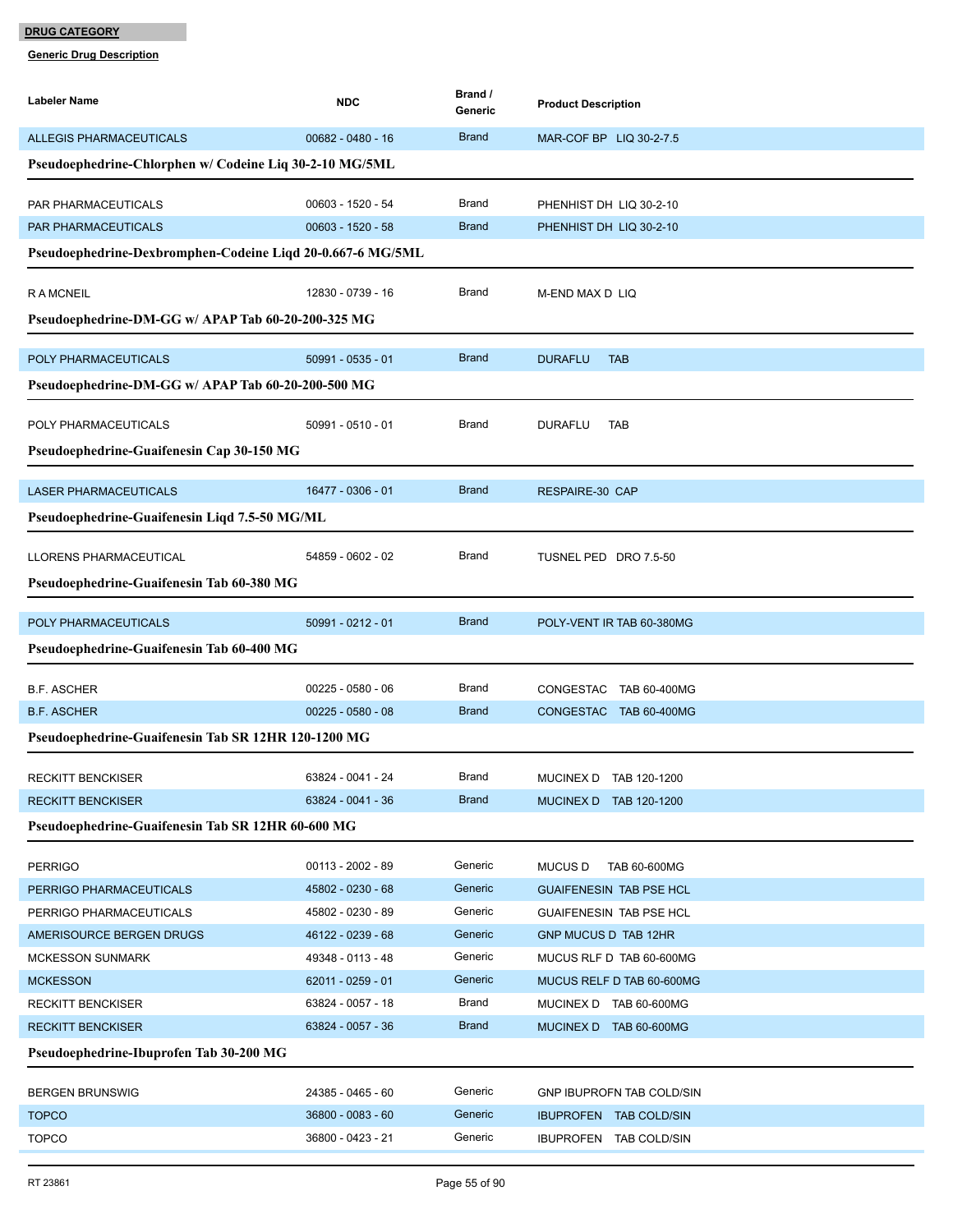**DRUG CATEGORY**

**Generic Drug Description**

| Labeler Name | NDC | Brand / Generic | Product Description |
|---|---|---|---|
| ALLEGIS PHARMACEUTICALS | 00682 - 0480 - 16 | Brand | MAR-COF BP LIQ 30-2-7.5 |

**Pseudoephedrine-Chlorphen w/ Codeine Liq 30-2-10 MG/5ML**

| Labeler Name | NDC | Brand / Generic | Product Description |
|---|---|---|---|
| PAR PHARMACEUTICALS | 00603 - 1520 - 54 | Brand | PHENHIST DH LIQ 30-2-10 |
| PAR PHARMACEUTICALS | 00603 - 1520 - 58 | Brand | PHENHIST DH LIQ 30-2-10 |

**Pseudoephedrine-Dexbromphen-Codeine Liqd 20-0.667-6 MG/5ML**

| Labeler Name | NDC | Brand / Generic | Product Description |
|---|---|---|---|
| R A MCNEIL | 12830 - 0739 - 16 | Brand | M-END MAX D LIQ |

**Pseudoephedrine-DM-GG w/ APAP Tab 60-20-200-325 MG**

| Labeler Name | NDC | Brand / Generic | Product Description |
|---|---|---|---|
| POLY PHARMACEUTICALS | 50991 - 0535 - 01 | Brand | DURAFLU TAB |

**Pseudoephedrine-DM-GG w/ APAP Tab 60-20-200-500 MG**

| Labeler Name | NDC | Brand / Generic | Product Description |
|---|---|---|---|
| POLY PHARMACEUTICALS | 50991 - 0510 - 01 | Brand | DURAFLU TAB |

**Pseudoephedrine-Guaifenesin Cap 30-150 MG**

| Labeler Name | NDC | Brand / Generic | Product Description |
|---|---|---|---|
| LASER PHARMACEUTICALS | 16477 - 0306 - 01 | Brand | RESPAIRE-30 CAP |

**Pseudoephedrine-Guaifenesin Liqd 7.5-50 MG/ML**

| Labeler Name | NDC | Brand / Generic | Product Description |
|---|---|---|---|
| LLORENS PHARMACEUTICAL | 54859 - 0602 - 02 | Brand | TUSNEL PED DRO 7.5-50 |

**Pseudoephedrine-Guaifenesin Tab 60-380 MG**

| Labeler Name | NDC | Brand / Generic | Product Description |
|---|---|---|---|
| POLY PHARMACEUTICALS | 50991 - 0212 - 01 | Brand | POLY-VENT IR TAB 60-380MG |

**Pseudoephedrine-Guaifenesin Tab 60-400 MG**

| Labeler Name | NDC | Brand / Generic | Product Description |
|---|---|---|---|
| B.F. ASCHER | 00225 - 0580 - 06 | Brand | CONGESTAC TAB 60-400MG |
| B.F. ASCHER | 00225 - 0580 - 08 | Brand | CONGESTAC TAB 60-400MG |

**Pseudoephedrine-Guaifenesin Tab SR 12HR 120-1200 MG**

| Labeler Name | NDC | Brand / Generic | Product Description |
|---|---|---|---|
| RECKITT BENCKISER | 63824 - 0041 - 24 | Brand | MUCINEX D TAB 120-1200 |
| RECKITT BENCKISER | 63824 - 0041 - 36 | Brand | MUCINEX D TAB 120-1200 |

**Pseudoephedrine-Guaifenesin Tab SR 12HR 60-600 MG**

| Labeler Name | NDC | Brand / Generic | Product Description |
|---|---|---|---|
| PERRIGO | 00113 - 2002 - 89 | Generic | MUCUS D TAB 60-600MG |
| PERRIGO PHARMACEUTICALS | 45802 - 0230 - 68 | Generic | GUAIFENESIN TAB PSE HCL |
| PERRIGO PHARMACEUTICALS | 45802 - 0230 - 89 | Generic | GUAIFENESIN TAB PSE HCL |
| AMERISOURCE BERGEN DRUGS | 46122 - 0239 - 68 | Generic | GNP MUCUS D TAB 12HR |
| MCKESSON SUNMARK | 49348 - 0113 - 48 | Generic | MUCUS RLF D TAB 60-600MG |
| MCKESSON | 62011 - 0259 - 01 | Generic | MUCUS RELF D TAB 60-600MG |
| RECKITT BENCKISER | 63824 - 0057 - 18 | Brand | MUCINEX D TAB 60-600MG |
| RECKITT BENCKISER | 63824 - 0057 - 36 | Brand | MUCINEX D TAB 60-600MG |

**Pseudoephedrine-Ibuprofen Tab 30-200 MG**

| Labeler Name | NDC | Brand / Generic | Product Description |
|---|---|---|---|
| BERGEN BRUNSWIG | 24385 - 0465 - 60 | Generic | GNP IBUPROFN TAB COLD/SIN |
| TOPCO | 36800 - 0083 - 60 | Generic | IBUPROFEN TAB COLD/SIN |
| TOPCO | 36800 - 0423 - 21 | Generic | IBUPROFEN TAB COLD/SIN |

RT 23861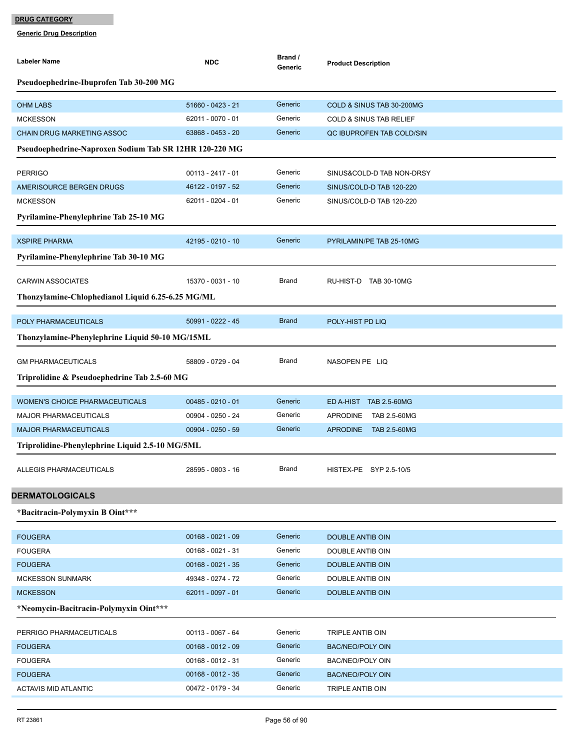**DRUG CATEGORY**

**Generic Drug Description**

| Labeler Name | NDC | Brand / Generic | Product Description |
|---|---|---|---|
| **Pseudoephedrine-Ibuprofen Tab 30-200 MG** | | | |
| OHM LABS | 51660 - 0423 - 21 | Generic | COLD & SINUS TAB 30-200MG |
| MCKESSON | 62011 - 0070 - 01 | Generic | COLD & SINUS TAB RELIEF |
| CHAIN DRUG MARKETING ASSOC | 63868 - 0453 - 20 | Generic | QC IBUPROFEN TAB COLD/SIN |
| **Pseudoephedrine-Naproxen Sodium Tab SR 12HR 120-220 MG** | | | |
| PERRIGO | 00113 - 2417 - 01 | Generic | SINUS&COLD-D TAB NON-DRSY |
| AMERISOURCE BERGEN DRUGS | 46122 - 0197 - 52 | Generic | SINUS/COLD-D TAB 120-220 |
| MCKESSON | 62011 - 0204 - 01 | Generic | SINUS/COLD-D TAB 120-220 |
| **Pyrilamine-Phenylephrine Tab 25-10 MG** | | | |
| XSPIRE PHARMA | 42195 - 0210 - 10 | Generic | PYRILAMIN/PE TAB 25-10MG |
| **Pyrilamine-Phenylephrine Tab 30-10 MG** | | | |
| CARWIN ASSOCIATES | 15370 - 0031 - 10 | Brand | RU-HIST-D TAB 30-10MG |
| **Thonzylamine-Chlophedianol Liquid 6.25-6.25 MG/ML** | | | |
| POLY PHARMACEUTICALS | 50991 - 0222 - 45 | Brand | POLY-HIST PD LIQ |
| **Thonzylamine-Phenylephrine Liquid 50-10 MG/15ML** | | | |
| GM PHARMACEUTICALS | 58809 - 0729 - 04 | Brand | NASOPEN PE LIQ |
| **Triprolidine & Pseudoephedrine Tab 2.5-60 MG** | | | |
| WOMEN'S CHOICE PHARMACEUTICALS | 00485 - 0210 - 01 | Generic | ED A-HIST TAB 2.5-60MG |
| MAJOR PHARMACEUTICALS | 00904 - 0250 - 24 | Generic | APRODINE TAB 2.5-60MG |
| MAJOR PHARMACEUTICALS | 00904 - 0250 - 59 | Generic | APRODINE TAB 2.5-60MG |
| **Triprolidine-Phenylephrine Liquid 2.5-10 MG/5ML** | | | |
| ALLEGIS PHARMACEUTICALS | 28595 - 0803 - 16 | Brand | HISTEX-PE SYP 2.5-10/5 |

## DERMATOLOGICALS

| Labeler Name | NDC | Brand / Generic | Product Description |
|---|---|---|---|
| ***Bacitracin-Polymyxin B Oint*** ** | | | |
| FOUGERA | 00168 - 0021 - 09 | Generic | DOUBLE ANTIB OIN |
| FOUGERA | 00168 - 0021 - 31 | Generic | DOUBLE ANTIB OIN |
| FOUGERA | 00168 - 0021 - 35 | Generic | DOUBLE ANTIB OIN |
| MCKESSON SUNMARK | 49348 - 0274 - 72 | Generic | DOUBLE ANTIB OIN |
| MCKESSON | 62011 - 0097 - 01 | Generic | DOUBLE ANTIB OIN |
| ***Neomycin-Bacitracin-Polymyxin Oint*** ** | | | |
| PERRIGO PHARMACEUTICALS | 00113 - 0067 - 64 | Generic | TRIPLE ANTIB OIN |
| FOUGERA | 00168 - 0012 - 09 | Generic | BAC/NEO/POLY OIN |
| FOUGERA | 00168 - 0012 - 31 | Generic | BAC/NEO/POLY OIN |
| FOUGERA | 00168 - 0012 - 35 | Generic | BAC/NEO/POLY OIN |
| ACTAVIS MID ATLANTIC | 00472 - 0179 - 34 | Generic | TRIPLE ANTIB OIN |

RT 23861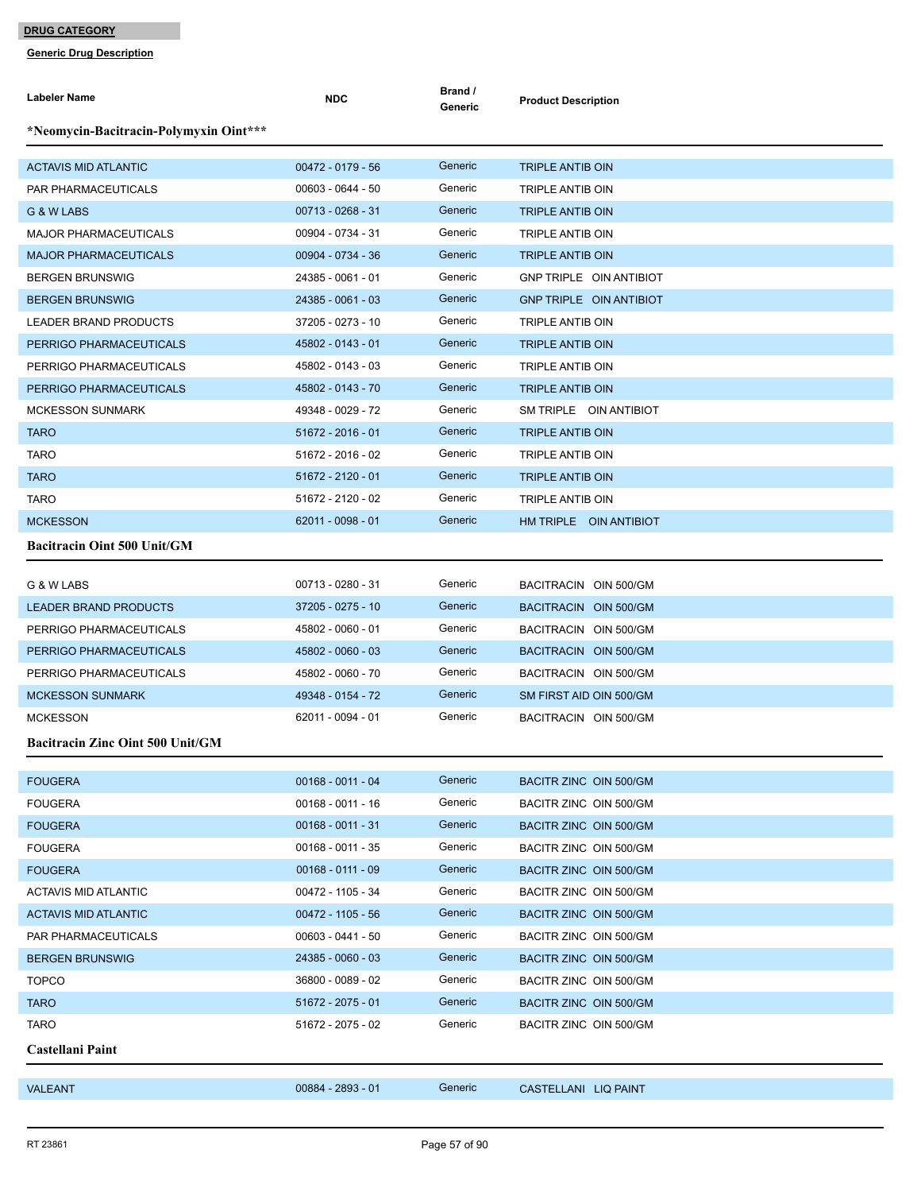**DRUG CATEGORY**

**Generic Drug Description**

| Labeler Name | NDC | Brand / Generic | Product Description |
|---|---|---|---|
| ***Neomycin-Bacitracin-Polymyxin Oint***** | | | |
| ACTAVIS MID ATLANTIC | 00472 - 0179 - 56 | Generic | TRIPLE ANTIB OIN |
| PAR PHARMACEUTICALS | 00603 - 0644 - 50 | Generic | TRIPLE ANTIB OIN |
| G & W LABS | 00713 - 0268 - 31 | Generic | TRIPLE ANTIB OIN |
| MAJOR PHARMACEUTICALS | 00904 - 0734 - 31 | Generic | TRIPLE ANTIB OIN |
| MAJOR PHARMACEUTICALS | 00904 - 0734 - 36 | Generic | TRIPLE ANTIB OIN |
| BERGEN BRUNSWIG | 24385 - 0061 - 01 | Generic | GNP TRIPLE OIN ANTIBIOT |
| BERGEN BRUNSWIG | 24385 - 0061 - 03 | Generic | GNP TRIPLE OIN ANTIBIOT |
| LEADER BRAND PRODUCTS | 37205 - 0273 - 10 | Generic | TRIPLE ANTIB OIN |
| PERRIGO PHARMACEUTICALS | 45802 - 0143 - 01 | Generic | TRIPLE ANTIB OIN |
| PERRIGO PHARMACEUTICALS | 45802 - 0143 - 03 | Generic | TRIPLE ANTIB OIN |
| PERRIGO PHARMACEUTICALS | 45802 - 0143 - 70 | Generic | TRIPLE ANTIB OIN |
| MCKESSON SUNMARK | 49348 - 0029 - 72 | Generic | SM TRIPLE OIN ANTIBIOT |
| TARO | 51672 - 2016 - 01 | Generic | TRIPLE ANTIB OIN |
| TARO | 51672 - 2016 - 02 | Generic | TRIPLE ANTIB OIN |
| TARO | 51672 - 2120 - 01 | Generic | TRIPLE ANTIB OIN |
| TARO | 51672 - 2120 - 02 | Generic | TRIPLE ANTIB OIN |
| MCKESSON | 62011 - 0098 - 01 | Generic | HM TRIPLE OIN ANTIBIOT |
| **Bacitracin Oint 500 Unit/GM** | | | |
| G & W LABS | 00713 - 0280 - 31 | Generic | BACITRACIN OIN 500/GM |
| LEADER BRAND PRODUCTS | 37205 - 0275 - 10 | Generic | BACITRACIN OIN 500/GM |
| PERRIGO PHARMACEUTICALS | 45802 - 0060 - 01 | Generic | BACITRACIN OIN 500/GM |
| PERRIGO PHARMACEUTICALS | 45802 - 0060 - 03 | Generic | BACITRACIN OIN 500/GM |
| PERRIGO PHARMACEUTICALS | 45802 - 0060 - 70 | Generic | BACITRACIN OIN 500/GM |
| MCKESSON SUNMARK | 49348 - 0154 - 72 | Generic | SM FIRST AID OIN 500/GM |
| MCKESSON | 62011 - 0094 - 01 | Generic | BACITRACIN OIN 500/GM |
| **Bacitracin Zinc Oint 500 Unit/GM** | | | |
| FOUGERA | 00168 - 0011 - 04 | Generic | BACITR ZINC OIN 500/GM |
| FOUGERA | 00168 - 0011 - 16 | Generic | BACITR ZINC OIN 500/GM |
| FOUGERA | 00168 - 0011 - 31 | Generic | BACITR ZINC OIN 500/GM |
| FOUGERA | 00168 - 0011 - 35 | Generic | BACITR ZINC OIN 500/GM |
| FOUGERA | 00168 - 0111 - 09 | Generic | BACITR ZINC OIN 500/GM |
| ACTAVIS MID ATLANTIC | 00472 - 1105 - 34 | Generic | BACITR ZINC OIN 500/GM |
| ACTAVIS MID ATLANTIC | 00472 - 1105 - 56 | Generic | BACITR ZINC OIN 500/GM |
| PAR PHARMACEUTICALS | 00603 - 0441 - 50 | Generic | BACITR ZINC OIN 500/GM |
| BERGEN BRUNSWIG | 24385 - 0060 - 03 | Generic | BACITR ZINC OIN 500/GM |
| TOPCO | 36800 - 0089 - 02 | Generic | BACITR ZINC OIN 500/GM |
| TARO | 51672 - 2075 - 01 | Generic | BACITR ZINC OIN 500/GM |
| TARO | 51672 - 2075 - 02 | Generic | BACITR ZINC OIN 500/GM |
| **Castellani Paint** | | | |
| VALEANT | 00884 - 2893 - 01 | Generic | CASTELLANI LIQ PAINT |

RT 23861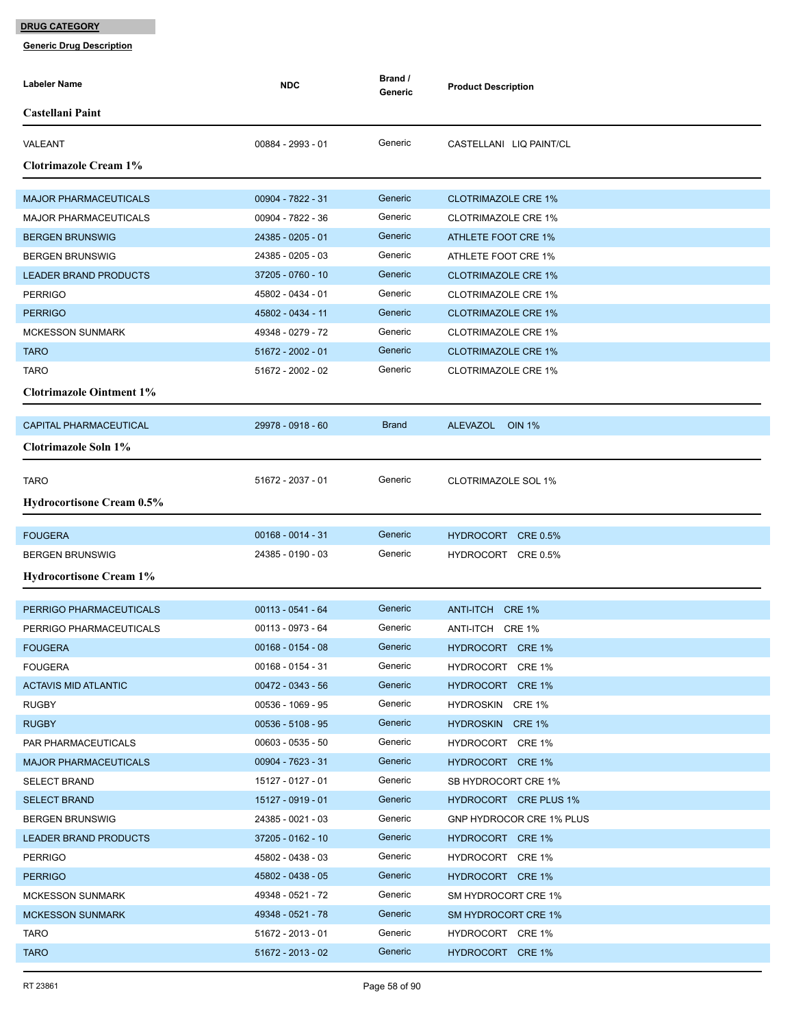**DRUG CATEGORY**

**Generic Drug Description**

| Labeler Name | NDC | Brand / Generic | Product Description |
|---|---|---|---|
| **Castellani Paint** | | | |
| VALEANT | 00884 - 2993 - 01 | Generic | CASTELLANI LIQ PAINT/CL |
| **Clotrimazole Cream 1%** | | | |
| MAJOR PHARMACEUTICALS | 00904 - 7822 - 31 | Generic | CLOTRIMAZOLE CRE 1% |
| MAJOR PHARMACEUTICALS | 00904 - 7822 - 36 | Generic | CLOTRIMAZOLE CRE 1% |
| BERGEN BRUNSWIG | 24385 - 0205 - 01 | Generic | ATHLETE FOOT CRE 1% |
| BERGEN BRUNSWIG | 24385 - 0205 - 03 | Generic | ATHLETE FOOT CRE 1% |
| LEADER BRAND PRODUCTS | 37205 - 0760 - 10 | Generic | CLOTRIMAZOLE CRE 1% |
| PERRIGO | 45802 - 0434 - 01 | Generic | CLOTRIMAZOLE CRE 1% |
| PERRIGO | 45802 - 0434 - 11 | Generic | CLOTRIMAZOLE CRE 1% |
| MCKESSON SUNMARK | 49348 - 0279 - 72 | Generic | CLOTRIMAZOLE CRE 1% |
| TARO | 51672 - 2002 - 01 | Generic | CLOTRIMAZOLE CRE 1% |
| TARO | 51672 - 2002 - 02 | Generic | CLOTRIMAZOLE CRE 1% |
| **Clotrimazole Ointment 1%** | | | |
| CAPITAL PHARMACEUTICAL | 29978 - 0918 - 60 | Brand | ALEVAZOL OIN 1% |
| **Clotrimazole Soln 1%** | | | |
| TARO | 51672 - 2037 - 01 | Generic | CLOTRIMAZOLE SOL 1% |
| **Hydrocortisone Cream 0.5%** | | | |
| FOUGERA | 00168 - 0014 - 31 | Generic | HYDROCORT CRE 0.5% |
| BERGEN BRUNSWIG | 24385 - 0190 - 03 | Generic | HYDROCORT CRE 0.5% |
| **Hydrocortisone Cream 1%** | | | |
| PERRIGO PHARMACEUTICALS | 00113 - 0541 - 64 | Generic | ANTI-ITCH CRE 1% |
| PERRIGO PHARMACEUTICALS | 00113 - 0973 - 64 | Generic | ANTI-ITCH CRE 1% |
| FOUGERA | 00168 - 0154 - 08 | Generic | HYDROCORT CRE 1% |
| FOUGERA | 00168 - 0154 - 31 | Generic | HYDROCORT CRE 1% |
| ACTAVIS MID ATLANTIC | 00472 - 0343 - 56 | Generic | HYDROCORT CRE 1% |
| RUGBY | 00536 - 1069 - 95 | Generic | HYDROSKIN CRE 1% |
| RUGBY | 00536 - 5108 - 95 | Generic | HYDROSKIN CRE 1% |
| PAR PHARMACEUTICALS | 00603 - 0535 - 50 | Generic | HYDROCORT CRE 1% |
| MAJOR PHARMACEUTICALS | 00904 - 7623 - 31 | Generic | HYDROCORT CRE 1% |
| SELECT BRAND | 15127 - 0127 - 01 | Generic | SB HYDROCORT CRE 1% |
| SELECT BRAND | 15127 - 0919 - 01 | Generic | HYDROCORT CRE PLUS 1% |
| BERGEN BRUNSWIG | 24385 - 0021 - 03 | Generic | GNP HYDROCOR CRE 1% PLUS |
| LEADER BRAND PRODUCTS | 37205 - 0162 - 10 | Generic | HYDROCORT CRE 1% |
| PERRIGO | 45802 - 0438 - 03 | Generic | HYDROCORT CRE 1% |
| PERRIGO | 45802 - 0438 - 05 | Generic | HYDROCORT CRE 1% |
| MCKESSON SUNMARK | 49348 - 0521 - 72 | Generic | SM HYDROCORT CRE 1% |
| MCKESSON SUNMARK | 49348 - 0521 - 78 | Generic | SM HYDROCORT CRE 1% |
| TARO | 51672 - 2013 - 01 | Generic | HYDROCORT CRE 1% |
| TARO | 51672 - 2013 - 02 | Generic | HYDROCORT CRE 1% |

RT 23861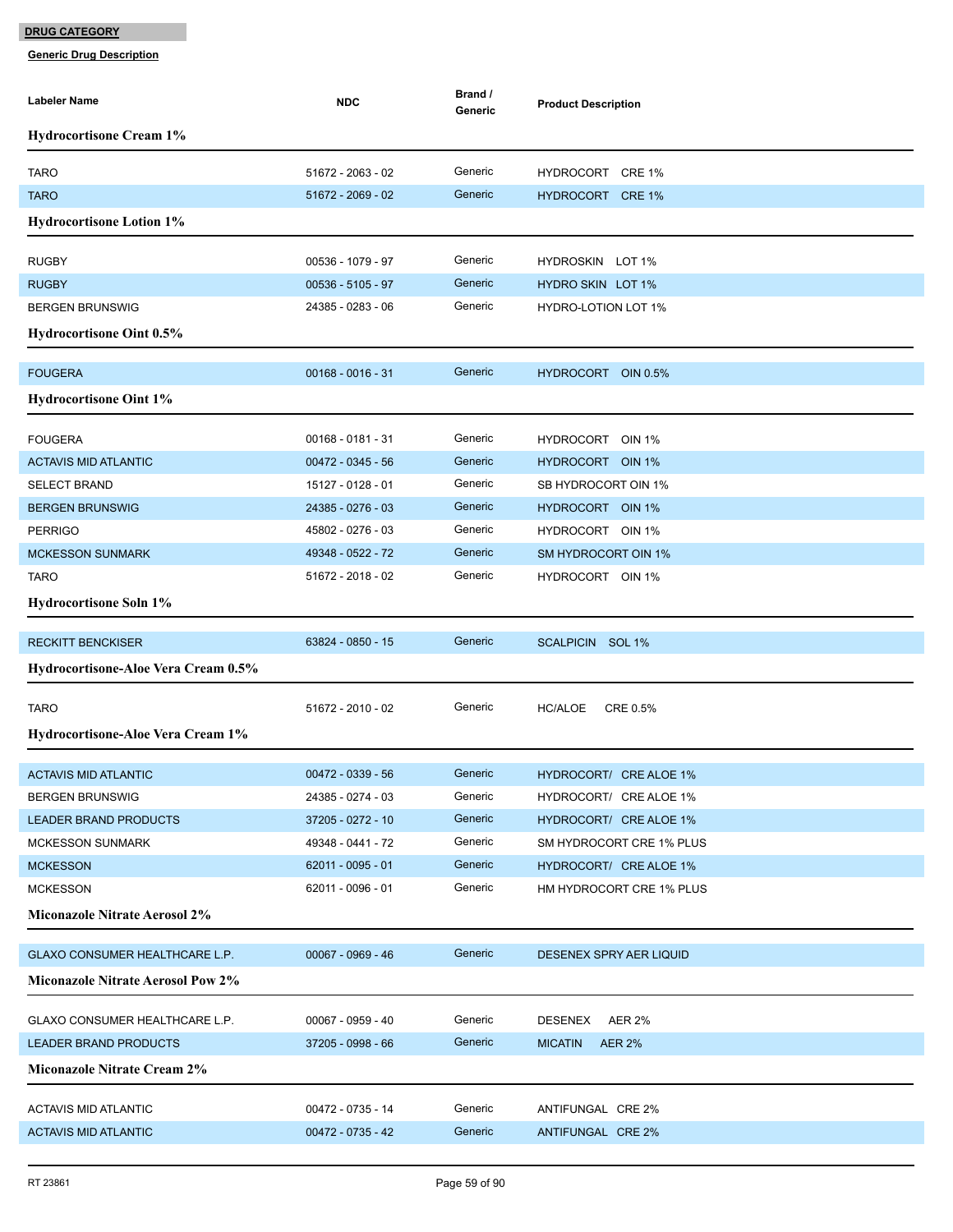**DRUG CATEGORY**

**Generic Drug Description**

| Labeler Name | NDC | Brand / Generic | Product Description |
|---|---|---|---|
| **Hydrocortisone Cream 1%** | | | |
| TARO | 51672 - 2063 - 02 | Generic | HYDROCORT CRE 1% |
| TARO | 51672 - 2069 - 02 | Generic | HYDROCORT CRE 1% |
| **Hydrocortisone Lotion 1%** | | | |
| RUGBY | 00536 - 1079 - 97 | Generic | HYDROSKIN LOT 1% |
| RUGBY | 00536 - 5105 - 97 | Generic | HYDRO SKIN LOT 1% |
| BERGEN BRUNSWIG | 24385 - 0283 - 06 | Generic | HYDRO-LOTION LOT 1% |
| **Hydrocortisone Oint 0.5%** | | | |
| FOUGERA | 00168 - 0016 - 31 | Generic | HYDROCORT OIN 0.5% |
| **Hydrocortisone Oint 1%** | | | |
| FOUGERA | 00168 - 0181 - 31 | Generic | HYDROCORT OIN 1% |
| ACTAVIS MID ATLANTIC | 00472 - 0345 - 56 | Generic | HYDROCORT OIN 1% |
| SELECT BRAND | 15127 - 0128 - 01 | Generic | SB HYDROCORT OIN 1% |
| BERGEN BRUNSWIG | 24385 - 0276 - 03 | Generic | HYDROCORT OIN 1% |
| PERRIGO | 45802 - 0276 - 03 | Generic | HYDROCORT OIN 1% |
| MCKESSON SUNMARK | 49348 - 0522 - 72 | Generic | SM HYDROCORT OIN 1% |
| TARO | 51672 - 2018 - 02 | Generic | HYDROCORT OIN 1% |
| **Hydrocortisone Soln 1%** | | | |
| RECKITT BENCKISER | 63824 - 0850 - 15 | Generic | SCALPICIN SOL 1% |
| **Hydrocortisone-Aloe Vera Cream 0.5%** | | | |
| TARO | 51672 - 2010 - 02 | Generic | HC/ALOE CRE 0.5% |
| **Hydrocortisone-Aloe Vera Cream 1%** | | | |
| ACTAVIS MID ATLANTIC | 00472 - 0339 - 56 | Generic | HYDROCORT/ CRE ALOE 1% |
| BERGEN BRUNSWIG | 24385 - 0274 - 03 | Generic | HYDROCORT/ CRE ALOE 1% |
| LEADER BRAND PRODUCTS | 37205 - 0272 - 10 | Generic | HYDROCORT/ CRE ALOE 1% |
| MCKESSON SUNMARK | 49348 - 0441 - 72 | Generic | SM HYDROCORT CRE 1% PLUS |
| MCKESSON | 62011 - 0095 - 01 | Generic | HYDROCORT/ CRE ALOE 1% |
| MCKESSON | 62011 - 0096 - 01 | Generic | HM HYDROCORT CRE 1% PLUS |
| **Miconazole Nitrate Aerosol 2%** | | | |
| GLAXO CONSUMER HEALTHCARE L.P. | 00067 - 0969 - 46 | Generic | DESENEX SPRY AER LIQUID |
| **Miconazole Nitrate Aerosol Pow 2%** | | | |
| GLAXO CONSUMER HEALTHCARE L.P. | 00067 - 0959 - 40 | Generic | DESENEX AER 2% |
| LEADER BRAND PRODUCTS | 37205 - 0998 - 66 | Generic | MICATIN AER 2% |
| **Miconazole Nitrate Cream 2%** | | | |
| ACTAVIS MID ATLANTIC | 00472 - 0735 - 14 | Generic | ANTIFUNGAL CRE 2% |
| ACTAVIS MID ATLANTIC | 00472 - 0735 - 42 | Generic | ANTIFUNGAL CRE 2% |

RT 23861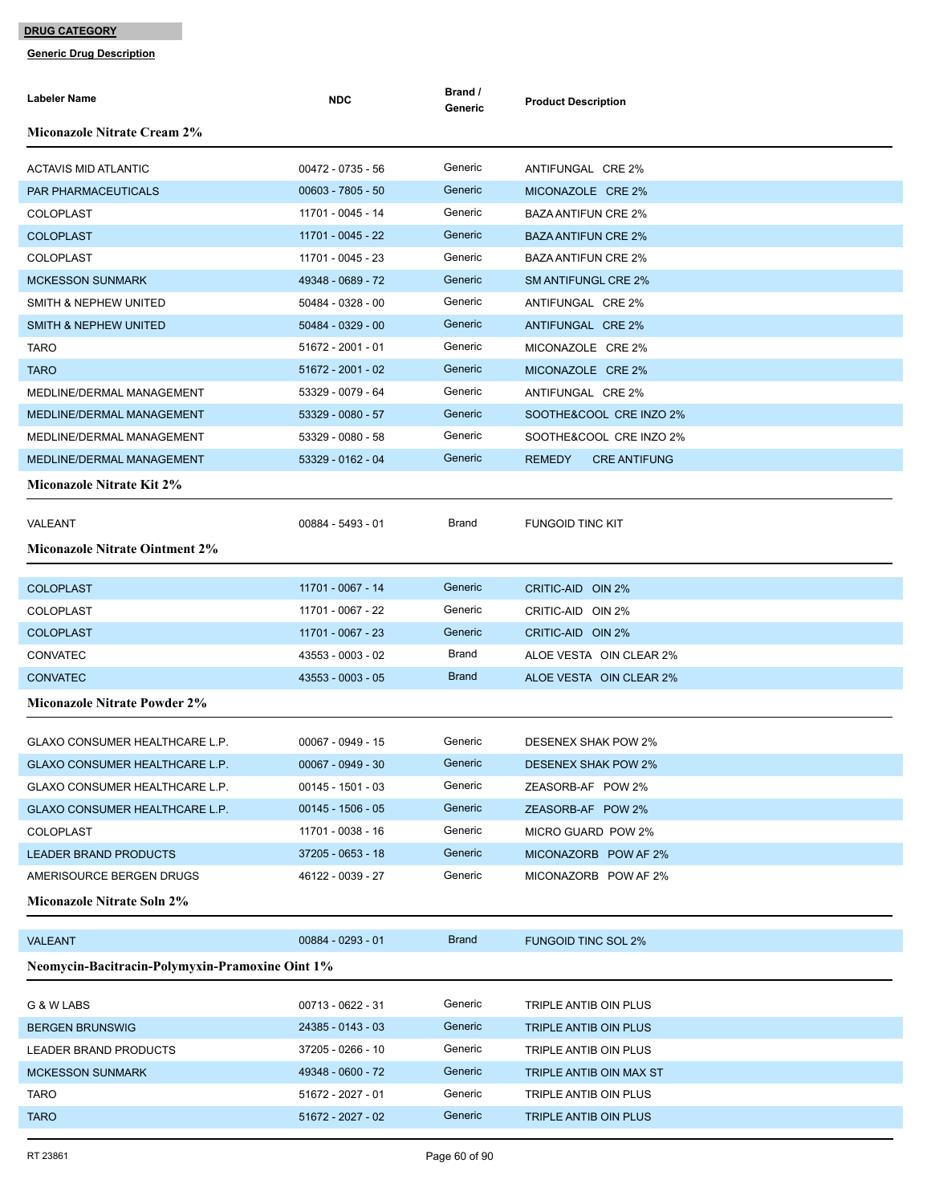**DRUG CATEGORY**

**Generic Drug Description**

| Labeler Name | NDC | Brand / Generic | Product Description |
|---|---|---|---|
| **Miconazole Nitrate Cream 2%** | | | |
| ACTAVIS MID ATLANTIC | 00472 - 0735 - 56 | Generic | ANTIFUNGAL CRE 2% |
| PAR PHARMACEUTICALS | 00603 - 7805 - 50 | Generic | MICONAZOLE CRE 2% |
| COLOPLAST | 11701 - 0045 - 14 | Generic | BAZA ANTIFUN CRE 2% |
| COLOPLAST | 11701 - 0045 - 22 | Generic | BAZA ANTIFUN CRE 2% |
| COLOPLAST | 11701 - 0045 - 23 | Generic | BAZA ANTIFUN CRE 2% |
| MCKESSON SUNMARK | 49348 - 0689 - 72 | Generic | SM ANTIFUNGL CRE 2% |
| SMITH & NEPHEW UNITED | 50484 - 0328 - 00 | Generic | ANTIFUNGAL CRE 2% |
| SMITH & NEPHEW UNITED | 50484 - 0329 - 00 | Generic | ANTIFUNGAL CRE 2% |
| TARO | 51672 - 2001 - 01 | Generic | MICONAZOLE CRE 2% |
| TARO | 51672 - 2001 - 02 | Generic | MICONAZOLE CRE 2% |
| MEDLINE/DERMAL MANAGEMENT | 53329 - 0079 - 64 | Generic | ANTIFUNGAL CRE 2% |
| MEDLINE/DERMAL MANAGEMENT | 53329 - 0080 - 57 | Generic | SOOTHE&COOL CRE INZO 2% |
| MEDLINE/DERMAL MANAGEMENT | 53329 - 0080 - 58 | Generic | SOOTHE&COOL CRE INZO 2% |
| MEDLINE/DERMAL MANAGEMENT | 53329 - 0162 - 04 | Generic | REMEDY CRE ANTIFUNG |
| **Miconazole Nitrate Kit 2%** | | | |
| VALEANT | 00884 - 5493 - 01 | Brand | FUNGOID TINC KIT |
| **Miconazole Nitrate Ointment 2%** | | | |
| COLOPLAST | 11701 - 0067 - 14 | Generic | CRITIC-AID OIN 2% |
| COLOPLAST | 11701 - 0067 - 22 | Generic | CRITIC-AID OIN 2% |
| COLOPLAST | 11701 - 0067 - 23 | Generic | CRITIC-AID OIN 2% |
| CONVATEC | 43553 - 0003 - 02 | Brand | ALOE VESTA OIN CLEAR 2% |
| CONVATEC | 43553 - 0003 - 05 | Brand | ALOE VESTA OIN CLEAR 2% |
| **Miconazole Nitrate Powder 2%** | | | |
| GLAXO CONSUMER HEALTHCARE L.P. | 00067 - 0949 - 15 | Generic | DESENEX SHAK POW 2% |
| GLAXO CONSUMER HEALTHCARE L.P. | 00067 - 0949 - 30 | Generic | DESENEX SHAK POW 2% |
| GLAXO CONSUMER HEALTHCARE L.P. | 00145 - 1501 - 03 | Generic | ZEASORB-AF POW 2% |
| GLAXO CONSUMER HEALTHCARE L.P. | 00145 - 1506 - 05 | Generic | ZEASORB-AF POW 2% |
| COLOPLAST | 11701 - 0038 - 16 | Generic | MICRO GUARD POW 2% |
| LEADER BRAND PRODUCTS | 37205 - 0653 - 18 | Generic | MICONAZORB POW AF 2% |
| AMERISOURCE BERGEN DRUGS | 46122 - 0039 - 27 | Generic | MICONAZORB POW AF 2% |
| **Miconazole Nitrate Soln 2%** | | | |
| VALEANT | 00884 - 0293 - 01 | Brand | FUNGOID TINC SOL 2% |
| **Neomycin-Bacitracin-Polymyxin-Pramoxine Oint 1%** | | | |
| G & W LABS | 00713 - 0622 - 31 | Generic | TRIPLE ANTIB OIN PLUS |
| BERGEN BRUNSWIG | 24385 - 0143 - 03 | Generic | TRIPLE ANTIB OIN PLUS |
| LEADER BRAND PRODUCTS | 37205 - 0266 - 10 | Generic | TRIPLE ANTIB OIN PLUS |
| MCKESSON SUNMARK | 49348 - 0600 - 72 | Generic | TRIPLE ANTIB OIN MAX ST |
| TARO | 51672 - 2027 - 01 | Generic | TRIPLE ANTIB OIN PLUS |
| TARO | 51672 - 2027 - 02 | Generic | TRIPLE ANTIB OIN PLUS |

RT 23861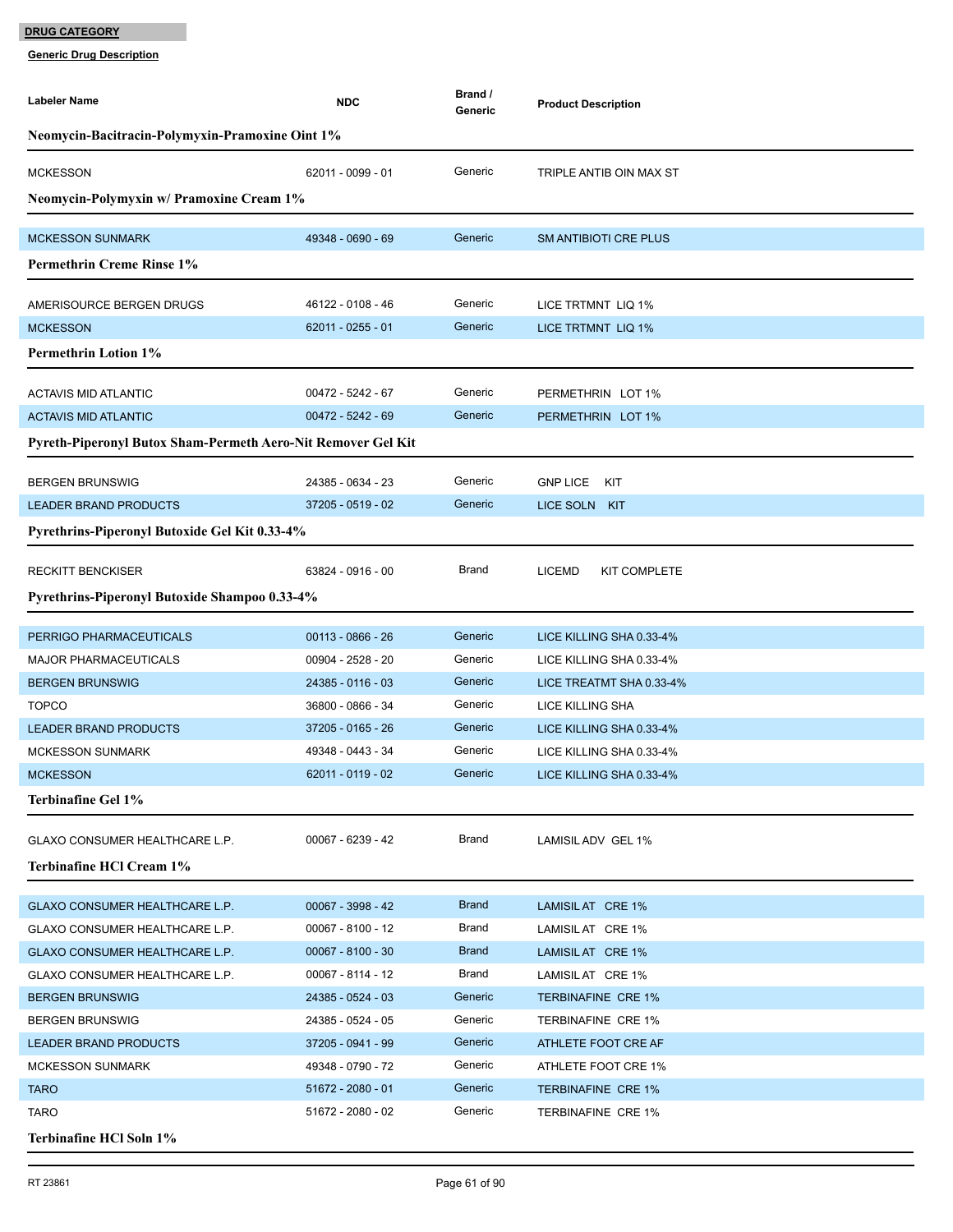**DRUG CATEGORY**

**Generic Drug Description**

| Labeler Name | NDC | Brand / Generic | Product Description |
|---|---|---|---|
| **Neomycin-Bacitracin-Polymyxin-Pramoxine Oint 1%** | | | |
| MCKESSON | 62011 - 0099 - 01 | Generic | TRIPLE ANTIB OIN MAX ST |
| **Neomycin-Polymyxin w/ Pramoxine Cream 1%** | | | |
| MCKESSON SUNMARK | 49348 - 0690 - 69 | Generic | SM ANTIBIOTI CRE PLUS |
| **Permethrin Creme Rinse 1%** | | | |
| AMERISOURCE BERGEN DRUGS | 46122 - 0108 - 46 | Generic | LICE TRTMNT LIQ 1% |
| MCKESSON | 62011 - 0255 - 01 | Generic | LICE TRTMNT LIQ 1% |
| **Permethrin Lotion 1%** | | | |
| ACTAVIS MID ATLANTIC | 00472 - 5242 - 67 | Generic | PERMETHRIN LOT 1% |
| ACTAVIS MID ATLANTIC | 00472 - 5242 - 69 | Generic | PERMETHRIN LOT 1% |
| **Pyreth-Piperonyl Butox Sham-Permeth Aero-Nit Remover Gel Kit** | | | |
| BERGEN BRUNSWIG | 24385 - 0634 - 23 | Generic | GNP LICE KIT |
| LEADER BRAND PRODUCTS | 37205 - 0519 - 02 | Generic | LICE SOLN KIT |
| **Pyrethrins-Piperonyl Butoxide Gel Kit 0.33-4%** | | | |
| RECKITT BENCKISER | 63824 - 0916 - 00 | Brand | LICEMD KIT COMPLETE |
| **Pyrethrins-Piperonyl Butoxide Shampoo 0.33-4%** | | | |
| PERRIGO PHARMACEUTICALS | 00113 - 0866 - 26 | Generic | LICE KILLING SHA 0.33-4% |
| MAJOR PHARMACEUTICALS | 00904 - 2528 - 20 | Generic | LICE KILLING SHA 0.33-4% |
| BERGEN BRUNSWIG | 24385 - 0116 - 03 | Generic | LICE TREATMT SHA 0.33-4% |
| TOPCO | 36800 - 0866 - 34 | Generic | LICE KILLING SHA |
| LEADER BRAND PRODUCTS | 37205 - 0165 - 26 | Generic | LICE KILLING SHA 0.33-4% |
| MCKESSON SUNMARK | 49348 - 0443 - 34 | Generic | LICE KILLING SHA 0.33-4% |
| MCKESSON | 62011 - 0119 - 02 | Generic | LICE KILLING SHA 0.33-4% |
| **Terbinafine Gel 1%** | | | |
| GLAXO CONSUMER HEALTHCARE L.P. | 00067 - 6239 - 42 | Brand | LAMISIL ADV GEL 1% |
| **Terbinafine HCl Cream 1%** | | | |
| GLAXO CONSUMER HEALTHCARE L.P. | 00067 - 3998 - 42 | Brand | LAMISIL AT CRE 1% |
| GLAXO CONSUMER HEALTHCARE L.P. | 00067 - 8100 - 12 | Brand | LAMISIL AT CRE 1% |
| GLAXO CONSUMER HEALTHCARE L.P. | 00067 - 8100 - 30 | Brand | LAMISIL AT CRE 1% |
| GLAXO CONSUMER HEALTHCARE L.P. | 00067 - 8114 - 12 | Brand | LAMISIL AT CRE 1% |
| BERGEN BRUNSWIG | 24385 - 0524 - 03 | Generic | TERBINAFINE CRE 1% |
| BERGEN BRUNSWIG | 24385 - 0524 - 05 | Generic | TERBINAFINE CRE 1% |
| LEADER BRAND PRODUCTS | 37205 - 0941 - 99 | Generic | ATHLETE FOOT CRE AF |
| MCKESSON SUNMARK | 49348 - 0790 - 72 | Generic | ATHLETE FOOT CRE 1% |
| TARO | 51672 - 2080 - 01 | Generic | TERBINAFINE CRE 1% |
| TARO | 51672 - 2080 - 02 | Generic | TERBINAFINE CRE 1% |
| **Terbinafine HCl Soln 1%** | | | |

RT 23861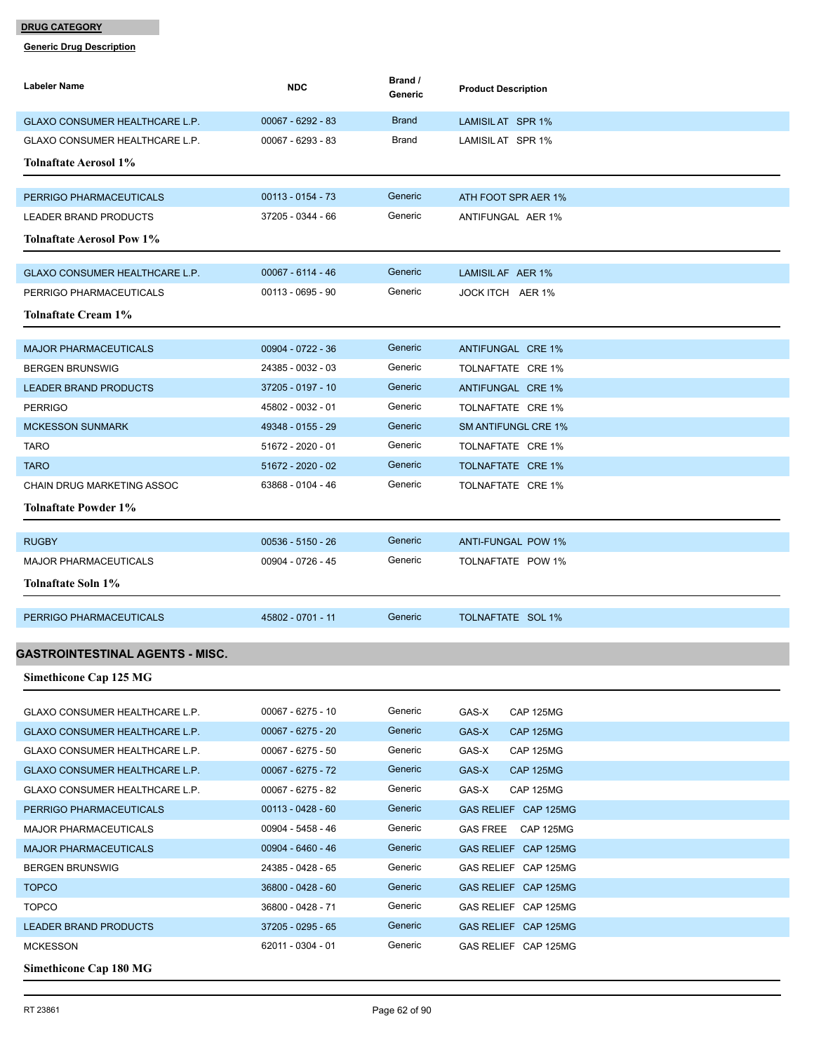**DRUG CATEGORY**

**Generic Drug Description**

| Labeler Name | NDC | Brand / Generic | Product Description |
|---|---|---|---|
| GLAXO CONSUMER HEALTHCARE L.P. | 00067 - 6292 - 83 | Brand | LAMISIL AT SPR 1% |
| GLAXO CONSUMER HEALTHCARE L.P. | 00067 - 6293 - 83 | Brand | LAMISIL AT SPR 1% |

**Tolnaftate Aerosol 1%**

| Labeler Name | NDC | Brand / Generic | Product Description |
|---|---|---|---|
| PERRIGO PHARMACEUTICALS | 00113 - 0154 - 73 | Generic | ATH FOOT SPR AER 1% |
| LEADER BRAND PRODUCTS | 37205 - 0344 - 66 | Generic | ANTIFUNGAL AER 1% |

**Tolnaftate Aerosol Pow 1%**

| Labeler Name | NDC | Brand / Generic | Product Description |
|---|---|---|---|
| GLAXO CONSUMER HEALTHCARE L.P. | 00067 - 6114 - 46 | Generic | LAMISIL AF AER 1% |
| PERRIGO PHARMACEUTICALS | 00113 - 0695 - 90 | Generic | JOCK ITCH AER 1% |

**Tolnaftate Cream 1%**

| Labeler Name | NDC | Brand / Generic | Product Description |
|---|---|---|---|
| MAJOR PHARMACEUTICALS | 00904 - 0722 - 36 | Generic | ANTIFUNGAL CRE 1% |
| BERGEN BRUNSWIG | 24385 - 0032 - 03 | Generic | TOLNAFTATE CRE 1% |
| LEADER BRAND PRODUCTS | 37205 - 0197 - 10 | Generic | ANTIFUNGAL CRE 1% |
| PERRIGO | 45802 - 0032 - 01 | Generic | TOLNAFTATE CRE 1% |
| MCKESSON SUNMARK | 49348 - 0155 - 29 | Generic | SM ANTIFUNGL CRE 1% |
| TARO | 51672 - 2020 - 01 | Generic | TOLNAFTATE CRE 1% |
| TARO | 51672 - 2020 - 02 | Generic | TOLNAFTATE CRE 1% |
| CHAIN DRUG MARKETING ASSOC | 63868 - 0104 - 46 | Generic | TOLNAFTATE CRE 1% |

**Tolnaftate Powder 1%**

| Labeler Name | NDC | Brand / Generic | Product Description |
|---|---|---|---|
| RUGBY | 00536 - 5150 - 26 | Generic | ANTI-FUNGAL POW 1% |
| MAJOR PHARMACEUTICALS | 00904 - 0726 - 45 | Generic | TOLNAFTATE POW 1% |

**Tolnaftate Soln 1%**

| Labeler Name | NDC | Brand / Generic | Product Description |
|---|---|---|---|
| PERRIGO PHARMACEUTICALS | 45802 - 0701 - 11 | Generic | TOLNAFTATE SOL 1% |

## GASTROINTESTINAL AGENTS - MISC.

**Simethicone Cap 125 MG**

| Labeler Name | NDC | Brand / Generic | Product Description |
|---|---|---|---|
| GLAXO CONSUMER HEALTHCARE L.P. | 00067 - 6275 - 10 | Generic | GAS-X CAP 125MG |
| GLAXO CONSUMER HEALTHCARE L.P. | 00067 - 6275 - 20 | Generic | GAS-X CAP 125MG |
| GLAXO CONSUMER HEALTHCARE L.P. | 00067 - 6275 - 50 | Generic | GAS-X CAP 125MG |
| GLAXO CONSUMER HEALTHCARE L.P. | 00067 - 6275 - 72 | Generic | GAS-X CAP 125MG |
| GLAXO CONSUMER HEALTHCARE L.P. | 00067 - 6275 - 82 | Generic | GAS-X CAP 125MG |
| PERRIGO PHARMACEUTICALS | 00113 - 0428 - 60 | Generic | GAS RELIEF CAP 125MG |
| MAJOR PHARMACEUTICALS | 00904 - 5458 - 46 | Generic | GAS FREE CAP 125MG |
| MAJOR PHARMACEUTICALS | 00904 - 6460 - 46 | Generic | GAS RELIEF CAP 125MG |
| BERGEN BRUNSWIG | 24385 - 0428 - 65 | Generic | GAS RELIEF CAP 125MG |
| TOPCO | 36800 - 0428 - 60 | Generic | GAS RELIEF CAP 125MG |
| TOPCO | 36800 - 0428 - 71 | Generic | GAS RELIEF CAP 125MG |
| LEADER BRAND PRODUCTS | 37205 - 0295 - 65 | Generic | GAS RELIEF CAP 125MG |
| MCKESSON | 62011 - 0304 - 01 | Generic | GAS RELIEF CAP 125MG |

**Simethicone Cap 180 MG**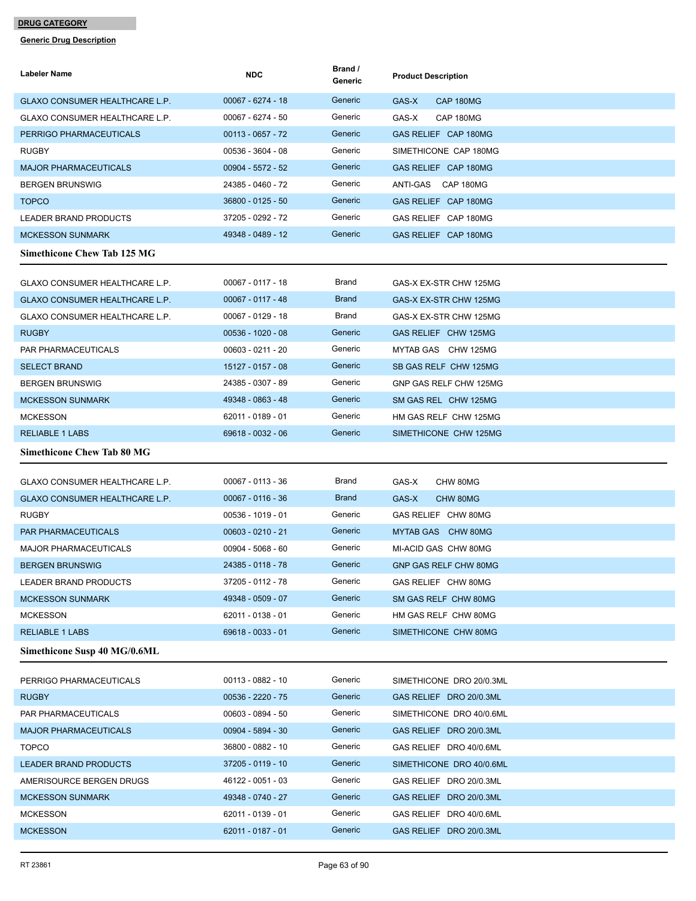**DRUG CATEGORY**

**Generic Drug Description**

| Labeler Name | NDC | Brand / Generic | Product Description |
|---|---|---|---|
| GLAXO CONSUMER HEALTHCARE L.P. | 00067 - 6274 - 18 | Generic | GAS-X CAP 180MG |
| GLAXO CONSUMER HEALTHCARE L.P. | 00067 - 6274 - 50 | Generic | GAS-X CAP 180MG |
| PERRIGO PHARMACEUTICALS | 00113 - 0657 - 72 | Generic | GAS RELIEF CAP 180MG |
| RUGBY | 00536 - 3604 - 08 | Generic | SIMETHICONE CAP 180MG |
| MAJOR PHARMACEUTICALS | 00904 - 5572 - 52 | Generic | GAS RELIEF CAP 180MG |
| BERGEN BRUNSWIG | 24385 - 0460 - 72 | Generic | ANTI-GAS CAP 180MG |
| TOPCO | 36800 - 0125 - 50 | Generic | GAS RELIEF CAP 180MG |
| LEADER BRAND PRODUCTS | 37205 - 0292 - 72 | Generic | GAS RELIEF CAP 180MG |
| MCKESSON SUNMARK | 49348 - 0489 - 12 | Generic | GAS RELIEF CAP 180MG |

**Simethicone Chew Tab 125 MG**

| Labeler Name | NDC | Brand / Generic | Product Description |
|---|---|---|---|
| GLAXO CONSUMER HEALTHCARE L.P. | 00067 - 0117 - 18 | Brand | GAS-X EX-STR CHW 125MG |
| GLAXO CONSUMER HEALTHCARE L.P. | 00067 - 0117 - 48 | Brand | GAS-X EX-STR CHW 125MG |
| GLAXO CONSUMER HEALTHCARE L.P. | 00067 - 0129 - 18 | Brand | GAS-X EX-STR CHW 125MG |
| RUGBY | 00536 - 1020 - 08 | Generic | GAS RELIEF CHW 125MG |
| PAR PHARMACEUTICALS | 00603 - 0211 - 20 | Generic | MYTAB GAS CHW 125MG |
| SELECT BRAND | 15127 - 0157 - 08 | Generic | SB GAS RELF CHW 125MG |
| BERGEN BRUNSWIG | 24385 - 0307 - 89 | Generic | GNP GAS RELF CHW 125MG |
| MCKESSON SUNMARK | 49348 - 0863 - 48 | Generic | SM GAS REL CHW 125MG |
| MCKESSON | 62011 - 0189 - 01 | Generic | HM GAS RELF CHW 125MG |
| RELIABLE 1 LABS | 69618 - 0032 - 06 | Generic | SIMETHICONE CHW 125MG |

**Simethicone Chew Tab 80 MG**

| Labeler Name | NDC | Brand / Generic | Product Description |
|---|---|---|---|
| GLAXO CONSUMER HEALTHCARE L.P. | 00067 - 0113 - 36 | Brand | GAS-X CHW 80MG |
| GLAXO CONSUMER HEALTHCARE L.P. | 00067 - 0116 - 36 | Brand | GAS-X CHW 80MG |
| RUGBY | 00536 - 1019 - 01 | Generic | GAS RELIEF CHW 80MG |
| PAR PHARMACEUTICALS | 00603 - 0210 - 21 | Generic | MYTAB GAS CHW 80MG |
| MAJOR PHARMACEUTICALS | 00904 - 5068 - 60 | Generic | MI-ACID GAS CHW 80MG |
| BERGEN BRUNSWIG | 24385 - 0118 - 78 | Generic | GNP GAS RELF CHW 80MG |
| LEADER BRAND PRODUCTS | 37205 - 0112 - 78 | Generic | GAS RELIEF CHW 80MG |
| MCKESSON SUNMARK | 49348 - 0509 - 07 | Generic | SM GAS RELF CHW 80MG |
| MCKESSON | 62011 - 0138 - 01 | Generic | HM GAS RELF CHW 80MG |
| RELIABLE 1 LABS | 69618 - 0033 - 01 | Generic | SIMETHICONE CHW 80MG |

**Simethicone Susp 40 MG/0.6ML**

| Labeler Name | NDC | Brand / Generic | Product Description |
|---|---|---|---|
| PERRIGO PHARMACEUTICALS | 00113 - 0882 - 10 | Generic | SIMETHICONE DRO 20/0.3ML |
| RUGBY | 00536 - 2220 - 75 | Generic | GAS RELIEF DRO 20/0.3ML |
| PAR PHARMACEUTICALS | 00603 - 0894 - 50 | Generic | SIMETHICONE DRO 40/0.6ML |
| MAJOR PHARMACEUTICALS | 00904 - 5894 - 30 | Generic | GAS RELIEF DRO 20/0.3ML |
| TOPCO | 36800 - 0882 - 10 | Generic | GAS RELIEF DRO 40/0.6ML |
| LEADER BRAND PRODUCTS | 37205 - 0119 - 10 | Generic | SIMETHICONE DRO 40/0.6ML |
| AMERISOURCE BERGEN DRUGS | 46122 - 0051 - 03 | Generic | GAS RELIEF DRO 20/0.3ML |
| MCKESSON SUNMARK | 49348 - 0740 - 27 | Generic | GAS RELIEF DRO 20/0.3ML |
| MCKESSON | 62011 - 0139 - 01 | Generic | GAS RELIEF DRO 40/0.6ML |
| MCKESSON | 62011 - 0187 - 01 | Generic | GAS RELIEF DRO 20/0.3ML |

RT 23861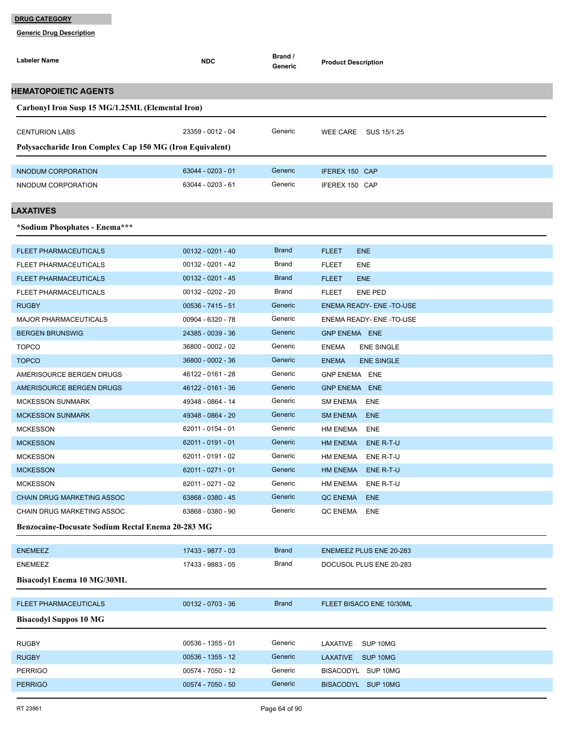**DRUG CATEGORY**

**Generic Drug Description**

| Labeler Name | NDC | Brand / Generic | Product Description |
|---|---|---|---|

## HEMATOPOIETIC AGENTS

### Carbonyl Iron Susp 15 MG/1.25ML (Elemental Iron)

| Labeler Name | NDC | Brand / Generic | Product Description |
|---|---|---|---|
| CENTURION LABS | 23359 - 0012 - 04 | Generic | WEE CARE SUS 15/1.25 |

### Polysaccharide Iron Complex Cap 150 MG (Iron Equivalent)

| Labeler Name | NDC | Brand / Generic | Product Description |
|---|---|---|---|
| NNODUM CORPORATION | 63044 - 0203 - 01 | Generic | IFEREX 150 CAP |
| NNODUM CORPORATION | 63044 - 0203 - 61 | Generic | IFEREX 150 CAP |

## LAXATIVES

### *Sodium Phosphates - Enema***

| Labeler Name | NDC | Brand / Generic | Product Description |
|---|---|---|---|
| FLEET PHARMACEUTICALS | 00132 - 0201 - 40 | Brand | FLEET ENE |
| FLEET PHARMACEUTICALS | 00132 - 0201 - 42 | Brand | FLEET ENE |
| FLEET PHARMACEUTICALS | 00132 - 0201 - 45 | Brand | FLEET ENE |
| FLEET PHARMACEUTICALS | 00132 - 0202 - 20 | Brand | FLEET ENE PED |
| RUGBY | 00536 - 7415 - 51 | Generic | ENEMA READY- ENE -TO-USE |
| MAJOR PHARMACEUTICALS | 00904 - 6320 - 78 | Generic | ENEMA READY- ENE -TO-USE |
| BERGEN BRUNSWIG | 24385 - 0039 - 36 | Generic | GNP ENEMA ENE |
| TOPCO | 36800 - 0002 - 02 | Generic | ENEMA ENE SINGLE |
| TOPCO | 36800 - 0002 - 36 | Generic | ENEMA ENE SINGLE |
| AMERISOURCE BERGEN DRUGS | 46122 - 0161 - 28 | Generic | GNP ENEMA ENE |
| AMERISOURCE BERGEN DRUGS | 46122 - 0161 - 36 | Generic | GNP ENEMA ENE |
| MCKESSON SUNMARK | 49348 - 0864 - 14 | Generic | SM ENEMA ENE |
| MCKESSON SUNMARK | 49348 - 0864 - 20 | Generic | SM ENEMA ENE |
| MCKESSON | 62011 - 0154 - 01 | Generic | HM ENEMA ENE |
| MCKESSON | 62011 - 0191 - 01 | Generic | HM ENEMA ENE R-T-U |
| MCKESSON | 62011 - 0191 - 02 | Generic | HM ENEMA ENE R-T-U |
| MCKESSON | 62011 - 0271 - 01 | Generic | HM ENEMA ENE R-T-U |
| MCKESSON | 62011 - 0271 - 02 | Generic | HM ENEMA ENE R-T-U |
| CHAIN DRUG MARKETING ASSOC | 63868 - 0380 - 45 | Generic | QC ENEMA ENE |
| CHAIN DRUG MARKETING ASSOC | 63868 - 0380 - 90 | Generic | QC ENEMA ENE |

### Benzocaine-Docusate Sodium Rectal Enema 20-283 MG

| Labeler Name | NDC | Brand / Generic | Product Description |
|---|---|---|---|
| ENEMEEZ | 17433 - 9877 - 03 | Brand | ENEMEEZ PLUS ENE 20-283 |
| ENEMEEZ | 17433 - 9883 - 05 | Brand | DOCUSOL PLUS ENE 20-283 |

### Bisacodyl Enema 10 MG/30ML

| Labeler Name | NDC | Brand / Generic | Product Description |
|---|---|---|---|
| FLEET PHARMACEUTICALS | 00132 - 0703 - 36 | Brand | FLEET BISACO ENE 10/30ML |

### Bisacodyl Suppos 10 MG

| Labeler Name | NDC | Brand / Generic | Product Description |
|---|---|---|---|
| RUGBY | 00536 - 1355 - 01 | Generic | LAXATIVE SUP 10MG |
| RUGBY | 00536 - 1355 - 12 | Generic | LAXATIVE SUP 10MG |
| PERRIGO | 00574 - 7050 - 12 | Generic | BISACODYL SUP 10MG |
| PERRIGO | 00574 - 7050 - 50 | Generic | BISACODYL SUP 10MG |

RT 23861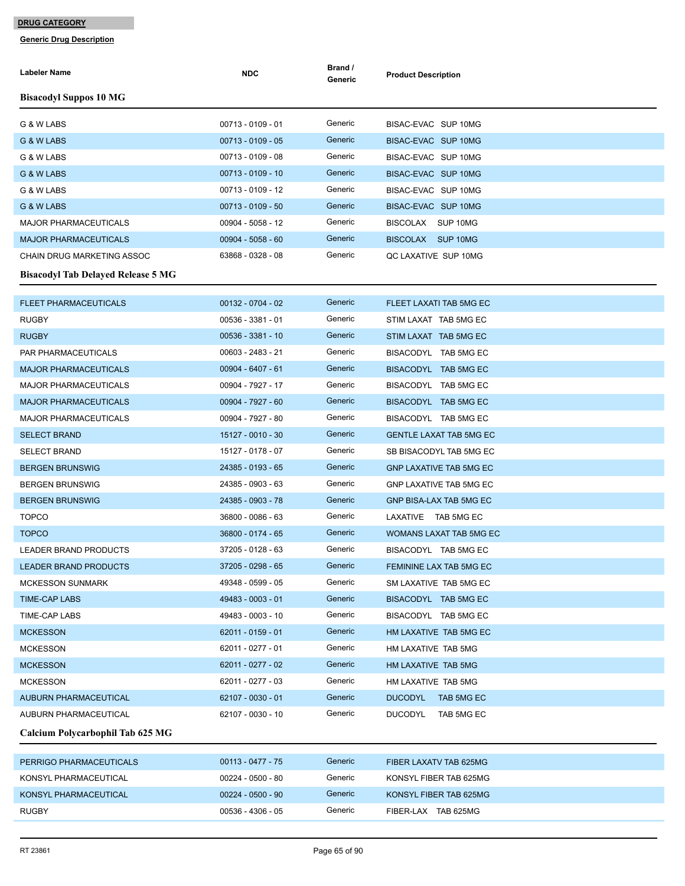**DRUG CATEGORY**

**Generic Drug Description**

| Labeler Name | NDC | Brand / Generic | Product Description |
|---|---|---|---|
| **Bisacodyl Suppos 10 MG** | | | |
| G & W LABS | 00713 - 0109 - 01 | Generic | BISAC-EVAC SUP 10MG |
| G & W LABS | 00713 - 0109 - 05 | Generic | BISAC-EVAC SUP 10MG |
| G & W LABS | 00713 - 0109 - 08 | Generic | BISAC-EVAC SUP 10MG |
| G & W LABS | 00713 - 0109 - 10 | Generic | BISAC-EVAC SUP 10MG |
| G & W LABS | 00713 - 0109 - 12 | Generic | BISAC-EVAC SUP 10MG |
| G & W LABS | 00713 - 0109 - 50 | Generic | BISAC-EVAC SUP 10MG |
| MAJOR PHARMACEUTICALS | 00904 - 5058 - 12 | Generic | BISCOLAX SUP 10MG |
| MAJOR PHARMACEUTICALS | 00904 - 5058 - 60 | Generic | BISCOLAX SUP 10MG |
| CHAIN DRUG MARKETING ASSOC | 63868 - 0328 - 08 | Generic | QC LAXATIVE SUP 10MG |
| **Bisacodyl Tab Delayed Release 5 MG** | | | |
| FLEET PHARMACEUTICALS | 00132 - 0704 - 02 | Generic | FLEET LAXATI TAB 5MG EC |
| RUGBY | 00536 - 3381 - 01 | Generic | STIM LAXAT TAB 5MG EC |
| RUGBY | 00536 - 3381 - 10 | Generic | STIM LAXAT TAB 5MG EC |
| PAR PHARMACEUTICALS | 00603 - 2483 - 21 | Generic | BISACODYL TAB 5MG EC |
| MAJOR PHARMACEUTICALS | 00904 - 6407 - 61 | Generic | BISACODYL TAB 5MG EC |
| MAJOR PHARMACEUTICALS | 00904 - 7927 - 17 | Generic | BISACODYL TAB 5MG EC |
| MAJOR PHARMACEUTICALS | 00904 - 7927 - 60 | Generic | BISACODYL TAB 5MG EC |
| MAJOR PHARMACEUTICALS | 00904 - 7927 - 80 | Generic | BISACODYL TAB 5MG EC |
| SELECT BRAND | 15127 - 0010 - 30 | Generic | GENTLE LAXAT TAB 5MG EC |
| SELECT BRAND | 15127 - 0178 - 07 | Generic | SB BISACODYL TAB 5MG EC |
| BERGEN BRUNSWIG | 24385 - 0193 - 65 | Generic | GNP LAXATIVE TAB 5MG EC |
| BERGEN BRUNSWIG | 24385 - 0903 - 63 | Generic | GNP LAXATIVE TAB 5MG EC |
| BERGEN BRUNSWIG | 24385 - 0903 - 78 | Generic | GNP BISA-LAX TAB 5MG EC |
| TOPCO | 36800 - 0086 - 63 | Generic | LAXATIVE TAB 5MG EC |
| TOPCO | 36800 - 0174 - 65 | Generic | WOMANS LAXAT TAB 5MG EC |
| LEADER BRAND PRODUCTS | 37205 - 0128 - 63 | Generic | BISACODYL TAB 5MG EC |
| LEADER BRAND PRODUCTS | 37205 - 0298 - 65 | Generic | FEMININE LAX TAB 5MG EC |
| MCKESSON SUNMARK | 49348 - 0599 - 05 | Generic | SM LAXATIVE TAB 5MG EC |
| TIME-CAP LABS | 49483 - 0003 - 01 | Generic | BISACODYL TAB 5MG EC |
| TIME-CAP LABS | 49483 - 0003 - 10 | Generic | BISACODYL TAB 5MG EC |
| MCKESSON | 62011 - 0159 - 01 | Generic | HM LAXATIVE TAB 5MG EC |
| MCKESSON | 62011 - 0277 - 01 | Generic | HM LAXATIVE TAB 5MG |
| MCKESSON | 62011 - 0277 - 02 | Generic | HM LAXATIVE TAB 5MG |
| MCKESSON | 62011 - 0277 - 03 | Generic | HM LAXATIVE TAB 5MG |
| AUBURN PHARMACEUTICAL | 62107 - 0030 - 01 | Generic | DUCODYL TAB 5MG EC |
| AUBURN PHARMACEUTICAL | 62107 - 0030 - 10 | Generic | DUCODYL TAB 5MG EC |
| **Calcium Polycarbophil Tab 625 MG** | | | |
| PERRIGO PHARMACEUTICALS | 00113 - 0477 - 75 | Generic | FIBER LAXATV TAB 625MG |
| KONSYL PHARMACEUTICAL | 00224 - 0500 - 80 | Generic | KONSYL FIBER TAB 625MG |
| KONSYL PHARMACEUTICAL | 00224 - 0500 - 90 | Generic | KONSYL FIBER TAB 625MG |
| RUGBY | 00536 - 4306 - 05 | Generic | FIBER-LAX TAB 625MG |

RT 23861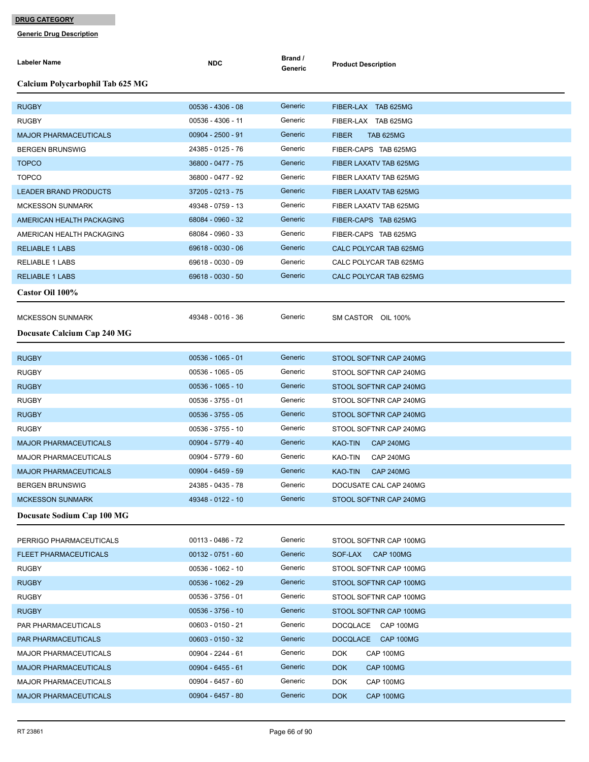**DRUG CATEGORY**

**Generic Drug Description**

| Labeler Name | NDC | Brand / Generic | Product Description |
|---|---|---|---|
| **Calcium Polycarbophil Tab 625 MG** | | | |
| RUGBY | 00536 - 4306 - 08 | Generic | FIBER-LAX TAB 625MG |
| RUGBY | 00536 - 4306 - 11 | Generic | FIBER-LAX TAB 625MG |
| MAJOR PHARMACEUTICALS | 00904 - 2500 - 91 | Generic | FIBER TAB 625MG |
| BERGEN BRUNSWIG | 24385 - 0125 - 76 | Generic | FIBER-CAPS TAB 625MG |
| TOPCO | 36800 - 0477 - 75 | Generic | FIBER LAXATV TAB 625MG |
| TOPCO | 36800 - 0477 - 92 | Generic | FIBER LAXATV TAB 625MG |
| LEADER BRAND PRODUCTS | 37205 - 0213 - 75 | Generic | FIBER LAXATV TAB 625MG |
| MCKESSON SUNMARK | 49348 - 0759 - 13 | Generic | FIBER LAXATV TAB 625MG |
| AMERICAN HEALTH PACKAGING | 68084 - 0960 - 32 | Generic | FIBER-CAPS TAB 625MG |
| AMERICAN HEALTH PACKAGING | 68084 - 0960 - 33 | Generic | FIBER-CAPS TAB 625MG |
| RELIABLE 1 LABS | 69618 - 0030 - 06 | Generic | CALC POLYCAR TAB 625MG |
| RELIABLE 1 LABS | 69618 - 0030 - 09 | Generic | CALC POLYCAR TAB 625MG |
| RELIABLE 1 LABS | 69618 - 0030 - 50 | Generic | CALC POLYCAR TAB 625MG |
| **Castor Oil 100%** | | | |
| MCKESSON SUNMARK | 49348 - 0016 - 36 | Generic | SM CASTOR OIL 100% |
| **Docusate Calcium Cap 240 MG** | | | |
| RUGBY | 00536 - 1065 - 01 | Generic | STOOL SOFTNR CAP 240MG |
| RUGBY | 00536 - 1065 - 05 | Generic | STOOL SOFTNR CAP 240MG |
| RUGBY | 00536 - 1065 - 10 | Generic | STOOL SOFTNR CAP 240MG |
| RUGBY | 00536 - 3755 - 01 | Generic | STOOL SOFTNR CAP 240MG |
| RUGBY | 00536 - 3755 - 05 | Generic | STOOL SOFTNR CAP 240MG |
| RUGBY | 00536 - 3755 - 10 | Generic | STOOL SOFTNR CAP 240MG |
| MAJOR PHARMACEUTICALS | 00904 - 5779 - 40 | Generic | KAO-TIN CAP 240MG |
| MAJOR PHARMACEUTICALS | 00904 - 5779 - 60 | Generic | KAO-TIN CAP 240MG |
| MAJOR PHARMACEUTICALS | 00904 - 6459 - 59 | Generic | KAO-TIN CAP 240MG |
| BERGEN BRUNSWIG | 24385 - 0435 - 78 | Generic | DOCUSATE CAL CAP 240MG |
| MCKESSON SUNMARK | 49348 - 0122 - 10 | Generic | STOOL SOFTNR CAP 240MG |
| **Docusate Sodium Cap 100 MG** | | | |
| PERRIGO PHARMACEUTICALS | 00113 - 0486 - 72 | Generic | STOOL SOFTNR CAP 100MG |
| FLEET PHARMACEUTICALS | 00132 - 0751 - 60 | Generic | SOF-LAX CAP 100MG |
| RUGBY | 00536 - 1062 - 10 | Generic | STOOL SOFTNR CAP 100MG |
| RUGBY | 00536 - 1062 - 29 | Generic | STOOL SOFTNR CAP 100MG |
| RUGBY | 00536 - 3756 - 01 | Generic | STOOL SOFTNR CAP 100MG |
| RUGBY | 00536 - 3756 - 10 | Generic | STOOL SOFTNR CAP 100MG |
| PAR PHARMACEUTICALS | 00603 - 0150 - 21 | Generic | DOCQLACE CAP 100MG |
| PAR PHARMACEUTICALS | 00603 - 0150 - 32 | Generic | DOCQLACE CAP 100MG |
| MAJOR PHARMACEUTICALS | 00904 - 2244 - 61 | Generic | DOK CAP 100MG |
| MAJOR PHARMACEUTICALS | 00904 - 6455 - 61 | Generic | DOK CAP 100MG |
| MAJOR PHARMACEUTICALS | 00904 - 6457 - 60 | Generic | DOK CAP 100MG |
| MAJOR PHARMACEUTICALS | 00904 - 6457 - 80 | Generic | DOK CAP 100MG |

RT 23861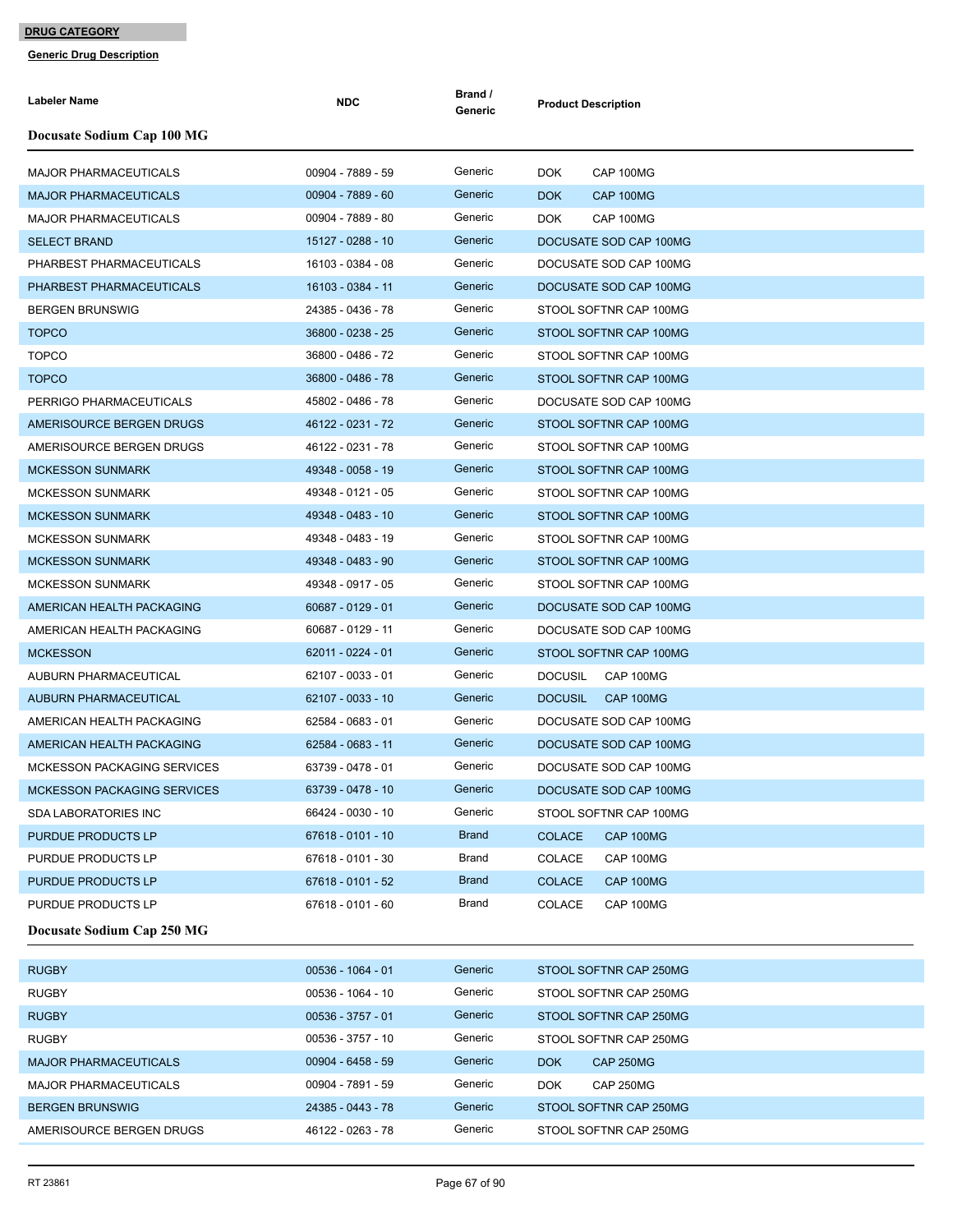**DRUG CATEGORY**

**Generic Drug Description**

| Labeler Name | NDC | Brand / Generic | Product Description |
|---|---|---|---|
| **Docusate Sodium Cap 100 MG** | | | |
| MAJOR PHARMACEUTICALS | 00904 - 7889 - 59 | Generic | DOK CAP 100MG |
| MAJOR PHARMACEUTICALS | 00904 - 7889 - 60 | Generic | DOK CAP 100MG |
| MAJOR PHARMACEUTICALS | 00904 - 7889 - 80 | Generic | DOK CAP 100MG |
| SELECT BRAND | 15127 - 0288 - 10 | Generic | DOCUSATE SOD CAP 100MG |
| PHARBEST PHARMACEUTICALS | 16103 - 0384 - 08 | Generic | DOCUSATE SOD CAP 100MG |
| PHARBEST PHARMACEUTICALS | 16103 - 0384 - 11 | Generic | DOCUSATE SOD CAP 100MG |
| BERGEN BRUNSWIG | 24385 - 0436 - 78 | Generic | STOOL SOFTNR CAP 100MG |
| TOPCO | 36800 - 0238 - 25 | Generic | STOOL SOFTNR CAP 100MG |
| TOPCO | 36800 - 0486 - 72 | Generic | STOOL SOFTNR CAP 100MG |
| TOPCO | 36800 - 0486 - 78 | Generic | STOOL SOFTNR CAP 100MG |
| PERRIGO PHARMACEUTICALS | 45802 - 0486 - 78 | Generic | DOCUSATE SOD CAP 100MG |
| AMERISOURCE BERGEN DRUGS | 46122 - 0231 - 72 | Generic | STOOL SOFTNR CAP 100MG |
| AMERISOURCE BERGEN DRUGS | 46122 - 0231 - 78 | Generic | STOOL SOFTNR CAP 100MG |
| MCKESSON SUNMARK | 49348 - 0058 - 19 | Generic | STOOL SOFTNR CAP 100MG |
| MCKESSON SUNMARK | 49348 - 0121 - 05 | Generic | STOOL SOFTNR CAP 100MG |
| MCKESSON SUNMARK | 49348 - 0483 - 10 | Generic | STOOL SOFTNR CAP 100MG |
| MCKESSON SUNMARK | 49348 - 0483 - 19 | Generic | STOOL SOFTNR CAP 100MG |
| MCKESSON SUNMARK | 49348 - 0483 - 90 | Generic | STOOL SOFTNR CAP 100MG |
| MCKESSON SUNMARK | 49348 - 0917 - 05 | Generic | STOOL SOFTNR CAP 100MG |
| AMERICAN HEALTH PACKAGING | 60687 - 0129 - 01 | Generic | DOCUSATE SOD CAP 100MG |
| AMERICAN HEALTH PACKAGING | 60687 - 0129 - 11 | Generic | DOCUSATE SOD CAP 100MG |
| MCKESSON | 62011 - 0224 - 01 | Generic | STOOL SOFTNR CAP 100MG |
| AUBURN PHARMACEUTICAL | 62107 - 0033 - 01 | Generic | DOCUSIL CAP 100MG |
| AUBURN PHARMACEUTICAL | 62107 - 0033 - 10 | Generic | DOCUSIL CAP 100MG |
| AMERICAN HEALTH PACKAGING | 62584 - 0683 - 01 | Generic | DOCUSATE SOD CAP 100MG |
| AMERICAN HEALTH PACKAGING | 62584 - 0683 - 11 | Generic | DOCUSATE SOD CAP 100MG |
| MCKESSON PACKAGING SERVICES | 63739 - 0478 - 01 | Generic | DOCUSATE SOD CAP 100MG |
| MCKESSON PACKAGING SERVICES | 63739 - 0478 - 10 | Generic | DOCUSATE SOD CAP 100MG |
| SDA LABORATORIES INC | 66424 - 0030 - 10 | Generic | STOOL SOFTNR CAP 100MG |
| PURDUE PRODUCTS LP | 67618 - 0101 - 10 | Brand | COLACE CAP 100MG |
| PURDUE PRODUCTS LP | 67618 - 0101 - 30 | Brand | COLACE CAP 100MG |
| PURDUE PRODUCTS LP | 67618 - 0101 - 52 | Brand | COLACE CAP 100MG |
| PURDUE PRODUCTS LP | 67618 - 0101 - 60 | Brand | COLACE CAP 100MG |
| **Docusate Sodium Cap 250 MG** | | | |
| RUGBY | 00536 - 1064 - 01 | Generic | STOOL SOFTNR CAP 250MG |
| RUGBY | 00536 - 1064 - 10 | Generic | STOOL SOFTNR CAP 250MG |
| RUGBY | 00536 - 3757 - 01 | Generic | STOOL SOFTNR CAP 250MG |
| RUGBY | 00536 - 3757 - 10 | Generic | STOOL SOFTNR CAP 250MG |
| MAJOR PHARMACEUTICALS | 00904 - 6458 - 59 | Generic | DOK CAP 250MG |
| MAJOR PHARMACEUTICALS | 00904 - 7891 - 59 | Generic | DOK CAP 250MG |
| BERGEN BRUNSWIG | 24385 - 0443 - 78 | Generic | STOOL SOFTNR CAP 250MG |
| AMERISOURCE BERGEN DRUGS | 46122 - 0263 - 78 | Generic | STOOL SOFTNR CAP 250MG |

RT 23861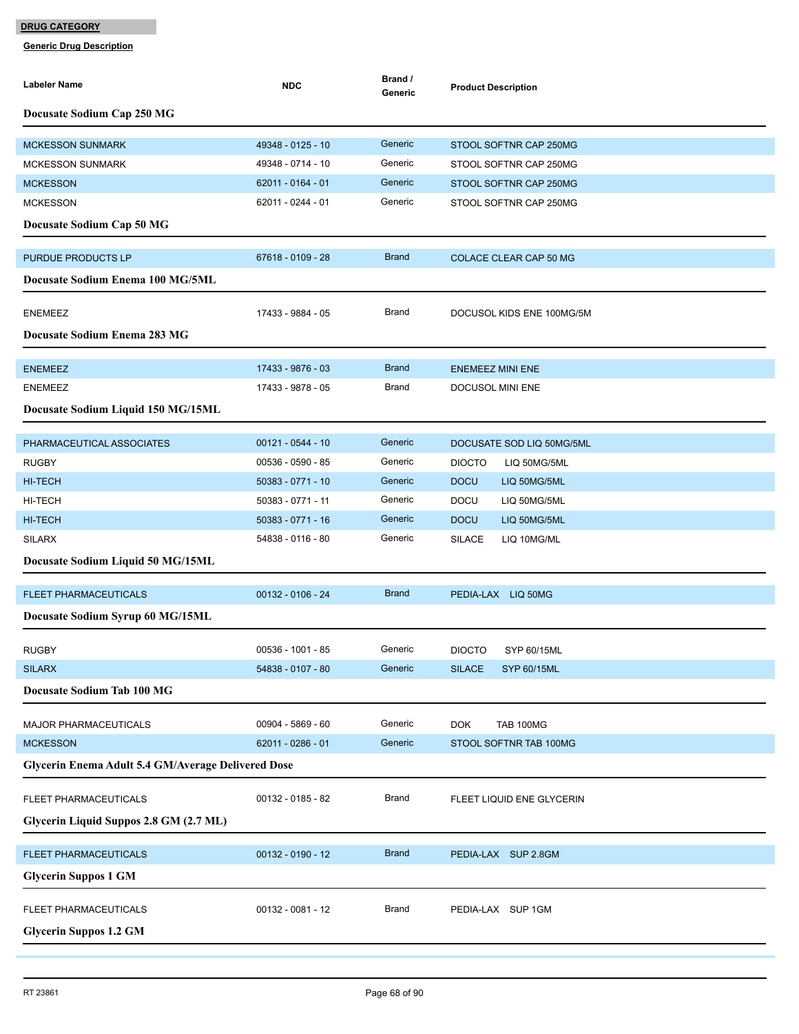**DRUG CATEGORY**

**Generic Drug Description**

| Labeler Name | NDC | Brand / Generic | Product Description |
|---|---|---|---|
| **Docusate Sodium Cap 250 MG** | | | |
| MCKESSON SUNMARK | 49348 - 0125 - 10 | Generic | STOOL SOFTNR CAP 250MG |
| MCKESSON SUNMARK | 49348 - 0714 - 10 | Generic | STOOL SOFTNR CAP 250MG |
| MCKESSON | 62011 - 0164 - 01 | Generic | STOOL SOFTNR CAP 250MG |
| MCKESSON | 62011 - 0244 - 01 | Generic | STOOL SOFTNR CAP 250MG |
| **Docusate Sodium Cap 50 MG** | | | |
| PURDUE PRODUCTS LP | 67618 - 0109 - 28 | Brand | COLACE CLEAR CAP 50 MG |
| **Docusate Sodium Enema 100 MG/5ML** | | | |
| ENEMEEZ | 17433 - 9884 - 05 | Brand | DOCUSOL KIDS ENE 100MG/5M |
| **Docusate Sodium Enema 283 MG** | | | |
| ENEMEEZ | 17433 - 9876 - 03 | Brand | ENEMEEZ MINI ENE |
| ENEMEEZ | 17433 - 9878 - 05 | Brand | DOCUSOL MINI ENE |
| **Docusate Sodium Liquid 150 MG/15ML** | | | |
| PHARMACEUTICAL ASSOCIATES | 00121 - 0544 - 10 | Generic | DOCUSATE SOD LIQ 50MG/5ML |
| RUGBY | 00536 - 0590 - 85 | Generic | DIOCTO LIQ 50MG/5ML |
| HI-TECH | 50383 - 0771 - 10 | Generic | DOCU LIQ 50MG/5ML |
| HI-TECH | 50383 - 0771 - 11 | Generic | DOCU LIQ 50MG/5ML |
| HI-TECH | 50383 - 0771 - 16 | Generic | DOCU LIQ 50MG/5ML |
| SILARX | 54838 - 0116 - 80 | Generic | SILACE LIQ 10MG/ML |
| **Docusate Sodium Liquid 50 MG/15ML** | | | |
| FLEET PHARMACEUTICALS | 00132 - 0106 - 24 | Brand | PEDIA-LAX LIQ 50MG |
| **Docusate Sodium Syrup 60 MG/15ML** | | | |
| RUGBY | 00536 - 1001 - 85 | Generic | DIOCTO SYP 60/15ML |
| SILARX | 54838 - 0107 - 80 | Generic | SILACE SYP 60/15ML |
| **Docusate Sodium Tab 100 MG** | | | |
| MAJOR PHARMACEUTICALS | 00904 - 5869 - 60 | Generic | DOK TAB 100MG |
| MCKESSON | 62011 - 0286 - 01 | Generic | STOOL SOFTNR TAB 100MG |
| **Glycerin Enema Adult 5.4 GM/Average Delivered Dose** | | | |
| FLEET PHARMACEUTICALS | 00132 - 0185 - 82 | Brand | FLEET LIQUID ENE GLYCERIN |
| **Glycerin Liquid Suppos 2.8 GM (2.7 ML)** | | | |
| FLEET PHARMACEUTICALS | 00132 - 0190 - 12 | Brand | PEDIA-LAX SUP 2.8GM |
| **Glycerin Suppos 1 GM** | | | |
| FLEET PHARMACEUTICALS | 00132 - 0081 - 12 | Brand | PEDIA-LAX SUP 1GM |
| **Glycerin Suppos 1.2 GM** | | | |

RT 23861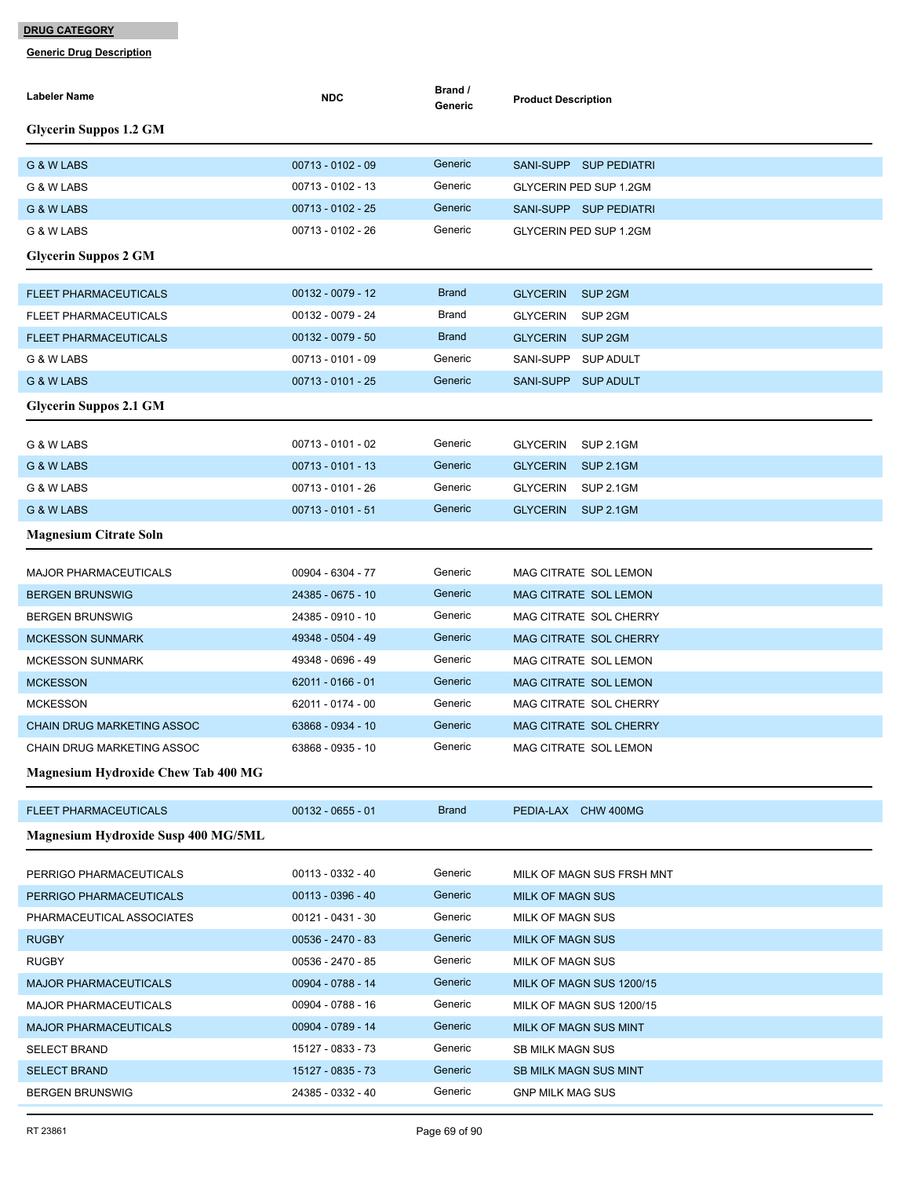**DRUG CATEGORY**

**Generic Drug Description**

| Labeler Name | NDC | Brand / Generic | Product Description |
|---|---|---|---|

### Glycerin Suppos 1.2 GM

| Labeler Name | NDC | Brand / Generic | Product Description |
|---|---|---|---|
| G & W LABS | 00713 - 0102 - 09 | Generic | SANI-SUPP SUP PEDIATRI |
| G & W LABS | 00713 - 0102 - 13 | Generic | GLYCERIN PED SUP 1.2GM |
| G & W LABS | 00713 - 0102 - 25 | Generic | SANI-SUPP SUP PEDIATRI |
| G & W LABS | 00713 - 0102 - 26 | Generic | GLYCERIN PED SUP 1.2GM |

### Glycerin Suppos 2 GM

| Labeler Name | NDC | Brand / Generic | Product Description |
|---|---|---|---|
| FLEET PHARMACEUTICALS | 00132 - 0079 - 12 | Brand | GLYCERIN SUP 2GM |
| FLEET PHARMACEUTICALS | 00132 - 0079 - 24 | Brand | GLYCERIN SUP 2GM |
| FLEET PHARMACEUTICALS | 00132 - 0079 - 50 | Brand | GLYCERIN SUP 2GM |
| G & W LABS | 00713 - 0101 - 09 | Generic | SANI-SUPP SUP ADULT |
| G & W LABS | 00713 - 0101 - 25 | Generic | SANI-SUPP SUP ADULT |

### Glycerin Suppos 2.1 GM

| Labeler Name | NDC | Brand / Generic | Product Description |
|---|---|---|---|
| G & W LABS | 00713 - 0101 - 02 | Generic | GLYCERIN SUP 2.1GM |
| G & W LABS | 00713 - 0101 - 13 | Generic | GLYCERIN SUP 2.1GM |
| G & W LABS | 00713 - 0101 - 26 | Generic | GLYCERIN SUP 2.1GM |
| G & W LABS | 00713 - 0101 - 51 | Generic | GLYCERIN SUP 2.1GM |

### Magnesium Citrate Soln

| Labeler Name | NDC | Brand / Generic | Product Description |
|---|---|---|---|
| MAJOR PHARMACEUTICALS | 00904 - 6304 - 77 | Generic | MAG CITRATE SOL LEMON |
| BERGEN BRUNSWIG | 24385 - 0675 - 10 | Generic | MAG CITRATE SOL LEMON |
| BERGEN BRUNSWIG | 24385 - 0910 - 10 | Generic | MAG CITRATE SOL CHERRY |
| MCKESSON SUNMARK | 49348 - 0504 - 49 | Generic | MAG CITRATE SOL CHERRY |
| MCKESSON SUNMARK | 49348 - 0696 - 49 | Generic | MAG CITRATE SOL LEMON |
| MCKESSON | 62011 - 0166 - 01 | Generic | MAG CITRATE SOL LEMON |
| MCKESSON | 62011 - 0174 - 00 | Generic | MAG CITRATE SOL CHERRY |
| CHAIN DRUG MARKETING ASSOC | 63868 - 0934 - 10 | Generic | MAG CITRATE SOL CHERRY |
| CHAIN DRUG MARKETING ASSOC | 63868 - 0935 - 10 | Generic | MAG CITRATE SOL LEMON |

### Magnesium Hydroxide Chew Tab 400 MG

| Labeler Name | NDC | Brand / Generic | Product Description |
|---|---|---|---|
| FLEET PHARMACEUTICALS | 00132 - 0655 - 01 | Brand | PEDIA-LAX CHW 400MG |

### Magnesium Hydroxide Susp 400 MG/5ML

| Labeler Name | NDC | Brand / Generic | Product Description |
|---|---|---|---|
| PERRIGO PHARMACEUTICALS | 00113 - 0332 - 40 | Generic | MILK OF MAGN SUS FRSH MNT |
| PERRIGO PHARMACEUTICALS | 00113 - 0396 - 40 | Generic | MILK OF MAGN SUS |
| PHARMACEUTICAL ASSOCIATES | 00121 - 0431 - 30 | Generic | MILK OF MAGN SUS |
| RUGBY | 00536 - 2470 - 83 | Generic | MILK OF MAGN SUS |
| RUGBY | 00536 - 2470 - 85 | Generic | MILK OF MAGN SUS |
| MAJOR PHARMACEUTICALS | 00904 - 0788 - 14 | Generic | MILK OF MAGN SUS 1200/15 |
| MAJOR PHARMACEUTICALS | 00904 - 0788 - 16 | Generic | MILK OF MAGN SUS 1200/15 |
| MAJOR PHARMACEUTICALS | 00904 - 0789 - 14 | Generic | MILK OF MAGN SUS MINT |
| SELECT BRAND | 15127 - 0833 - 73 | Generic | SB MILK MAGN SUS |
| SELECT BRAND | 15127 - 0835 - 73 | Generic | SB MILK MAGN SUS MINT |
| BERGEN BRUNSWIG | 24385 - 0332 - 40 | Generic | GNP MILK MAG SUS |

RT 23861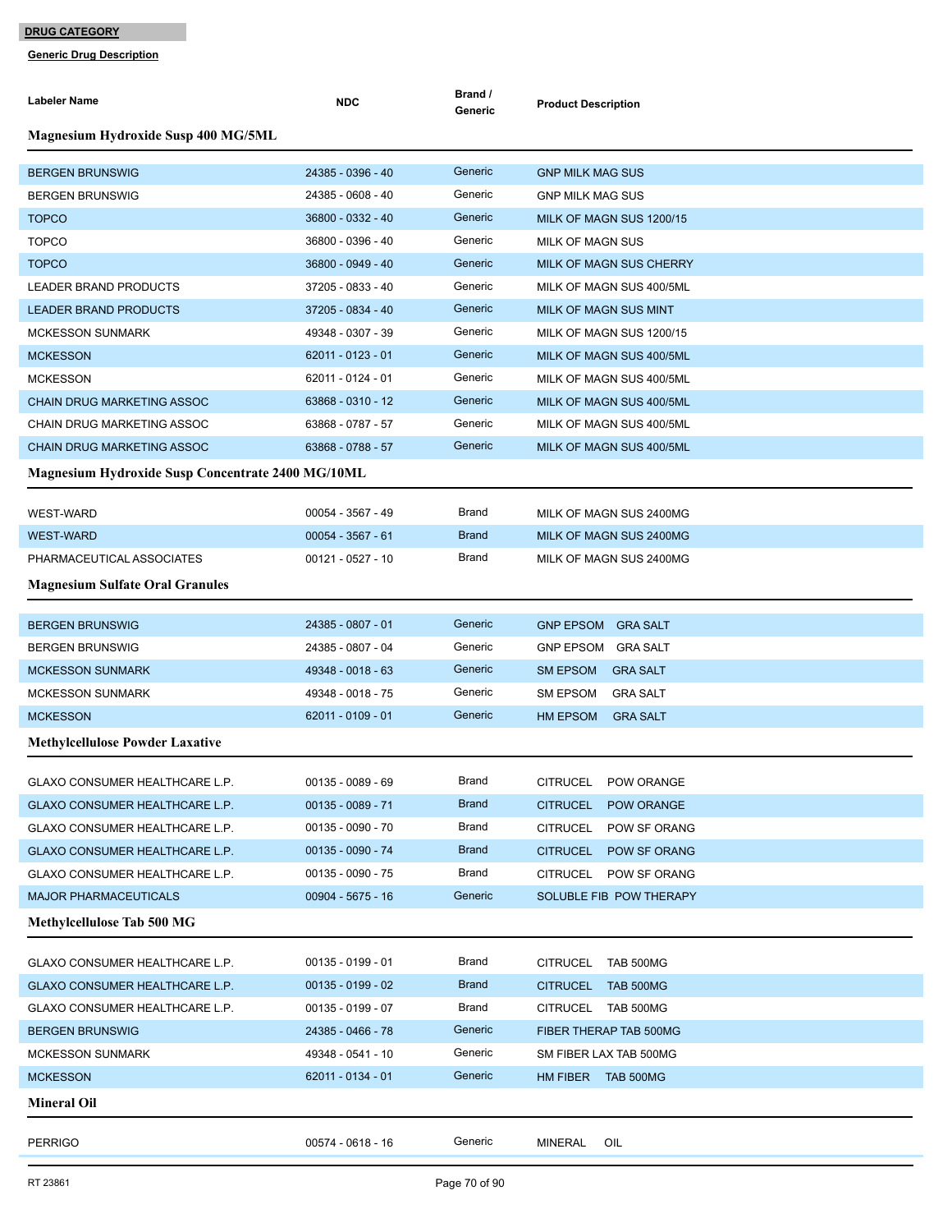**DRUG CATEGORY**

**Generic Drug Description**

| Labeler Name | NDC | Brand / Generic | Product Description |
|---|---|---|---|
| **Magnesium Hydroxide Susp 400 MG/5ML** | | | |
| BERGEN BRUNSWIG | 24385 - 0396 - 40 | Generic | GNP MILK MAG SUS |
| BERGEN BRUNSWIG | 24385 - 0608 - 40 | Generic | GNP MILK MAG SUS |
| TOPCO | 36800 - 0332 - 40 | Generic | MILK OF MAGN SUS 1200/15 |
| TOPCO | 36800 - 0396 - 40 | Generic | MILK OF MAGN SUS |
| TOPCO | 36800 - 0949 - 40 | Generic | MILK OF MAGN SUS CHERRY |
| LEADER BRAND PRODUCTS | 37205 - 0833 - 40 | Generic | MILK OF MAGN SUS 400/5ML |
| LEADER BRAND PRODUCTS | 37205 - 0834 - 40 | Generic | MILK OF MAGN SUS MINT |
| MCKESSON SUNMARK | 49348 - 0307 - 39 | Generic | MILK OF MAGN SUS 1200/15 |
| MCKESSON | 62011 - 0123 - 01 | Generic | MILK OF MAGN SUS 400/5ML |
| MCKESSON | 62011 - 0124 - 01 | Generic | MILK OF MAGN SUS 400/5ML |
| CHAIN DRUG MARKETING ASSOC | 63868 - 0310 - 12 | Generic | MILK OF MAGN SUS 400/5ML |
| CHAIN DRUG MARKETING ASSOC | 63868 - 0787 - 57 | Generic | MILK OF MAGN SUS 400/5ML |
| CHAIN DRUG MARKETING ASSOC | 63868 - 0788 - 57 | Generic | MILK OF MAGN SUS 400/5ML |
| **Magnesium Hydroxide Susp Concentrate 2400 MG/10ML** | | | |
| WEST-WARD | 00054 - 3567 - 49 | Brand | MILK OF MAGN SUS 2400MG |
| WEST-WARD | 00054 - 3567 - 61 | Brand | MILK OF MAGN SUS 2400MG |
| PHARMACEUTICAL ASSOCIATES | 00121 - 0527 - 10 | Brand | MILK OF MAGN SUS 2400MG |
| **Magnesium Sulfate Oral Granules** | | | |
| BERGEN BRUNSWIG | 24385 - 0807 - 01 | Generic | GNP EPSOM GRA SALT |
| BERGEN BRUNSWIG | 24385 - 0807 - 04 | Generic | GNP EPSOM GRA SALT |
| MCKESSON SUNMARK | 49348 - 0018 - 63 | Generic | SM EPSOM GRA SALT |
| MCKESSON SUNMARK | 49348 - 0018 - 75 | Generic | SM EPSOM GRA SALT |
| MCKESSON | 62011 - 0109 - 01 | Generic | HM EPSOM GRA SALT |
| **Methylcellulose Powder Laxative** | | | |
| GLAXO CONSUMER HEALTHCARE L.P. | 00135 - 0089 - 69 | Brand | CITRUCEL POW ORANGE |
| GLAXO CONSUMER HEALTHCARE L.P. | 00135 - 0089 - 71 | Brand | CITRUCEL POW ORANGE |
| GLAXO CONSUMER HEALTHCARE L.P. | 00135 - 0090 - 70 | Brand | CITRUCEL POW SF ORANG |
| GLAXO CONSUMER HEALTHCARE L.P. | 00135 - 0090 - 74 | Brand | CITRUCEL POW SF ORANG |
| GLAXO CONSUMER HEALTHCARE L.P. | 00135 - 0090 - 75 | Brand | CITRUCEL POW SF ORANG |
| MAJOR PHARMACEUTICALS | 00904 - 5675 - 16 | Generic | SOLUBLE FIB POW THERAPY |
| **Methylcellulose Tab 500 MG** | | | |
| GLAXO CONSUMER HEALTHCARE L.P. | 00135 - 0199 - 01 | Brand | CITRUCEL TAB 500MG |
| GLAXO CONSUMER HEALTHCARE L.P. | 00135 - 0199 - 02 | Brand | CITRUCEL TAB 500MG |
| GLAXO CONSUMER HEALTHCARE L.P. | 00135 - 0199 - 07 | Brand | CITRUCEL TAB 500MG |
| BERGEN BRUNSWIG | 24385 - 0466 - 78 | Generic | FIBER THERAP TAB 500MG |
| MCKESSON SUNMARK | 49348 - 0541 - 10 | Generic | SM FIBER LAX TAB 500MG |
| MCKESSON | 62011 - 0134 - 01 | Generic | HM FIBER TAB 500MG |
| **Mineral Oil** | | | |
| PERRIGO | 00574 - 0618 - 16 | Generic | MINERAL OIL |

RT 23861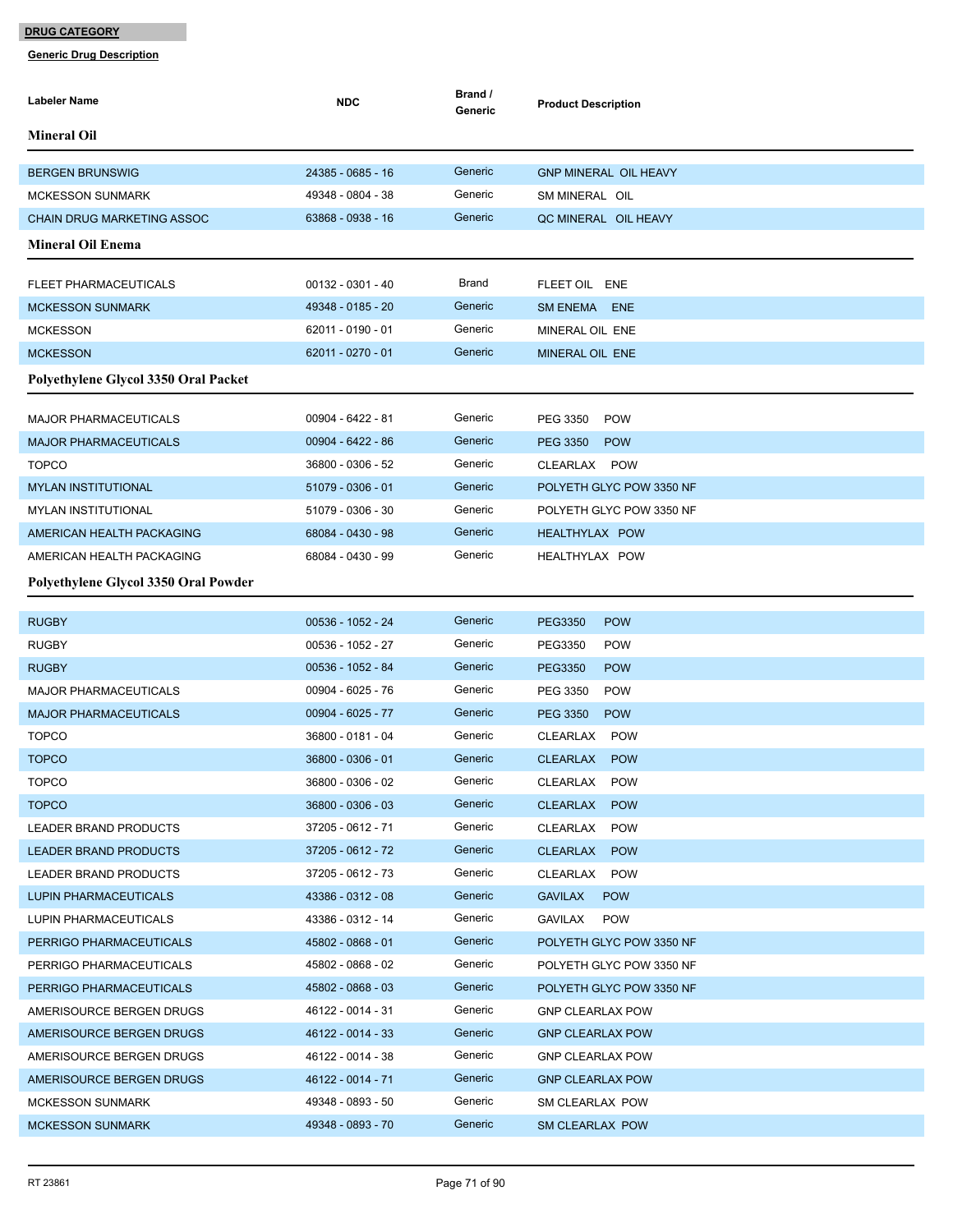**DRUG CATEGORY**

**Generic Drug Description**

| Labeler Name | NDC | Brand / Generic | Product Description |
|---|---|---|---|
| **Mineral Oil** | | | |
| BERGEN BRUNSWIG | 24385 - 0685 - 16 | Generic | GNP MINERAL OIL HEAVY |
| MCKESSON SUNMARK | 49348 - 0804 - 38 | Generic | SM MINERAL OIL |
| CHAIN DRUG MARKETING ASSOC | 63868 - 0938 - 16 | Generic | QC MINERAL OIL HEAVY |
| **Mineral Oil Enema** | | | |
| FLEET PHARMACEUTICALS | 00132 - 0301 - 40 | Brand | FLEET OIL ENE |
| MCKESSON SUNMARK | 49348 - 0185 - 20 | Generic | SM ENEMA ENE |
| MCKESSON | 62011 - 0190 - 01 | Generic | MINERAL OIL ENE |
| MCKESSON | 62011 - 0270 - 01 | Generic | MINERAL OIL ENE |
| **Polyethylene Glycol 3350 Oral Packet** | | | |
| MAJOR PHARMACEUTICALS | 00904 - 6422 - 81 | Generic | PEG 3350 POW |
| MAJOR PHARMACEUTICALS | 00904 - 6422 - 86 | Generic | PEG 3350 POW |
| TOPCO | 36800 - 0306 - 52 | Generic | CLEARLAX POW |
| MYLAN INSTITUTIONAL | 51079 - 0306 - 01 | Generic | POLYETH GLYC POW 3350 NF |
| MYLAN INSTITUTIONAL | 51079 - 0306 - 30 | Generic | POLYETH GLYC POW 3350 NF |
| AMERICAN HEALTH PACKAGING | 68084 - 0430 - 98 | Generic | HEALTHYLAX POW |
| AMERICAN HEALTH PACKAGING | 68084 - 0430 - 99 | Generic | HEALTHYLAX POW |
| **Polyethylene Glycol 3350 Oral Powder** | | | |
| RUGBY | 00536 - 1052 - 24 | Generic | PEG3350 POW |
| RUGBY | 00536 - 1052 - 27 | Generic | PEG3350 POW |
| RUGBY | 00536 - 1052 - 84 | Generic | PEG3350 POW |
| MAJOR PHARMACEUTICALS | 00904 - 6025 - 76 | Generic | PEG 3350 POW |
| MAJOR PHARMACEUTICALS | 00904 - 6025 - 77 | Generic | PEG 3350 POW |
| TOPCO | 36800 - 0181 - 04 | Generic | CLEARLAX POW |
| TOPCO | 36800 - 0306 - 01 | Generic | CLEARLAX POW |
| TOPCO | 36800 - 0306 - 02 | Generic | CLEARLAX POW |
| TOPCO | 36800 - 0306 - 03 | Generic | CLEARLAX POW |
| LEADER BRAND PRODUCTS | 37205 - 0612 - 71 | Generic | CLEARLAX POW |
| LEADER BRAND PRODUCTS | 37205 - 0612 - 72 | Generic | CLEARLAX POW |
| LEADER BRAND PRODUCTS | 37205 - 0612 - 73 | Generic | CLEARLAX POW |
| LUPIN PHARMACEUTICALS | 43386 - 0312 - 08 | Generic | GAVILAX POW |
| LUPIN PHARMACEUTICALS | 43386 - 0312 - 14 | Generic | GAVILAX POW |
| PERRIGO PHARMACEUTICALS | 45802 - 0868 - 01 | Generic | POLYETH GLYC POW 3350 NF |
| PERRIGO PHARMACEUTICALS | 45802 - 0868 - 02 | Generic | POLYETH GLYC POW 3350 NF |
| PERRIGO PHARMACEUTICALS | 45802 - 0868 - 03 | Generic | POLYETH GLYC POW 3350 NF |
| AMERISOURCE BERGEN DRUGS | 46122 - 0014 - 31 | Generic | GNP CLEARLAX POW |
| AMERISOURCE BERGEN DRUGS | 46122 - 0014 - 33 | Generic | GNP CLEARLAX POW |
| AMERISOURCE BERGEN DRUGS | 46122 - 0014 - 38 | Generic | GNP CLEARLAX POW |
| AMERISOURCE BERGEN DRUGS | 46122 - 0014 - 71 | Generic | GNP CLEARLAX POW |
| MCKESSON SUNMARK | 49348 - 0893 - 50 | Generic | SM CLEARLAX POW |
| MCKESSON SUNMARK | 49348 - 0893 - 70 | Generic | SM CLEARLAX POW |

RT 23861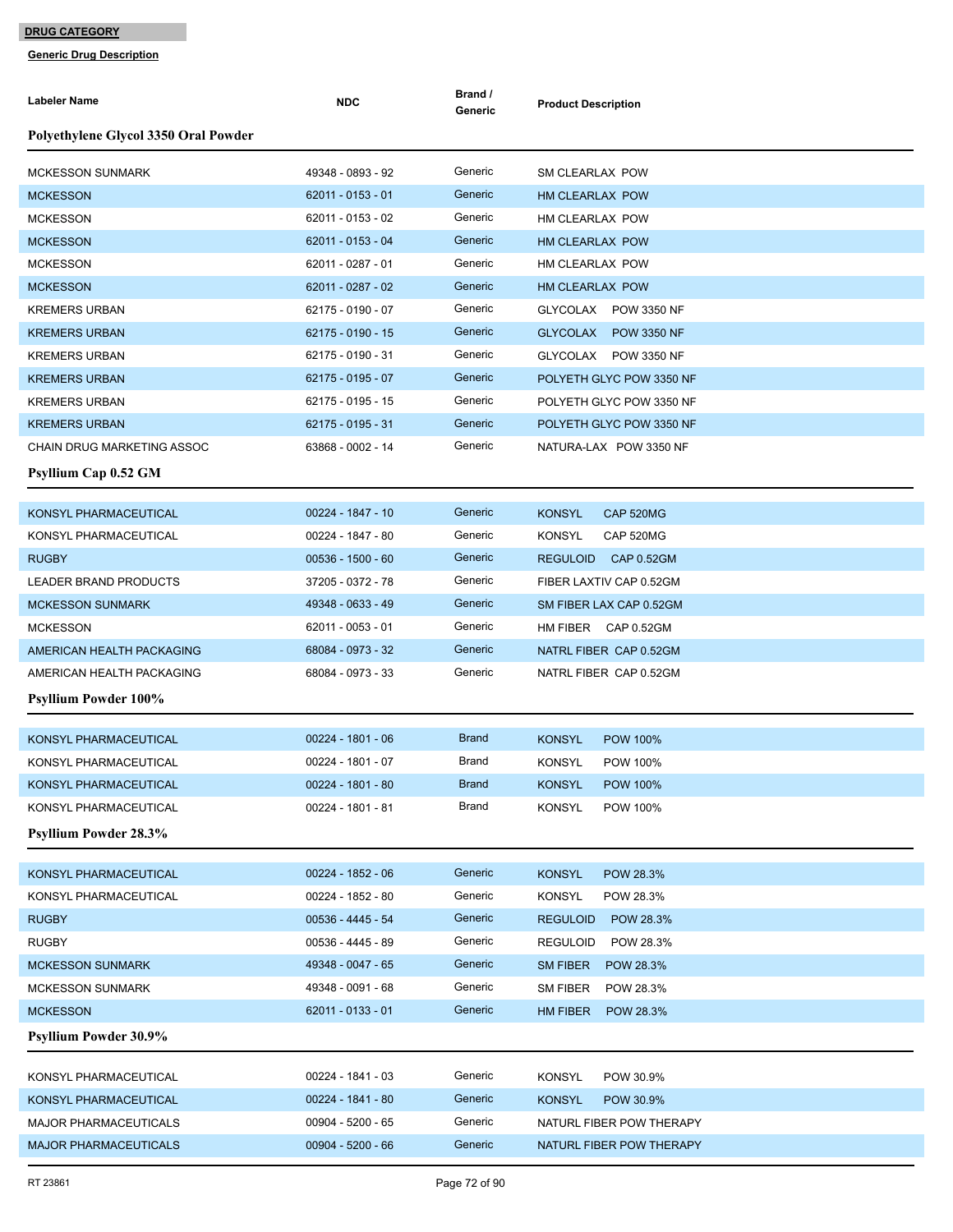**DRUG CATEGORY**

**Generic Drug Description**

| Labeler Name | NDC | Brand / Generic | Product Description |
|---|---|---|---|
| **Polyethylene Glycol 3350 Oral Powder** | | | |
| MCKESSON SUNMARK | 49348 - 0893 - 92 | Generic | SM CLEARLAX POW |
| MCKESSON | 62011 - 0153 - 01 | Generic | HM CLEARLAX POW |
| MCKESSON | 62011 - 0153 - 02 | Generic | HM CLEARLAX POW |
| MCKESSON | 62011 - 0153 - 04 | Generic | HM CLEARLAX POW |
| MCKESSON | 62011 - 0287 - 01 | Generic | HM CLEARLAX POW |
| MCKESSON | 62011 - 0287 - 02 | Generic | HM CLEARLAX POW |
| KREMERS URBAN | 62175 - 0190 - 07 | Generic | GLYCOLAX POW 3350 NF |
| KREMERS URBAN | 62175 - 0190 - 15 | Generic | GLYCOLAX POW 3350 NF |
| KREMERS URBAN | 62175 - 0190 - 31 | Generic | GLYCOLAX POW 3350 NF |
| KREMERS URBAN | 62175 - 0195 - 07 | Generic | POLYETH GLYC POW 3350 NF |
| KREMERS URBAN | 62175 - 0195 - 15 | Generic | POLYETH GLYC POW 3350 NF |
| KREMERS URBAN | 62175 - 0195 - 31 | Generic | POLYETH GLYC POW 3350 NF |
| CHAIN DRUG MARKETING ASSOC | 63868 - 0002 - 14 | Generic | NATURA-LAX POW 3350 NF |
| **Psyllium Cap 0.52 GM** | | | |
| KONSYL PHARMACEUTICAL | 00224 - 1847 - 10 | Generic | KONSYL CAP 520MG |
| KONSYL PHARMACEUTICAL | 00224 - 1847 - 80 | Generic | KONSYL CAP 520MG |
| RUGBY | 00536 - 1500 - 60 | Generic | REGULOID CAP 0.52GM |
| LEADER BRAND PRODUCTS | 37205 - 0372 - 78 | Generic | FIBER LAXTIV CAP 0.52GM |
| MCKESSON SUNMARK | 49348 - 0633 - 49 | Generic | SM FIBER LAX CAP 0.52GM |
| MCKESSON | 62011 - 0053 - 01 | Generic | HM FIBER CAP 0.52GM |
| AMERICAN HEALTH PACKAGING | 68084 - 0973 - 32 | Generic | NATRL FIBER CAP 0.52GM |
| AMERICAN HEALTH PACKAGING | 68084 - 0973 - 33 | Generic | NATRL FIBER CAP 0.52GM |
| **Psyllium Powder 100%** | | | |
| KONSYL PHARMACEUTICAL | 00224 - 1801 - 06 | Brand | KONSYL POW 100% |
| KONSYL PHARMACEUTICAL | 00224 - 1801 - 07 | Brand | KONSYL POW 100% |
| KONSYL PHARMACEUTICAL | 00224 - 1801 - 80 | Brand | KONSYL POW 100% |
| KONSYL PHARMACEUTICAL | 00224 - 1801 - 81 | Brand | KONSYL POW 100% |
| **Psyllium Powder 28.3%** | | | |
| KONSYL PHARMACEUTICAL | 00224 - 1852 - 06 | Generic | KONSYL POW 28.3% |
| KONSYL PHARMACEUTICAL | 00224 - 1852 - 80 | Generic | KONSYL POW 28.3% |
| RUGBY | 00536 - 4445 - 54 | Generic | REGULOID POW 28.3% |
| RUGBY | 00536 - 4445 - 89 | Generic | REGULOID POW 28.3% |
| MCKESSON SUNMARK | 49348 - 0047 - 65 | Generic | SM FIBER POW 28.3% |
| MCKESSON SUNMARK | 49348 - 0091 - 68 | Generic | SM FIBER POW 28.3% |
| MCKESSON | 62011 - 0133 - 01 | Generic | HM FIBER POW 28.3% |
| **Psyllium Powder 30.9%** | | | |
| KONSYL PHARMACEUTICAL | 00224 - 1841 - 03 | Generic | KONSYL POW 30.9% |
| KONSYL PHARMACEUTICAL | 00224 - 1841 - 80 | Generic | KONSYL POW 30.9% |
| MAJOR PHARMACEUTICALS | 00904 - 5200 - 65 | Generic | NATURL FIBER POW THERAPY |
| MAJOR PHARMACEUTICALS | 00904 - 5200 - 66 | Generic | NATURL FIBER POW THERAPY |

RT 23861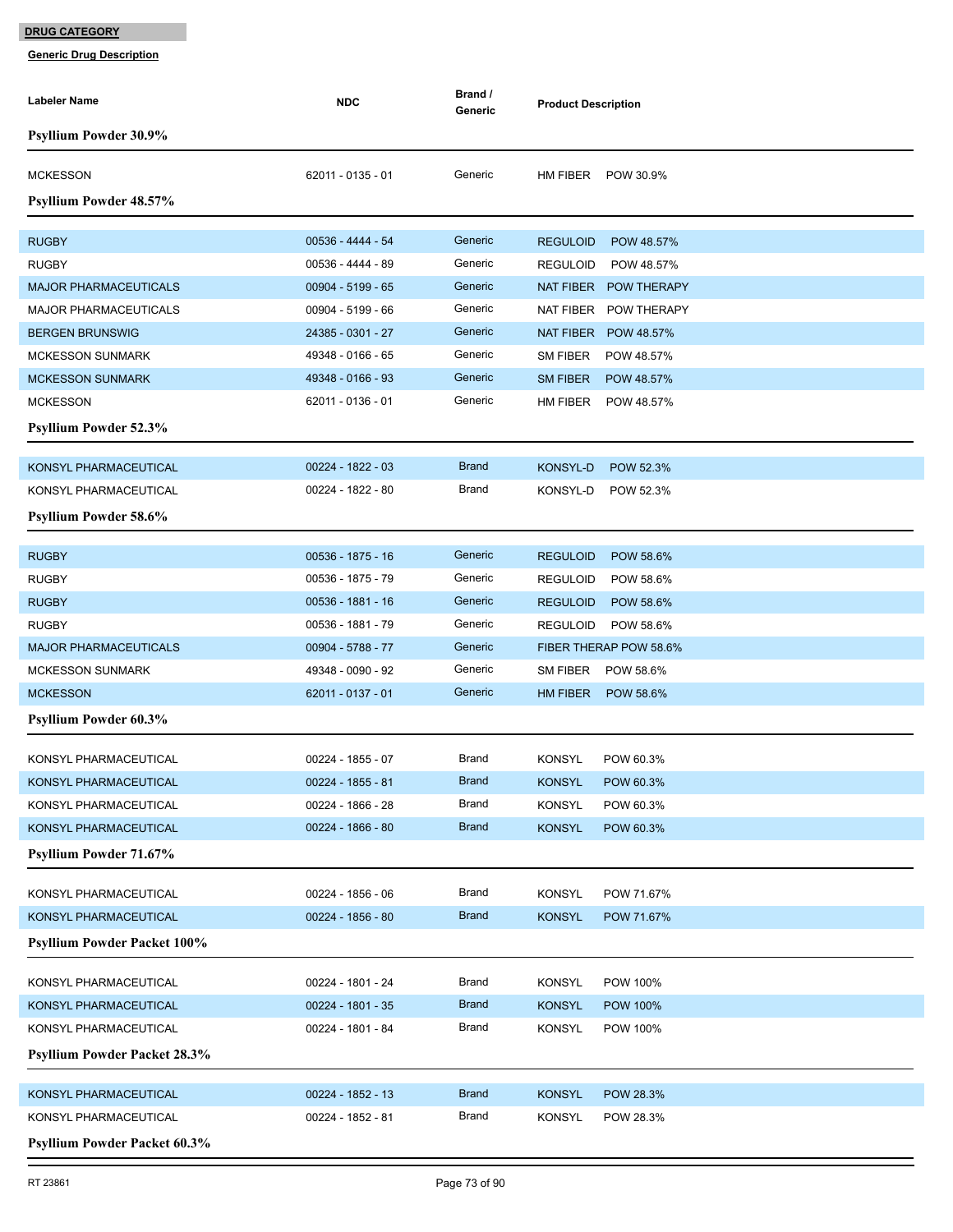**DRUG CATEGORY**

**Generic Drug Description**

| Labeler Name | NDC | Brand / Generic | Product Description |
|---|---|---|---|
| **Psyllium Powder 30.9%** | | | |
| MCKESSON | 62011 - 0135 - 01 | Generic | HM FIBER POW 30.9% |
| **Psyllium Powder 48.57%** | | | |
| RUGBY | 00536 - 4444 - 54 | Generic | REGULOID POW 48.57% |
| RUGBY | 00536 - 4444 - 89 | Generic | REGULOID POW 48.57% |
| MAJOR PHARMACEUTICALS | 00904 - 5199 - 65 | Generic | NAT FIBER POW THERAPY |
| MAJOR PHARMACEUTICALS | 00904 - 5199 - 66 | Generic | NAT FIBER POW THERAPY |
| BERGEN BRUNSWIG | 24385 - 0301 - 27 | Generic | NAT FIBER POW 48.57% |
| MCKESSON SUNMARK | 49348 - 0166 - 65 | Generic | SM FIBER POW 48.57% |
| MCKESSON SUNMARK | 49348 - 0166 - 93 | Generic | SM FIBER POW 48.57% |
| MCKESSON | 62011 - 0136 - 01 | Generic | HM FIBER POW 48.57% |
| **Psyllium Powder 52.3%** | | | |
| KONSYL PHARMACEUTICAL | 00224 - 1822 - 03 | Brand | KONSYL-D POW 52.3% |
| KONSYL PHARMACEUTICAL | 00224 - 1822 - 80 | Brand | KONSYL-D POW 52.3% |
| **Psyllium Powder 58.6%** | | | |
| RUGBY | 00536 - 1875 - 16 | Generic | REGULOID POW 58.6% |
| RUGBY | 00536 - 1875 - 79 | Generic | REGULOID POW 58.6% |
| RUGBY | 00536 - 1881 - 16 | Generic | REGULOID POW 58.6% |
| RUGBY | 00536 - 1881 - 79 | Generic | REGULOID POW 58.6% |
| MAJOR PHARMACEUTICALS | 00904 - 5788 - 77 | Generic | FIBER THERAP POW 58.6% |
| MCKESSON SUNMARK | 49348 - 0090 - 92 | Generic | SM FIBER POW 58.6% |
| MCKESSON | 62011 - 0137 - 01 | Generic | HM FIBER POW 58.6% |
| **Psyllium Powder 60.3%** | | | |
| KONSYL PHARMACEUTICAL | 00224 - 1855 - 07 | Brand | KONSYL POW 60.3% |
| KONSYL PHARMACEUTICAL | 00224 - 1855 - 81 | Brand | KONSYL POW 60.3% |
| KONSYL PHARMACEUTICAL | 00224 - 1866 - 28 | Brand | KONSYL POW 60.3% |
| KONSYL PHARMACEUTICAL | 00224 - 1866 - 80 | Brand | KONSYL POW 60.3% |
| **Psyllium Powder 71.67%** | | | |
| KONSYL PHARMACEUTICAL | 00224 - 1856 - 06 | Brand | KONSYL POW 71.67% |
| KONSYL PHARMACEUTICAL | 00224 - 1856 - 80 | Brand | KONSYL POW 71.67% |
| **Psyllium Powder Packet 100%** | | | |
| KONSYL PHARMACEUTICAL | 00224 - 1801 - 24 | Brand | KONSYL POW 100% |
| KONSYL PHARMACEUTICAL | 00224 - 1801 - 35 | Brand | KONSYL POW 100% |
| KONSYL PHARMACEUTICAL | 00224 - 1801 - 84 | Brand | KONSYL POW 100% |
| **Psyllium Powder Packet 28.3%** | | | |
| KONSYL PHARMACEUTICAL | 00224 - 1852 - 13 | Brand | KONSYL POW 28.3% |
| KONSYL PHARMACEUTICAL | 00224 - 1852 - 81 | Brand | KONSYL POW 28.3% |
| **Psyllium Powder Packet 60.3%** | | | |

RT 23861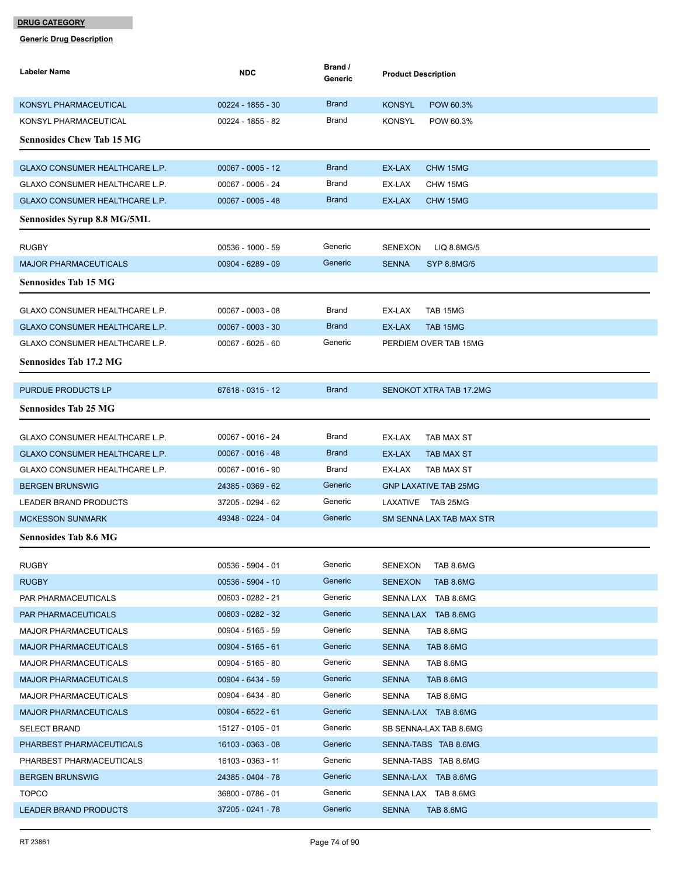**DRUG CATEGORY**

**Generic Drug Description**

| Labeler Name | NDC | Brand / Generic | Product Description |
|---|---|---|---|
| KONSYL PHARMACEUTICAL | 00224 - 1855 - 30 | Brand | KONSYL POW 60.3% |
| KONSYL PHARMACEUTICAL | 00224 - 1855 - 82 | Brand | KONSYL POW 60.3% |

### Sennosides Chew Tab 15 MG

| Labeler Name | NDC | Brand / Generic | Product Description |
|---|---|---|---|
| GLAXO CONSUMER HEALTHCARE L.P. | 00067 - 0005 - 12 | Brand | EX-LAX CHW 15MG |
| GLAXO CONSUMER HEALTHCARE L.P. | 00067 - 0005 - 24 | Brand | EX-LAX CHW 15MG |
| GLAXO CONSUMER HEALTHCARE L.P. | 00067 - 0005 - 48 | Brand | EX-LAX CHW 15MG |

### Sennosides Syrup 8.8 MG/5ML

| Labeler Name | NDC | Brand / Generic | Product Description |
|---|---|---|---|
| RUGBY | 00536 - 1000 - 59 | Generic | SENEXON LIQ 8.8MG/5 |
| MAJOR PHARMACEUTICALS | 00904 - 6289 - 09 | Generic | SENNA SYP 8.8MG/5 |

### Sennosides Tab 15 MG

| Labeler Name | NDC | Brand / Generic | Product Description |
|---|---|---|---|
| GLAXO CONSUMER HEALTHCARE L.P. | 00067 - 0003 - 08 | Brand | EX-LAX TAB 15MG |
| GLAXO CONSUMER HEALTHCARE L.P. | 00067 - 0003 - 30 | Brand | EX-LAX TAB 15MG |
| GLAXO CONSUMER HEALTHCARE L.P. | 00067 - 6025 - 60 | Generic | PERDIEM OVER TAB 15MG |

### Sennosides Tab 17.2 MG

| Labeler Name | NDC | Brand / Generic | Product Description |
|---|---|---|---|
| PURDUE PRODUCTS LP | 67618 - 0315 - 12 | Brand | SENOKOT XTRA TAB 17.2MG |

### Sennosides Tab 25 MG

| Labeler Name | NDC | Brand / Generic | Product Description |
|---|---|---|---|
| GLAXO CONSUMER HEALTHCARE L.P. | 00067 - 0016 - 24 | Brand | EX-LAX TAB MAX ST |
| GLAXO CONSUMER HEALTHCARE L.P. | 00067 - 0016 - 48 | Brand | EX-LAX TAB MAX ST |
| GLAXO CONSUMER HEALTHCARE L.P. | 00067 - 0016 - 90 | Brand | EX-LAX TAB MAX ST |
| BERGEN BRUNSWIG | 24385 - 0369 - 62 | Generic | GNP LAXATIVE TAB 25MG |
| LEADER BRAND PRODUCTS | 37205 - 0294 - 62 | Generic | LAXATIVE TAB 25MG |
| MCKESSON SUNMARK | 49348 - 0224 - 04 | Generic | SM SENNA LAX TAB MAX STR |

### Sennosides Tab 8.6 MG

| Labeler Name | NDC | Brand / Generic | Product Description |
|---|---|---|---|
| RUGBY | 00536 - 5904 - 01 | Generic | SENEXON TAB 8.6MG |
| RUGBY | 00536 - 5904 - 10 | Generic | SENEXON TAB 8.6MG |
| PAR PHARMACEUTICALS | 00603 - 0282 - 21 | Generic | SENNA LAX TAB 8.6MG |
| PAR PHARMACEUTICALS | 00603 - 0282 - 32 | Generic | SENNA LAX TAB 8.6MG |
| MAJOR PHARMACEUTICALS | 00904 - 5165 - 59 | Generic | SENNA TAB 8.6MG |
| MAJOR PHARMACEUTICALS | 00904 - 5165 - 61 | Generic | SENNA TAB 8.6MG |
| MAJOR PHARMACEUTICALS | 00904 - 5165 - 80 | Generic | SENNA TAB 8.6MG |
| MAJOR PHARMACEUTICALS | 00904 - 6434 - 59 | Generic | SENNA TAB 8.6MG |
| MAJOR PHARMACEUTICALS | 00904 - 6434 - 80 | Generic | SENNA TAB 8.6MG |
| MAJOR PHARMACEUTICALS | 00904 - 6522 - 61 | Generic | SENNA-LAX TAB 8.6MG |
| SELECT BRAND | 15127 - 0105 - 01 | Generic | SB SENNA-LAX TAB 8.6MG |
| PHARBEST PHARMACEUTICALS | 16103 - 0363 - 08 | Generic | SENNA-TABS TAB 8.6MG |
| PHARBEST PHARMACEUTICALS | 16103 - 0363 - 11 | Generic | SENNA-TABS TAB 8.6MG |
| BERGEN BRUNSWIG | 24385 - 0404 - 78 | Generic | SENNA-LAX TAB 8.6MG |
| TOPCO | 36800 - 0786 - 01 | Generic | SENNA LAX TAB 8.6MG |
| LEADER BRAND PRODUCTS | 37205 - 0241 - 78 | Generic | SENNA TAB 8.6MG |

RT 23861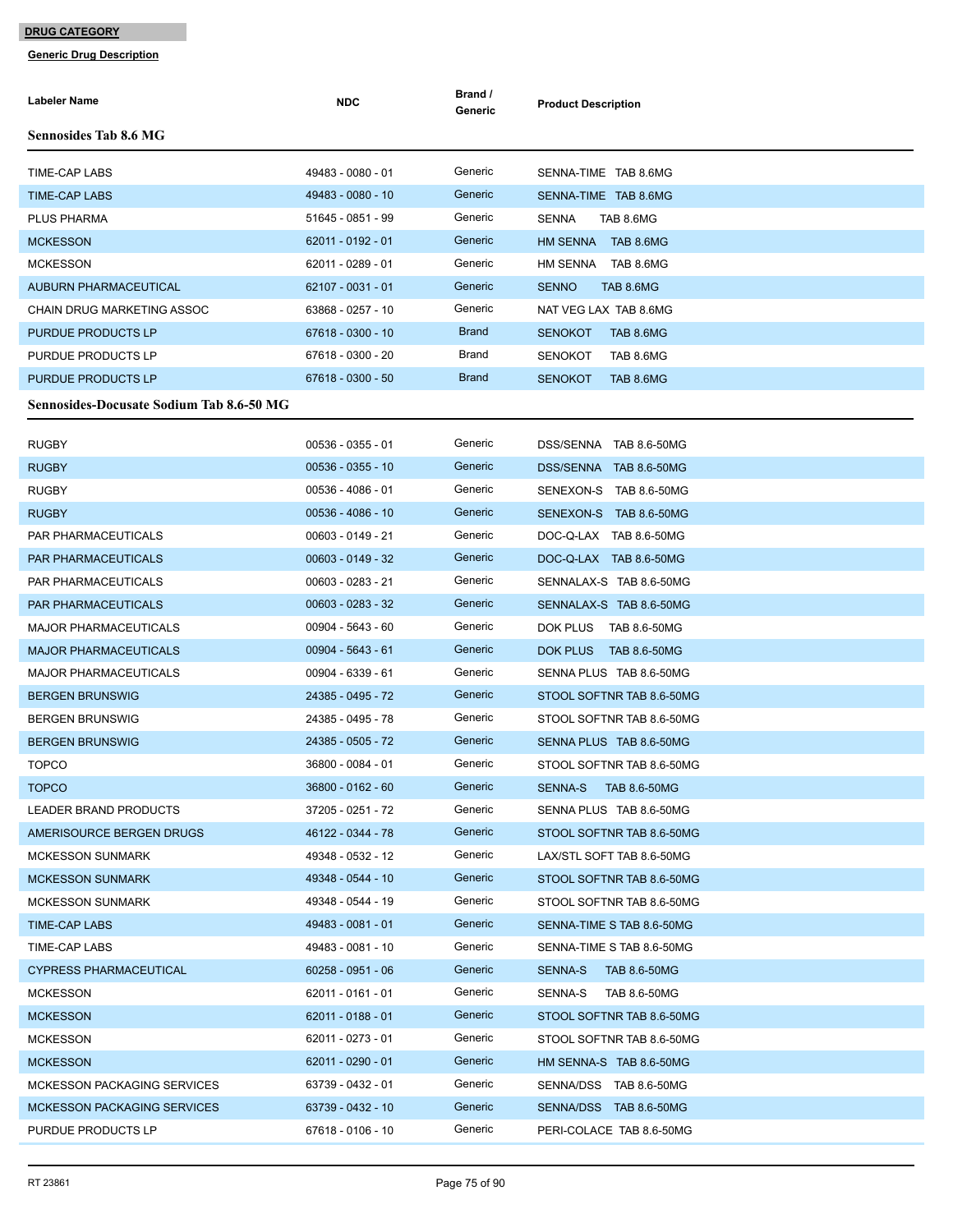**DRUG CATEGORY**

**Generic Drug Description**

### Sennosides Tab 8.6 MG

| Labeler Name | NDC | Brand / Generic | Product Description |
|---|---|---|---|
| TIME-CAP LABS | 49483 - 0080 - 01 | Generic | SENNA-TIME TAB 8.6MG |
| TIME-CAP LABS | 49483 - 0080 - 10 | Generic | SENNA-TIME TAB 8.6MG |
| PLUS PHARMA | 51645 - 0851 - 99 | Generic | SENNA TAB 8.6MG |
| MCKESSON | 62011 - 0192 - 01 | Generic | HM SENNA TAB 8.6MG |
| MCKESSON | 62011 - 0289 - 01 | Generic | HM SENNA TAB 8.6MG |
| AUBURN PHARMACEUTICAL | 62107 - 0031 - 01 | Generic | SENNO TAB 8.6MG |
| CHAIN DRUG MARKETING ASSOC | 63868 - 0257 - 10 | Generic | NAT VEG LAX TAB 8.6MG |
| PURDUE PRODUCTS LP | 67618 - 0300 - 10 | Brand | SENOKOT TAB 8.6MG |
| PURDUE PRODUCTS LP | 67618 - 0300 - 20 | Brand | SENOKOT TAB 8.6MG |
| PURDUE PRODUCTS LP | 67618 - 0300 - 50 | Brand | SENOKOT TAB 8.6MG |

### Sennosides-Docusate Sodium Tab 8.6-50 MG

| Labeler Name | NDC | Brand / Generic | Product Description |
|---|---|---|---|
| RUGBY | 00536 - 0355 - 01 | Generic | DSS/SENNA TAB 8.6-50MG |
| RUGBY | 00536 - 0355 - 10 | Generic | DSS/SENNA TAB 8.6-50MG |
| RUGBY | 00536 - 4086 - 01 | Generic | SENEXON-S TAB 8.6-50MG |
| RUGBY | 00536 - 4086 - 10 | Generic | SENEXON-S TAB 8.6-50MG |
| PAR PHARMACEUTICALS | 00603 - 0149 - 21 | Generic | DOC-Q-LAX TAB 8.6-50MG |
| PAR PHARMACEUTICALS | 00603 - 0149 - 32 | Generic | DOC-Q-LAX TAB 8.6-50MG |
| PAR PHARMACEUTICALS | 00603 - 0283 - 21 | Generic | SENNALAX-S TAB 8.6-50MG |
| PAR PHARMACEUTICALS | 00603 - 0283 - 32 | Generic | SENNALAX-S TAB 8.6-50MG |
| MAJOR PHARMACEUTICALS | 00904 - 5643 - 60 | Generic | DOK PLUS TAB 8.6-50MG |
| MAJOR PHARMACEUTICALS | 00904 - 5643 - 61 | Generic | DOK PLUS TAB 8.6-50MG |
| MAJOR PHARMACEUTICALS | 00904 - 6339 - 61 | Generic | SENNA PLUS TAB 8.6-50MG |
| BERGEN BRUNSWIG | 24385 - 0495 - 72 | Generic | STOOL SOFTNR TAB 8.6-50MG |
| BERGEN BRUNSWIG | 24385 - 0495 - 78 | Generic | STOOL SOFTNR TAB 8.6-50MG |
| BERGEN BRUNSWIG | 24385 - 0505 - 72 | Generic | SENNA PLUS TAB 8.6-50MG |
| TOPCO | 36800 - 0084 - 01 | Generic | STOOL SOFTNR TAB 8.6-50MG |
| TOPCO | 36800 - 0162 - 60 | Generic | SENNA-S TAB 8.6-50MG |
| LEADER BRAND PRODUCTS | 37205 - 0251 - 72 | Generic | SENNA PLUS TAB 8.6-50MG |
| AMERISOURCE BERGEN DRUGS | 46122 - 0344 - 78 | Generic | STOOL SOFTNR TAB 8.6-50MG |
| MCKESSON SUNMARK | 49348 - 0532 - 12 | Generic | LAX/STL SOFT TAB 8.6-50MG |
| MCKESSON SUNMARK | 49348 - 0544 - 10 | Generic | STOOL SOFTNR TAB 8.6-50MG |
| MCKESSON SUNMARK | 49348 - 0544 - 19 | Generic | STOOL SOFTNR TAB 8.6-50MG |
| TIME-CAP LABS | 49483 - 0081 - 01 | Generic | SENNA-TIME S TAB 8.6-50MG |
| TIME-CAP LABS | 49483 - 0081 - 10 | Generic | SENNA-TIME S TAB 8.6-50MG |
| CYPRESS PHARMACEUTICAL | 60258 - 0951 - 06 | Generic | SENNA-S TAB 8.6-50MG |
| MCKESSON | 62011 - 0161 - 01 | Generic | SENNA-S TAB 8.6-50MG |
| MCKESSON | 62011 - 0188 - 01 | Generic | STOOL SOFTNR TAB 8.6-50MG |
| MCKESSON | 62011 - 0273 - 01 | Generic | STOOL SOFTNR TAB 8.6-50MG |
| MCKESSON | 62011 - 0290 - 01 | Generic | HM SENNA-S TAB 8.6-50MG |
| MCKESSON PACKAGING SERVICES | 63739 - 0432 - 01 | Generic | SENNA/DSS TAB 8.6-50MG |
| MCKESSON PACKAGING SERVICES | 63739 - 0432 - 10 | Generic | SENNA/DSS TAB 8.6-50MG |
| PURDUE PRODUCTS LP | 67618 - 0106 - 10 | Generic | PERI-COLACE TAB 8.6-50MG |

RT 23861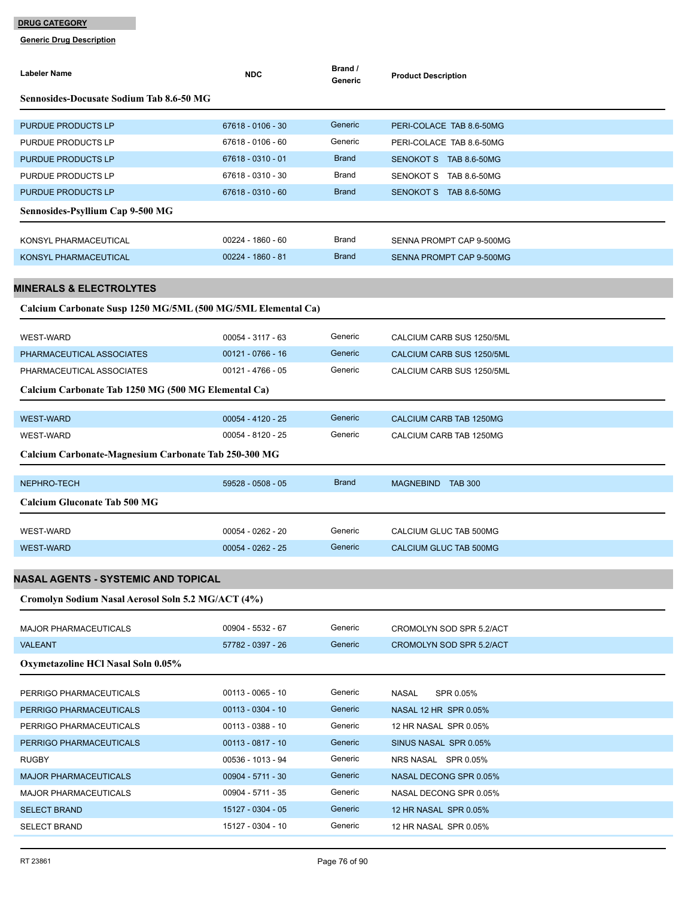**DRUG CATEGORY**

**Generic Drug Description**

| Labeler Name | NDC | Brand / Generic | Product Description |
|---|---|---|---|

**Sennosides-Docusate Sodium Tab 8.6-50 MG**

| Labeler Name | NDC | Brand / Generic | Product Description |
|---|---|---|---|
| PURDUE PRODUCTS LP | 67618 - 0106 - 30 | Generic | PERI-COLACE TAB 8.6-50MG |
| PURDUE PRODUCTS LP | 67618 - 0106 - 60 | Generic | PERI-COLACE TAB 8.6-50MG |
| PURDUE PRODUCTS LP | 67618 - 0310 - 01 | Brand | SENOKOT S TAB 8.6-50MG |
| PURDUE PRODUCTS LP | 67618 - 0310 - 30 | Brand | SENOKOT S TAB 8.6-50MG |
| PURDUE PRODUCTS LP | 67618 - 0310 - 60 | Brand | SENOKOT S TAB 8.6-50MG |

**Sennosides-Psyllium Cap 9-500 MG**

| Labeler Name | NDC | Brand / Generic | Product Description |
|---|---|---|---|
| KONSYL PHARMACEUTICAL | 00224 - 1860 - 60 | Brand | SENNA PROMPT CAP 9-500MG |
| KONSYL PHARMACEUTICAL | 00224 - 1860 - 81 | Brand | SENNA PROMPT CAP 9-500MG |

## MINERALS & ELECTROLYTES

**Calcium Carbonate Susp 1250 MG/5ML (500 MG/5ML Elemental Ca)**

| Labeler Name | NDC | Brand / Generic | Product Description |
|---|---|---|---|
| WEST-WARD | 00054 - 3117 - 63 | Generic | CALCIUM CARB SUS 1250/5ML |
| PHARMACEUTICAL ASSOCIATES | 00121 - 0766 - 16 | Generic | CALCIUM CARB SUS 1250/5ML |
| PHARMACEUTICAL ASSOCIATES | 00121 - 4766 - 05 | Generic | CALCIUM CARB SUS 1250/5ML |

**Calcium Carbonate Tab 1250 MG (500 MG Elemental Ca)**

| Labeler Name | NDC | Brand / Generic | Product Description |
|---|---|---|---|
| WEST-WARD | 00054 - 4120 - 25 | Generic | CALCIUM CARB TAB 1250MG |
| WEST-WARD | 00054 - 8120 - 25 | Generic | CALCIUM CARB TAB 1250MG |

**Calcium Carbonate-Magnesium Carbonate Tab 250-300 MG**

| Labeler Name | NDC | Brand / Generic | Product Description |
|---|---|---|---|
| NEPHRO-TECH | 59528 - 0508 - 05 | Brand | MAGNEBIND TAB 300 |

**Calcium Gluconate Tab 500 MG**

| Labeler Name | NDC | Brand / Generic | Product Description |
|---|---|---|---|
| WEST-WARD | 00054 - 0262 - 20 | Generic | CALCIUM GLUC TAB 500MG |
| WEST-WARD | 00054 - 0262 - 25 | Generic | CALCIUM GLUC TAB 500MG |

## NASAL AGENTS - SYSTEMIC AND TOPICAL

**Cromolyn Sodium Nasal Aerosol Soln 5.2 MG/ACT (4%)**

| Labeler Name | NDC | Brand / Generic | Product Description |
|---|---|---|---|
| MAJOR PHARMACEUTICALS | 00904 - 5532 - 67 | Generic | CROMOLYN SOD SPR 5.2/ACT |
| VALEANT | 57782 - 0397 - 26 | Generic | CROMOLYN SOD SPR 5.2/ACT |

**Oxymetazoline HCl Nasal Soln 0.05%**

| Labeler Name | NDC | Brand / Generic | Product Description |
|---|---|---|---|
| PERRIGO PHARMACEUTICALS | 00113 - 0065 - 10 | Generic | NASAL SPR 0.05% |
| PERRIGO PHARMACEUTICALS | 00113 - 0304 - 10 | Generic | NASAL 12 HR SPR 0.05% |
| PERRIGO PHARMACEUTICALS | 00113 - 0388 - 10 | Generic | 12 HR NASAL SPR 0.05% |
| PERRIGO PHARMACEUTICALS | 00113 - 0817 - 10 | Generic | SINUS NASAL SPR 0.05% |
| RUGBY | 00536 - 1013 - 94 | Generic | NRS NASAL SPR 0.05% |
| MAJOR PHARMACEUTICALS | 00904 - 5711 - 30 | Generic | NASAL DECONG SPR 0.05% |
| MAJOR PHARMACEUTICALS | 00904 - 5711 - 35 | Generic | NASAL DECONG SPR 0.05% |
| SELECT BRAND | 15127 - 0304 - 05 | Generic | 12 HR NASAL SPR 0.05% |
| SELECT BRAND | 15127 - 0304 - 10 | Generic | 12 HR NASAL SPR 0.05% |

RT 23861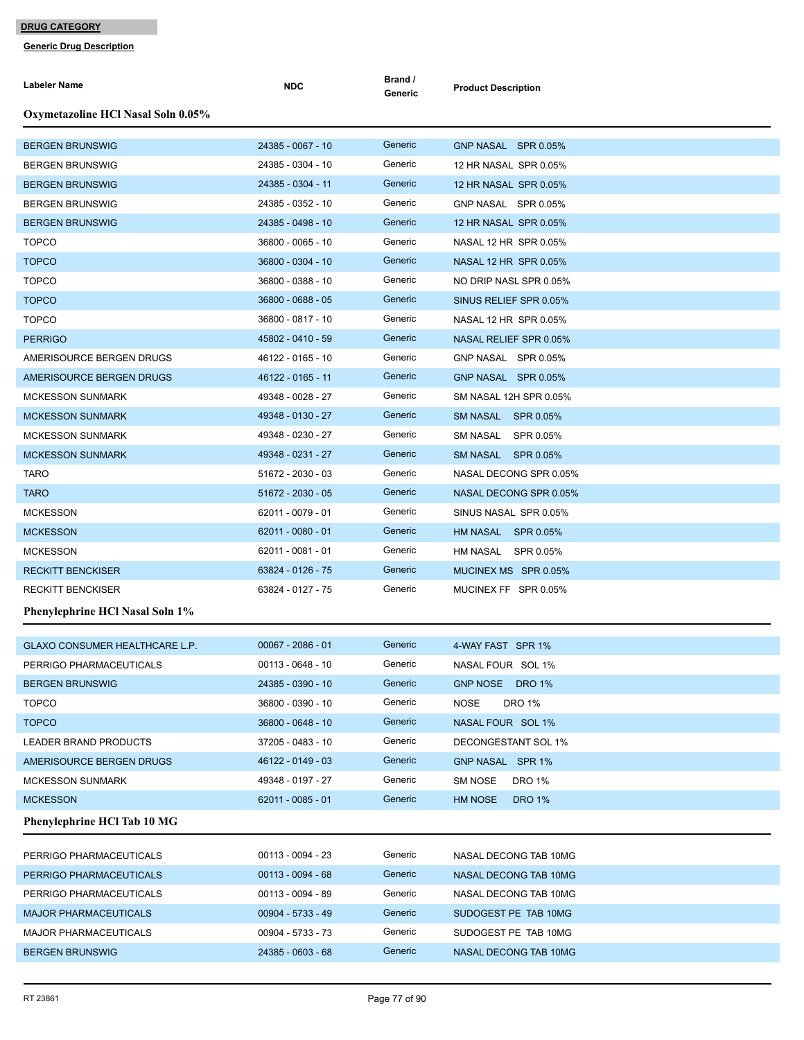**DRUG CATEGORY**

**Generic Drug Description**

| Labeler Name | NDC | Brand / Generic | Product Description |
|---|---|---|---|

### Oxymetazoline HCl Nasal Soln 0.05%

| Labeler Name | NDC | Brand / Generic | Product Description |
|---|---|---|---|
| BERGEN BRUNSWIG | 24385 - 0067 - 10 | Generic | GNP NASAL SPR 0.05% |
| BERGEN BRUNSWIG | 24385 - 0304 - 10 | Generic | 12 HR NASAL SPR 0.05% |
| BERGEN BRUNSWIG | 24385 - 0304 - 11 | Generic | 12 HR NASAL SPR 0.05% |
| BERGEN BRUNSWIG | 24385 - 0352 - 10 | Generic | GNP NASAL SPR 0.05% |
| BERGEN BRUNSWIG | 24385 - 0498 - 10 | Generic | 12 HR NASAL SPR 0.05% |
| TOPCO | 36800 - 0065 - 10 | Generic | NASAL 12 HR SPR 0.05% |
| TOPCO | 36800 - 0304 - 10 | Generic | NASAL 12 HR SPR 0.05% |
| TOPCO | 36800 - 0388 - 10 | Generic | NO DRIP NASL SPR 0.05% |
| TOPCO | 36800 - 0688 - 05 | Generic | SINUS RELIEF SPR 0.05% |
| TOPCO | 36800 - 0817 - 10 | Generic | NASAL 12 HR SPR 0.05% |
| PERRIGO | 45802 - 0410 - 59 | Generic | NASAL RELIEF SPR 0.05% |
| AMERISOURCE BERGEN DRUGS | 46122 - 0165 - 10 | Generic | GNP NASAL SPR 0.05% |
| AMERISOURCE BERGEN DRUGS | 46122 - 0165 - 11 | Generic | GNP NASAL SPR 0.05% |
| MCKESSON SUNMARK | 49348 - 0028 - 27 | Generic | SM NASAL 12H SPR 0.05% |
| MCKESSON SUNMARK | 49348 - 0130 - 27 | Generic | SM NASAL SPR 0.05% |
| MCKESSON SUNMARK | 49348 - 0230 - 27 | Generic | SM NASAL SPR 0.05% |
| MCKESSON SUNMARK | 49348 - 0231 - 27 | Generic | SM NASAL SPR 0.05% |
| TARO | 51672 - 2030 - 03 | Generic | NASAL DECONG SPR 0.05% |
| TARO | 51672 - 2030 - 05 | Generic | NASAL DECONG SPR 0.05% |
| MCKESSON | 62011 - 0079 - 01 | Generic | SINUS NASAL SPR 0.05% |
| MCKESSON | 62011 - 0080 - 01 | Generic | HM NASAL SPR 0.05% |
| MCKESSON | 62011 - 0081 - 01 | Generic | HM NASAL SPR 0.05% |
| RECKITT BENCKISER | 63824 - 0126 - 75 | Generic | MUCINEX MS SPR 0.05% |
| RECKITT BENCKISER | 63824 - 0127 - 75 | Generic | MUCINEX FF SPR 0.05% |

### Phenylephrine HCl Nasal Soln 1%

| Labeler Name | NDC | Brand / Generic | Product Description |
|---|---|---|---|
| GLAXO CONSUMER HEALTHCARE L.P. | 00067 - 2086 - 01 | Generic | 4-WAY FAST SPR 1% |
| PERRIGO PHARMACEUTICALS | 00113 - 0648 - 10 | Generic | NASAL FOUR SOL 1% |
| BERGEN BRUNSWIG | 24385 - 0390 - 10 | Generic | GNP NOSE DRO 1% |
| TOPCO | 36800 - 0390 - 10 | Generic | NOSE DRO 1% |
| TOPCO | 36800 - 0648 - 10 | Generic | NASAL FOUR SOL 1% |
| LEADER BRAND PRODUCTS | 37205 - 0483 - 10 | Generic | DECONGESTANT SOL 1% |
| AMERISOURCE BERGEN DRUGS | 46122 - 0149 - 03 | Generic | GNP NASAL SPR 1% |
| MCKESSON SUNMARK | 49348 - 0197 - 27 | Generic | SM NOSE DRO 1% |
| MCKESSON | 62011 - 0085 - 01 | Generic | HM NOSE DRO 1% |

### Phenylephrine HCl Tab 10 MG

| Labeler Name | NDC | Brand / Generic | Product Description |
|---|---|---|---|
| PERRIGO PHARMACEUTICALS | 00113 - 0094 - 23 | Generic | NASAL DECONG TAB 10MG |
| PERRIGO PHARMACEUTICALS | 00113 - 0094 - 68 | Generic | NASAL DECONG TAB 10MG |
| PERRIGO PHARMACEUTICALS | 00113 - 0094 - 89 | Generic | NASAL DECONG TAB 10MG |
| MAJOR PHARMACEUTICALS | 00904 - 5733 - 49 | Generic | SUDOGEST PE TAB 10MG |
| MAJOR PHARMACEUTICALS | 00904 - 5733 - 73 | Generic | SUDOGEST PE TAB 10MG |
| BERGEN BRUNSWIG | 24385 - 0603 - 68 | Generic | NASAL DECONG TAB 10MG |

RT 23861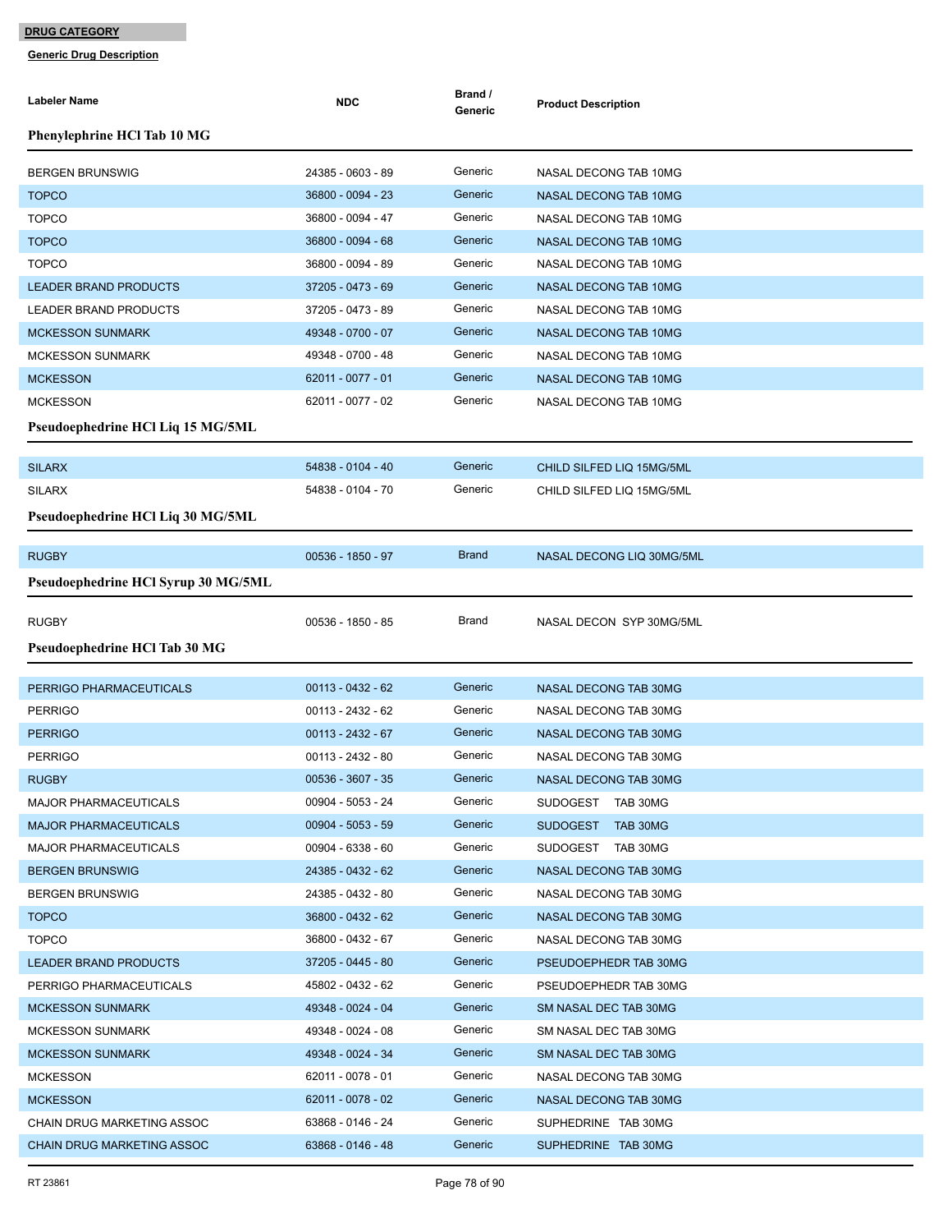**DRUG CATEGORY**

**Generic Drug Description**

| Labeler Name | NDC | Brand / Generic | Product Description |
|---|---|---|---|
| **Phenylephrine HCl Tab 10 MG** | | | |
| BERGEN BRUNSWIG | 24385 - 0603 - 89 | Generic | NASAL DECONG TAB 10MG |
| TOPCO | 36800 - 0094 - 23 | Generic | NASAL DECONG TAB 10MG |
| TOPCO | 36800 - 0094 - 47 | Generic | NASAL DECONG TAB 10MG |
| TOPCO | 36800 - 0094 - 68 | Generic | NASAL DECONG TAB 10MG |
| TOPCO | 36800 - 0094 - 89 | Generic | NASAL DECONG TAB 10MG |
| LEADER BRAND PRODUCTS | 37205 - 0473 - 69 | Generic | NASAL DECONG TAB 10MG |
| LEADER BRAND PRODUCTS | 37205 - 0473 - 89 | Generic | NASAL DECONG TAB 10MG |
| MCKESSON SUNMARK | 49348 - 0700 - 07 | Generic | NASAL DECONG TAB 10MG |
| MCKESSON SUNMARK | 49348 - 0700 - 48 | Generic | NASAL DECONG TAB 10MG |
| MCKESSON | 62011 - 0077 - 01 | Generic | NASAL DECONG TAB 10MG |
| MCKESSON | 62011 - 0077 - 02 | Generic | NASAL DECONG TAB 10MG |
| **Pseudoephedrine HCl Liq 15 MG/5ML** | | | |
| SILARX | 54838 - 0104 - 40 | Generic | CHILD SILFED LIQ 15MG/5ML |
| SILARX | 54838 - 0104 - 70 | Generic | CHILD SILFED LIQ 15MG/5ML |
| **Pseudoephedrine HCl Liq 30 MG/5ML** | | | |
| RUGBY | 00536 - 1850 - 97 | Brand | NASAL DECONG LIQ 30MG/5ML |
| **Pseudoephedrine HCl Syrup 30 MG/5ML** | | | |
| RUGBY | 00536 - 1850 - 85 | Brand | NASAL DECON SYP 30MG/5ML |
| **Pseudoephedrine HCl Tab 30 MG** | | | |
| PERRIGO PHARMACEUTICALS | 00113 - 0432 - 62 | Generic | NASAL DECONG TAB 30MG |
| PERRIGO | 00113 - 2432 - 62 | Generic | NASAL DECONG TAB 30MG |
| PERRIGO | 00113 - 2432 - 67 | Generic | NASAL DECONG TAB 30MG |
| PERRIGO | 00113 - 2432 - 80 | Generic | NASAL DECONG TAB 30MG |
| RUGBY | 00536 - 3607 - 35 | Generic | NASAL DECONG TAB 30MG |
| MAJOR PHARMACEUTICALS | 00904 - 5053 - 24 | Generic | SUDOGEST TAB 30MG |
| MAJOR PHARMACEUTICALS | 00904 - 5053 - 59 | Generic | SUDOGEST TAB 30MG |
| MAJOR PHARMACEUTICALS | 00904 - 6338 - 60 | Generic | SUDOGEST TAB 30MG |
| BERGEN BRUNSWIG | 24385 - 0432 - 62 | Generic | NASAL DECONG TAB 30MG |
| BERGEN BRUNSWIG | 24385 - 0432 - 80 | Generic | NASAL DECONG TAB 30MG |
| TOPCO | 36800 - 0432 - 62 | Generic | NASAL DECONG TAB 30MG |
| TOPCO | 36800 - 0432 - 67 | Generic | NASAL DECONG TAB 30MG |
| LEADER BRAND PRODUCTS | 37205 - 0445 - 80 | Generic | PSEUDOEPHEDR TAB 30MG |
| PERRIGO PHARMACEUTICALS | 45802 - 0432 - 62 | Generic | PSEUDOEPHEDR TAB 30MG |
| MCKESSON SUNMARK | 49348 - 0024 - 04 | Generic | SM NASAL DEC TAB 30MG |
| MCKESSON SUNMARK | 49348 - 0024 - 08 | Generic | SM NASAL DEC TAB 30MG |
| MCKESSON SUNMARK | 49348 - 0024 - 34 | Generic | SM NASAL DEC TAB 30MG |
| MCKESSON | 62011 - 0078 - 01 | Generic | NASAL DECONG TAB 30MG |
| MCKESSON | 62011 - 0078 - 02 | Generic | NASAL DECONG TAB 30MG |
| CHAIN DRUG MARKETING ASSOC | 63868 - 0146 - 24 | Generic | SUPHEDRINE TAB 30MG |
| CHAIN DRUG MARKETING ASSOC | 63868 - 0146 - 48 | Generic | SUPHEDRINE TAB 30MG |

RT 23861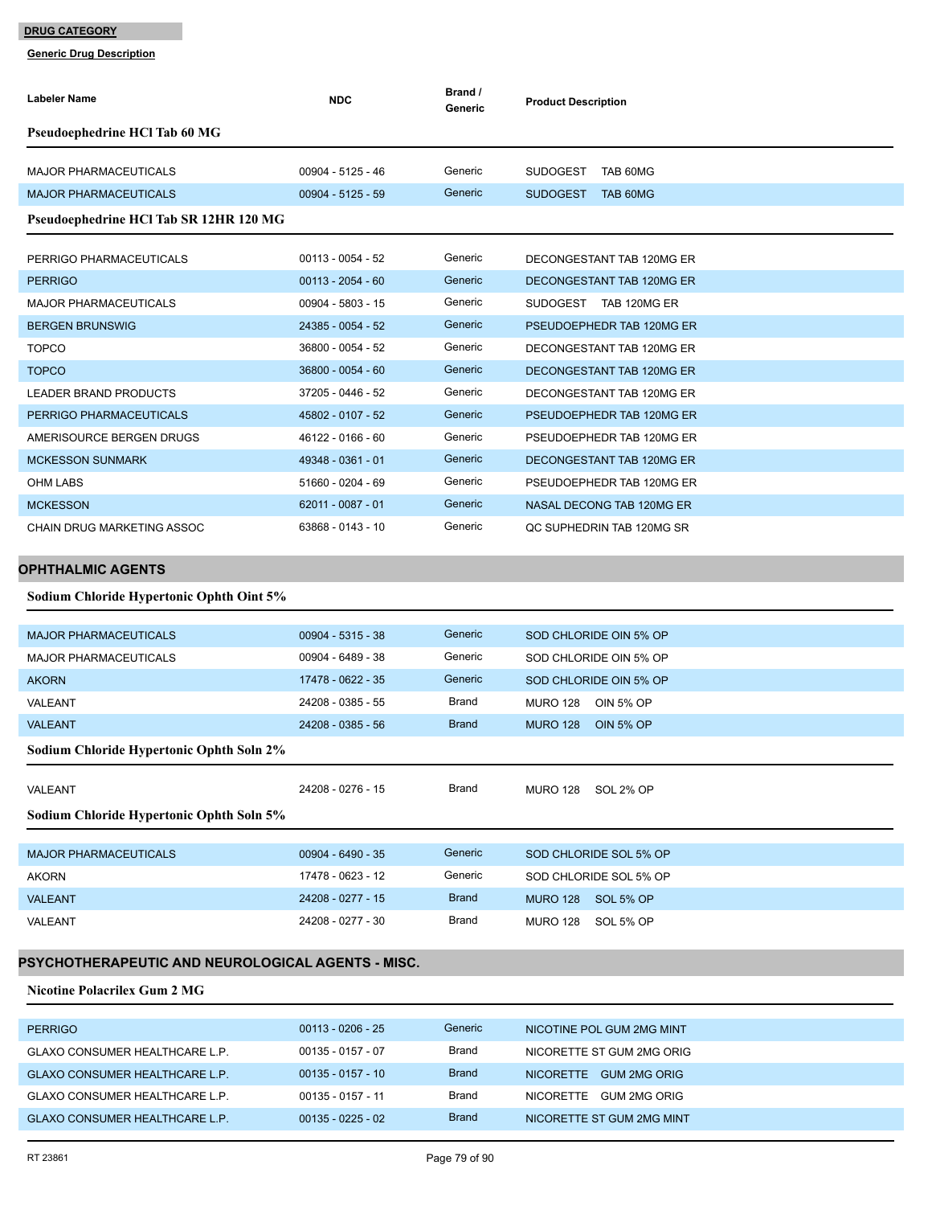**DRUG CATEGORY**

**Generic Drug Description**

| Labeler Name | NDC | Brand / Generic | Product Description |
|---|---|---|---|

### Pseudoephedrine HCl Tab 60 MG

| Labeler Name | NDC | Brand / Generic | Product Description |
|---|---|---|---|
| MAJOR PHARMACEUTICALS | 00904 - 5125 - 46 | Generic | SUDOGEST TAB 60MG |
| MAJOR PHARMACEUTICALS | 00904 - 5125 - 59 | Generic | SUDOGEST TAB 60MG |

### Pseudoephedrine HCl Tab SR 12HR 120 MG

| Labeler Name | NDC | Brand / Generic | Product Description |
|---|---|---|---|
| PERRIGO PHARMACEUTICALS | 00113 - 0054 - 52 | Generic | DECONGESTANT TAB 120MG ER |
| PERRIGO | 00113 - 2054 - 60 | Generic | DECONGESTANT TAB 120MG ER |
| MAJOR PHARMACEUTICALS | 00904 - 5803 - 15 | Generic | SUDOGEST TAB 120MG ER |
| BERGEN BRUNSWIG | 24385 - 0054 - 52 | Generic | PSEUDOEPHEDR TAB 120MG ER |
| TOPCO | 36800 - 0054 - 52 | Generic | DECONGESTANT TAB 120MG ER |
| TOPCO | 36800 - 0054 - 60 | Generic | DECONGESTANT TAB 120MG ER |
| LEADER BRAND PRODUCTS | 37205 - 0446 - 52 | Generic | DECONGESTANT TAB 120MG ER |
| PERRIGO PHARMACEUTICALS | 45802 - 0107 - 52 | Generic | PSEUDOEPHEDR TAB 120MG ER |
| AMERISOURCE BERGEN DRUGS | 46122 - 0166 - 60 | Generic | PSEUDOEPHEDR TAB 120MG ER |
| MCKESSON SUNMARK | 49348 - 0361 - 01 | Generic | DECONGESTANT TAB 120MG ER |
| OHM LABS | 51660 - 0204 - 69 | Generic | PSEUDOEPHEDR TAB 120MG ER |
| MCKESSON | 62011 - 0087 - 01 | Generic | NASAL DECONG TAB 120MG ER |
| CHAIN DRUG MARKETING ASSOC | 63868 - 0143 - 10 | Generic | QC SUPHEDRIN TAB 120MG SR |

## OPHTHALMIC AGENTS

### Sodium Chloride Hypertonic Ophth Oint 5%

| Labeler Name | NDC | Brand / Generic | Product Description |
|---|---|---|---|
| MAJOR PHARMACEUTICALS | 00904 - 5315 - 38 | Generic | SOD CHLORIDE OIN 5% OP |
| MAJOR PHARMACEUTICALS | 00904 - 6489 - 38 | Generic | SOD CHLORIDE OIN 5% OP |
| AKORN | 17478 - 0622 - 35 | Generic | SOD CHLORIDE OIN 5% OP |
| VALEANT | 24208 - 0385 - 55 | Brand | MURO 128 OIN 5% OP |
| VALEANT | 24208 - 0385 - 56 | Brand | MURO 128 OIN 5% OP |

### Sodium Chloride Hypertonic Ophth Soln 2%

| Labeler Name | NDC | Brand / Generic | Product Description |
|---|---|---|---|
| VALEANT | 24208 - 0276 - 15 | Brand | MURO 128 SOL 2% OP |

### Sodium Chloride Hypertonic Ophth Soln 5%

| Labeler Name | NDC | Brand / Generic | Product Description |
|---|---|---|---|
| MAJOR PHARMACEUTICALS | 00904 - 6490 - 35 | Generic | SOD CHLORIDE SOL 5% OP |
| AKORN | 17478 - 0623 - 12 | Generic | SOD CHLORIDE SOL 5% OP |
| VALEANT | 24208 - 0277 - 15 | Brand | MURO 128 SOL 5% OP |
| VALEANT | 24208 - 0277 - 30 | Brand | MURO 128 SOL 5% OP |

## PSYCHOTHERAPEUTIC AND NEUROLOGICAL AGENTS - MISC.

### Nicotine Polacrilex Gum 2 MG

| Labeler Name | NDC | Brand / Generic | Product Description |
|---|---|---|---|
| PERRIGO | 00113 - 0206 - 25 | Generic | NICOTINE POL GUM 2MG MINT |
| GLAXO CONSUMER HEALTHCARE L.P. | 00135 - 0157 - 07 | Brand | NICORETTE ST GUM 2MG ORIG |
| GLAXO CONSUMER HEALTHCARE L.P. | 00135 - 0157 - 10 | Brand | NICORETTE GUM 2MG ORIG |
| GLAXO CONSUMER HEALTHCARE L.P. | 00135 - 0157 - 11 | Brand | NICORETTE GUM 2MG ORIG |
| GLAXO CONSUMER HEALTHCARE L.P. | 00135 - 0225 - 02 | Brand | NICORETTE ST GUM 2MG MINT |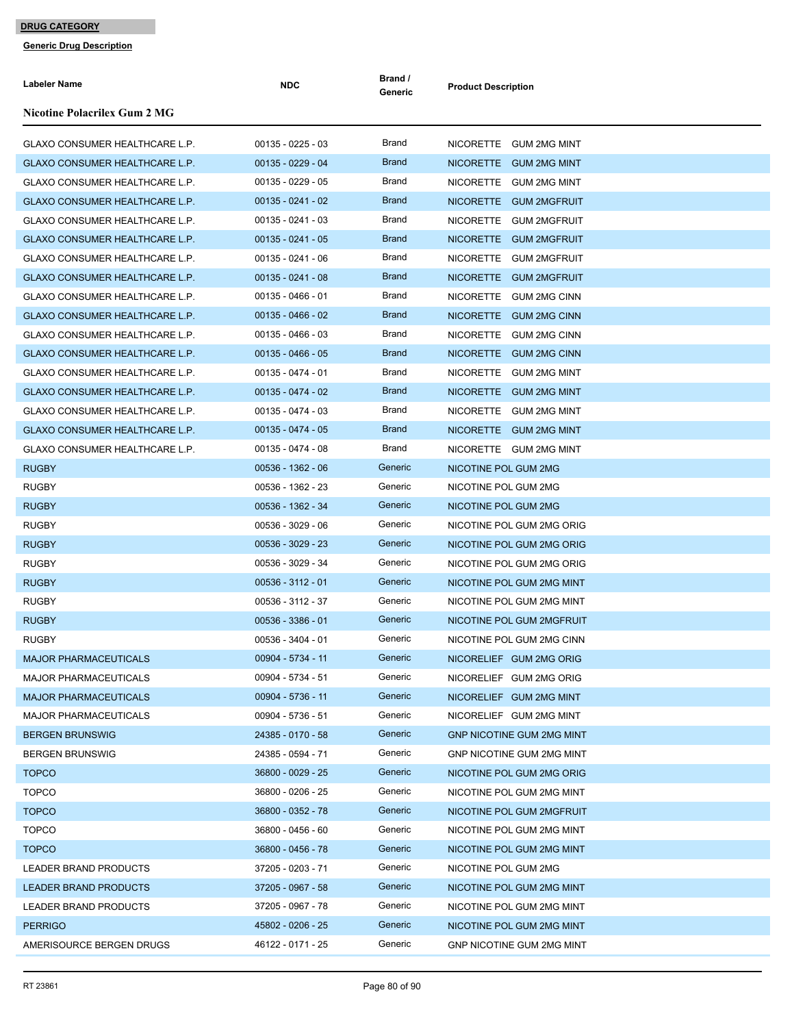**DRUG CATEGORY**

**Generic Drug Description**

| Labeler Name | NDC | Brand / Generic | Product Description |
|---|---|---|---|
| **Nicotine Polacrilex Gum 2 MG** | | | |
| GLAXO CONSUMER HEALTHCARE L.P. | 00135 - 0225 - 03 | Brand | NICORETTE GUM 2MG MINT |
| GLAXO CONSUMER HEALTHCARE L.P. | 00135 - 0229 - 04 | Brand | NICORETTE GUM 2MG MINT |
| GLAXO CONSUMER HEALTHCARE L.P. | 00135 - 0229 - 05 | Brand | NICORETTE GUM 2MG MINT |
| GLAXO CONSUMER HEALTHCARE L.P. | 00135 - 0241 - 02 | Brand | NICORETTE GUM 2MGFRUIT |
| GLAXO CONSUMER HEALTHCARE L.P. | 00135 - 0241 - 03 | Brand | NICORETTE GUM 2MGFRUIT |
| GLAXO CONSUMER HEALTHCARE L.P. | 00135 - 0241 - 05 | Brand | NICORETTE GUM 2MGFRUIT |
| GLAXO CONSUMER HEALTHCARE L.P. | 00135 - 0241 - 06 | Brand | NICORETTE GUM 2MGFRUIT |
| GLAXO CONSUMER HEALTHCARE L.P. | 00135 - 0241 - 08 | Brand | NICORETTE GUM 2MGFRUIT |
| GLAXO CONSUMER HEALTHCARE L.P. | 00135 - 0466 - 01 | Brand | NICORETTE GUM 2MG CINN |
| GLAXO CONSUMER HEALTHCARE L.P. | 00135 - 0466 - 02 | Brand | NICORETTE GUM 2MG CINN |
| GLAXO CONSUMER HEALTHCARE L.P. | 00135 - 0466 - 03 | Brand | NICORETTE GUM 2MG CINN |
| GLAXO CONSUMER HEALTHCARE L.P. | 00135 - 0466 - 05 | Brand | NICORETTE GUM 2MG CINN |
| GLAXO CONSUMER HEALTHCARE L.P. | 00135 - 0474 - 01 | Brand | NICORETTE GUM 2MG MINT |
| GLAXO CONSUMER HEALTHCARE L.P. | 00135 - 0474 - 02 | Brand | NICORETTE GUM 2MG MINT |
| GLAXO CONSUMER HEALTHCARE L.P. | 00135 - 0474 - 03 | Brand | NICORETTE GUM 2MG MINT |
| GLAXO CONSUMER HEALTHCARE L.P. | 00135 - 0474 - 05 | Brand | NICORETTE GUM 2MG MINT |
| GLAXO CONSUMER HEALTHCARE L.P. | 00135 - 0474 - 08 | Brand | NICORETTE GUM 2MG MINT |
| RUGBY | 00536 - 1362 - 06 | Generic | NICOTINE POL GUM 2MG |
| RUGBY | 00536 - 1362 - 23 | Generic | NICOTINE POL GUM 2MG |
| RUGBY | 00536 - 1362 - 34 | Generic | NICOTINE POL GUM 2MG |
| RUGBY | 00536 - 3029 - 06 | Generic | NICOTINE POL GUM 2MG ORIG |
| RUGBY | 00536 - 3029 - 23 | Generic | NICOTINE POL GUM 2MG ORIG |
| RUGBY | 00536 - 3029 - 34 | Generic | NICOTINE POL GUM 2MG ORIG |
| RUGBY | 00536 - 3112 - 01 | Generic | NICOTINE POL GUM 2MG MINT |
| RUGBY | 00536 - 3112 - 37 | Generic | NICOTINE POL GUM 2MG MINT |
| RUGBY | 00536 - 3386 - 01 | Generic | NICOTINE POL GUM 2MGFRUIT |
| RUGBY | 00536 - 3404 - 01 | Generic | NICOTINE POL GUM 2MG CINN |
| MAJOR PHARMACEUTICALS | 00904 - 5734 - 11 | Generic | NICORELIEF GUM 2MG ORIG |
| MAJOR PHARMACEUTICALS | 00904 - 5734 - 51 | Generic | NICORELIEF GUM 2MG ORIG |
| MAJOR PHARMACEUTICALS | 00904 - 5736 - 11 | Generic | NICORELIEF GUM 2MG MINT |
| MAJOR PHARMACEUTICALS | 00904 - 5736 - 51 | Generic | NICORELIEF GUM 2MG MINT |
| BERGEN BRUNSWIG | 24385 - 0170 - 58 | Generic | GNP NICOTINE GUM 2MG MINT |
| BERGEN BRUNSWIG | 24385 - 0594 - 71 | Generic | GNP NICOTINE GUM 2MG MINT |
| TOPCO | 36800 - 0029 - 25 | Generic | NICOTINE POL GUM 2MG ORIG |
| TOPCO | 36800 - 0206 - 25 | Generic | NICOTINE POL GUM 2MG MINT |
| TOPCO | 36800 - 0352 - 78 | Generic | NICOTINE POL GUM 2MGFRUIT |
| TOPCO | 36800 - 0456 - 60 | Generic | NICOTINE POL GUM 2MG MINT |
| TOPCO | 36800 - 0456 - 78 | Generic | NICOTINE POL GUM 2MG MINT |
| LEADER BRAND PRODUCTS | 37205 - 0203 - 71 | Generic | NICOTINE POL GUM 2MG |
| LEADER BRAND PRODUCTS | 37205 - 0967 - 58 | Generic | NICOTINE POL GUM 2MG MINT |
| LEADER BRAND PRODUCTS | 37205 - 0967 - 78 | Generic | NICOTINE POL GUM 2MG MINT |
| PERRIGO | 45802 - 0206 - 25 | Generic | NICOTINE POL GUM 2MG MINT |
| AMERISOURCE BERGEN DRUGS | 46122 - 0171 - 25 | Generic | GNP NICOTINE GUM 2MG MINT |

RT 23861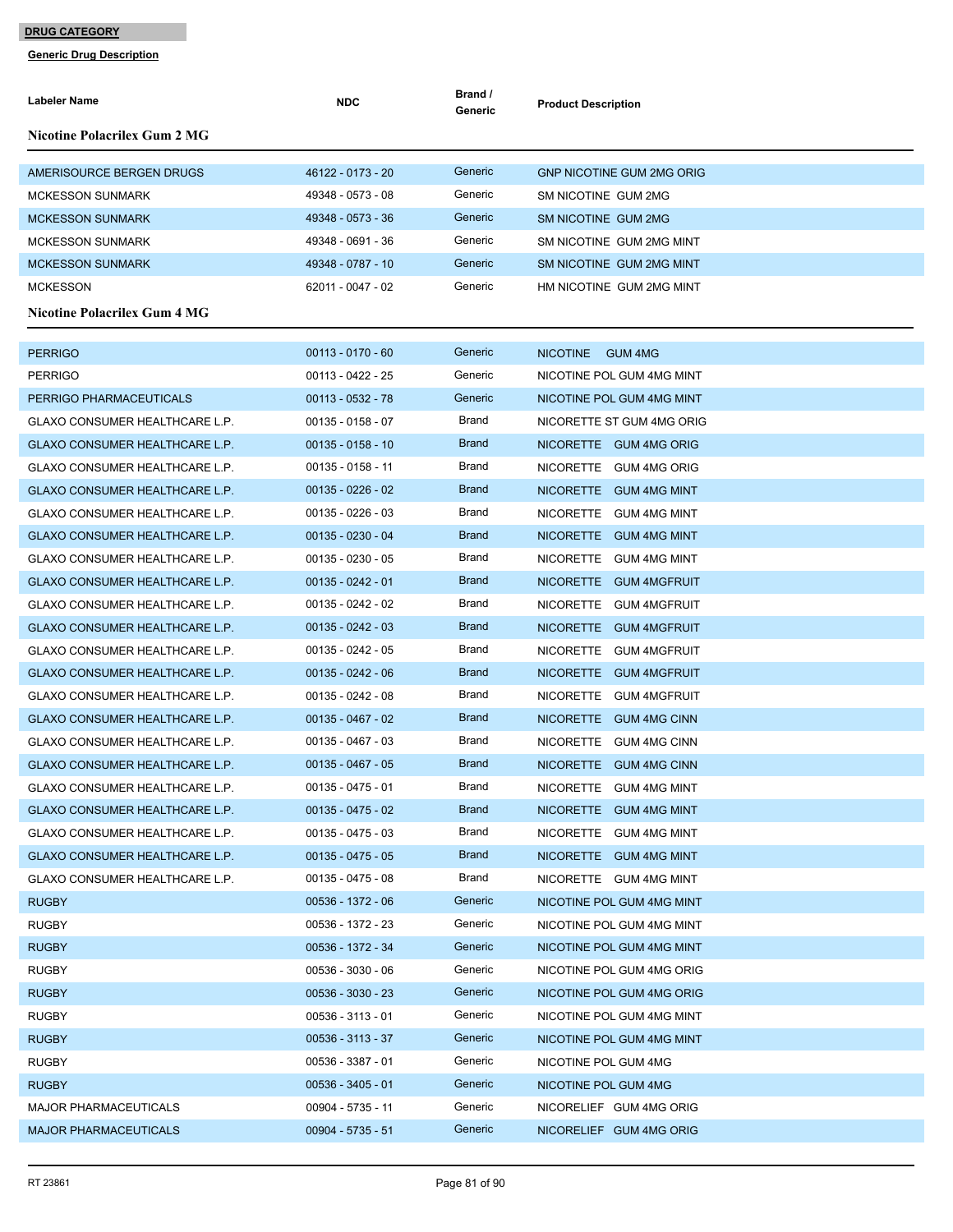**DRUG CATEGORY**

**Generic Drug Description**

| Labeler Name | NDC | Brand / Generic | Product Description |
|---|---|---|---|
| **Nicotine Polacrilex Gum 2 MG** | | | |
| AMERISOURCE BERGEN DRUGS | 46122 - 0173 - 20 | Generic | GNP NICOTINE GUM 2MG ORIG |
| MCKESSON SUNMARK | 49348 - 0573 - 08 | Generic | SM NICOTINE GUM 2MG |
| MCKESSON SUNMARK | 49348 - 0573 - 36 | Generic | SM NICOTINE GUM 2MG |
| MCKESSON SUNMARK | 49348 - 0691 - 36 | Generic | SM NICOTINE GUM 2MG MINT |
| MCKESSON SUNMARK | 49348 - 0787 - 10 | Generic | SM NICOTINE GUM 2MG MINT |
| MCKESSON | 62011 - 0047 - 02 | Generic | HM NICOTINE GUM 2MG MINT |
| **Nicotine Polacrilex Gum 4 MG** | | | |
| PERRIGO | 00113 - 0170 - 60 | Generic | NICOTINE GUM 4MG |
| PERRIGO | 00113 - 0422 - 25 | Generic | NICOTINE POL GUM 4MG MINT |
| PERRIGO PHARMACEUTICALS | 00113 - 0532 - 78 | Generic | NICOTINE POL GUM 4MG MINT |
| GLAXO CONSUMER HEALTHCARE L.P. | 00135 - 0158 - 07 | Brand | NICORETTE ST GUM 4MG ORIG |
| GLAXO CONSUMER HEALTHCARE L.P. | 00135 - 0158 - 10 | Brand | NICORETTE GUM 4MG ORIG |
| GLAXO CONSUMER HEALTHCARE L.P. | 00135 - 0158 - 11 | Brand | NICORETTE GUM 4MG ORIG |
| GLAXO CONSUMER HEALTHCARE L.P. | 00135 - 0226 - 02 | Brand | NICORETTE GUM 4MG MINT |
| GLAXO CONSUMER HEALTHCARE L.P. | 00135 - 0226 - 03 | Brand | NICORETTE GUM 4MG MINT |
| GLAXO CONSUMER HEALTHCARE L.P. | 00135 - 0230 - 04 | Brand | NICORETTE GUM 4MG MINT |
| GLAXO CONSUMER HEALTHCARE L.P. | 00135 - 0230 - 05 | Brand | NICORETTE GUM 4MG MINT |
| GLAXO CONSUMER HEALTHCARE L.P. | 00135 - 0242 - 01 | Brand | NICORETTE GUM 4MGFRUIT |
| GLAXO CONSUMER HEALTHCARE L.P. | 00135 - 0242 - 02 | Brand | NICORETTE GUM 4MGFRUIT |
| GLAXO CONSUMER HEALTHCARE L.P. | 00135 - 0242 - 03 | Brand | NICORETTE GUM 4MGFRUIT |
| GLAXO CONSUMER HEALTHCARE L.P. | 00135 - 0242 - 05 | Brand | NICORETTE GUM 4MGFRUIT |
| GLAXO CONSUMER HEALTHCARE L.P. | 00135 - 0242 - 06 | Brand | NICORETTE GUM 4MGFRUIT |
| GLAXO CONSUMER HEALTHCARE L.P. | 00135 - 0242 - 08 | Brand | NICORETTE GUM 4MGFRUIT |
| GLAXO CONSUMER HEALTHCARE L.P. | 00135 - 0467 - 02 | Brand | NICORETTE GUM 4MG CINN |
| GLAXO CONSUMER HEALTHCARE L.P. | 00135 - 0467 - 03 | Brand | NICORETTE GUM 4MG CINN |
| GLAXO CONSUMER HEALTHCARE L.P. | 00135 - 0467 - 05 | Brand | NICORETTE GUM 4MG CINN |
| GLAXO CONSUMER HEALTHCARE L.P. | 00135 - 0475 - 01 | Brand | NICORETTE GUM 4MG MINT |
| GLAXO CONSUMER HEALTHCARE L.P. | 00135 - 0475 - 02 | Brand | NICORETTE GUM 4MG MINT |
| GLAXO CONSUMER HEALTHCARE L.P. | 00135 - 0475 - 03 | Brand | NICORETTE GUM 4MG MINT |
| GLAXO CONSUMER HEALTHCARE L.P. | 00135 - 0475 - 05 | Brand | NICORETTE GUM 4MG MINT |
| GLAXO CONSUMER HEALTHCARE L.P. | 00135 - 0475 - 08 | Brand | NICORETTE GUM 4MG MINT |
| RUGBY | 00536 - 1372 - 06 | Generic | NICOTINE POL GUM 4MG MINT |
| RUGBY | 00536 - 1372 - 23 | Generic | NICOTINE POL GUM 4MG MINT |
| RUGBY | 00536 - 1372 - 34 | Generic | NICOTINE POL GUM 4MG MINT |
| RUGBY | 00536 - 3030 - 06 | Generic | NICOTINE POL GUM 4MG ORIG |
| RUGBY | 00536 - 3030 - 23 | Generic | NICOTINE POL GUM 4MG ORIG |
| RUGBY | 00536 - 3113 - 01 | Generic | NICOTINE POL GUM 4MG MINT |
| RUGBY | 00536 - 3113 - 37 | Generic | NICOTINE POL GUM 4MG MINT |
| RUGBY | 00536 - 3387 - 01 | Generic | NICOTINE POL GUM 4MG |
| RUGBY | 00536 - 3405 - 01 | Generic | NICOTINE POL GUM 4MG |
| MAJOR PHARMACEUTICALS | 00904 - 5735 - 11 | Generic | NICORELIEF GUM 4MG ORIG |
| MAJOR PHARMACEUTICALS | 00904 - 5735 - 51 | Generic | NICORELIEF GUM 4MG ORIG |

RT 23861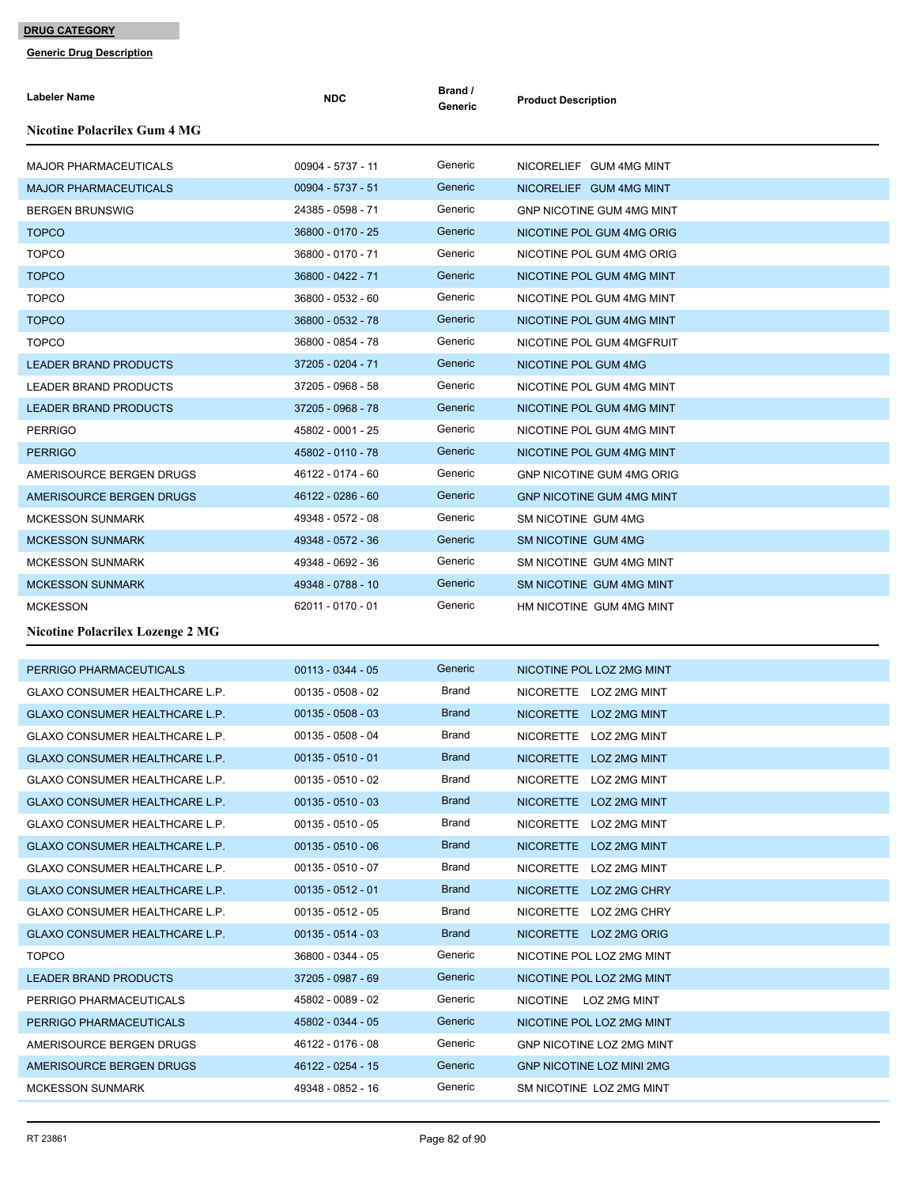**DRUG CATEGORY**

**Generic Drug Description**

| Labeler Name | NDC | Brand / Generic | Product Description |
|---|---|---|---|

### Nicotine Polacrilex Gum 4 MG

| Labeler Name | NDC | Brand / Generic | Product Description |
|---|---|---|---|
| MAJOR PHARMACEUTICALS | 00904 - 5737 - 11 | Generic | NICORELIEF GUM 4MG MINT |
| MAJOR PHARMACEUTICALS | 00904 - 5737 - 51 | Generic | NICORELIEF GUM 4MG MINT |
| BERGEN BRUNSWIG | 24385 - 0598 - 71 | Generic | GNP NICOTINE GUM 4MG MINT |
| TOPCO | 36800 - 0170 - 25 | Generic | NICOTINE POL GUM 4MG ORIG |
| TOPCO | 36800 - 0170 - 71 | Generic | NICOTINE POL GUM 4MG ORIG |
| TOPCO | 36800 - 0422 - 71 | Generic | NICOTINE POL GUM 4MG MINT |
| TOPCO | 36800 - 0532 - 60 | Generic | NICOTINE POL GUM 4MG MINT |
| TOPCO | 36800 - 0532 - 78 | Generic | NICOTINE POL GUM 4MG MINT |
| TOPCO | 36800 - 0854 - 78 | Generic | NICOTINE POL GUM 4MGFRUIT |
| LEADER BRAND PRODUCTS | 37205 - 0204 - 71 | Generic | NICOTINE POL GUM 4MG |
| LEADER BRAND PRODUCTS | 37205 - 0968 - 58 | Generic | NICOTINE POL GUM 4MG MINT |
| LEADER BRAND PRODUCTS | 37205 - 0968 - 78 | Generic | NICOTINE POL GUM 4MG MINT |
| PERRIGO | 45802 - 0001 - 25 | Generic | NICOTINE POL GUM 4MG MINT |
| PERRIGO | 45802 - 0110 - 78 | Generic | NICOTINE POL GUM 4MG MINT |
| AMERISOURCE BERGEN DRUGS | 46122 - 0174 - 60 | Generic | GNP NICOTINE GUM 4MG ORIG |
| AMERISOURCE BERGEN DRUGS | 46122 - 0286 - 60 | Generic | GNP NICOTINE GUM 4MG MINT |
| MCKESSON SUNMARK | 49348 - 0572 - 08 | Generic | SM NICOTINE GUM 4MG |
| MCKESSON SUNMARK | 49348 - 0572 - 36 | Generic | SM NICOTINE GUM 4MG |
| MCKESSON SUNMARK | 49348 - 0692 - 36 | Generic | SM NICOTINE GUM 4MG MINT |
| MCKESSON SUNMARK | 49348 - 0788 - 10 | Generic | SM NICOTINE GUM 4MG MINT |
| MCKESSON | 62011 - 0170 - 01 | Generic | HM NICOTINE GUM 4MG MINT |

### Nicotine Polacrilex Lozenge 2 MG

| Labeler Name | NDC | Brand / Generic | Product Description |
|---|---|---|---|
| PERRIGO PHARMACEUTICALS | 00113 - 0344 - 05 | Generic | NICOTINE POL LOZ 2MG MINT |
| GLAXO CONSUMER HEALTHCARE L.P. | 00135 - 0508 - 02 | Brand | NICORETTE LOZ 2MG MINT |
| GLAXO CONSUMER HEALTHCARE L.P. | 00135 - 0508 - 03 | Brand | NICORETTE LOZ 2MG MINT |
| GLAXO CONSUMER HEALTHCARE L.P. | 00135 - 0508 - 04 | Brand | NICORETTE LOZ 2MG MINT |
| GLAXO CONSUMER HEALTHCARE L.P. | 00135 - 0510 - 01 | Brand | NICORETTE LOZ 2MG MINT |
| GLAXO CONSUMER HEALTHCARE L.P. | 00135 - 0510 - 02 | Brand | NICORETTE LOZ 2MG MINT |
| GLAXO CONSUMER HEALTHCARE L.P. | 00135 - 0510 - 03 | Brand | NICORETTE LOZ 2MG MINT |
| GLAXO CONSUMER HEALTHCARE L.P. | 00135 - 0510 - 05 | Brand | NICORETTE LOZ 2MG MINT |
| GLAXO CONSUMER HEALTHCARE L.P. | 00135 - 0510 - 06 | Brand | NICORETTE LOZ 2MG MINT |
| GLAXO CONSUMER HEALTHCARE L.P. | 00135 - 0510 - 07 | Brand | NICORETTE LOZ 2MG MINT |
| GLAXO CONSUMER HEALTHCARE L.P. | 00135 - 0512 - 01 | Brand | NICORETTE LOZ 2MG CHRY |
| GLAXO CONSUMER HEALTHCARE L.P. | 00135 - 0512 - 05 | Brand | NICORETTE LOZ 2MG CHRY |
| GLAXO CONSUMER HEALTHCARE L.P. | 00135 - 0514 - 03 | Brand | NICORETTE LOZ 2MG ORIG |
| TOPCO | 36800 - 0344 - 05 | Generic | NICOTINE POL LOZ 2MG MINT |
| LEADER BRAND PRODUCTS | 37205 - 0987 - 69 | Generic | NICOTINE POL LOZ 2MG MINT |
| PERRIGO PHARMACEUTICALS | 45802 - 0089 - 02 | Generic | NICOTINE LOZ 2MG MINT |
| PERRIGO PHARMACEUTICALS | 45802 - 0344 - 05 | Generic | NICOTINE POL LOZ 2MG MINT |
| AMERISOURCE BERGEN DRUGS | 46122 - 0176 - 08 | Generic | GNP NICOTINE LOZ 2MG MINT |
| AMERISOURCE BERGEN DRUGS | 46122 - 0254 - 15 | Generic | GNP NICOTINE LOZ MINI 2MG |
| MCKESSON SUNMARK | 49348 - 0852 - 16 | Generic | SM NICOTINE LOZ 2MG MINT |

RT 23861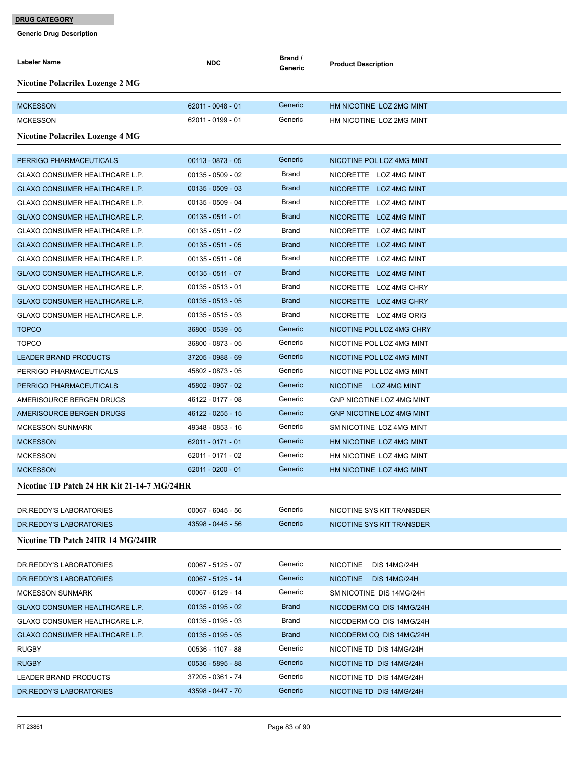**DRUG CATEGORY**

**Generic Drug Description**

| Labeler Name | NDC | Brand / Generic | Product Description |
|---|---|---|---|
| **Nicotine Polacrilex Lozenge 2 MG** | | | |
| MCKESSON | 62011 - 0048 - 01 | Generic | HM NICOTINE LOZ 2MG MINT |
| MCKESSON | 62011 - 0199 - 01 | Generic | HM NICOTINE LOZ 2MG MINT |
| **Nicotine Polacrilex Lozenge 4 MG** | | | |
| PERRIGO PHARMACEUTICALS | 00113 - 0873 - 05 | Generic | NICOTINE POL LOZ 4MG MINT |
| GLAXO CONSUMER HEALTHCARE L.P. | 00135 - 0509 - 02 | Brand | NICORETTE LOZ 4MG MINT |
| GLAXO CONSUMER HEALTHCARE L.P. | 00135 - 0509 - 03 | Brand | NICORETTE LOZ 4MG MINT |
| GLAXO CONSUMER HEALTHCARE L.P. | 00135 - 0509 - 04 | Brand | NICORETTE LOZ 4MG MINT |
| GLAXO CONSUMER HEALTHCARE L.P. | 00135 - 0511 - 01 | Brand | NICORETTE LOZ 4MG MINT |
| GLAXO CONSUMER HEALTHCARE L.P. | 00135 - 0511 - 02 | Brand | NICORETTE LOZ 4MG MINT |
| GLAXO CONSUMER HEALTHCARE L.P. | 00135 - 0511 - 05 | Brand | NICORETTE LOZ 4MG MINT |
| GLAXO CONSUMER HEALTHCARE L.P. | 00135 - 0511 - 06 | Brand | NICORETTE LOZ 4MG MINT |
| GLAXO CONSUMER HEALTHCARE L.P. | 00135 - 0511 - 07 | Brand | NICORETTE LOZ 4MG MINT |
| GLAXO CONSUMER HEALTHCARE L.P. | 00135 - 0513 - 01 | Brand | NICORETTE LOZ 4MG CHRY |
| GLAXO CONSUMER HEALTHCARE L.P. | 00135 - 0513 - 05 | Brand | NICORETTE LOZ 4MG CHRY |
| GLAXO CONSUMER HEALTHCARE L.P. | 00135 - 0515 - 03 | Brand | NICORETTE LOZ 4MG ORIG |
| TOPCO | 36800 - 0539 - 05 | Generic | NICOTINE POL LOZ 4MG CHRY |
| TOPCO | 36800 - 0873 - 05 | Generic | NICOTINE POL LOZ 4MG MINT |
| LEADER BRAND PRODUCTS | 37205 - 0988 - 69 | Generic | NICOTINE POL LOZ 4MG MINT |
| PERRIGO PHARMACEUTICALS | 45802 - 0873 - 05 | Generic | NICOTINE POL LOZ 4MG MINT |
| PERRIGO PHARMACEUTICALS | 45802 - 0957 - 02 | Generic | NICOTINE LOZ 4MG MINT |
| AMERISOURCE BERGEN DRUGS | 46122 - 0177 - 08 | Generic | GNP NICOTINE LOZ 4MG MINT |
| AMERISOURCE BERGEN DRUGS | 46122 - 0255 - 15 | Generic | GNP NICOTINE LOZ 4MG MINT |
| MCKESSON SUNMARK | 49348 - 0853 - 16 | Generic | SM NICOTINE LOZ 4MG MINT |
| MCKESSON | 62011 - 0171 - 01 | Generic | HM NICOTINE LOZ 4MG MINT |
| MCKESSON | 62011 - 0171 - 02 | Generic | HM NICOTINE LOZ 4MG MINT |
| MCKESSON | 62011 - 0200 - 01 | Generic | HM NICOTINE LOZ 4MG MINT |
| **Nicotine TD Patch 24 HR Kit 21-14-7 MG/24HR** | | | |
| DR.REDDY'S LABORATORIES | 00067 - 6045 - 56 | Generic | NICOTINE SYS KIT TRANSDER |
| DR.REDDY'S LABORATORIES | 43598 - 0445 - 56 | Generic | NICOTINE SYS KIT TRANSDER |
| **Nicotine TD Patch 24HR 14 MG/24HR** | | | |
| DR.REDDY'S LABORATORIES | 00067 - 5125 - 07 | Generic | NICOTINE DIS 14MG/24H |
| DR.REDDY'S LABORATORIES | 00067 - 5125 - 14 | Generic | NICOTINE DIS 14MG/24H |
| MCKESSON SUNMARK | 00067 - 6129 - 14 | Generic | SM NICOTINE DIS 14MG/24H |
| GLAXO CONSUMER HEALTHCARE L.P. | 00135 - 0195 - 02 | Brand | NICODERM CQ DIS 14MG/24H |
| GLAXO CONSUMER HEALTHCARE L.P. | 00135 - 0195 - 03 | Brand | NICODERM CQ DIS 14MG/24H |
| GLAXO CONSUMER HEALTHCARE L.P. | 00135 - 0195 - 05 | Brand | NICODERM CQ DIS 14MG/24H |
| RUGBY | 00536 - 1107 - 88 | Generic | NICOTINE TD DIS 14MG/24H |
| RUGBY | 00536 - 5895 - 88 | Generic | NICOTINE TD DIS 14MG/24H |
| LEADER BRAND PRODUCTS | 37205 - 0361 - 74 | Generic | NICOTINE TD DIS 14MG/24H |
| DR.REDDY'S LABORATORIES | 43598 - 0447 - 70 | Generic | NICOTINE TD DIS 14MG/24H |

RT 23861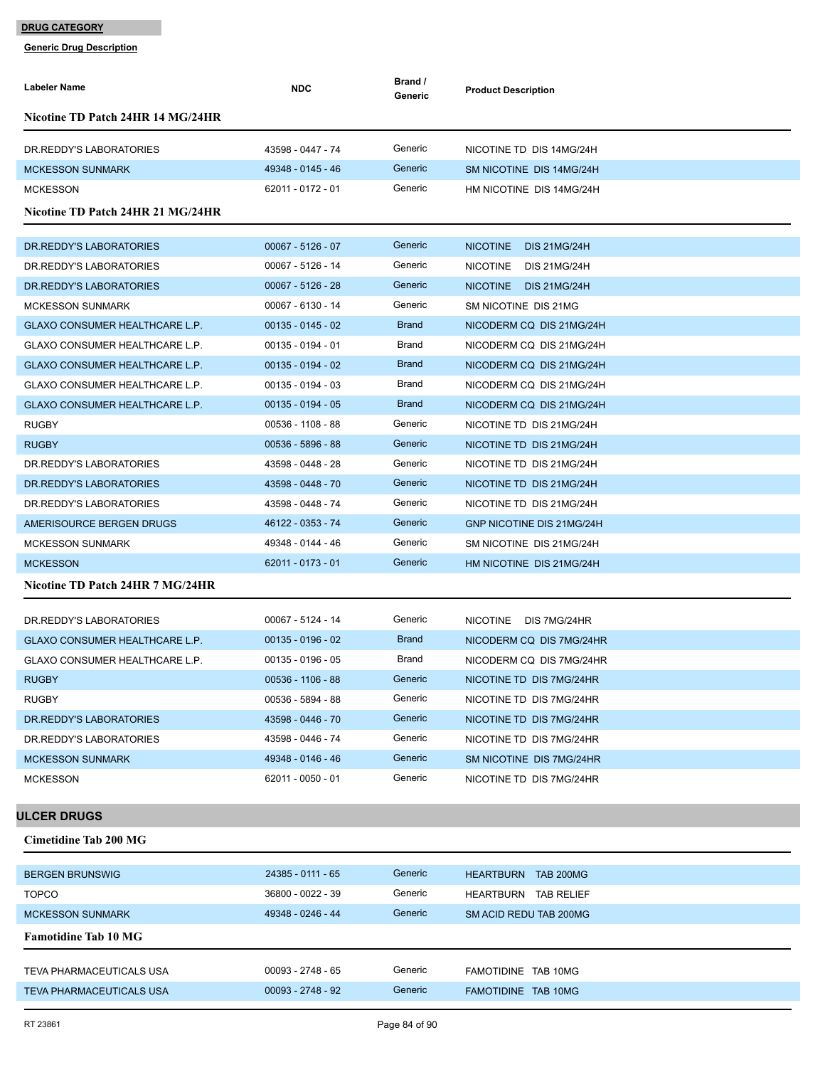**DRUG CATEGORY**

**Generic Drug Description**

| Labeler Name | NDC | Brand / Generic | Product Description |
|---|---|---|---|
| **Nicotine TD Patch 24HR 14 MG/24HR** | | | |
| DR.REDDY'S LABORATORIES | 43598 - 0447 - 74 | Generic | NICOTINE TD DIS 14MG/24H |
| MCKESSON SUNMARK | 49348 - 0145 - 46 | Generic | SM NICOTINE DIS 14MG/24H |
| MCKESSON | 62011 - 0172 - 01 | Generic | HM NICOTINE DIS 14MG/24H |
| **Nicotine TD Patch 24HR 21 MG/24HR** | | | |
| DR.REDDY'S LABORATORIES | 00067 - 5126 - 07 | Generic | NICOTINE DIS 21MG/24H |
| DR.REDDY'S LABORATORIES | 00067 - 5126 - 14 | Generic | NICOTINE DIS 21MG/24H |
| DR.REDDY'S LABORATORIES | 00067 - 5126 - 28 | Generic | NICOTINE DIS 21MG/24H |
| MCKESSON SUNMARK | 00067 - 6130 - 14 | Generic | SM NICOTINE DIS 21MG |
| GLAXO CONSUMER HEALTHCARE L.P. | 00135 - 0145 - 02 | Brand | NICODERM CQ DIS 21MG/24H |
| GLAXO CONSUMER HEALTHCARE L.P. | 00135 - 0194 - 01 | Brand | NICODERM CQ DIS 21MG/24H |
| GLAXO CONSUMER HEALTHCARE L.P. | 00135 - 0194 - 02 | Brand | NICODERM CQ DIS 21MG/24H |
| GLAXO CONSUMER HEALTHCARE L.P. | 00135 - 0194 - 03 | Brand | NICODERM CQ DIS 21MG/24H |
| GLAXO CONSUMER HEALTHCARE L.P. | 00135 - 0194 - 05 | Brand | NICODERM CQ DIS 21MG/24H |
| RUGBY | 00536 - 1108 - 88 | Generic | NICOTINE TD DIS 21MG/24H |
| RUGBY | 00536 - 5896 - 88 | Generic | NICOTINE TD DIS 21MG/24H |
| DR.REDDY'S LABORATORIES | 43598 - 0448 - 28 | Generic | NICOTINE TD DIS 21MG/24H |
| DR.REDDY'S LABORATORIES | 43598 - 0448 - 70 | Generic | NICOTINE TD DIS 21MG/24H |
| DR.REDDY'S LABORATORIES | 43598 - 0448 - 74 | Generic | NICOTINE TD DIS 21MG/24H |
| AMERISOURCE BERGEN DRUGS | 46122 - 0353 - 74 | Generic | GNP NICOTINE DIS 21MG/24H |
| MCKESSON SUNMARK | 49348 - 0144 - 46 | Generic | SM NICOTINE DIS 21MG/24H |
| MCKESSON | 62011 - 0173 - 01 | Generic | HM NICOTINE DIS 21MG/24H |
| **Nicotine TD Patch 24HR 7 MG/24HR** | | | |
| DR.REDDY'S LABORATORIES | 00067 - 5124 - 14 | Generic | NICOTINE DIS 7MG/24HR |
| GLAXO CONSUMER HEALTHCARE L.P. | 00135 - 0196 - 02 | Brand | NICODERM CQ DIS 7MG/24HR |
| GLAXO CONSUMER HEALTHCARE L.P. | 00135 - 0196 - 05 | Brand | NICODERM CQ DIS 7MG/24HR |
| RUGBY | 00536 - 1106 - 88 | Generic | NICOTINE TD DIS 7MG/24HR |
| RUGBY | 00536 - 5894 - 88 | Generic | NICOTINE TD DIS 7MG/24HR |
| DR.REDDY'S LABORATORIES | 43598 - 0446 - 70 | Generic | NICOTINE TD DIS 7MG/24HR |
| DR.REDDY'S LABORATORIES | 43598 - 0446 - 74 | Generic | NICOTINE TD DIS 7MG/24HR |
| MCKESSON SUNMARK | 49348 - 0146 - 46 | Generic | SM NICOTINE DIS 7MG/24HR |
| MCKESSON | 62011 - 0050 - 01 | Generic | NICOTINE TD DIS 7MG/24HR |

## ULCER DRUGS

| Labeler Name | NDC | Brand / Generic | Product Description |
|---|---|---|---|
| **Cimetidine Tab 200 MG** | | | |
| BERGEN BRUNSWIG | 24385 - 0111 - 65 | Generic | HEARTBURN TAB 200MG |
| TOPCO | 36800 - 0022 - 39 | Generic | HEARTBURN TAB RELIEF |
| MCKESSON SUNMARK | 49348 - 0246 - 44 | Generic | SM ACID REDU TAB 200MG |
| **Famotidine Tab 10 MG** | | | |
| TEVA PHARMACEUTICALS USA | 00093 - 2748 - 65 | Generic | FAMOTIDINE TAB 10MG |
| TEVA PHARMACEUTICALS USA | 00093 - 2748 - 92 | Generic | FAMOTIDINE TAB 10MG |

RT 23861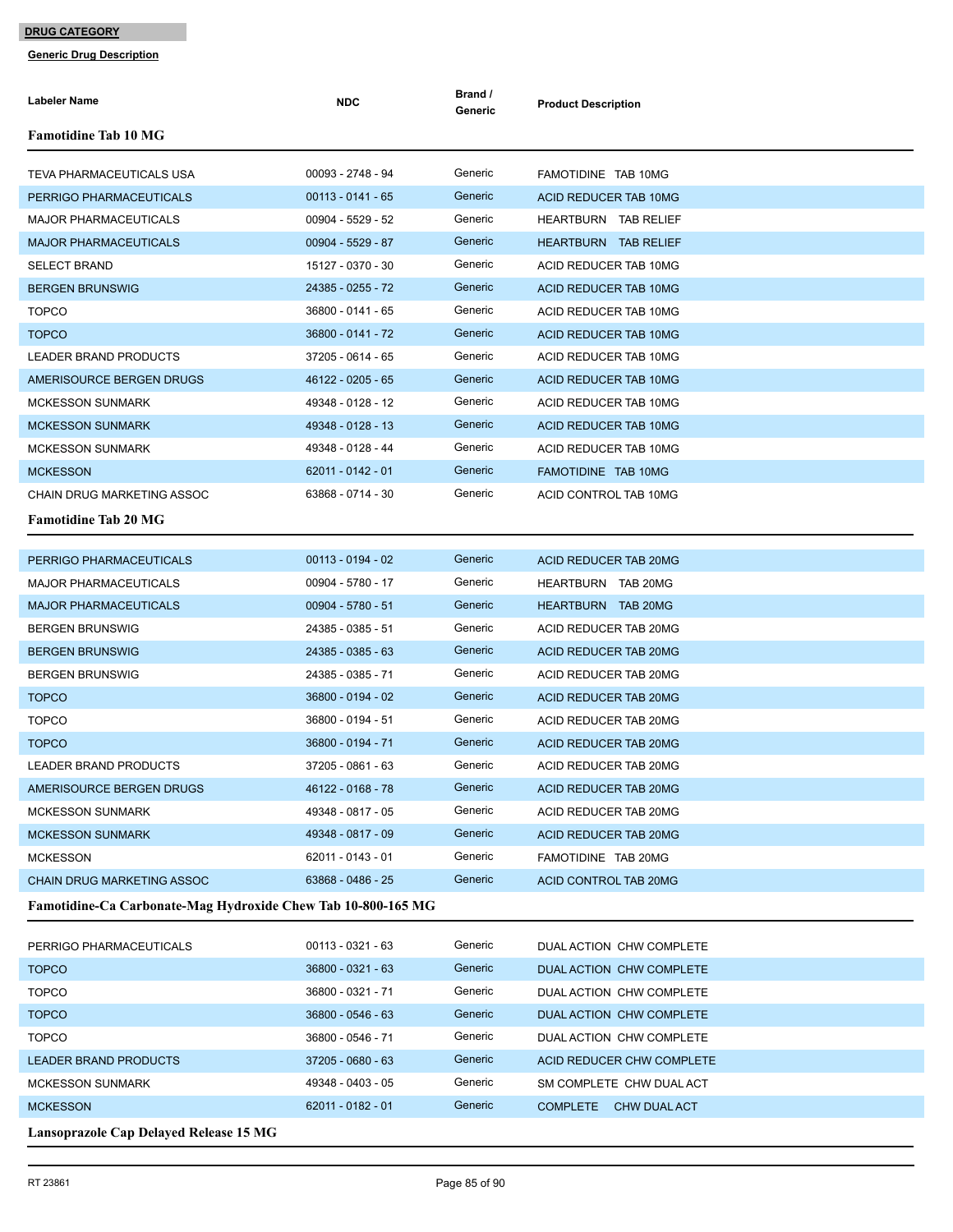**DRUG CATEGORY**

**Generic Drug Description**

| Labeler Name | NDC | Brand / Generic | Product Description |
|---|---|---|---|
| **Famotidine Tab 10 MG** | | | |
| TEVA PHARMACEUTICALS USA | 00093 - 2748 - 94 | Generic | FAMOTIDINE TAB 10MG |
| PERRIGO PHARMACEUTICALS | 00113 - 0141 - 65 | Generic | ACID REDUCER TAB 10MG |
| MAJOR PHARMACEUTICALS | 00904 - 5529 - 52 | Generic | HEARTBURN TAB RELIEF |
| MAJOR PHARMACEUTICALS | 00904 - 5529 - 87 | Generic | HEARTBURN TAB RELIEF |
| SELECT BRAND | 15127 - 0370 - 30 | Generic | ACID REDUCER TAB 10MG |
| BERGEN BRUNSWIG | 24385 - 0255 - 72 | Generic | ACID REDUCER TAB 10MG |
| TOPCO | 36800 - 0141 - 65 | Generic | ACID REDUCER TAB 10MG |
| TOPCO | 36800 - 0141 - 72 | Generic | ACID REDUCER TAB 10MG |
| LEADER BRAND PRODUCTS | 37205 - 0614 - 65 | Generic | ACID REDUCER TAB 10MG |
| AMERISOURCE BERGEN DRUGS | 46122 - 0205 - 65 | Generic | ACID REDUCER TAB 10MG |
| MCKESSON SUNMARK | 49348 - 0128 - 12 | Generic | ACID REDUCER TAB 10MG |
| MCKESSON SUNMARK | 49348 - 0128 - 13 | Generic | ACID REDUCER TAB 10MG |
| MCKESSON SUNMARK | 49348 - 0128 - 44 | Generic | ACID REDUCER TAB 10MG |
| MCKESSON | 62011 - 0142 - 01 | Generic | FAMOTIDINE TAB 10MG |
| CHAIN DRUG MARKETING ASSOC | 63868 - 0714 - 30 | Generic | ACID CONTROL TAB 10MG |
| **Famotidine Tab 20 MG** | | | |
| PERRIGO PHARMACEUTICALS | 00113 - 0194 - 02 | Generic | ACID REDUCER TAB 20MG |
| MAJOR PHARMACEUTICALS | 00904 - 5780 - 17 | Generic | HEARTBURN TAB 20MG |
| MAJOR PHARMACEUTICALS | 00904 - 5780 - 51 | Generic | HEARTBURN TAB 20MG |
| BERGEN BRUNSWIG | 24385 - 0385 - 51 | Generic | ACID REDUCER TAB 20MG |
| BERGEN BRUNSWIG | 24385 - 0385 - 63 | Generic | ACID REDUCER TAB 20MG |
| BERGEN BRUNSWIG | 24385 - 0385 - 71 | Generic | ACID REDUCER TAB 20MG |
| TOPCO | 36800 - 0194 - 02 | Generic | ACID REDUCER TAB 20MG |
| TOPCO | 36800 - 0194 - 51 | Generic | ACID REDUCER TAB 20MG |
| TOPCO | 36800 - 0194 - 71 | Generic | ACID REDUCER TAB 20MG |
| LEADER BRAND PRODUCTS | 37205 - 0861 - 63 | Generic | ACID REDUCER TAB 20MG |
| AMERISOURCE BERGEN DRUGS | 46122 - 0168 - 78 | Generic | ACID REDUCER TAB 20MG |
| MCKESSON SUNMARK | 49348 - 0817 - 05 | Generic | ACID REDUCER TAB 20MG |
| MCKESSON SUNMARK | 49348 - 0817 - 09 | Generic | ACID REDUCER TAB 20MG |
| MCKESSON | 62011 - 0143 - 01 | Generic | FAMOTIDINE TAB 20MG |
| CHAIN DRUG MARKETING ASSOC | 63868 - 0486 - 25 | Generic | ACID CONTROL TAB 20MG |
| **Famotidine-Ca Carbonate-Mag Hydroxide Chew Tab 10-800-165 MG** | | | |
| PERRIGO PHARMACEUTICALS | 00113 - 0321 - 63 | Generic | DUAL ACTION CHW COMPLETE |
| TOPCO | 36800 - 0321 - 63 | Generic | DUAL ACTION CHW COMPLETE |
| TOPCO | 36800 - 0321 - 71 | Generic | DUAL ACTION CHW COMPLETE |
| TOPCO | 36800 - 0546 - 63 | Generic | DUAL ACTION CHW COMPLETE |
| TOPCO | 36800 - 0546 - 71 | Generic | DUAL ACTION CHW COMPLETE |
| LEADER BRAND PRODUCTS | 37205 - 0680 - 63 | Generic | ACID REDUCER CHW COMPLETE |
| MCKESSON SUNMARK | 49348 - 0403 - 05 | Generic | SM COMPLETE CHW DUAL ACT |
| MCKESSON | 62011 - 0182 - 01 | Generic | COMPLETE CHW DUAL ACT |
| **Lansoprazole Cap Delayed Release 15 MG** | | | |

RT 23861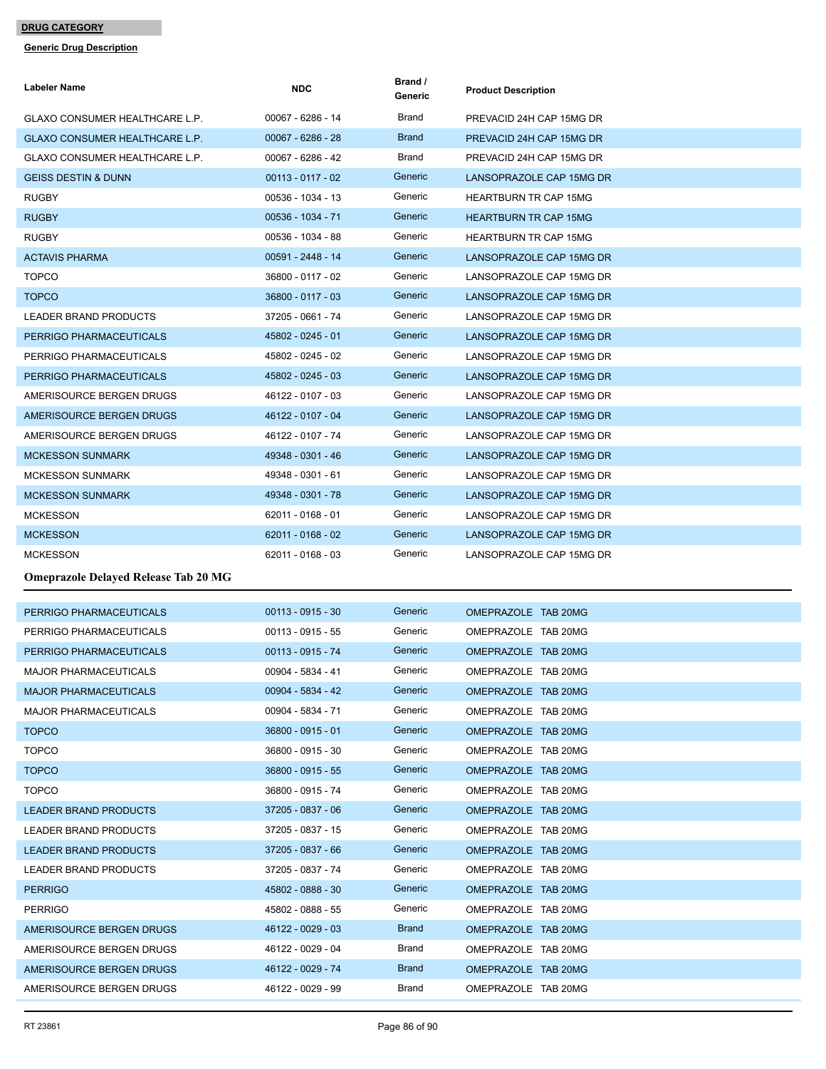**DRUG CATEGORY**

**Generic Drug Description**

| Labeler Name | NDC | Brand / Generic | Product Description |
|---|---|---|---|
| GLAXO CONSUMER HEALTHCARE L.P. | 00067 - 6286 - 14 | Brand | PREVACID 24H CAP 15MG DR |
| GLAXO CONSUMER HEALTHCARE L.P. | 00067 - 6286 - 28 | Brand | PREVACID 24H CAP 15MG DR |
| GLAXO CONSUMER HEALTHCARE L.P. | 00067 - 6286 - 42 | Brand | PREVACID 24H CAP 15MG DR |
| GEISS DESTIN & DUNN | 00113 - 0117 - 02 | Generic | LANSOPRAZOLE CAP 15MG DR |
| RUGBY | 00536 - 1034 - 13 | Generic | HEARTBURN TR CAP 15MG |
| RUGBY | 00536 - 1034 - 71 | Generic | HEARTBURN TR CAP 15MG |
| RUGBY | 00536 - 1034 - 88 | Generic | HEARTBURN TR CAP 15MG |
| ACTAVIS PHARMA | 00591 - 2448 - 14 | Generic | LANSOPRAZOLE CAP 15MG DR |
| TOPCO | 36800 - 0117 - 02 | Generic | LANSOPRAZOLE CAP 15MG DR |
| TOPCO | 36800 - 0117 - 03 | Generic | LANSOPRAZOLE CAP 15MG DR |
| LEADER BRAND PRODUCTS | 37205 - 0661 - 74 | Generic | LANSOPRAZOLE CAP 15MG DR |
| PERRIGO PHARMACEUTICALS | 45802 - 0245 - 01 | Generic | LANSOPRAZOLE CAP 15MG DR |
| PERRIGO PHARMACEUTICALS | 45802 - 0245 - 02 | Generic | LANSOPRAZOLE CAP 15MG DR |
| PERRIGO PHARMACEUTICALS | 45802 - 0245 - 03 | Generic | LANSOPRAZOLE CAP 15MG DR |
| AMERISOURCE BERGEN DRUGS | 46122 - 0107 - 03 | Generic | LANSOPRAZOLE CAP 15MG DR |
| AMERISOURCE BERGEN DRUGS | 46122 - 0107 - 04 | Generic | LANSOPRAZOLE CAP 15MG DR |
| AMERISOURCE BERGEN DRUGS | 46122 - 0107 - 74 | Generic | LANSOPRAZOLE CAP 15MG DR |
| MCKESSON SUNMARK | 49348 - 0301 - 46 | Generic | LANSOPRAZOLE CAP 15MG DR |
| MCKESSON SUNMARK | 49348 - 0301 - 61 | Generic | LANSOPRAZOLE CAP 15MG DR |
| MCKESSON SUNMARK | 49348 - 0301 - 78 | Generic | LANSOPRAZOLE CAP 15MG DR |
| MCKESSON | 62011 - 0168 - 01 | Generic | LANSOPRAZOLE CAP 15MG DR |
| MCKESSON | 62011 - 0168 - 02 | Generic | LANSOPRAZOLE CAP 15MG DR |
| MCKESSON | 62011 - 0168 - 03 | Generic | LANSOPRAZOLE CAP 15MG DR |

**Omeprazole Delayed Release Tab 20 MG**

| Labeler Name | NDC | Brand / Generic | Product Description |
|---|---|---|---|
| PERRIGO PHARMACEUTICALS | 00113 - 0915 - 30 | Generic | OMEPRAZOLE TAB 20MG |
| PERRIGO PHARMACEUTICALS | 00113 - 0915 - 55 | Generic | OMEPRAZOLE TAB 20MG |
| PERRIGO PHARMACEUTICALS | 00113 - 0915 - 74 | Generic | OMEPRAZOLE TAB 20MG |
| MAJOR PHARMACEUTICALS | 00904 - 5834 - 41 | Generic | OMEPRAZOLE TAB 20MG |
| MAJOR PHARMACEUTICALS | 00904 - 5834 - 42 | Generic | OMEPRAZOLE TAB 20MG |
| MAJOR PHARMACEUTICALS | 00904 - 5834 - 71 | Generic | OMEPRAZOLE TAB 20MG |
| TOPCO | 36800 - 0915 - 01 | Generic | OMEPRAZOLE TAB 20MG |
| TOPCO | 36800 - 0915 - 30 | Generic | OMEPRAZOLE TAB 20MG |
| TOPCO | 36800 - 0915 - 55 | Generic | OMEPRAZOLE TAB 20MG |
| TOPCO | 36800 - 0915 - 74 | Generic | OMEPRAZOLE TAB 20MG |
| LEADER BRAND PRODUCTS | 37205 - 0837 - 06 | Generic | OMEPRAZOLE TAB 20MG |
| LEADER BRAND PRODUCTS | 37205 - 0837 - 15 | Generic | OMEPRAZOLE TAB 20MG |
| LEADER BRAND PRODUCTS | 37205 - 0837 - 66 | Generic | OMEPRAZOLE TAB 20MG |
| LEADER BRAND PRODUCTS | 37205 - 0837 - 74 | Generic | OMEPRAZOLE TAB 20MG |
| PERRIGO | 45802 - 0888 - 30 | Generic | OMEPRAZOLE TAB 20MG |
| PERRIGO | 45802 - 0888 - 55 | Generic | OMEPRAZOLE TAB 20MG |
| AMERISOURCE BERGEN DRUGS | 46122 - 0029 - 03 | Brand | OMEPRAZOLE TAB 20MG |
| AMERISOURCE BERGEN DRUGS | 46122 - 0029 - 04 | Brand | OMEPRAZOLE TAB 20MG |
| AMERISOURCE BERGEN DRUGS | 46122 - 0029 - 74 | Brand | OMEPRAZOLE TAB 20MG |
| AMERISOURCE BERGEN DRUGS | 46122 - 0029 - 99 | Brand | OMEPRAZOLE TAB 20MG |

RT 23861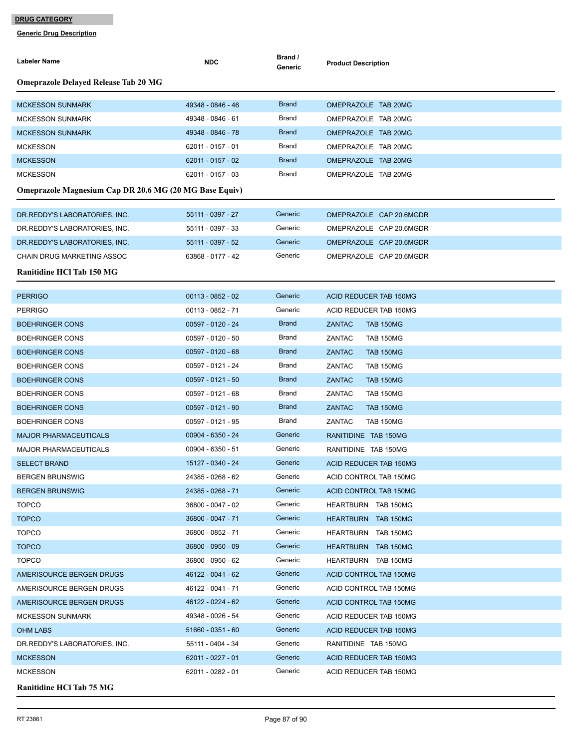**DRUG CATEGORY**

**Generic Drug Description**

| Labeler Name | NDC | Brand / Generic | Product Description |
|---|---|---|---|

### Omeprazole Delayed Release Tab 20 MG

| Labeler Name | NDC | Brand / Generic | Product Description |
|---|---|---|---|
| MCKESSON SUNMARK | 49348 - 0846 - 46 | Brand | OMEPRAZOLE TAB 20MG |
| MCKESSON SUNMARK | 49348 - 0846 - 61 | Brand | OMEPRAZOLE TAB 20MG |
| MCKESSON SUNMARK | 49348 - 0846 - 78 | Brand | OMEPRAZOLE TAB 20MG |
| MCKESSON | 62011 - 0157 - 01 | Brand | OMEPRAZOLE TAB 20MG |
| MCKESSON | 62011 - 0157 - 02 | Brand | OMEPRAZOLE TAB 20MG |
| MCKESSON | 62011 - 0157 - 03 | Brand | OMEPRAZOLE TAB 20MG |

### Omeprazole Magnesium Cap DR 20.6 MG (20 MG Base Equiv)

| Labeler Name | NDC | Brand / Generic | Product Description |
|---|---|---|---|
| DR.REDDY'S LABORATORIES, INC. | 55111 - 0397 - 27 | Generic | OMEPRAZOLE CAP 20.6MGDR |
| DR.REDDY'S LABORATORIES, INC. | 55111 - 0397 - 33 | Generic | OMEPRAZOLE CAP 20.6MGDR |
| DR.REDDY'S LABORATORIES, INC. | 55111 - 0397 - 52 | Generic | OMEPRAZOLE CAP 20.6MGDR |
| CHAIN DRUG MARKETING ASSOC | 63868 - 0177 - 42 | Generic | OMEPRAZOLE CAP 20.6MGDR |

### Ranitidine HCl Tab 150 MG

| Labeler Name | NDC | Brand / Generic | Product Description |
|---|---|---|---|
| PERRIGO | 00113 - 0852 - 02 | Generic | ACID REDUCER TAB 150MG |
| PERRIGO | 00113 - 0852 - 71 | Generic | ACID REDUCER TAB 150MG |
| BOEHRINGER CONS | 00597 - 0120 - 24 | Brand | ZANTAC TAB 150MG |
| BOEHRINGER CONS | 00597 - 0120 - 50 | Brand | ZANTAC TAB 150MG |
| BOEHRINGER CONS | 00597 - 0120 - 68 | Brand | ZANTAC TAB 150MG |
| BOEHRINGER CONS | 00597 - 0121 - 24 | Brand | ZANTAC TAB 150MG |
| BOEHRINGER CONS | 00597 - 0121 - 50 | Brand | ZANTAC TAB 150MG |
| BOEHRINGER CONS | 00597 - 0121 - 68 | Brand | ZANTAC TAB 150MG |
| BOEHRINGER CONS | 00597 - 0121 - 90 | Brand | ZANTAC TAB 150MG |
| BOEHRINGER CONS | 00597 - 0121 - 95 | Brand | ZANTAC TAB 150MG |
| MAJOR PHARMACEUTICALS | 00904 - 6350 - 24 | Generic | RANITIDINE TAB 150MG |
| MAJOR PHARMACEUTICALS | 00904 - 6350 - 51 | Generic | RANITIDINE TAB 150MG |
| SELECT BRAND | 15127 - 0340 - 24 | Generic | ACID REDUCER TAB 150MG |
| BERGEN BRUNSWIG | 24385 - 0268 - 62 | Generic | ACID CONTROL TAB 150MG |
| BERGEN BRUNSWIG | 24385 - 0268 - 71 | Generic | ACID CONTROL TAB 150MG |
| TOPCO | 36800 - 0047 - 02 | Generic | HEARTBURN TAB 150MG |
| TOPCO | 36800 - 0047 - 71 | Generic | HEARTBURN TAB 150MG |
| TOPCO | 36800 - 0852 - 71 | Generic | HEARTBURN TAB 150MG |
| TOPCO | 36800 - 0950 - 09 | Generic | HEARTBURN TAB 150MG |
| TOPCO | 36800 - 0950 - 62 | Generic | HEARTBURN TAB 150MG |
| AMERISOURCE BERGEN DRUGS | 46122 - 0041 - 62 | Generic | ACID CONTROL TAB 150MG |
| AMERISOURCE BERGEN DRUGS | 46122 - 0041 - 71 | Generic | ACID CONTROL TAB 150MG |
| AMERISOURCE BERGEN DRUGS | 46122 - 0224 - 62 | Generic | ACID CONTROL TAB 150MG |
| MCKESSON SUNMARK | 49348 - 0026 - 54 | Generic | ACID REDUCER TAB 150MG |
| OHM LABS | 51660 - 0351 - 60 | Generic | ACID REDUCER TAB 150MG |
| DR.REDDY'S LABORATORIES, INC. | 55111 - 0404 - 34 | Generic | RANITIDINE TAB 150MG |
| MCKESSON | 62011 - 0227 - 01 | Generic | ACID REDUCER TAB 150MG |
| MCKESSON | 62011 - 0282 - 01 | Generic | ACID REDUCER TAB 150MG |

### Ranitidine HCl Tab 75 MG

RT 23861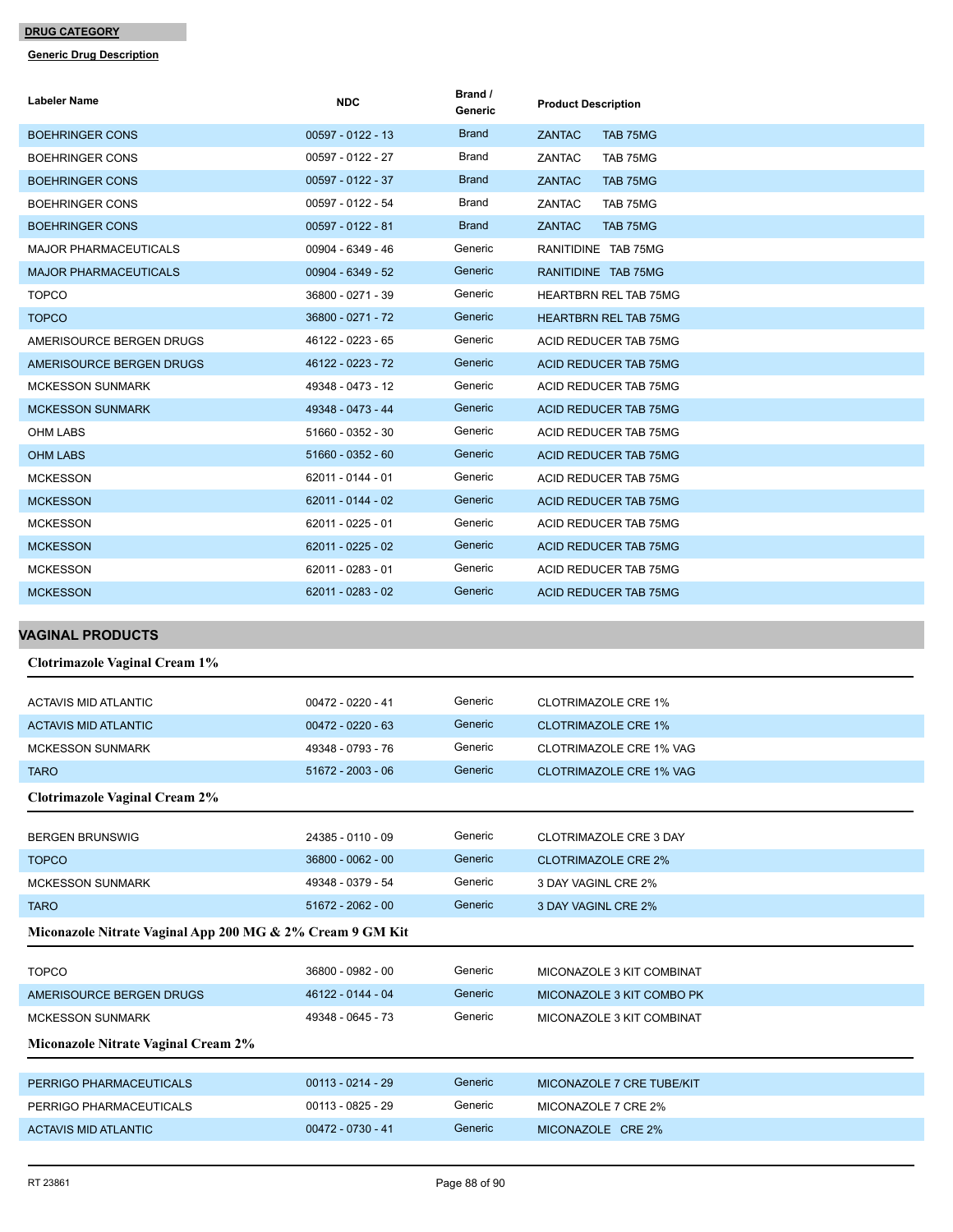**DRUG CATEGORY**

**Generic Drug Description**

| Labeler Name | NDC | Brand / Generic | Product Description |
|---|---|---|---|
| BOEHRINGER CONS | 00597 - 0122 - 13 | Brand | ZANTAC TAB 75MG |
| BOEHRINGER CONS | 00597 - 0122 - 27 | Brand | ZANTAC TAB 75MG |
| BOEHRINGER CONS | 00597 - 0122 - 37 | Brand | ZANTAC TAB 75MG |
| BOEHRINGER CONS | 00597 - 0122 - 54 | Brand | ZANTAC TAB 75MG |
| BOEHRINGER CONS | 00597 - 0122 - 81 | Brand | ZANTAC TAB 75MG |
| MAJOR PHARMACEUTICALS | 00904 - 6349 - 46 | Generic | RANITIDINE TAB 75MG |
| MAJOR PHARMACEUTICALS | 00904 - 6349 - 52 | Generic | RANITIDINE TAB 75MG |
| TOPCO | 36800 - 0271 - 39 | Generic | HEARTBRN REL TAB 75MG |
| TOPCO | 36800 - 0271 - 72 | Generic | HEARTBRN REL TAB 75MG |
| AMERISOURCE BERGEN DRUGS | 46122 - 0223 - 65 | Generic | ACID REDUCER TAB 75MG |
| AMERISOURCE BERGEN DRUGS | 46122 - 0223 - 72 | Generic | ACID REDUCER TAB 75MG |
| MCKESSON SUNMARK | 49348 - 0473 - 12 | Generic | ACID REDUCER TAB 75MG |
| MCKESSON SUNMARK | 49348 - 0473 - 44 | Generic | ACID REDUCER TAB 75MG |
| OHM LABS | 51660 - 0352 - 30 | Generic | ACID REDUCER TAB 75MG |
| OHM LABS | 51660 - 0352 - 60 | Generic | ACID REDUCER TAB 75MG |
| MCKESSON | 62011 - 0144 - 01 | Generic | ACID REDUCER TAB 75MG |
| MCKESSON | 62011 - 0144 - 02 | Generic | ACID REDUCER TAB 75MG |
| MCKESSON | 62011 - 0225 - 01 | Generic | ACID REDUCER TAB 75MG |
| MCKESSON | 62011 - 0225 - 02 | Generic | ACID REDUCER TAB 75MG |
| MCKESSON | 62011 - 0283 - 01 | Generic | ACID REDUCER TAB 75MG |
| MCKESSON | 62011 - 0283 - 02 | Generic | ACID REDUCER TAB 75MG |

## VAGINAL PRODUCTS

### Clotrimazole Vaginal Cream 1%

| Labeler Name | NDC | Brand / Generic | Product Description |
|---|---|---|---|
| ACTAVIS MID ATLANTIC | 00472 - 0220 - 41 | Generic | CLOTRIMAZOLE CRE 1% |
| ACTAVIS MID ATLANTIC | 00472 - 0220 - 63 | Generic | CLOTRIMAZOLE CRE 1% |
| MCKESSON SUNMARK | 49348 - 0793 - 76 | Generic | CLOTRIMAZOLE CRE 1% VAG |
| TARO | 51672 - 2003 - 06 | Generic | CLOTRIMAZOLE CRE 1% VAG |

### Clotrimazole Vaginal Cream 2%

| Labeler Name | NDC | Brand / Generic | Product Description |
|---|---|---|---|
| BERGEN BRUNSWIG | 24385 - 0110 - 09 | Generic | CLOTRIMAZOLE CRE 3 DAY |
| TOPCO | 36800 - 0062 - 00 | Generic | CLOTRIMAZOLE CRE 2% |
| MCKESSON SUNMARK | 49348 - 0379 - 54 | Generic | 3 DAY VAGINL CRE 2% |
| TARO | 51672 - 2062 - 00 | Generic | 3 DAY VAGINL CRE 2% |

### Miconazole Nitrate Vaginal App 200 MG & 2% Cream 9 GM Kit

| Labeler Name | NDC | Brand / Generic | Product Description |
|---|---|---|---|
| TOPCO | 36800 - 0982 - 00 | Generic | MICONAZOLE 3 KIT COMBINAT |
| AMERISOURCE BERGEN DRUGS | 46122 - 0144 - 04 | Generic | MICONAZOLE 3 KIT COMBO PK |
| MCKESSON SUNMARK | 49348 - 0645 - 73 | Generic | MICONAZOLE 3 KIT COMBINAT |

### Miconazole Nitrate Vaginal Cream 2%

| Labeler Name | NDC | Brand / Generic | Product Description |
|---|---|---|---|
| PERRIGO PHARMACEUTICALS | 00113 - 0214 - 29 | Generic | MICONAZOLE 7 CRE TUBE/KIT |
| PERRIGO PHARMACEUTICALS | 00113 - 0825 - 29 | Generic | MICONAZOLE 7 CRE 2% |
| ACTAVIS MID ATLANTIC | 00472 - 0730 - 41 | Generic | MICONAZOLE CRE 2% |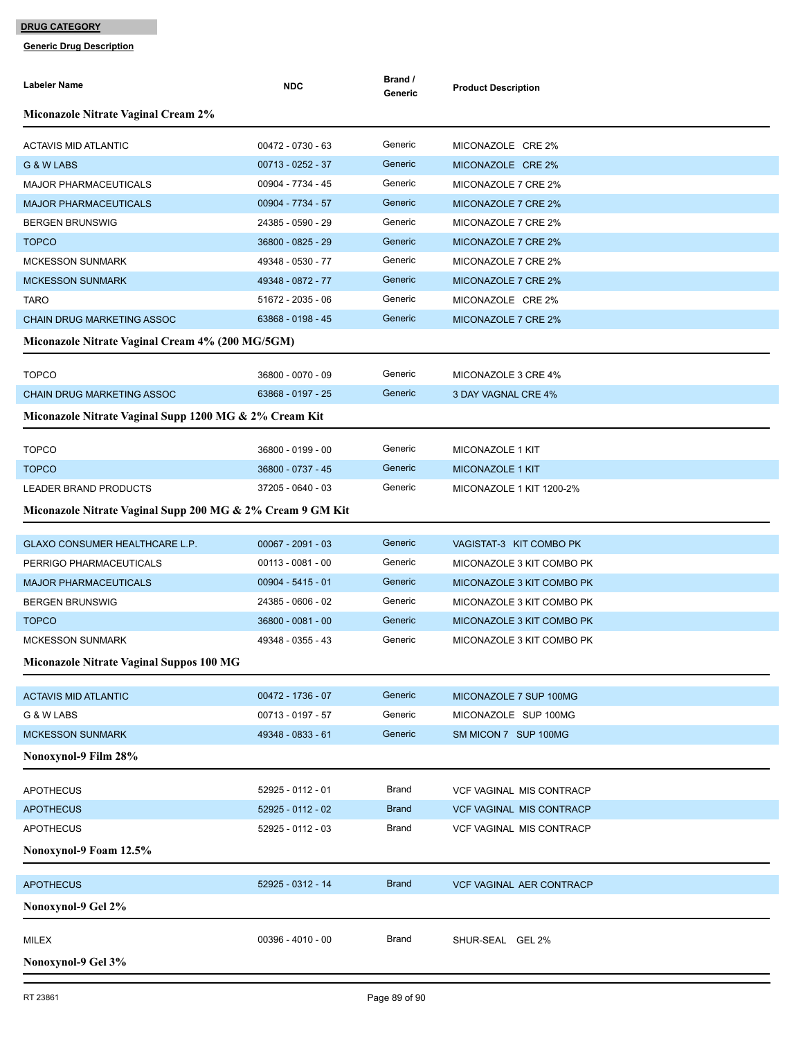**DRUG CATEGORY**

**Generic Drug Description**

| Labeler Name | NDC | Brand / Generic | Product Description |
|---|---|---|---|
| **Miconazole Nitrate Vaginal Cream 2%** | | | |
| ACTAVIS MID ATLANTIC | 00472 - 0730 - 63 | Generic | MICONAZOLE CRE 2% |
| G & W LABS | 00713 - 0252 - 37 | Generic | MICONAZOLE CRE 2% |
| MAJOR PHARMACEUTICALS | 00904 - 7734 - 45 | Generic | MICONAZOLE 7 CRE 2% |
| MAJOR PHARMACEUTICALS | 00904 - 7734 - 57 | Generic | MICONAZOLE 7 CRE 2% |
| BERGEN BRUNSWIG | 24385 - 0590 - 29 | Generic | MICONAZOLE 7 CRE 2% |
| TOPCO | 36800 - 0825 - 29 | Generic | MICONAZOLE 7 CRE 2% |
| MCKESSON SUNMARK | 49348 - 0530 - 77 | Generic | MICONAZOLE 7 CRE 2% |
| MCKESSON SUNMARK | 49348 - 0872 - 77 | Generic | MICONAZOLE 7 CRE 2% |
| TARO | 51672 - 2035 - 06 | Generic | MICONAZOLE CRE 2% |
| CHAIN DRUG MARKETING ASSOC | 63868 - 0198 - 45 | Generic | MICONAZOLE 7 CRE 2% |
| **Miconazole Nitrate Vaginal Cream 4% (200 MG/5GM)** | | | |
| TOPCO | 36800 - 0070 - 09 | Generic | MICONAZOLE 3 CRE 4% |
| CHAIN DRUG MARKETING ASSOC | 63868 - 0197 - 25 | Generic | 3 DAY VAGNAL CRE 4% |
| **Miconazole Nitrate Vaginal Supp 1200 MG & 2% Cream Kit** | | | |
| TOPCO | 36800 - 0199 - 00 | Generic | MICONAZOLE 1 KIT |
| TOPCO | 36800 - 0737 - 45 | Generic | MICONAZOLE 1 KIT |
| LEADER BRAND PRODUCTS | 37205 - 0640 - 03 | Generic | MICONAZOLE 1 KIT 1200-2% |
| **Miconazole Nitrate Vaginal Supp 200 MG & 2% Cream 9 GM Kit** | | | |
| GLAXO CONSUMER HEALTHCARE L.P. | 00067 - 2091 - 03 | Generic | VAGISTAT-3 KIT COMBO PK |
| PERRIGO PHARMACEUTICALS | 00113 - 0081 - 00 | Generic | MICONAZOLE 3 KIT COMBO PK |
| MAJOR PHARMACEUTICALS | 00904 - 5415 - 01 | Generic | MICONAZOLE 3 KIT COMBO PK |
| BERGEN BRUNSWIG | 24385 - 0606 - 02 | Generic | MICONAZOLE 3 KIT COMBO PK |
| TOPCO | 36800 - 0081 - 00 | Generic | MICONAZOLE 3 KIT COMBO PK |
| MCKESSON SUNMARK | 49348 - 0355 - 43 | Generic | MICONAZOLE 3 KIT COMBO PK |
| **Miconazole Nitrate Vaginal Suppos 100 MG** | | | |
| ACTAVIS MID ATLANTIC | 00472 - 1736 - 07 | Generic | MICONAZOLE 7 SUP 100MG |
| G & W LABS | 00713 - 0197 - 57 | Generic | MICONAZOLE SUP 100MG |
| MCKESSON SUNMARK | 49348 - 0833 - 61 | Generic | SM MICON 7 SUP 100MG |
| **Nonoxynol-9 Film 28%** | | | |
| APOTHECUS | 52925 - 0112 - 01 | Brand | VCF VAGINAL MIS CONTRACP |
| APOTHECUS | 52925 - 0112 - 02 | Brand | VCF VAGINAL MIS CONTRACP |
| APOTHECUS | 52925 - 0112 - 03 | Brand | VCF VAGINAL MIS CONTRACP |
| **Nonoxynol-9 Foam 12.5%** | | | |
| APOTHECUS | 52925 - 0312 - 14 | Brand | VCF VAGINAL AER CONTRACP |
| **Nonoxynol-9 Gel 2%** | | | |
| MILEX | 00396 - 4010 - 00 | Brand | SHUR-SEAL GEL 2% |
| **Nonoxynol-9 Gel 3%** | | | |

RT 23861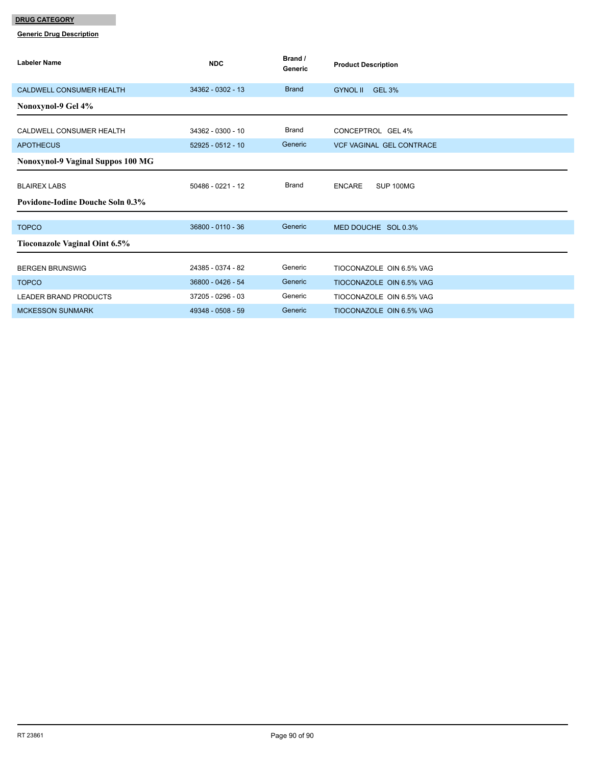**DRUG CATEGORY**

**Generic Drug Description**

| Labeler Name | NDC | Brand / Generic | Product Description |
|---|---|---|---|
| CALDWELL CONSUMER HEALTH | 34362 - 0302 - 13 | Brand | GYNOL II GEL 3% |

### Nonoxynol-9 Gel 4%

| Labeler Name | NDC | Brand / Generic | Product Description |
|---|---|---|---|
| CALDWELL CONSUMER HEALTH | 34362 - 0300 - 10 | Brand | CONCEPTROL GEL 4% |
| APOTHECUS | 52925 - 0512 - 10 | Generic | VCF VAGINAL GEL CONTRACE |

### Nonoxynol-9 Vaginal Suppos 100 MG

| Labeler Name | NDC | Brand / Generic | Product Description |
|---|---|---|---|
| BLAIREX LABS | 50486 - 0221 - 12 | Brand | ENCARE SUP 100MG |

### Povidone-Iodine Douche Soln 0.3%

| Labeler Name | NDC | Brand / Generic | Product Description |
|---|---|---|---|
| TOPCO | 36800 - 0110 - 36 | Generic | MED DOUCHE SOL 0.3% |

### Tioconazole Vaginal Oint 6.5%

| Labeler Name | NDC | Brand / Generic | Product Description |
|---|---|---|---|
| BERGEN BRUNSWIG | 24385 - 0374 - 82 | Generic | TIOCONAZOLE OIN 6.5% VAG |
| TOPCO | 36800 - 0426 - 54 | Generic | TIOCONAZOLE OIN 6.5% VAG |
| LEADER BRAND PRODUCTS | 37205 - 0296 - 03 | Generic | TIOCONAZOLE OIN 6.5% VAG |
| MCKESSON SUNMARK | 49348 - 0508 - 59 | Generic | TIOCONAZOLE OIN 6.5% VAG |

RT 23861